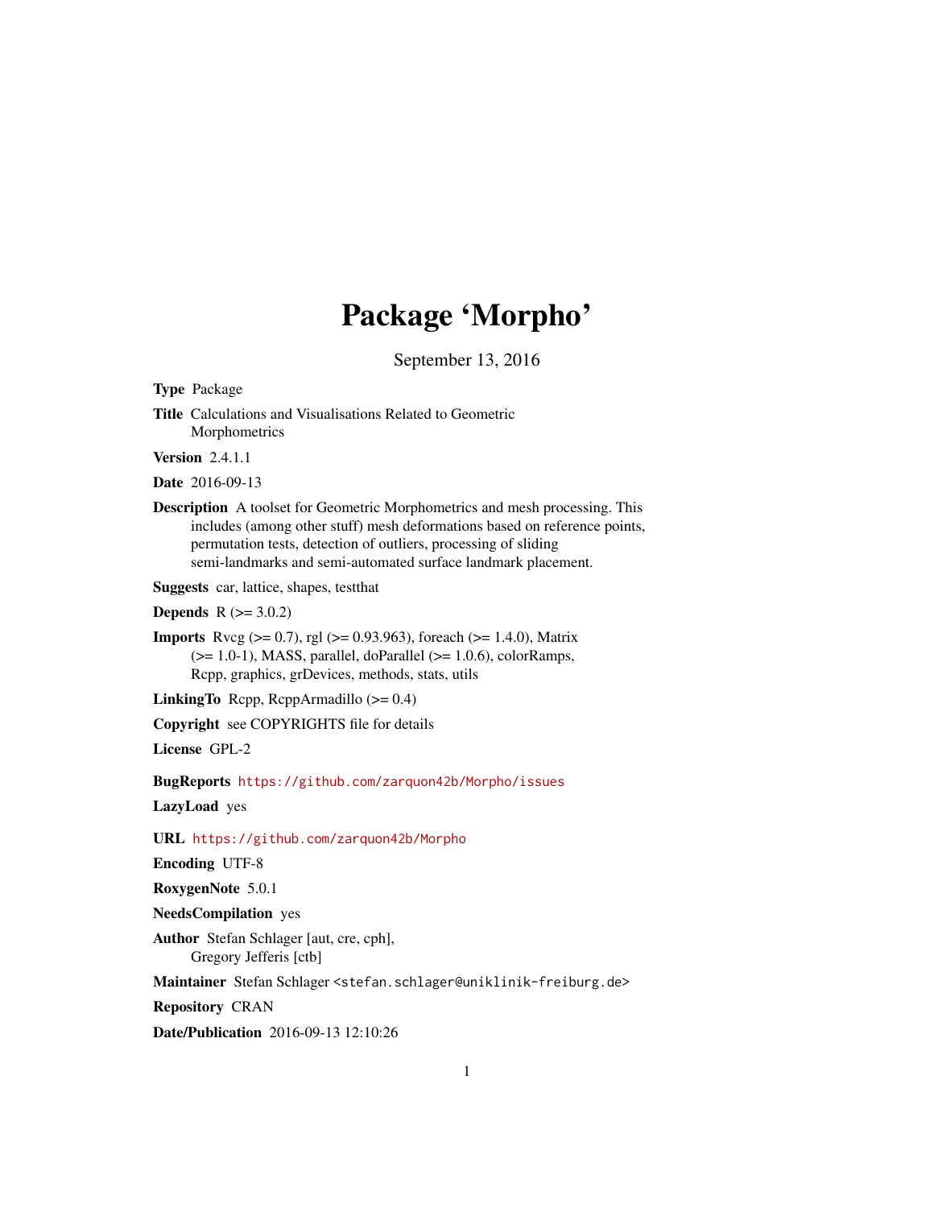# Package 'Morpho'

September 13, 2016

**Type** Package

**Title** Calculations and Visualisations Related to Geometric Morphometrics

**Version** 2.4.1.1

**Date** 2016-09-13

**Description** A toolset for Geometric Morphometrics and mesh processing. This includes (among other stuff) mesh deformations based on reference points, permutation tests, detection of outliers, processing of sliding semi-landmarks and semi-automated surface landmark placement.

**Suggests** car, lattice, shapes, testthat

**Depends** R (>= 3.0.2)

**Imports** Rvcg (>= 0.7), rgl (>= 0.93.963), foreach (>= 1.4.0), Matrix (>= 1.0-1), MASS, parallel, doParallel (>= 1.0.6), colorRamps, Rcpp, graphics, grDevices, methods, stats, utils

**LinkingTo** Rcpp, RcppArmadillo (>= 0.4)

**Copyright** see COPYRIGHTS file for details

**License** GPL-2

**BugReports** https://github.com/zarquon42b/Morpho/issues

**LazyLoad** yes

**URL** https://github.com/zarquon42b/Morpho

**Encoding** UTF-8

**RoxygenNote** 5.0.1

**NeedsCompilation** yes

**Author** Stefan Schlager [aut, cre, cph], Gregory Jefferis [ctb]

**Maintainer** Stefan Schlager <stefan.schlager@uniklinik-freiburg.de>

**Repository** CRAN

**Date/Publication** 2016-09-13 12:10:26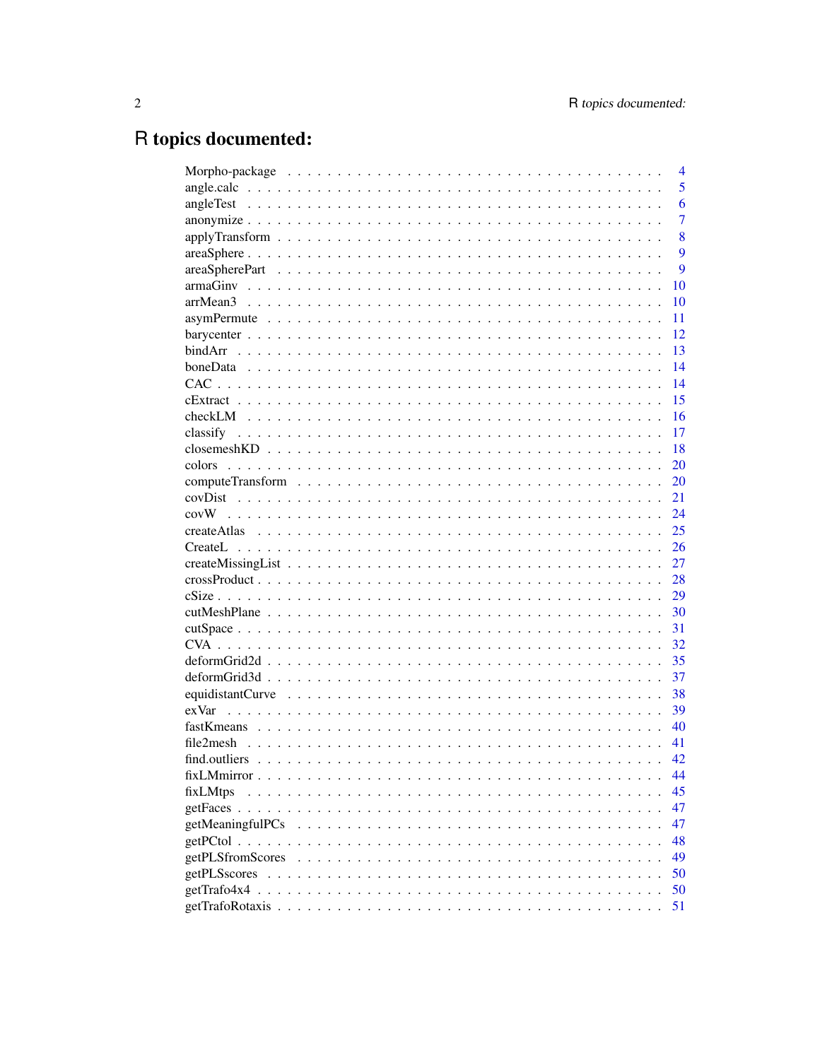# R topics documented:

| | |
|---|---|
| Morpho-package | 4 |
| angle.calc | 5 |
| angleTest | 6 |
| anonymize | 7 |
| applyTransform | 8 |
| areaSphere | 9 |
| areaSpherePart | 9 |
| armaGinv | 10 |
| arrMean3 | 10 |
| asymPermute | 11 |
| barycenter | 12 |
| bindArr | 13 |
| boneData | 14 |
| CAC | 14 |
| cExtract | 15 |
| checkLM | 16 |
| classify | 17 |
| closemeshKD | 18 |
| colors | 20 |
| computeTransform | 20 |
| covDist | 21 |
| covW | 24 |
| createAtlas | 25 |
| CreateL | 26 |
| createMissingList | 27 |
| crossProduct | 28 |
| cSize | 29 |
| cutMeshPlane | 30 |
| cutSpace | 31 |
| CVA | 32 |
| deformGrid2d | 35 |
| deformGrid3d | 37 |
| equidistantCurve | 38 |
| exVar | 39 |
| fastKmeans | 40 |
| file2mesh | 41 |
| find.outliers | 42 |
| fixLMmirror | 44 |
| fixLMtps | 45 |
| getFaces | 47 |
| getMeaningfulPCs | 47 |
| getPCtol | 48 |
| getPLSfromScores | 49 |
| getPLSscores | 50 |
| getTrafo4x4 | 50 |
| getTrafoRotaxis | 51 |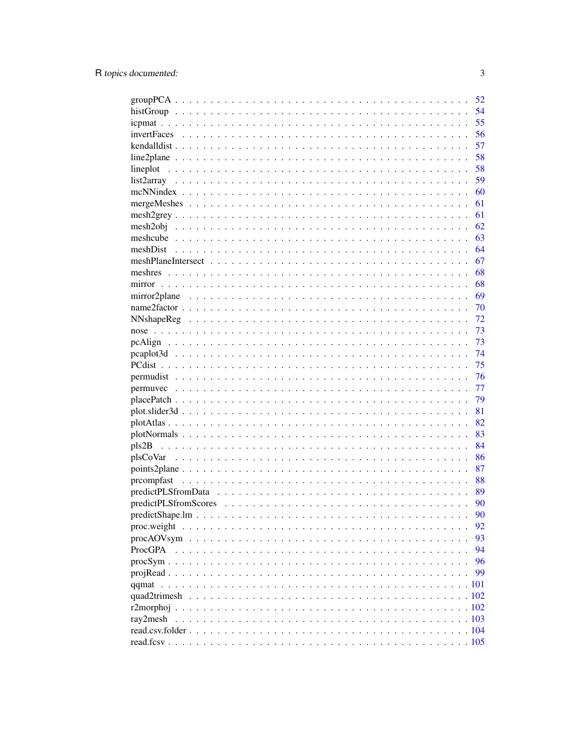groupPCA . . . . . . . . . . . . . . . . . . . . . . . . . . . . . . . . . . . . . . . . 52
histGroup . . . . . . . . . . . . . . . . . . . . . . . . . . . . . . . . . . . . . . . 54
icpmat . . . . . . . . . . . . . . . . . . . . . . . . . . . . . . . . . . . . . . . . . 55
invertFaces . . . . . . . . . . . . . . . . . . . . . . . . . . . . . . . . . . . . . . 56
kendalldist . . . . . . . . . . . . . . . . . . . . . . . . . . . . . . . . . . . . . . 57
line2plane . . . . . . . . . . . . . . . . . . . . . . . . . . . . . . . . . . . . . . . 58
lineplot . . . . . . . . . . . . . . . . . . . . . . . . . . . . . . . . . . . . . . . . 58
list2array . . . . . . . . . . . . . . . . . . . . . . . . . . . . . . . . . . . . . . . 59
mcNNindex . . . . . . . . . . . . . . . . . . . . . . . . . . . . . . . . . . . . . . . 60
mergeMeshes . . . . . . . . . . . . . . . . . . . . . . . . . . . . . . . . . . . . . . 61
mesh2grey . . . . . . . . . . . . . . . . . . . . . . . . . . . . . . . . . . . . . . . 61
mesh2obj . . . . . . . . . . . . . . . . . . . . . . . . . . . . . . . . . . . . . . . . 62
meshcube . . . . . . . . . . . . . . . . . . . . . . . . . . . . . . . . . . . . . . . . 63
meshDist . . . . . . . . . . . . . . . . . . . . . . . . . . . . . . . . . . . . . . . . 64
meshPlaneIntersect . . . . . . . . . . . . . . . . . . . . . . . . . . . . . . . . . . . 67
meshres . . . . . . . . . . . . . . . . . . . . . . . . . . . . . . . . . . . . . . . . 68
mirror . . . . . . . . . . . . . . . . . . . . . . . . . . . . . . . . . . . . . . . . . 68
mirror2plane . . . . . . . . . . . . . . . . . . . . . . . . . . . . . . . . . . . . . . 69
name2factor . . . . . . . . . . . . . . . . . . . . . . . . . . . . . . . . . . . . . . 70
NNshapeReg . . . . . . . . . . . . . . . . . . . . . . . . . . . . . . . . . . . . . . 72
nose . . . . . . . . . . . . . . . . . . . . . . . . . . . . . . . . . . . . . . . . . . 73
pcAlign . . . . . . . . . . . . . . . . . . . . . . . . . . . . . . . . . . . . . . . . 73
pcaplot3d . . . . . . . . . . . . . . . . . . . . . . . . . . . . . . . . . . . . . . . 74
PCdist . . . . . . . . . . . . . . . . . . . . . . . . . . . . . . . . . . . . . . . . . 75
permudist . . . . . . . . . . . . . . . . . . . . . . . . . . . . . . . . . . . . . . . 76
permuvec . . . . . . . . . . . . . . . . . . . . . . . . . . . . . . . . . . . . . . . . 77
placePatch . . . . . . . . . . . . . . . . . . . . . . . . . . . . . . . . . . . . . . . 79
plot.slider3d . . . . . . . . . . . . . . . . . . . . . . . . . . . . . . . . . . . . . . 81
plotAtlas . . . . . . . . . . . . . . . . . . . . . . . . . . . . . . . . . . . . . . . . 82
plotNormals . . . . . . . . . . . . . . . . . . . . . . . . . . . . . . . . . . . . . . 83
pls2B . . . . . . . . . . . . . . . . . . . . . . . . . . . . . . . . . . . . . . . . . . 84
plsCoVar . . . . . . . . . . . . . . . . . . . . . . . . . . . . . . . . . . . . . . . . 86
points2plane . . . . . . . . . . . . . . . . . . . . . . . . . . . . . . . . . . . . . . 87
prcompfast . . . . . . . . . . . . . . . . . . . . . . . . . . . . . . . . . . . . . . . 88
predictPLSfromData . . . . . . . . . . . . . . . . . . . . . . . . . . . . . . . . . . . 89
predictPLSfromScores . . . . . . . . . . . . . . . . . . . . . . . . . . . . . . . . . . 90
predictShape.lm . . . . . . . . . . . . . . . . . . . . . . . . . . . . . . . . . . . . . 90
proc.weight . . . . . . . . . . . . . . . . . . . . . . . . . . . . . . . . . . . . . . . 92
procAOVsym . . . . . . . . . . . . . . . . . . . . . . . . . . . . . . . . . . . . . . . 93
ProcGPA . . . . . . . . . . . . . . . . . . . . . . . . . . . . . . . . . . . . . . . . 94
procSym . . . . . . . . . . . . . . . . . . . . . . . . . . . . . . . . . . . . . . . . 96
projRead . . . . . . . . . . . . . . . . . . . . . . . . . . . . . . . . . . . . . . . . 99
qqmat . . . . . . . . . . . . . . . . . . . . . . . . . . . . . . . . . . . . . . . . . 101
quad2trimesh . . . . . . . . . . . . . . . . . . . . . . . . . . . . . . . . . . . . . . 102
r2morphoj . . . . . . . . . . . . . . . . . . . . . . . . . . . . . . . . . . . . . . . 102
ray2mesh . . . . . . . . . . . . . . . . . . . . . . . . . . . . . . . . . . . . . . . . 103
read.csv.folder . . . . . . . . . . . . . . . . . . . . . . . . . . . . . . . . . . . . . 104
read.fcsv . . . . . . . . . . . . . . . . . . . . . . . . . . . . . . . . . . . . . . . . 105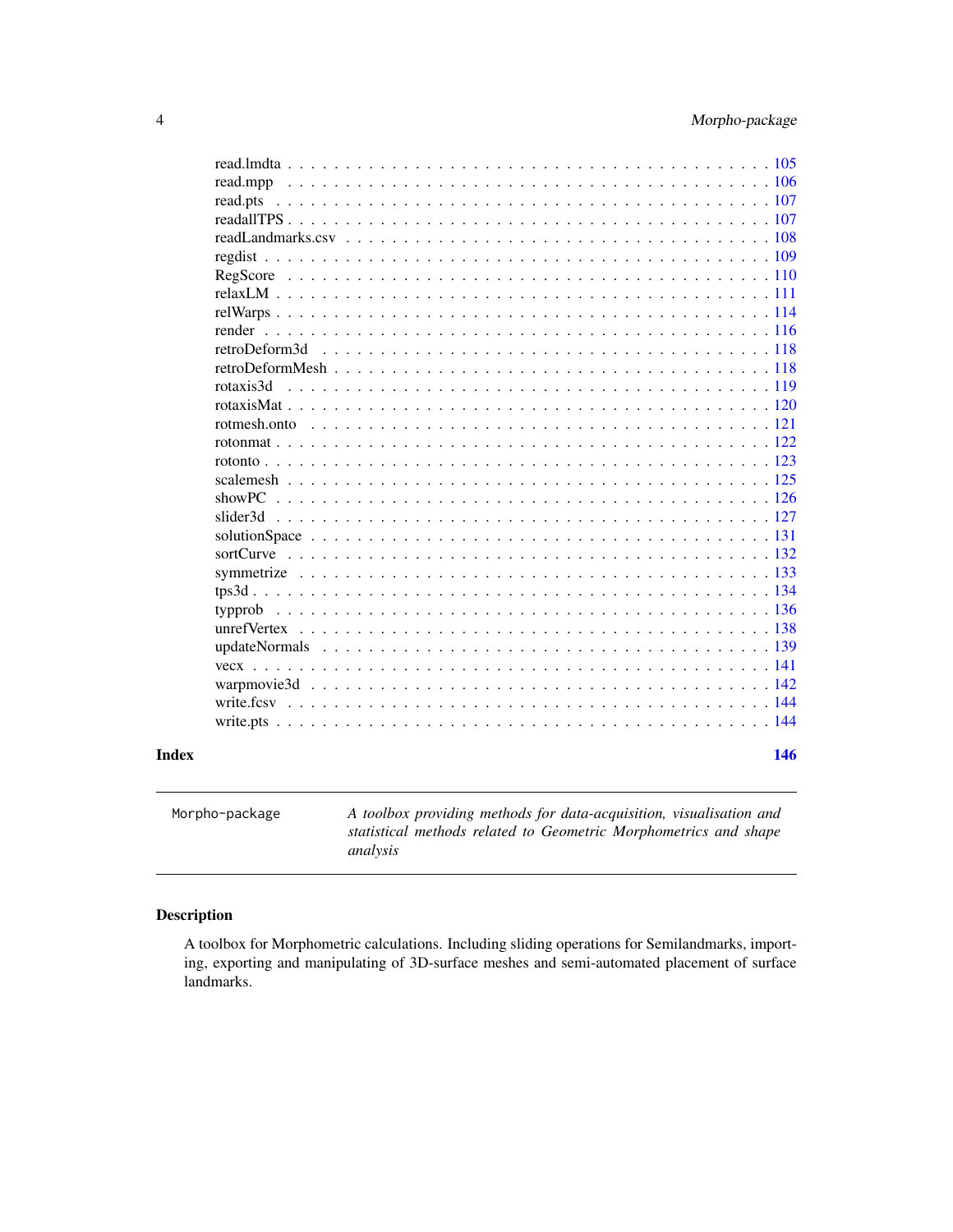read.lmdta . . . . . . . . . . . . . . . . . . . . . . . . . . . . . . . . . . . . . . 105
read.mpp . . . . . . . . . . . . . . . . . . . . . . . . . . . . . . . . . . . . . . . 106
read.pts . . . . . . . . . . . . . . . . . . . . . . . . . . . . . . . . . . . . . . . 107
readallTPS . . . . . . . . . . . . . . . . . . . . . . . . . . . . . . . . . . . . . . 107
readLandmarks.csv . . . . . . . . . . . . . . . . . . . . . . . . . . . . . . . . . . 108
regdist . . . . . . . . . . . . . . . . . . . . . . . . . . . . . . . . . . . . . . . . 109
RegScore . . . . . . . . . . . . . . . . . . . . . . . . . . . . . . . . . . . . . . . 110
relaxLM . . . . . . . . . . . . . . . . . . . . . . . . . . . . . . . . . . . . . . . . 111
relWarps . . . . . . . . . . . . . . . . . . . . . . . . . . . . . . . . . . . . . . . 114
render . . . . . . . . . . . . . . . . . . . . . . . . . . . . . . . . . . . . . . . . 116
retroDeform3d . . . . . . . . . . . . . . . . . . . . . . . . . . . . . . . . . . . . . 118
retroDeformMesh . . . . . . . . . . . . . . . . . . . . . . . . . . . . . . . . . . . 118
rotaxis3d . . . . . . . . . . . . . . . . . . . . . . . . . . . . . . . . . . . . . . . 119
rotaxisMat . . . . . . . . . . . . . . . . . . . . . . . . . . . . . . . . . . . . . . 120
rotmesh.onto . . . . . . . . . . . . . . . . . . . . . . . . . . . . . . . . . . . . . 121
rotonmat . . . . . . . . . . . . . . . . . . . . . . . . . . . . . . . . . . . . . . . 122
rotonto . . . . . . . . . . . . . . . . . . . . . . . . . . . . . . . . . . . . . . . . 123
scalemesh . . . . . . . . . . . . . . . . . . . . . . . . . . . . . . . . . . . . . . 125
showPC . . . . . . . . . . . . . . . . . . . . . . . . . . . . . . . . . . . . . . . . 126
slider3d . . . . . . . . . . . . . . . . . . . . . . . . . . . . . . . . . . . . . . . 127
solutionSpace . . . . . . . . . . . . . . . . . . . . . . . . . . . . . . . . . . . . 131
sortCurve . . . . . . . . . . . . . . . . . . . . . . . . . . . . . . . . . . . . . . 132
symmetrize . . . . . . . . . . . . . . . . . . . . . . . . . . . . . . . . . . . . . . 133
tps3d . . . . . . . . . . . . . . . . . . . . . . . . . . . . . . . . . . . . . . . . . 134
typprob . . . . . . . . . . . . . . . . . . . . . . . . . . . . . . . . . . . . . . . . 136
unrefVertex . . . . . . . . . . . . . . . . . . . . . . . . . . . . . . . . . . . . . 138
updateNormals . . . . . . . . . . . . . . . . . . . . . . . . . . . . . . . . . . . . 139
vecx . . . . . . . . . . . . . . . . . . . . . . . . . . . . . . . . . . . . . . . . . 141
warpmovie3d . . . . . . . . . . . . . . . . . . . . . . . . . . . . . . . . . . . . . 142
write.fcsv . . . . . . . . . . . . . . . . . . . . . . . . . . . . . . . . . . . . . . 144
write.pts . . . . . . . . . . . . . . . . . . . . . . . . . . . . . . . . . . . . . . . 144

**Index** **146**

---

`Morpho-package` *A toolbox providing methods for data-acquisition, visualisation and statistical methods related to Geometric Morphometrics and shape analysis*

---

## Description

A toolbox for Morphometric calculations. Including sliding operations for Semilandmarks, importing, exporting and manipulating of 3D-surface meshes and semi-automated placement of surface landmarks.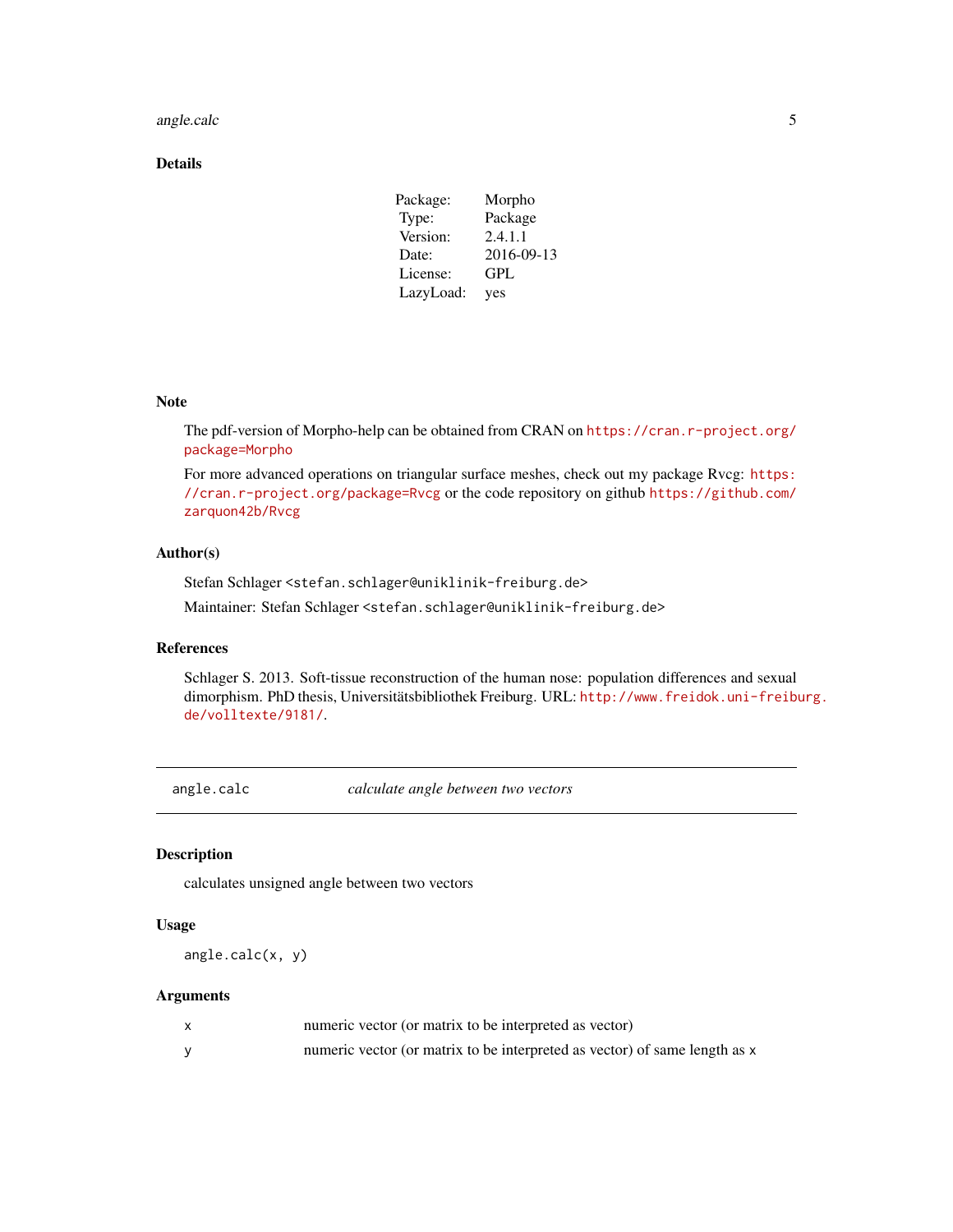### Details

| Package: | Morpho |
|---|---|
| Type: | Package |
| Version: | 2.4.1.1 |
| Date: | 2016-09-13 |
| License: | GPL |
| LazyLoad: | yes |

### Note

The pdf-version of Morpho-help can be obtained from CRAN on https://cran.r-project.org/package=Morpho

For more advanced operations on triangular surface meshes, check out my package Rvcg: https://cran.r-project.org/package=Rvcg or the code repository on github https://github.com/zarquon42b/Rvcg

### Author(s)

Stefan Schlager <stefan.schlager@uniklinik-freiburg.de>

Maintainer: Stefan Schlager <stefan.schlager@uniklinik-freiburg.de>

### References

Schlager S. 2013. Soft-tissue reconstruction of the human nose: population differences and sexual dimorphism. PhD thesis, Universitätsbibliothek Freiburg. URL: http://www.freidok.uni-freiburg.de/volltexte/9181/.

---

## angle.calc — *calculate angle between two vectors*

---

### Description

calculates unsigned angle between two vectors

### Usage

```
angle.calc(x, y)
```

### Arguments

| | |
|---|---|
| x | numeric vector (or matrix to be interpreted as vector) |
| y | numeric vector (or matrix to be interpreted as vector) of same length as x |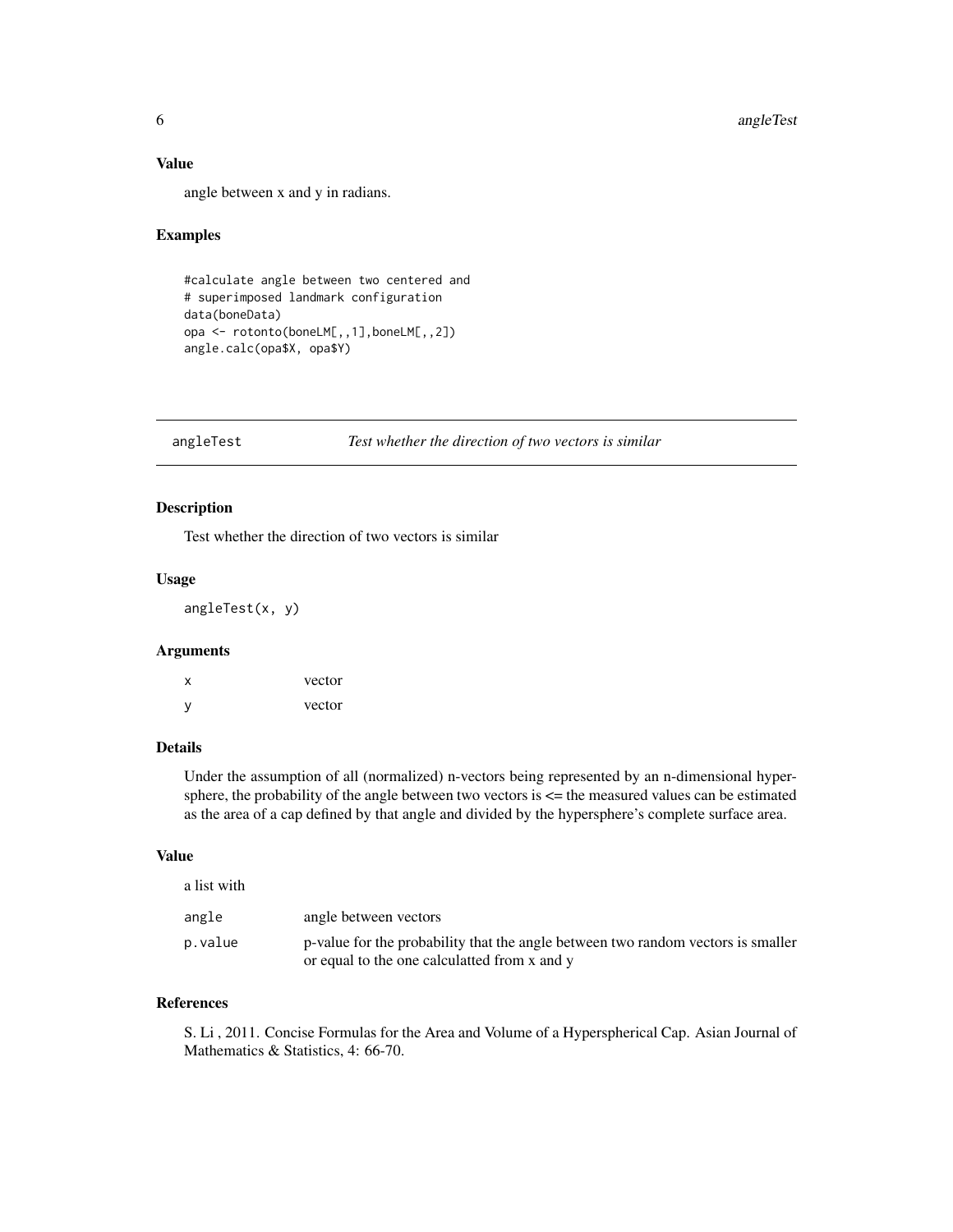### Value

angle between x and y in radians.

### Examples

```
#calculate angle between two centered and
# superimposed landmark configuration
data(boneData)
opa <- rotonto(boneLM[,,1],boneLM[,,2])
angle.calc(opa$X, opa$Y)
```

---

## angleTest &nbsp;&nbsp;&nbsp;&nbsp; *Test whether the direction of two vectors is similar*

---

### Description

Test whether the direction of two vectors is similar

### Usage

```
angleTest(x, y)
```

### Arguments

| | |
|---|---|
| x | vector |
| y | vector |

### Details

Under the assumption of all (normalized) n-vectors being represented by an n-dimensional hypersphere, the probability of the angle between two vectors is <= the measured values can be estimated as the area of a cap defined by that angle and divided by the hypersphere's complete surface area.

### Value

a list with

| | |
|---|---|
| angle | angle between vectors |
| p.value | p-value for the probability that the angle between two random vectors is smaller or equal to the one calculatted from x and y |

### References

S. Li , 2011. Concise Formulas for the Area and Volume of a Hyperspherical Cap. Asian Journal of Mathematics & Statistics, 4: 66-70.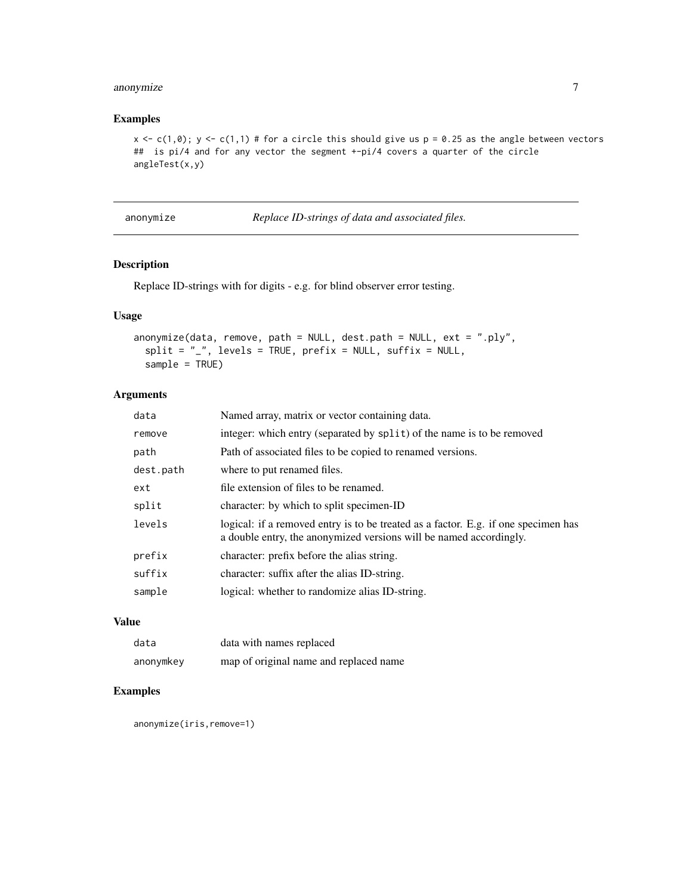## Examples

```
x <- c(1,0); y <- c(1,1) # for a circle this should give us p = 0.25 as the angle between vectors
##  is pi/4 and for any vector the segment +-pi/4 covers a quarter of the circle
angleTest(x,y)
```

---

# anonymize — *Replace ID-strings of data and associated files.*

---

## Description

Replace ID-strings with for digits - e.g. for blind observer error testing.

## Usage

```
anonymize(data, remove, path = NULL, dest.path = NULL, ext = ".ply",
  split = "_", levels = TRUE, prefix = NULL, suffix = NULL,
  sample = TRUE)
```

## Arguments

| | |
|---|---|
| `data` | Named array, matrix or vector containing data. |
| `remove` | integer: which entry (separated by `split`) of the name is to be removed |
| `path` | Path of associated files to be copied to renamed versions. |
| `dest.path` | where to put renamed files. |
| `ext` | file extension of files to be renamed. |
| `split` | character: by which to split specimen-ID |
| `levels` | logical: if a removed entry is to be treated as a factor. E.g. if one specimen has a double entry, the anonymized versions will be named accordingly. |
| `prefix` | character: prefix before the alias string. |
| `suffix` | character: suffix after the alias ID-string. |
| `sample` | logical: whether to randomize alias ID-string. |

## Value

| | |
|---|---|
| `data` | data with names replaced |
| `anonymkey` | map of original name and replaced name |

## Examples

```
anonymize(iris,remove=1)
```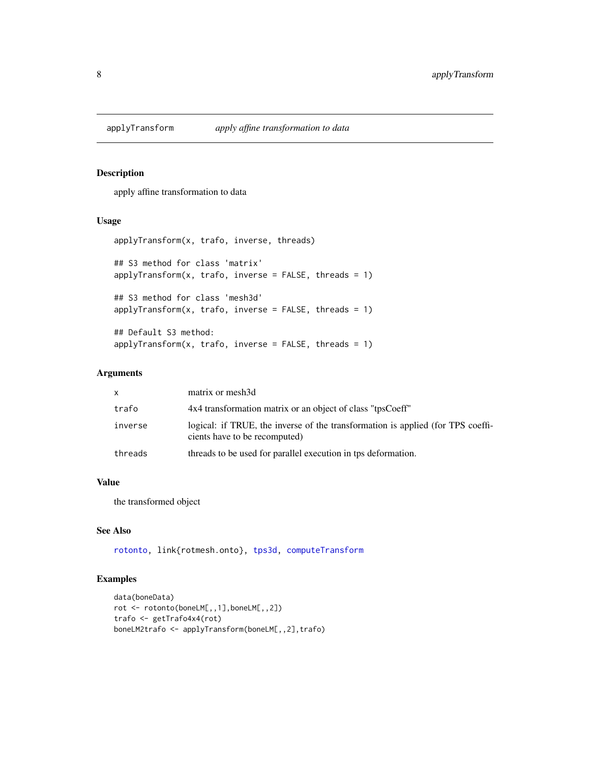## applyTransform *apply affine transformation to data*

### Description

apply affine transformation to data

### Usage

```
applyTransform(x, trafo, inverse, threads)

## S3 method for class 'matrix'
applyTransform(x, trafo, inverse = FALSE, threads = 1)

## S3 method for class 'mesh3d'
applyTransform(x, trafo, inverse = FALSE, threads = 1)

## Default S3 method:
applyTransform(x, trafo, inverse = FALSE, threads = 1)
```

### Arguments

| | |
|---|---|
| `x` | matrix or mesh3d |
| `trafo` | 4x4 transformation matrix or an object of class "tpsCoeff" |
| `inverse` | logical: if TRUE, the inverse of the transformation is applied (for TPS coefficients have to be recomputed) |
| `threads` | threads to be used for parallel execution in tps deformation. |

### Value

the transformed object

### See Also

`rotonto`, `link{rotmesh.onto}`, `tps3d`, `computeTransform`

### Examples

```
data(boneData)
rot <- rotonto(boneLM[,,1],boneLM[,,2])
trafo <- getTrafo4x4(rot)
boneLM2trafo <- applyTransform(boneLM[,,2],trafo)
```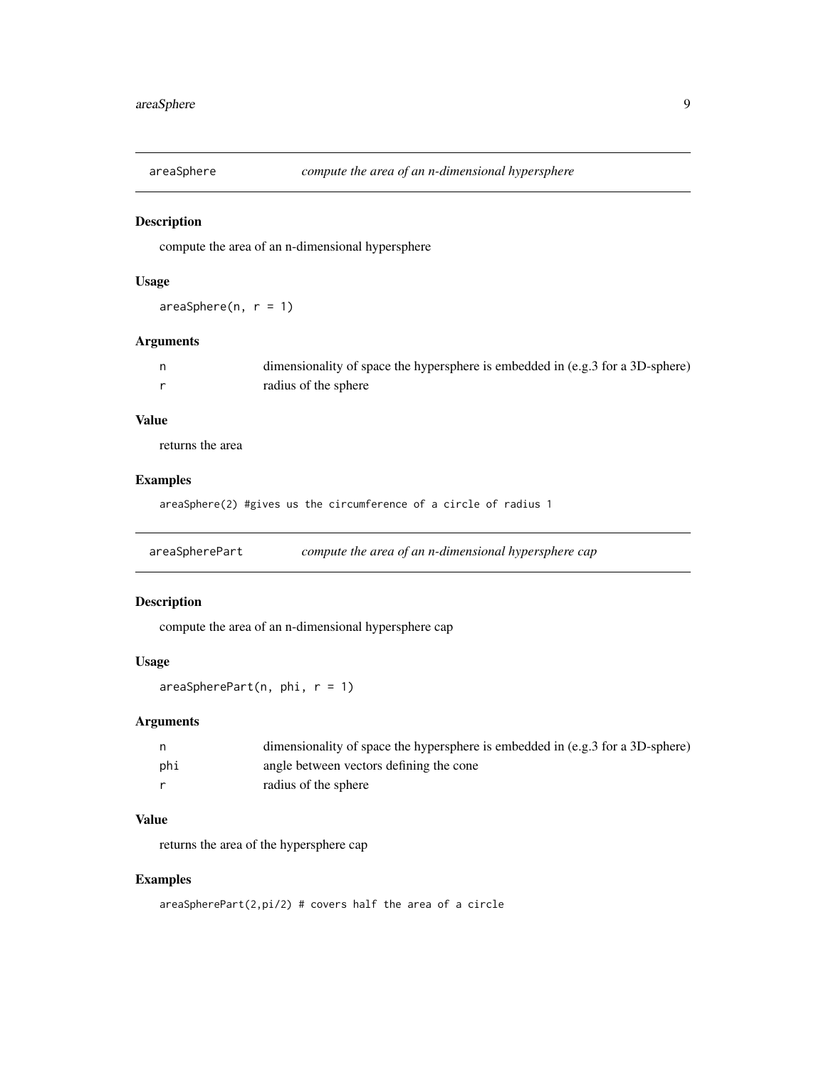## areaSphere — *compute the area of an n-dimensional hypersphere*

### Description

compute the area of an n-dimensional hypersphere

### Usage

```
areaSphere(n, r = 1)
```

### Arguments

| | |
|---|---|
| n | dimensionality of space the hypersphere is embedded in (e.g.3 for a 3D-sphere) |
| r | radius of the sphere |

### Value

returns the area

### Examples

```
areaSphere(2) #gives us the circumference of a circle of radius 1
```

## areaSpherePart — *compute the area of an n-dimensional hypersphere cap*

### Description

compute the area of an n-dimensional hypersphere cap

### Usage

```
areaSpherePart(n, phi, r = 1)
```

### Arguments

| | |
|---|---|
| n | dimensionality of space the hypersphere is embedded in (e.g.3 for a 3D-sphere) |
| phi | angle between vectors defining the cone |
| r | radius of the sphere |

### Value

returns the area of the hypersphere cap

### Examples

```
areaSpherePart(2,pi/2) # covers half the area of a circle
```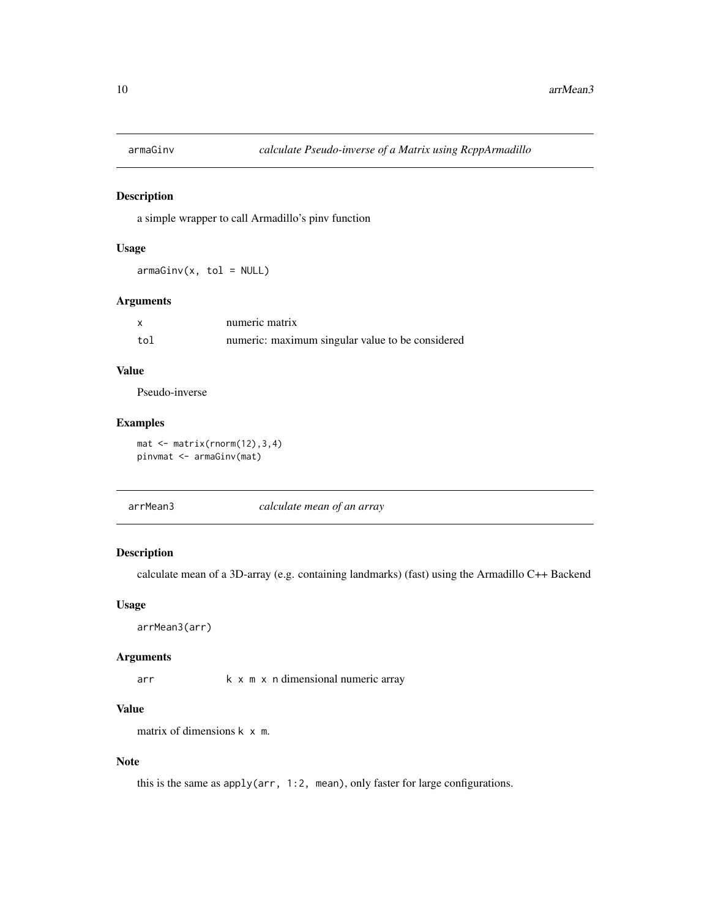## armaGinv &nbsp;&nbsp;&nbsp; *calculate Pseudo-inverse of a Matrix using RcppArmadillo*

### Description

a simple wrapper to call Armadillo's pinv function

### Usage

```
armaGinv(x, tol = NULL)
```

### Arguments

| | |
|---|---|
| x | numeric matrix |
| tol | numeric: maximum singular value to be considered |

### Value

Pseudo-inverse

### Examples

```
mat <- matrix(rnorm(12),3,4)
pinvmat <- armaGinv(mat)
```

## arrMean3 &nbsp;&nbsp;&nbsp; *calculate mean of an array*

### Description

calculate mean of a 3D-array (e.g. containing landmarks) (fast) using the Armadillo C++ Backend

### Usage

```
arrMean3(arr)
```

### Arguments

| | |
|---|---|
| arr | `k x m x n` dimensional numeric array |

### Value

matrix of dimensions `k x m`.

### Note

this is the same as `apply(arr, 1:2, mean)`, only faster for large configurations.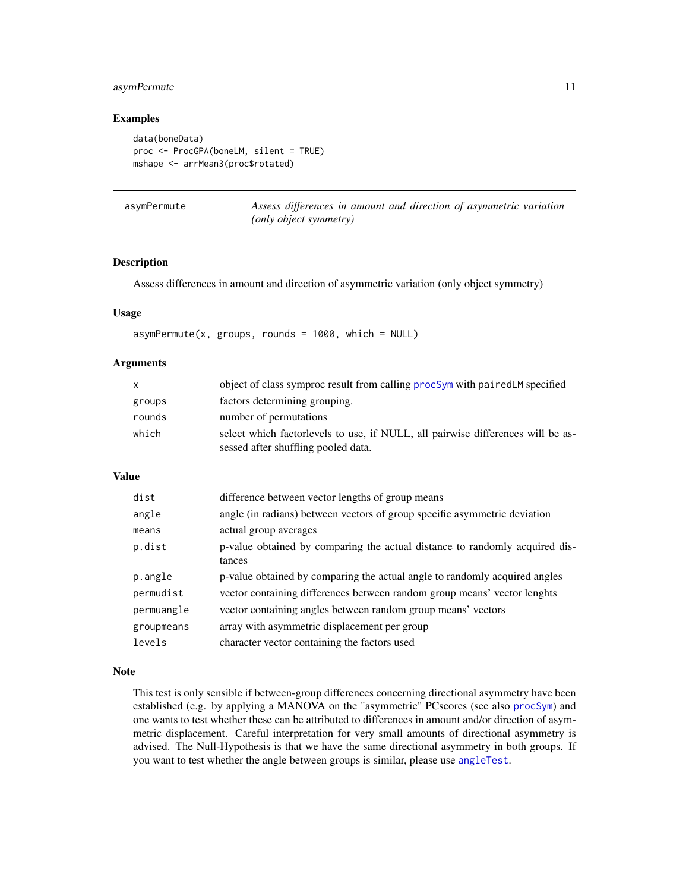## Examples

```
data(boneData)
proc <- ProcGPA(boneLM, silent = TRUE)
mshape <- arrMean3(proc$rotated)
```

---

# asymPermute — *Assess differences in amount and direction of asymmetric variation (only object symmetry)*

## Description

Assess differences in amount and direction of asymmetric variation (only object symmetry)

## Usage

```
asymPermute(x, groups, rounds = 1000, which = NULL)
```

## Arguments

| | |
|---|---|
| `x` | object of class symproc result from calling `procSym` with `pairedLM` specified |
| `groups` | factors determining grouping. |
| `rounds` | number of permutations |
| `which` | select which factorlevels to use, if NULL, all pairwise differences will be assessed after shuffling pooled data. |

## Value

| | |
|---|---|
| `dist` | difference between vector lengths of group means |
| `angle` | angle (in radians) between vectors of group specific asymmetric deviation |
| `means` | actual group averages |
| `p.dist` | p-value obtained by comparing the actual distance to randomly acquired distances |
| `p.angle` | p-value obtained by comparing the actual angle to randomly acquired angles |
| `permudist` | vector containing differences between random group means' vector lenghts |
| `permuangle` | vector containing angles between random group means' vectors |
| `groupmeans` | array with asymmetric displacement per group |
| `levels` | character vector containing the factors used |

## Note

This test is only sensible if between-group differences concerning directional asymmetry have been established (e.g. by applying a MANOVA on the "asymmetric" PCscores (see also `procSym`) and one wants to test whether these can be attributed to differences in amount and/or direction of asymmetric displacement. Careful interpretation for very small amounts of directional asymmetry is advised. The Null-Hypothesis is that we have the same directional asymmetry in both groups. If you want to test whether the angle between groups is similar, please use `angleTest`.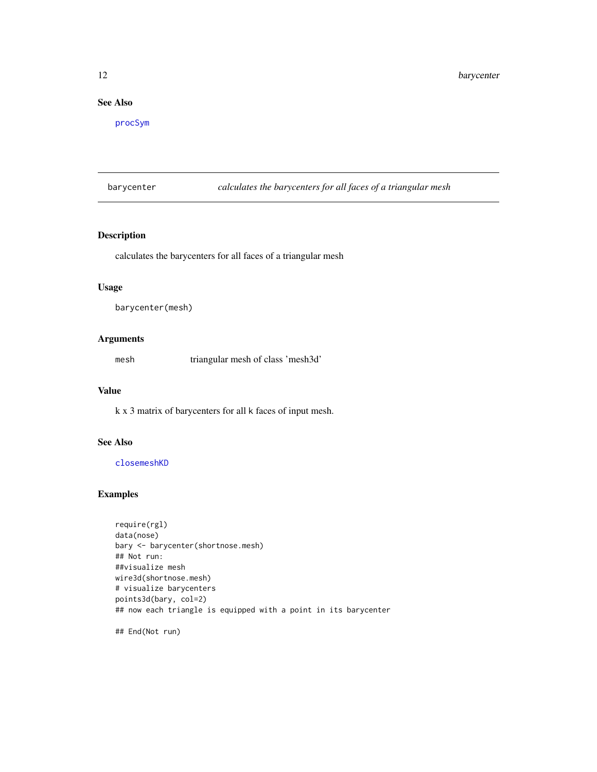## See Also

procSym

---

## barycenter — *calculates the barycenters for all faces of a triangular mesh*

### Description

calculates the barycenters for all faces of a triangular mesh

### Usage

```
barycenter(mesh)
```

### Arguments

| | |
|---|---|
| mesh | triangular mesh of class 'mesh3d' |

### Value

k x 3 matrix of barycenters for all k faces of input mesh.

### See Also

closemeshKD

### Examples

```
require(rgl)
data(nose)
bary <- barycenter(shortnose.mesh)
## Not run:
##visualize mesh
wire3d(shortnose.mesh)
# visualize barycenters
points3d(bary, col=2)
## now each triangle is equipped with a point in its barycenter

## End(Not run)
```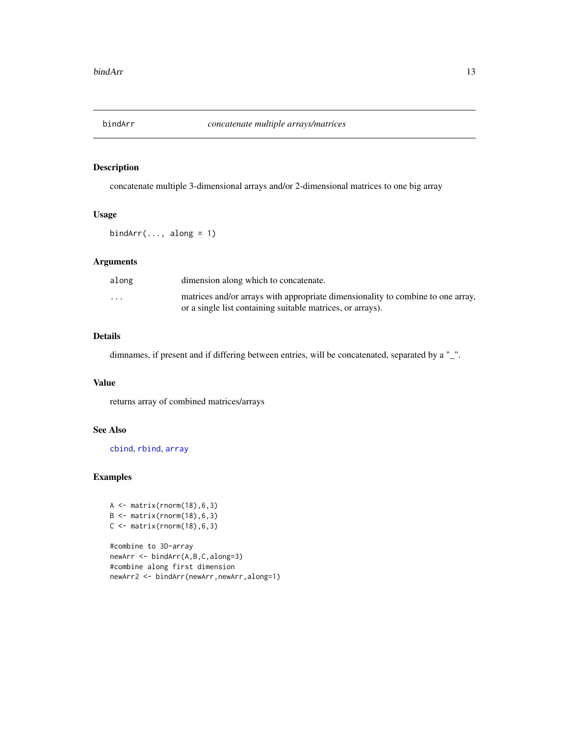## bindArr *concatenate multiple arrays/matrices*

### Description

concatenate multiple 3-dimensional arrays and/or 2-dimensional matrices to one big array

### Usage

```
bindArr(..., along = 1)
```

### Arguments

| | |
|---|---|
| `along` | dimension along which to concatenate. |
| `...` | matrices and/or arrays with appropriate dimensionality to combine to one array, or a single list containing suitable matrices, or arrays). |

### Details

dimnames, if present and if differing between entries, will be concatenated, separated by a "_".

### Value

returns array of combined matrices/arrays

### See Also

`cbind`, `rbind`, `array`

### Examples

```
A <- matrix(rnorm(18),6,3)
B <- matrix(rnorm(18),6,3)
C <- matrix(rnorm(18),6,3)

#combine to 3D-array
newArr <- bindArr(A,B,C,along=3)
#combine along first dimension
newArr2 <- bindArr(newArr,newArr,along=1)
```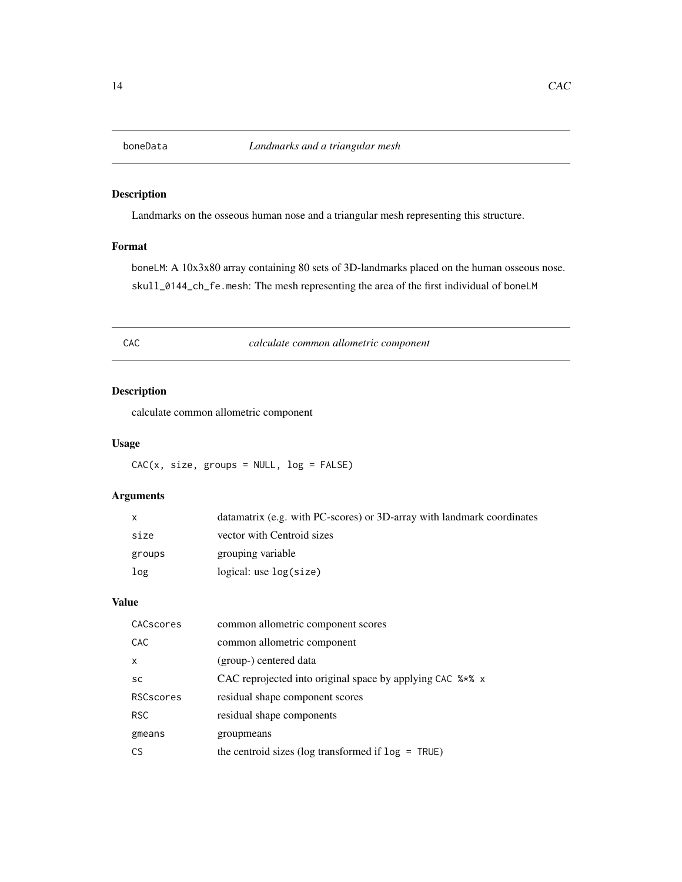## boneData *Landmarks and a triangular mesh*

### Description

Landmarks on the osseous human nose and a triangular mesh representing this structure.

### Format

boneLM: A 10x3x80 array containing 80 sets of 3D-landmarks placed on the human osseous nose.

skull_0144_ch_fe.mesh: The mesh representing the area of the first individual of boneLM

## CAC *calculate common allometric component*

### Description

calculate common allometric component

### Usage

```
CAC(x, size, groups = NULL, log = FALSE)
```

### Arguments

| | |
|---|---|
| x | datamatrix (e.g. with PC-scores) or 3D-array with landmark coordinates |
| size | vector with Centroid sizes |
| groups | grouping variable |
| log | logical: use log(size) |

### Value

| | |
|---|---|
| CACscores | common allometric component scores |
| CAC | common allometric component |
| x | (group-) centered data |
| sc | CAC reprojected into original space by applying CAC %*% x |
| RSCscores | residual shape component scores |
| RSC | residual shape components |
| gmeans | groupmeans |
| CS | the centroid sizes (log transformed if log = TRUE) |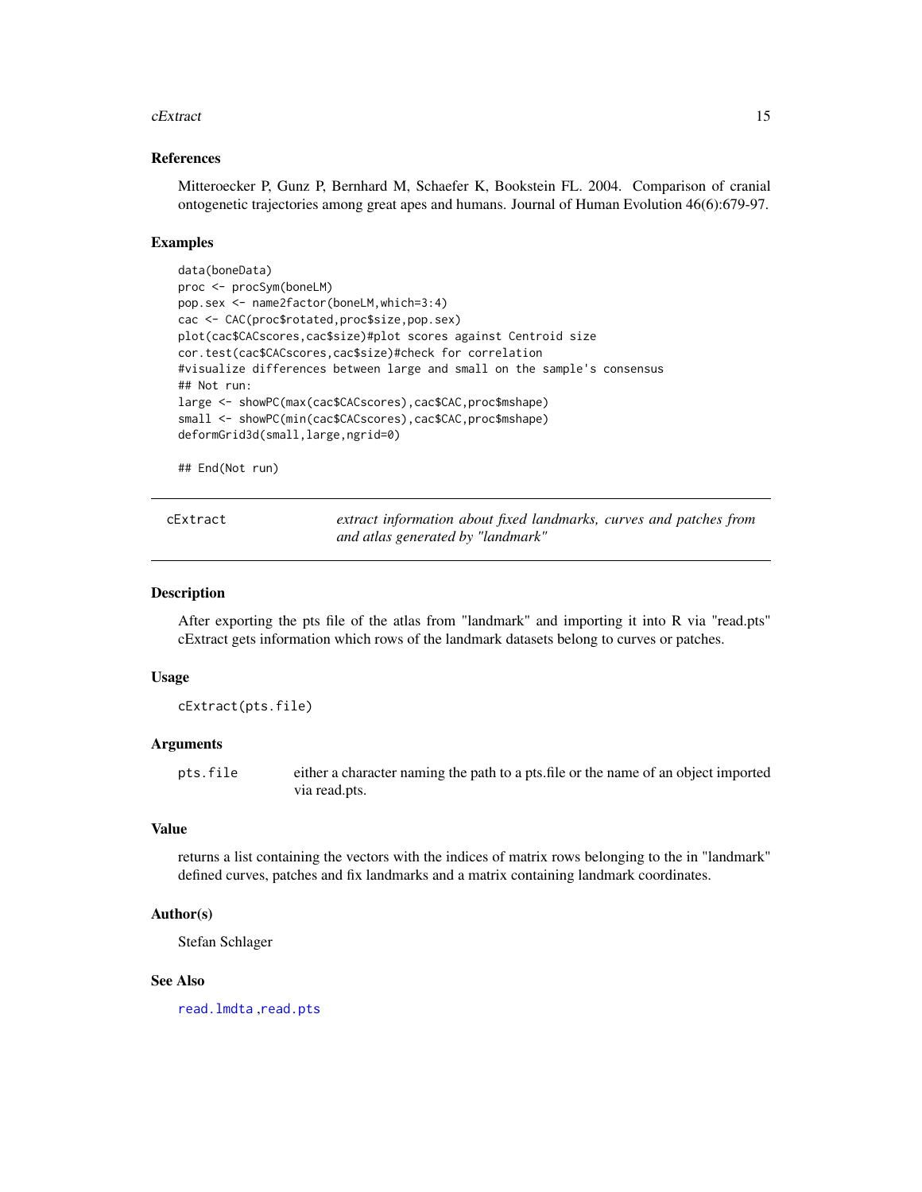### References

Mitteroecker P, Gunz P, Bernhard M, Schaefer K, Bookstein FL. 2004. Comparison of cranial ontogenetic trajectories among great apes and humans. Journal of Human Evolution 46(6):679-97.

### Examples

```
data(boneData)
proc <- procSym(boneLM)
pop.sex <- name2factor(boneLM,which=3:4)
cac <- CAC(proc$rotated,proc$size,pop.sex)
plot(cac$CACscores,cac$size)#plot scores against Centroid size
cor.test(cac$CACscores,cac$size)#check for correlation
#visualize differences between large and small on the sample's consensus
## Not run:
large <- showPC(max(cac$CACscores),cac$CAC,proc$mshape)
small <- showPC(min(cac$CACscores),cac$CAC,proc$mshape)
deformGrid3d(small,large,ngrid=0)

## End(Not run)
```

---

## cExtract — *extract information about fixed landmarks, curves and patches from and atlas generated by "landmark"*

---

### Description

After exporting the pts file of the atlas from "landmark" and importing it into R via "read.pts" cExtract gets information which rows of the landmark datasets belong to curves or patches.

### Usage

```
cExtract(pts.file)
```

### Arguments

| | |
|---|---|
| `pts.file` | either a character naming the path to a pts.file or the name of an object imported via read.pts. |

### Value

returns a list containing the vectors with the indices of matrix rows belonging to the in "landmark" defined curves, patches and fix landmarks and a matrix containing landmark coordinates.

### Author(s)

Stefan Schlager

### See Also

read.lmdta, read.pts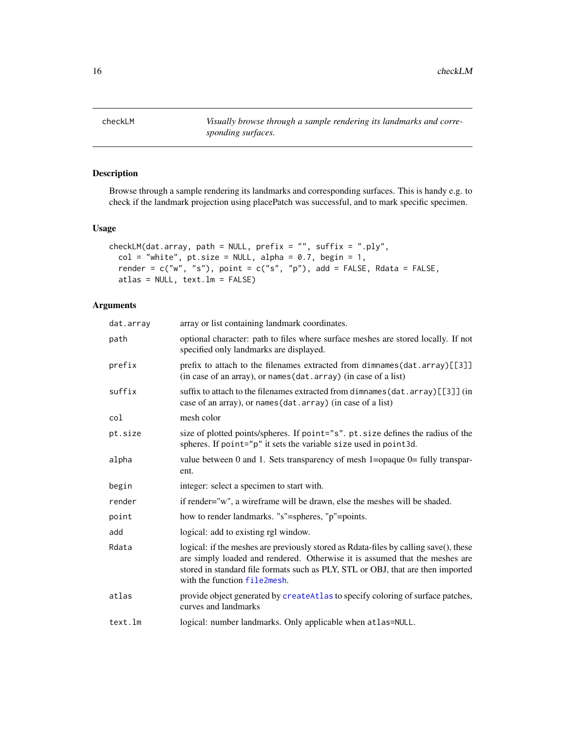# checkLM

*Visually browse through a sample rendering its landmarks and corresponding surfaces.*

## Description

Browse through a sample rendering its landmarks and corresponding surfaces. This is handy e.g. to check if the landmark projection using placePatch was successful, and to mark specific specimen.

## Usage

```
checkLM(dat.array, path = NULL, prefix = "", suffix = ".ply",
  col = "white", pt.size = NULL, alpha = 0.7, begin = 1,
  render = c("w", "s"), point = c("s", "p"), add = FALSE, Rdata = FALSE,
  atlas = NULL, text.lm = FALSE)
```

## Arguments

| | |
|---|---|
| `dat.array` | array or list containing landmark coordinates. |
| `path` | optional character: path to files where surface meshes are stored locally. If not specified only landmarks are displayed. |
| `prefix` | prefix to attach to the filenames extracted from `dimnames(dat.array)[[3]]` (in case of an array), or `names(dat.array)` (in case of a list) |
| `suffix` | suffix to attach to the filenames extracted from `dimnames(dat.array)[[3]]` (in case of an array), or `names(dat.array)` (in case of a list) |
| `col` | mesh color |
| `pt.size` | size of plotted points/spheres. If `point="s"`. `pt.size` defines the radius of the spheres. If `point="p"` it sets the variable `size` used in `point3d`. |
| `alpha` | value between 0 and 1. Sets transparency of mesh 1=opaque 0= fully transparent. |
| `begin` | integer: select a specimen to start with. |
| `render` | if render="w", a wireframe will be drawn, else the meshes will be shaded. |
| `point` | how to render landmarks. "s"=spheres, "p"=points. |
| `add` | logical: add to existing rgl window. |
| `Rdata` | logical: if the meshes are previously stored as Rdata-files by calling save(), these are simply loaded and rendered. Otherwise it is assumed that the meshes are stored in standard file formats such as PLY, STL or OBJ, that are then imported with the function `file2mesh`. |
| `atlas` | provide object generated by `createAtlas` to specify coloring of surface patches, curves and landmarks |
| `text.lm` | logical: number landmarks. Only applicable when `atlas=NULL`. |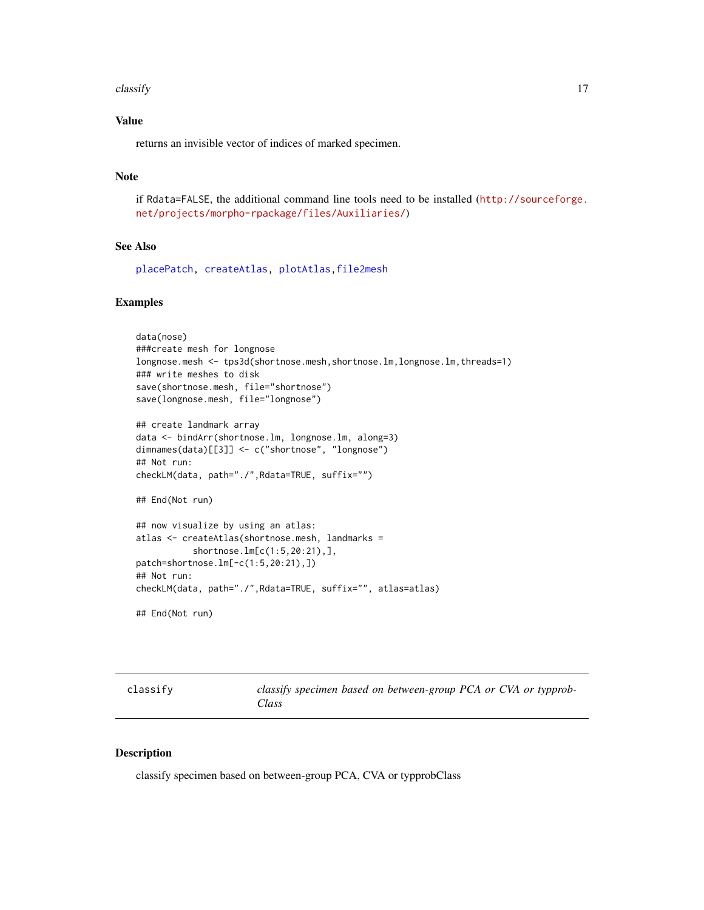## Value

returns an invisible vector of indices of marked specimen.

## Note

if Rdata=FALSE, the additional command line tools need to be installed (http://sourceforge.net/projects/morpho-rpackage/files/Auxiliaries/)

## See Also

placePatch, createAtlas, plotAtlas, file2mesh

## Examples

```
data(nose)
###create mesh for longnose
longnose.mesh <- tps3d(shortnose.mesh,shortnose.lm,longnose.lm,threads=1)
### write meshes to disk
save(shortnose.mesh, file="shortnose")
save(longnose.mesh, file="longnose")

## create landmark array
data <- bindArr(shortnose.lm, longnose.lm, along=3)
dimnames(data)[[3]] <- c("shortnose", "longnose")
## Not run:
checkLM(data, path="./",Rdata=TRUE, suffix="")

## End(Not run)

## now visualize by using an atlas:
atlas <- createAtlas(shortnose.mesh, landmarks =
           shortnose.lm[c(1:5,20:21),],
patch=shortnose.lm[-c(1:5,20:21),])
## Not run:
checkLM(data, path="./",Rdata=TRUE, suffix="", atlas=atlas)

## End(Not run)
```

---

# classify — *classify specimen based on between-group PCA or CVA or typprobClass*

## Description

classify specimen based on between-group PCA, CVA or typprobClass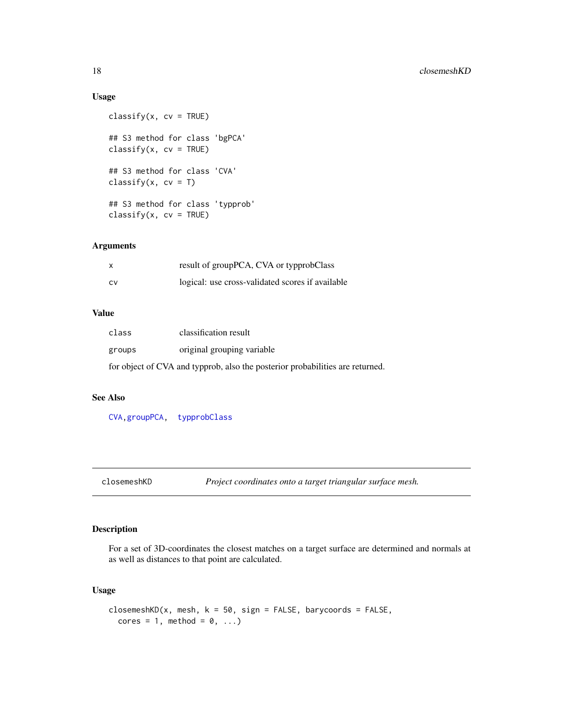### Usage

```
classify(x, cv = TRUE)

## S3 method for class 'bgPCA'
classify(x, cv = TRUE)

## S3 method for class 'CVA'
classify(x, cv = T)

## S3 method for class 'typprob'
classify(x, cv = TRUE)
```

### Arguments

| | |
|---|---|
| x | result of groupPCA, CVA or typprobClass |
| cv | logical: use cross-validated scores if available |

### Value

| | |
|---|---|
| class | classification result |
| groups | original grouping variable |

for object of CVA and typprob, also the posterior probabilities are returned.

### See Also

CVA, groupPCA, typprobClass

---

## closemeshKD &nbsp;&nbsp;&nbsp; *Project coordinates onto a target triangular surface mesh.*

---

### Description

For a set of 3D-coordinates the closest matches on a target surface are determined and normals at as well as distances to that point are calculated.

### Usage

```
closemeshKD(x, mesh, k = 50, sign = FALSE, barycoords = FALSE,
  cores = 1, method = 0, ...)
```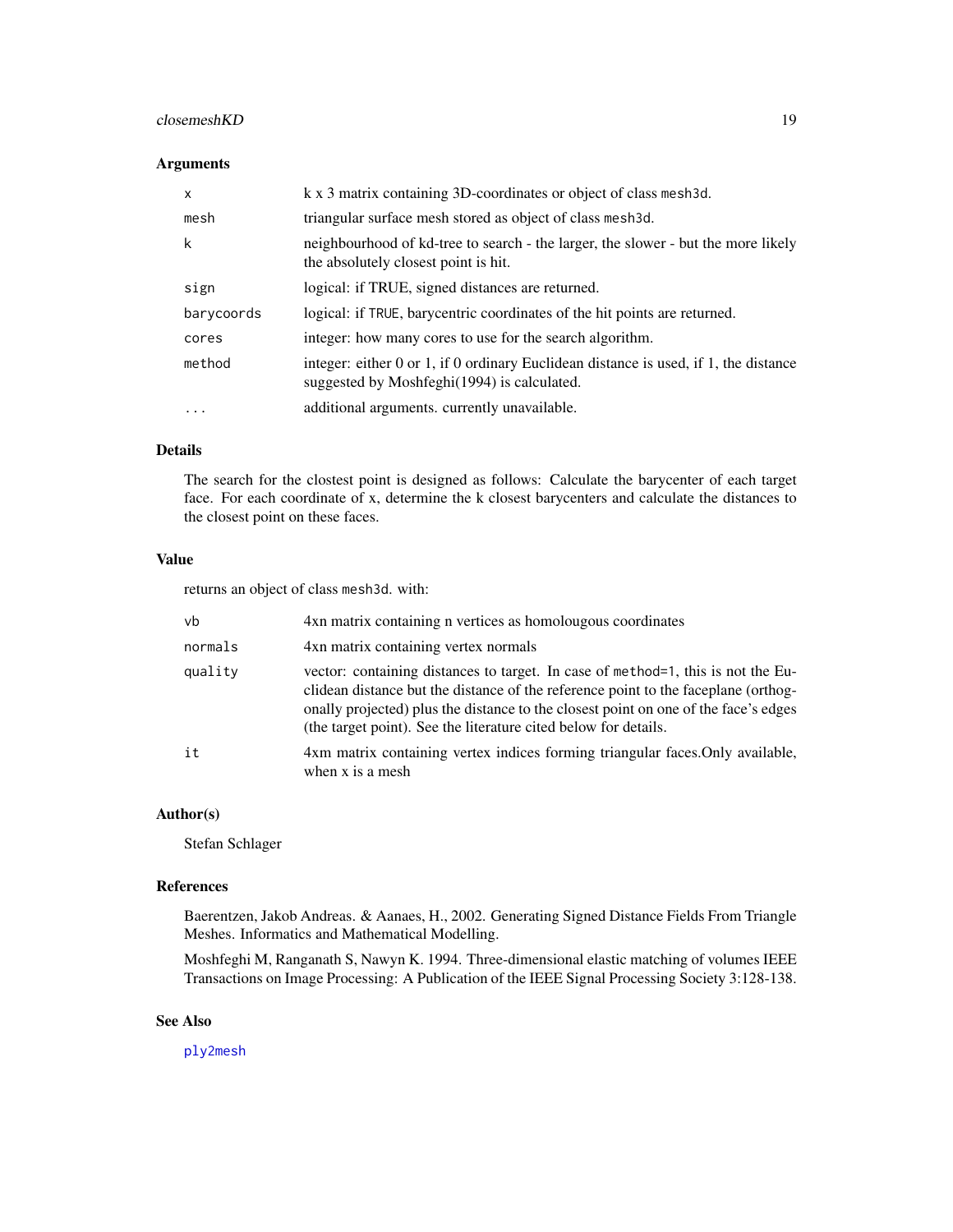### Arguments

| | |
|---|---|
| `x` | k x 3 matrix containing 3D-coordinates or object of class `mesh3d`. |
| `mesh` | triangular surface mesh stored as object of class `mesh3d`. |
| `k` | neighbourhood of kd-tree to search - the larger, the slower - but the more likely the absolutely closest point is hit. |
| `sign` | logical: if TRUE, signed distances are returned. |
| `barycoords` | logical: if `TRUE`, barycentric coordinates of the hit points are returned. |
| `cores` | integer: how many cores to use for the search algorithm. |
| `method` | integer: either 0 or 1, if 0 ordinary Euclidean distance is used, if 1, the distance suggested by Moshfeghi(1994) is calculated. |
| `...` | additional arguments. currently unavailable. |

### Details

The search for the clostest point is designed as follows: Calculate the barycenter of each target face. For each coordinate of x, determine the k closest barycenters and calculate the distances to the closest point on these faces.

### Value

returns an object of class `mesh3d`. with:

| | |
|---|---|
| `vb` | 4xn matrix containing n vertices as homolougous coordinates |
| `normals` | 4xn matrix containing vertex normals |
| `quality` | vector: containing distances to target. In case of `method=1`, this is not the Euclidean distance but the distance of the reference point to the faceplane (orthogonally projected) plus the distance to the closest point on one of the face's edges (the target point). See the literature cited below for details. |
| `it` | 4xm matrix containing vertex indices forming triangular faces.Only available, when x is a mesh |

### Author(s)

Stefan Schlager

### References

Baerentzen, Jakob Andreas. & Aanaes, H., 2002. Generating Signed Distance Fields From Triangle Meshes. Informatics and Mathematical Modelling.

Moshfeghi M, Ranganath S, Nawyn K. 1994. Three-dimensional elastic matching of volumes IEEE Transactions on Image Processing: A Publication of the IEEE Signal Processing Society 3:128-138.

### See Also

`ply2mesh`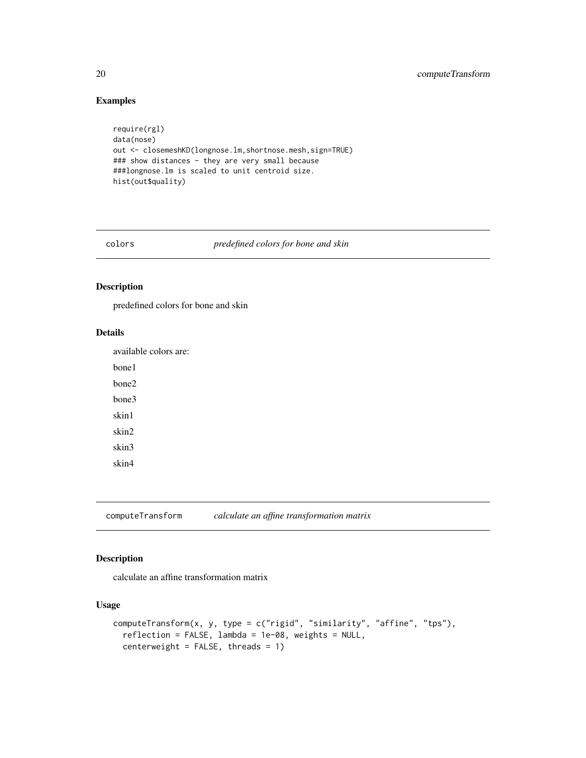## Examples

```
require(rgl)
data(nose)
out <- closemeshKD(longnose.lm,shortnose.mesh,sign=TRUE)
### show distances - they are very small because
###longnose.lm is scaled to unit centroid size.
hist(out$quality)
```

---

# colors &nbsp;&nbsp;&nbsp;&nbsp; *predefined colors for bone and skin*

---

## Description

predefined colors for bone and skin

## Details

available colors are:

bone1

bone2

bone3

skin1

skin2

skin3

skin4

---

# computeTransform &nbsp;&nbsp;&nbsp;&nbsp; *calculate an affine transformation matrix*

---

## Description

calculate an affine transformation matrix

## Usage

```
computeTransform(x, y, type = c("rigid", "similarity", "affine", "tps"),
  reflection = FALSE, lambda = 1e-08, weights = NULL,
  centerweight = FALSE, threads = 1)
```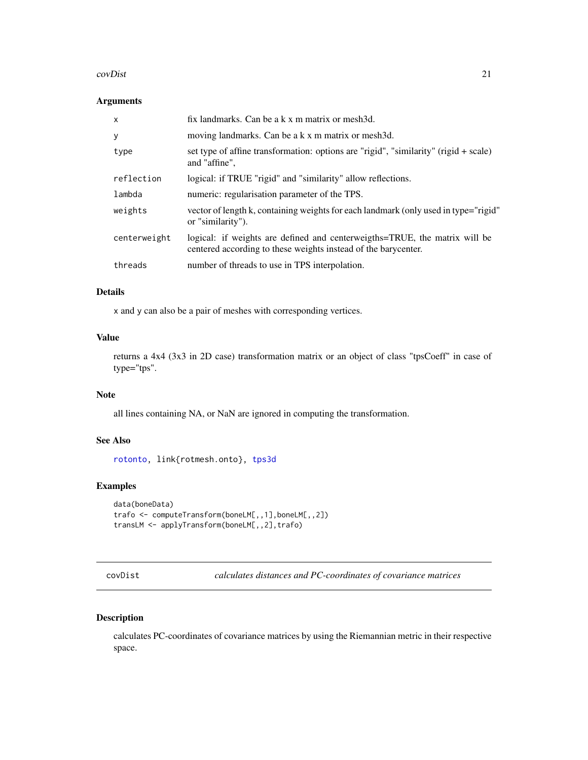## Arguments

| | |
|---|---|
| x | fix landmarks. Can be a k x m matrix or mesh3d. |
| y | moving landmarks. Can be a k x m matrix or mesh3d. |
| type | set type of affine transformation: options are "rigid", "similarity" (rigid + scale) and "affine", |
| reflection | logical: if TRUE "rigid" and "similarity" allow reflections. |
| lambda | numeric: regularisation parameter of the TPS. |
| weights | vector of length k, containing weights for each landmark (only used in type="rigid" or "similarity"). |
| centerweight | logical: if weights are defined and centerweigths=TRUE, the matrix will be centered according to these weights instead of the barycenter. |
| threads | number of threads to use in TPS interpolation. |

## Details

x and y can also be a pair of meshes with corresponding vertices.

## Value

returns a 4x4 (3x3 in 2D case) transformation matrix or an object of class "tpsCoeff" in case of type="tps".

## Note

all lines containing NA, or NaN are ignored in computing the transformation.

## See Also

rotonto, link{rotmesh.onto}, tps3d

## Examples

```
data(boneData)
trafo <- computeTransform(boneLM[,,1],boneLM[,,2])
transLM <- applyTransform(boneLM[,,2],trafo)
```

---

# covDist — *calculates distances and PC-coordinates of covariance matrices*

## Description

calculates PC-coordinates of covariance matrices by using the Riemannian metric in their respective space.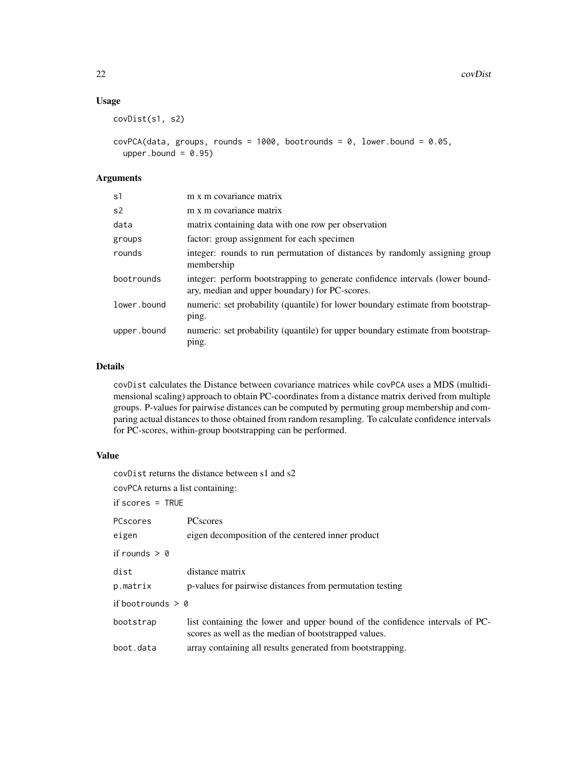## Usage

```
covDist(s1, s2)

covPCA(data, groups, rounds = 1000, bootrounds = 0, lower.bound = 0.05,
  upper.bound = 0.95)
```

## Arguments

| | |
|---|---|
| s1 | m x m covariance matrix |
| s2 | m x m covariance matrix |
| data | matrix containing data with one row per observation |
| groups | factor: group assignment for each specimen |
| rounds | integer: rounds to run permutation of distances by randomly assigning group membership |
| bootrounds | integer: perform bootstrapping to generate confidence intervals (lower boundary, median and upper boundary) for PC-scores. |
| lower.bound | numeric: set probability (quantile) for lower boundary estimate from bootstrapping. |
| upper.bound | numeric: set probability (quantile) for upper boundary estimate from bootstrapping. |

## Details

`covDist` calculates the Distance between covariance matrices while `covPCA` uses a MDS (multidimensional scaling) approach to obtain PC-coordinates from a distance matrix derived from multiple groups. P-values for pairwise distances can be computed by permuting group membership and comparing actual distances to those obtained from random resampling. To calculate confidence intervals for PC-scores, within-group bootstrapping can be performed.

## Value

`covDist` returns the distance between s1 and s2

`covPCA` returns a list containing:

if `scores = TRUE`

| | |
|---|---|
| PCscores | PCscores |
| eigen | eigen decomposition of the centered inner product |

if `rounds > 0`

| | |
|---|---|
| dist | distance matrix |
| p.matrix | p-values for pairwise distances from permutation testing |

if `bootrounds > 0`

| | |
|---|---|
| bootstrap | list containing the lower and upper bound of the confidence intervals of PC-scores as well as the median of bootstrapped values. |
| boot.data | array containing all results generated from bootstrapping. |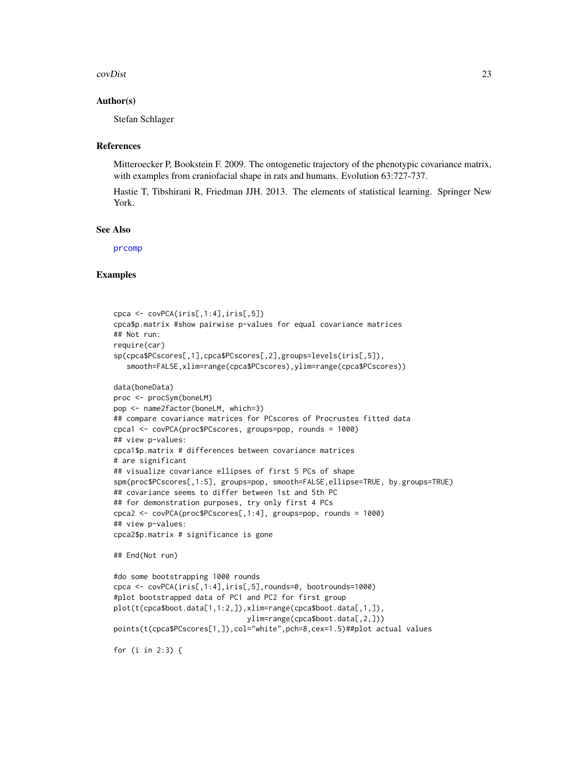### Author(s)

Stefan Schlager

### References

Mitteroecker P, Bookstein F. 2009. The ontogenetic trajectory of the phenotypic covariance matrix, with examples from craniofacial shape in rats and humans. Evolution 63:727-737.

Hastie T, Tibshirani R, Friedman JJH. 2013. The elements of statistical learning. Springer New York.

### See Also

prcomp

### Examples

```
cpca <- covPCA(iris[,1:4],iris[,5])
cpca$p.matrix #show pairwise p-values for equal covariance matrices
## Not run:
require(car)
sp(cpca$PCscores[,1],cpca$PCscores[,2],groups=levels(iris[,5]),
   smooth=FALSE,xlim=range(cpca$PCscores),ylim=range(cpca$PCscores))

data(boneData)
proc <- procSym(boneLM)
pop <- name2factor(boneLM, which=3)
## compare covariance matrices for PCscores of Procrustes fitted data
cpca1 <- covPCA(proc$PCscores, groups=pop, rounds = 1000)
## view p-values:
cpca1$p.matrix # differences between covariance matrices
# are significant
## visualize covariance ellipses of first 5 PCs of shape
spm(proc$PCscores[,1:5], groups=pop, smooth=FALSE,ellipse=TRUE, by.groups=TRUE)
## covariance seems to differ between 1st and 5th PC
## for demonstration purposes, try only first 4 PCs
cpca2 <- covPCA(proc$PCscores[,1:4], groups=pop, rounds = 1000)
## view p-values:
cpca2$p.matrix # significance is gone

## End(Not run)

#do some bootstrapping 1000 rounds
cpca <- covPCA(iris[,1:4],iris[,5],rounds=0, bootrounds=1000)
#plot bootstrapped data of PC1 and PC2 for first group
plot(t(cpca$boot.data[1,1:2,]),xlim=range(cpca$boot.data[,1,]),
                               ylim=range(cpca$boot.data[,2,]))
points(t(cpca$PCscores[1,]),col="white",pch=8,cex=1.5)##plot actual values

for (i in 2:3) {
```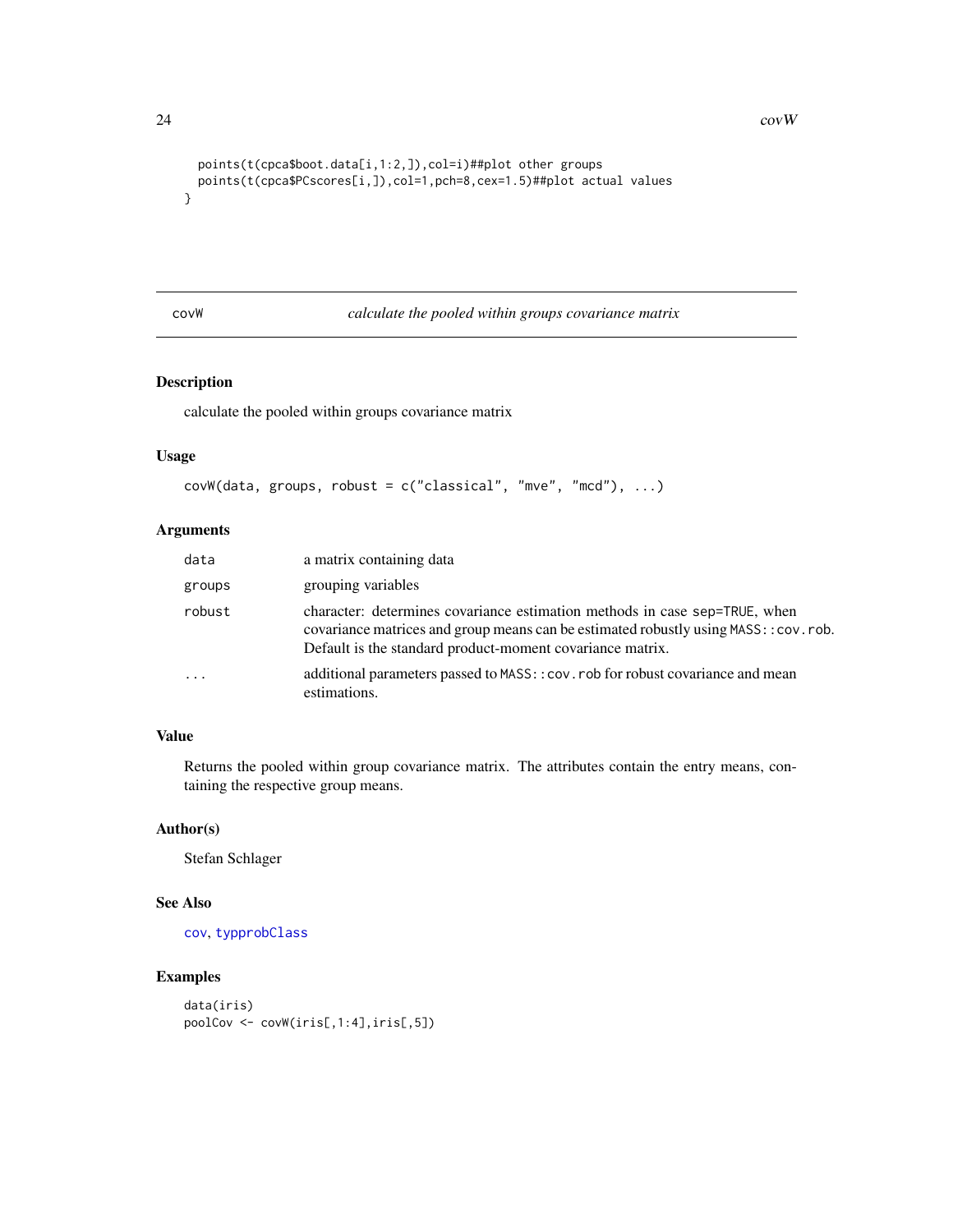```
  points(t(cpca$boot.data[i,1:2,]),col=i)##plot other groups
  points(t(cpca$PCscores[i,]),col=1,pch=8,cex=1.5)##plot actual values
}
```

## covW — *calculate the pooled within groups covariance matrix*

### Description

calculate the pooled within groups covariance matrix

### Usage

```
covW(data, groups, robust = c("classical", "mve", "mcd"), ...)
```

### Arguments

| | |
|---|---|
| `data` | a matrix containing data |
| `groups` | grouping variables |
| `robust` | character: determines covariance estimation methods in case `sep=TRUE`, when covariance matrices and group means can be estimated robustly using `MASS::cov.rob`. Default is the standard product-moment covariance matrix. |
| `...` | additional parameters passed to `MASS::cov.rob` for robust covariance and mean estimations. |

### Value

Returns the pooled within group covariance matrix. The attributes contain the entry means, containing the respective group means.

### Author(s)

Stefan Schlager

### See Also

`cov`, `typprobClass`

### Examples

```
data(iris)
poolCov <- covW(iris[,1:4],iris[,5])
```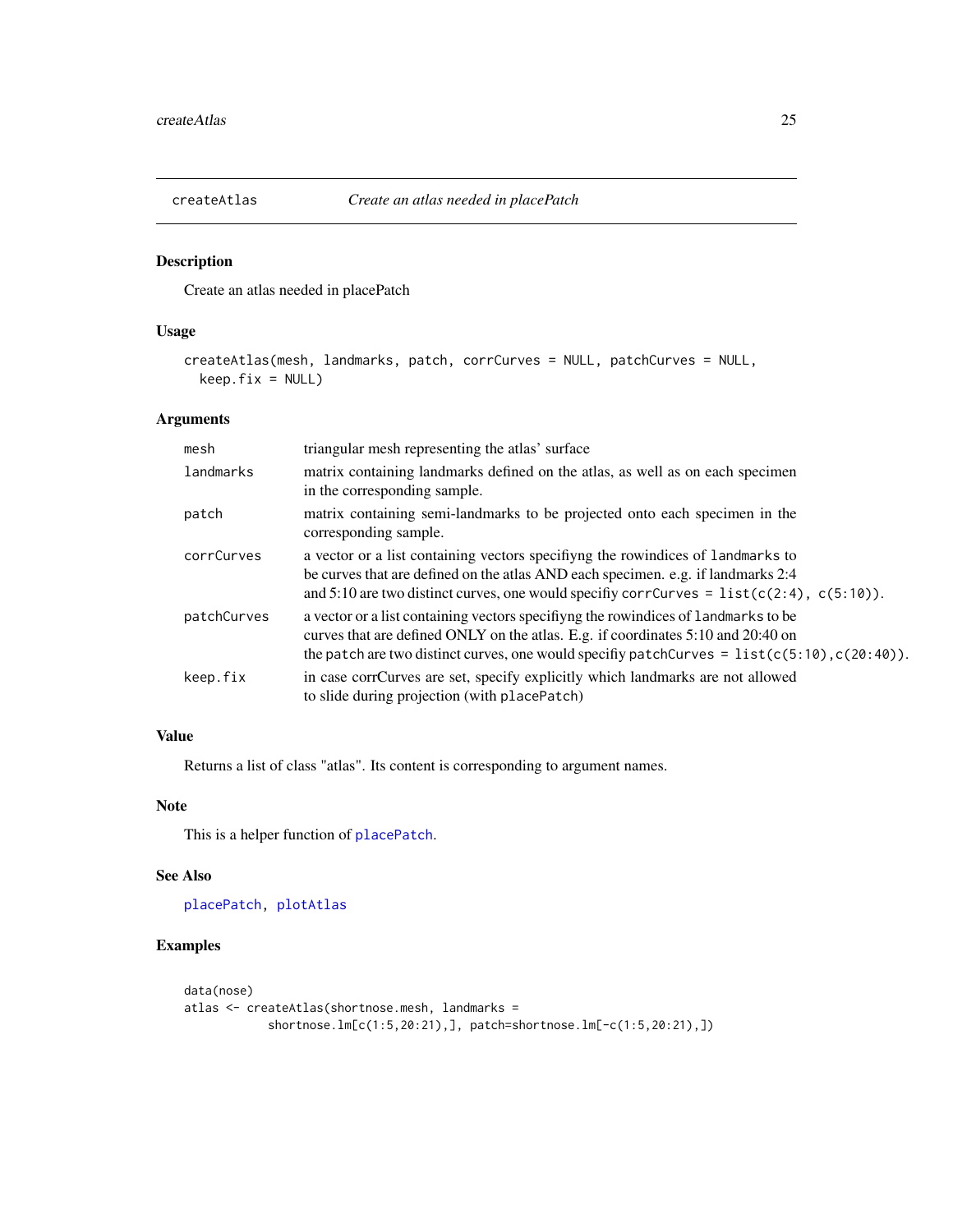## createAtlas — *Create an atlas needed in placePatch*

### Description

Create an atlas needed in placePatch

### Usage

```
createAtlas(mesh, landmarks, patch, corrCurves = NULL, patchCurves = NULL,
  keep.fix = NULL)
```

### Arguments

| | |
|---|---|
| `mesh` | triangular mesh representing the atlas' surface |
| `landmarks` | matrix containing landmarks defined on the atlas, as well as on each specimen in the corresponding sample. |
| `patch` | matrix containing semi-landmarks to be projected onto each specimen in the corresponding sample. |
| `corrCurves` | a vector or a list containing vectors specifiyng the rowindices of `landmarks` to be curves that are defined on the atlas AND each specimen. e.g. if landmarks 2:4 and 5:10 are two distinct curves, one would specifiy `corrCurves = list(c(2:4), c(5:10))`. |
| `patchCurves` | a vector or a list containing vectors specifiyng the rowindices of `landmarks` to be curves that are defined ONLY on the atlas. E.g. if coordinates 5:10 and 20:40 on the `patch` are two distinct curves, one would specifiy `patchCurves = list(c(5:10),c(20:40))`. |
| `keep.fix` | in case corrCurves are set, specify explicitly which landmarks are not allowed to slide during projection (with `placePatch`) |

### Value

Returns a list of class "atlas". Its content is corresponding to argument names.

### Note

This is a helper function of `placePatch`.

### See Also

`placePatch`, `plotAtlas`

### Examples

```
data(nose)
atlas <- createAtlas(shortnose.mesh, landmarks =
            shortnose.lm[c(1:5,20:21),], patch=shortnose.lm[-c(1:5,20:21),])
```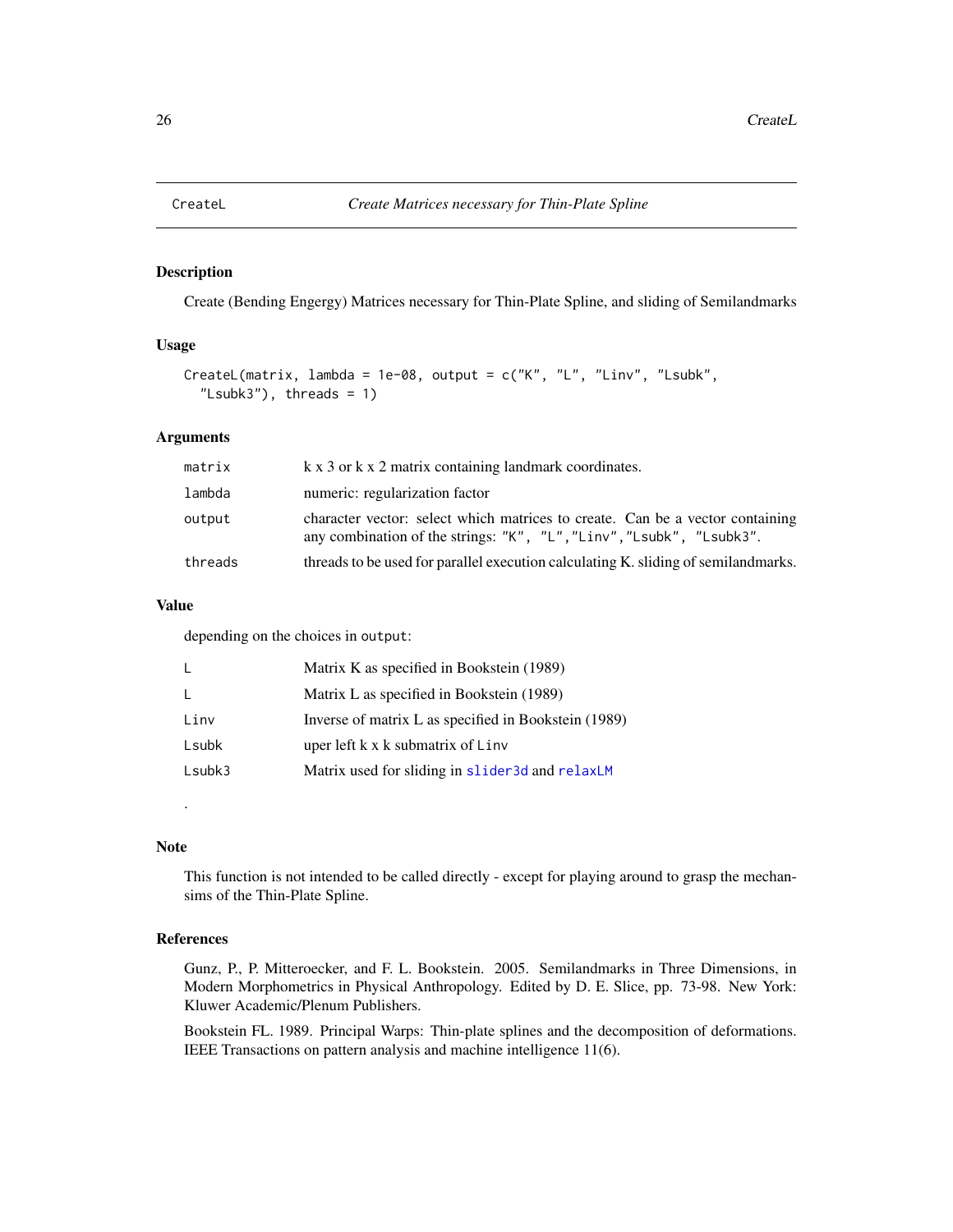## CreateL — *Create Matrices necessary for Thin-Plate Spline*

### Description

Create (Bending Engergy) Matrices necessary for Thin-Plate Spline, and sliding of Semilandmarks

### Usage

```
CreateL(matrix, lambda = 1e-08, output = c("K", "L", "Linv", "Lsubk",
  "Lsubk3"), threads = 1)
```

### Arguments

| | |
|---|---|
| matrix | k x 3 or k x 2 matrix containing landmark coordinates. |
| lambda | numeric: regularization factor |
| output | character vector: select which matrices to create. Can be a vector containing any combination of the strings: "K", "L","Linv","Lsubk", "Lsubk3". |
| threads | threads to be used for parallel execution calculating K. sliding of semilandmarks. |

### Value

depending on the choices in output:

| | |
|---|---|
| L | Matrix K as specified in Bookstein (1989) |
| L | Matrix L as specified in Bookstein (1989) |
| Linv | Inverse of matrix L as specified in Bookstein (1989) |
| Lsubk | uper left k x k submatrix of Linv |
| Lsubk3 | Matrix used for sliding in slider3d and relaxLM |

.

### Note

This function is not intended to be called directly - except for playing around to grasp the mechansims of the Thin-Plate Spline.

### References

Gunz, P., P. Mitteroecker, and F. L. Bookstein. 2005. Semilandmarks in Three Dimensions, in Modern Morphometrics in Physical Anthropology. Edited by D. E. Slice, pp. 73-98. New York: Kluwer Academic/Plenum Publishers.

Bookstein FL. 1989. Principal Warps: Thin-plate splines and the decomposition of deformations. IEEE Transactions on pattern analysis and machine intelligence 11(6).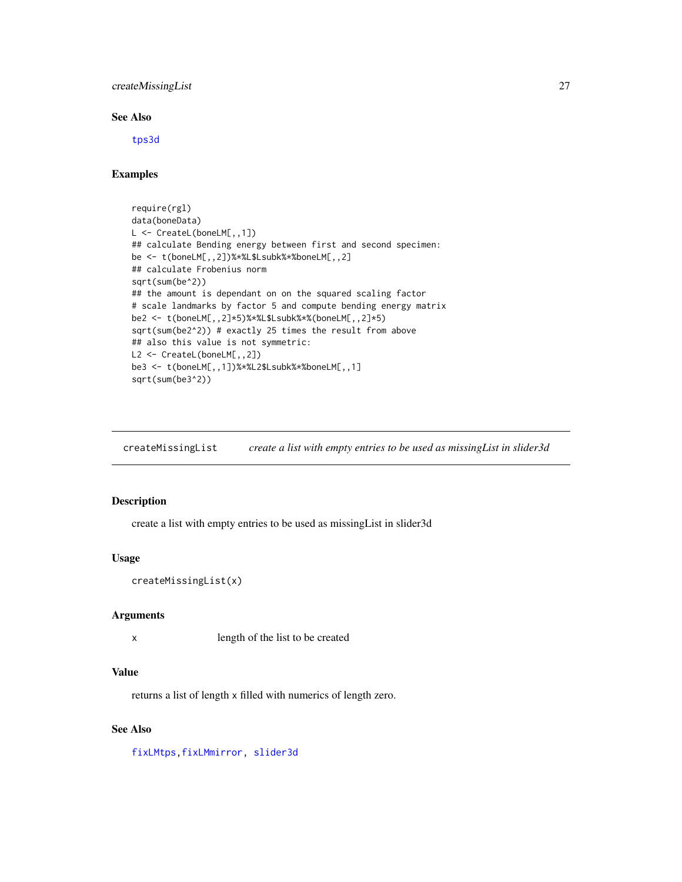## See Also

tps3d

## Examples

```
require(rgl)
data(boneData)
L <- CreateL(boneLM[,,1])
## calculate Bending energy between first and second specimen:
be <- t(boneLM[,,2])%*%L$Lsubk%*%boneLM[,,2]
## calculate Frobenius norm
sqrt(sum(be^2))
## the amount is dependant on on the squared scaling factor
# scale landmarks by factor 5 and compute bending energy matrix
be2 <- t(boneLM[,,2]*5)%*%L$Lsubk%*%(boneLM[,,2]*5)
sqrt(sum(be2^2)) # exactly 25 times the result from above
## also this value is not symmetric:
L2 <- CreateL(boneLM[,,2])
be3 <- t(boneLM[,,1])%*%L2$Lsubk%*%boneLM[,,1]
sqrt(sum(be3^2))
```

---

# createMissingList *create a list with empty entries to be used as missingList in slider3d*

## Description

create a list with empty entries to be used as missingList in slider3d

## Usage

```
createMissingList(x)
```

## Arguments

| | |
|---|---|
| x | length of the list to be created |

## Value

returns a list of length x filled with numerics of length zero.

## See Also

fixLMtps, fixLMmirror, slider3d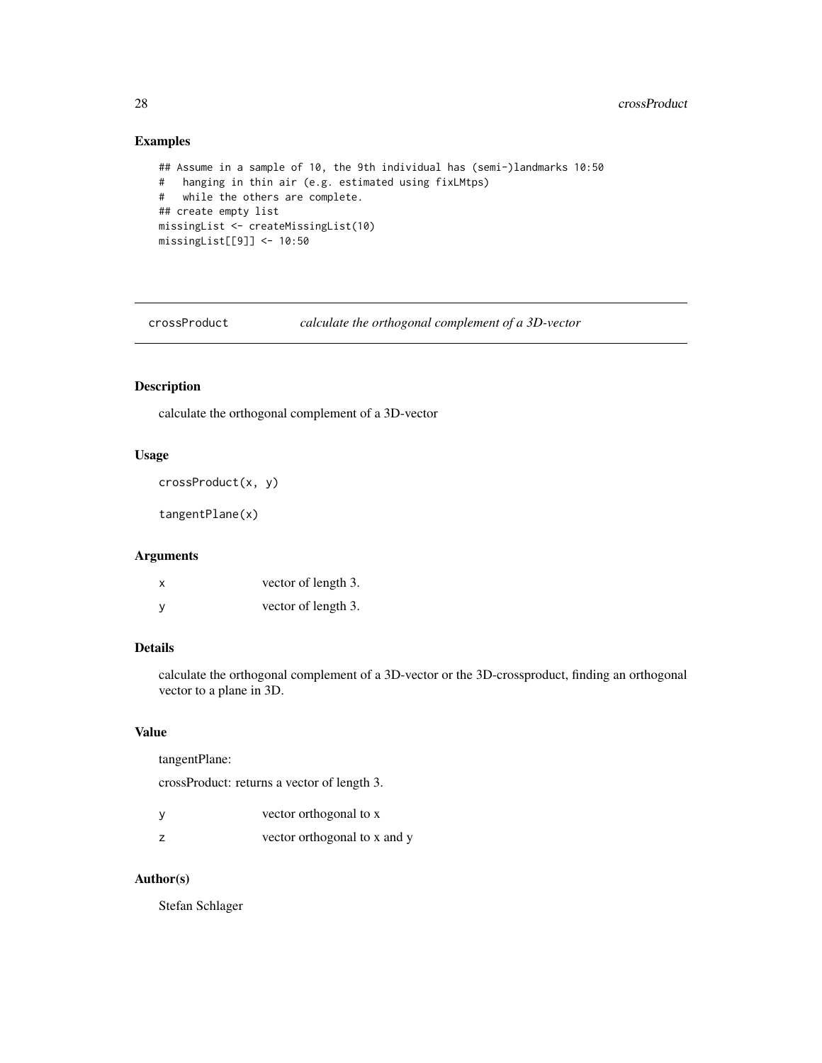## Examples

```
## Assume in a sample of 10, the 9th individual has (semi-)landmarks 10:50
#   hanging in thin air (e.g. estimated using fixLMtps)
#   while the others are complete.
## create empty list
missingList <- createMissingList(10)
missingList[[9]] <- 10:50
```

---

# crossProduct    *calculate the orthogonal complement of a 3D-vector*

---

## Description

calculate the orthogonal complement of a 3D-vector

## Usage

```
crossProduct(x, y)

tangentPlane(x)
```

## Arguments

| | |
|---|---|
| x | vector of length 3. |
| y | vector of length 3. |

## Details

calculate the orthogonal complement of a 3D-vector or the 3D-crossproduct, finding an orthogonal vector to a plane in 3D.

## Value

tangentPlane:

crossProduct: returns a vector of length 3.

| | |
|---|---|
| y | vector orthogonal to x |
| z | vector orthogonal to x and y |

## Author(s)

Stefan Schlager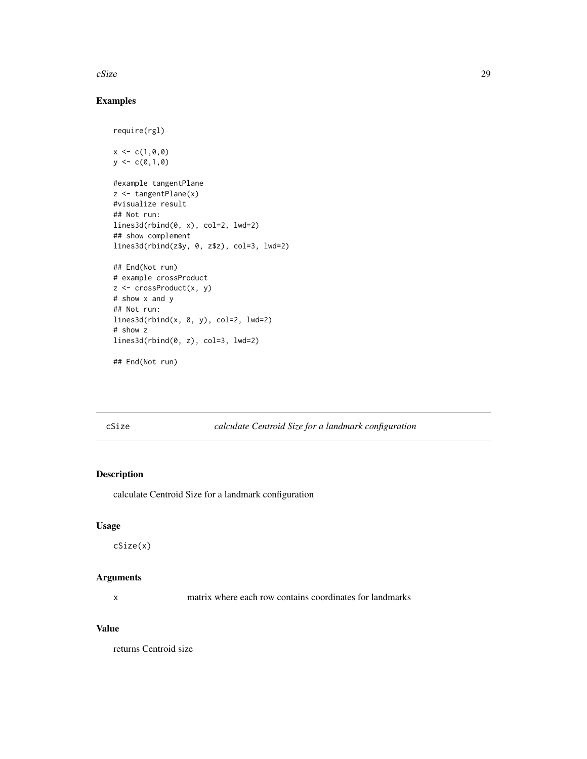## Examples

```
require(rgl)

x <- c(1,0,0)
y <- c(0,1,0)

#example tangentPlane
z <- tangentPlane(x)
#visualize result
## Not run:
lines3d(rbind(0, x), col=2, lwd=2)
## show complement
lines3d(rbind(z$y, 0, z$z), col=3, lwd=2)

## End(Not run)
# example crossProduct
z <- crossProduct(x, y)
# show x and y
## Not run:
lines3d(rbind(x, 0, y), col=2, lwd=2)
# show z
lines3d(rbind(0, z), col=3, lwd=2)

## End(Not run)
```

---

# cSize — *calculate Centroid Size for a landmark configuration*

---

## Description

calculate Centroid Size for a landmark configuration

## Usage

```
cSize(x)
```

## Arguments

| | |
|---|---|
| `x` | matrix where each row contains coordinates for landmarks |

## Value

returns Centroid size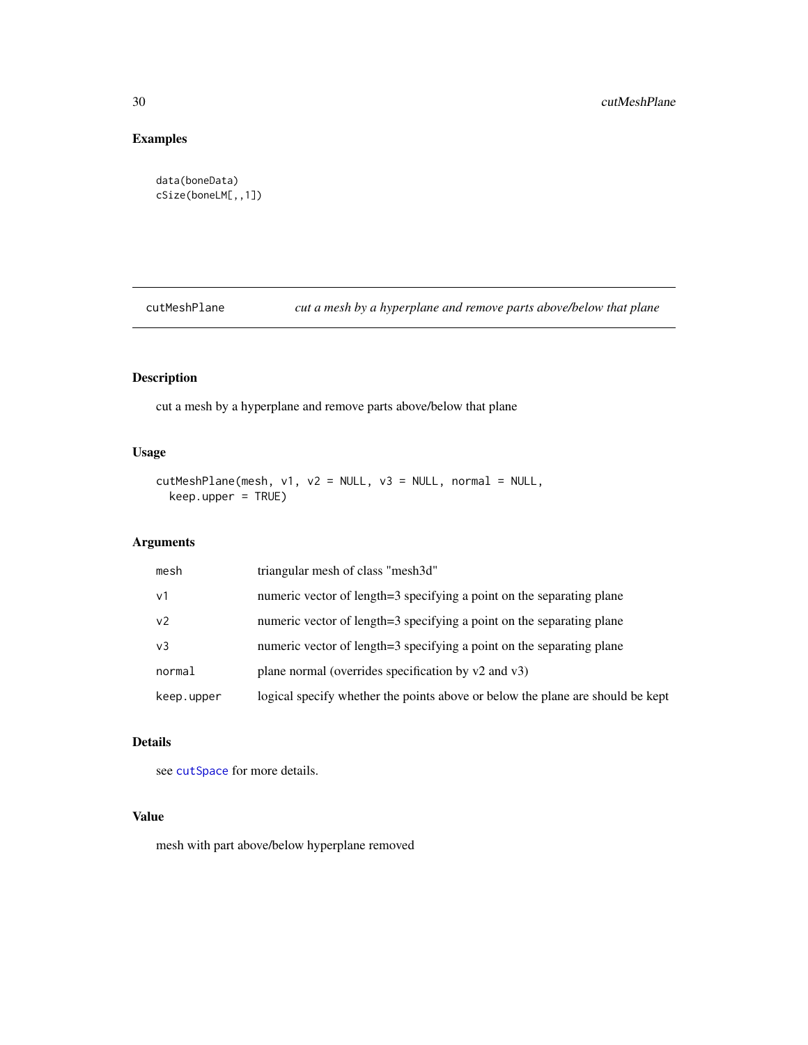## Examples

```
data(boneData)
cSize(boneLM[,,1])
```

---

# cutMeshPlane *cut a mesh by a hyperplane and remove parts above/below that plane*

---

## Description

cut a mesh by a hyperplane and remove parts above/below that plane

## Usage

```
cutMeshPlane(mesh, v1, v2 = NULL, v3 = NULL, normal = NULL,
  keep.upper = TRUE)
```

## Arguments

| | |
|---|---|
| mesh | triangular mesh of class "mesh3d" |
| v1 | numeric vector of length=3 specifying a point on the separating plane |
| v2 | numeric vector of length=3 specifying a point on the separating plane |
| v3 | numeric vector of length=3 specifying a point on the separating plane |
| normal | plane normal (overrides specification by v2 and v3) |
| keep.upper | logical specify whether the points above or below the plane are should be kept |

## Details

see cutSpace for more details.

## Value

mesh with part above/below hyperplane removed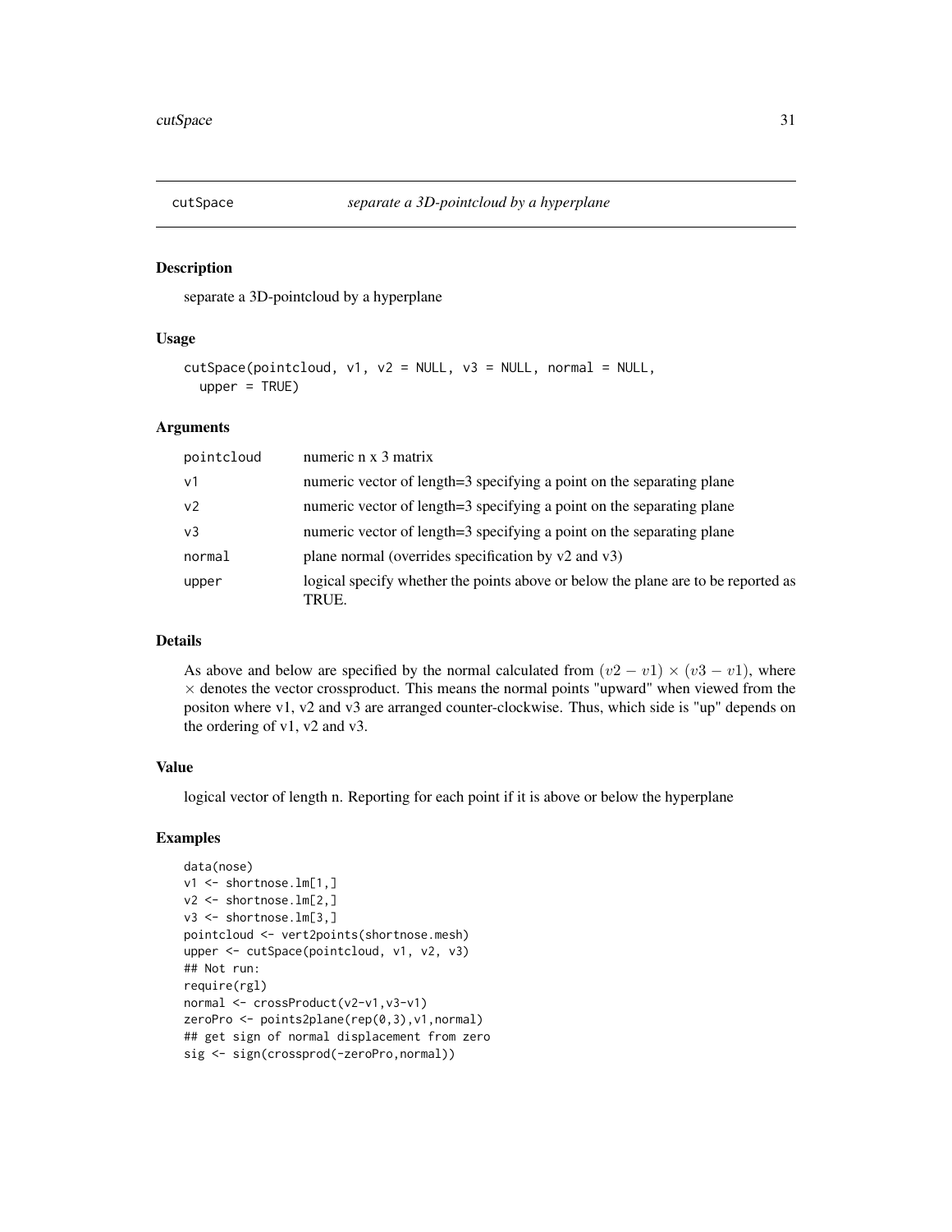# cutSpace — *separate a 3D-pointcloud by a hyperplane*

## Description

separate a 3D-pointcloud by a hyperplane

## Usage

```
cutSpace(pointcloud, v1, v2 = NULL, v3 = NULL, normal = NULL,
  upper = TRUE)
```

## Arguments

| | |
|---|---|
| pointcloud | numeric n x 3 matrix |
| v1 | numeric vector of length=3 specifying a point on the separating plane |
| v2 | numeric vector of length=3 specifying a point on the separating plane |
| v3 | numeric vector of length=3 specifying a point on the separating plane |
| normal | plane normal (overrides specification by v2 and v3) |
| upper | logical specify whether the points above or below the plane are to be reported as TRUE. |

## Details

As above and below are specified by the normal calculated from $(v2 - v1) \times (v3 - v1)$, where $\times$ denotes the vector crossproduct. This means the normal points "upward" when viewed from the positon where v1, v2 and v3 are arranged counter-clockwise. Thus, which side is "up" depends on the ordering of v1, v2 and v3.

## Value

logical vector of length n. Reporting for each point if it is above or below the hyperplane

## Examples

```
data(nose)
v1 <- shortnose.lm[1,]
v2 <- shortnose.lm[2,]
v3 <- shortnose.lm[3,]
pointcloud <- vert2points(shortnose.mesh)
upper <- cutSpace(pointcloud, v1, v2, v3)
## Not run:
require(rgl)
normal <- crossProduct(v2-v1,v3-v1)
zeroPro <- points2plane(rep(0,3),v1,normal)
## get sign of normal displacement from zero
sig <- sign(crossprod(-zeroPro,normal))
```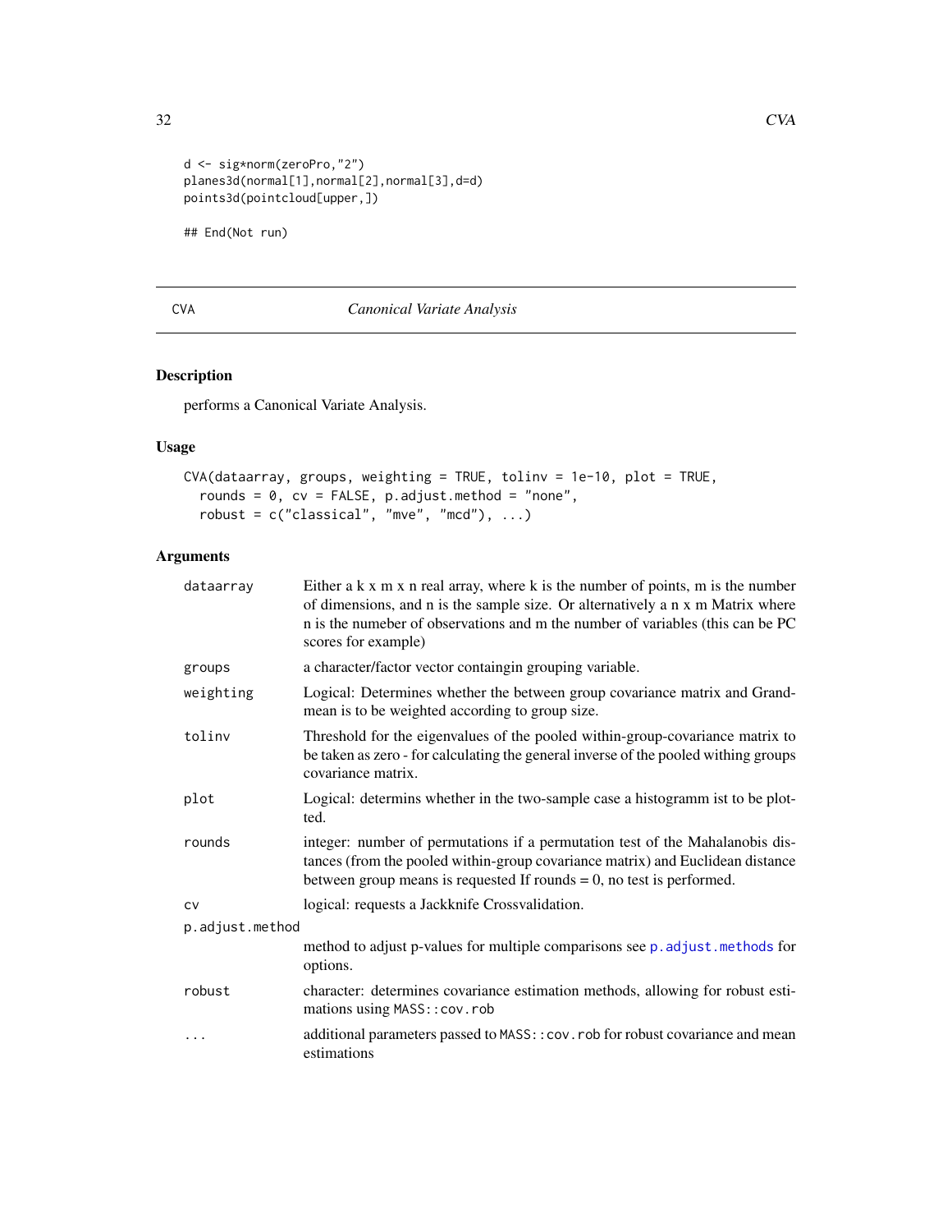```
d <- sig*norm(zeroPro,"2")
planes3d(normal[1],normal[2],normal[3],d=d)
points3d(pointcloud[upper,])

## End(Not run)
```

---

CVA *Canonical Variate Analysis*

---

## Description

performs a Canonical Variate Analysis.

## Usage

```
CVA(dataarray, groups, weighting = TRUE, tolinv = 1e-10, plot = TRUE,
  rounds = 0, cv = FALSE, p.adjust.method = "none",
  robust = c("classical", "mve", "mcd"), ...)
```

## Arguments

| | |
|---|---|
| dataarray | Either a k x m x n real array, where k is the number of points, m is the number of dimensions, and n is the sample size. Or alternatively a n x m Matrix where n is the numeber of observations and m the number of variables (this can be PC scores for example) |
| groups | a character/factor vector containgin grouping variable. |
| weighting | Logical: Determines whether the between group covariance matrix and Grandmean is to be weighted according to group size. |
| tolinv | Threshold for the eigenvalues of the pooled within-group-covariance matrix to be taken as zero - for calculating the general inverse of the pooled withing groups covariance matrix. |
| plot | Logical: determins whether in the two-sample case a histogramm ist to be plotted. |
| rounds | integer: number of permutations if a permutation test of the Mahalanobis distances (from the pooled within-group covariance matrix) and Euclidean distance between group means is requested If rounds = 0, no test is performed. |
| cv | logical: requests a Jackknife Crossvalidation. |
| p.adjust.method | method to adjust p-values for multiple comparisons see p.adjust.methods for options. |
| robust | character: determines covariance estimation methods, allowing for robust estimations using MASS::cov.rob |
| ... | additional parameters passed to MASS::cov.rob for robust covariance and mean estimations |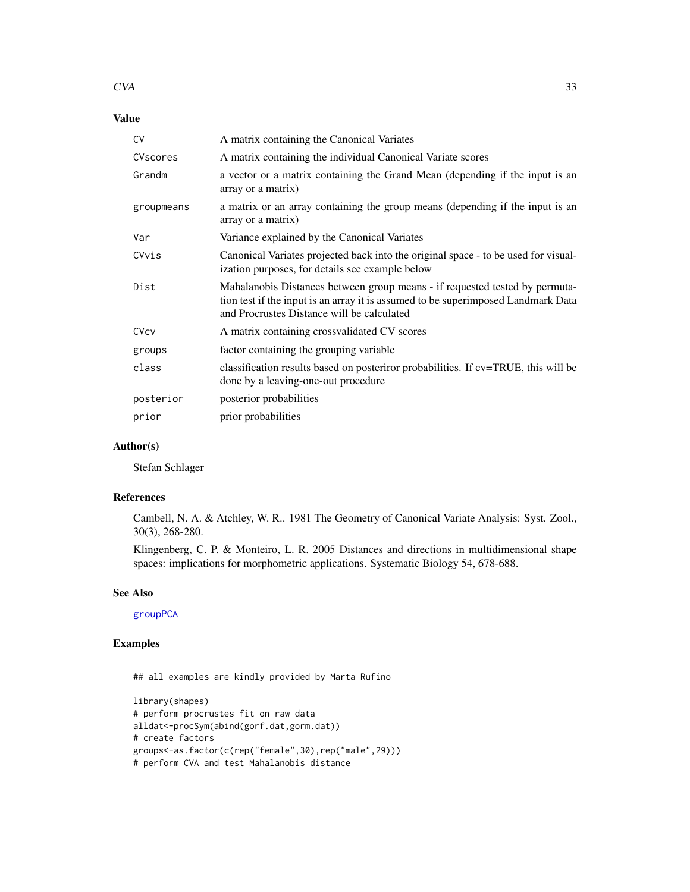## Value

| | |
|---|---|
| CV | A matrix containing the Canonical Variates |
| CVscores | A matrix containing the individual Canonical Variate scores |
| Grandm | a vector or a matrix containing the Grand Mean (depending if the input is an array or a matrix) |
| groupmeans | a matrix or an array containing the group means (depending if the input is an array or a matrix) |
| Var | Variance explained by the Canonical Variates |
| CVvis | Canonical Variates projected back into the original space - to be used for visualization purposes, for details see example below |
| Dist | Mahalanobis Distances between group means - if requested tested by permutation test if the input is an array it is assumed to be superimposed Landmark Data and Procrustes Distance will be calculated |
| CVcv | A matrix containing crossvalidated CV scores |
| groups | factor containing the grouping variable |
| class | classification results based on posteriror probabilities. If cv=TRUE, this will be done by a leaving-one-out procedure |
| posterior | posterior probabilities |
| prior | prior probabilities |

## Author(s)

Stefan Schlager

## References

Cambell, N. A. & Atchley, W. R.. 1981 The Geometry of Canonical Variate Analysis: Syst. Zool., 30(3), 268-280.

Klingenberg, C. P. & Monteiro, L. R. 2005 Distances and directions in multidimensional shape spaces: implications for morphometric applications. Systematic Biology 54, 678-688.

## See Also

groupPCA

## Examples

```
## all examples are kindly provided by Marta Rufino

library(shapes)
# perform procrustes fit on raw data
alldat<-procSym(abind(gorf.dat,gorm.dat))
# create factors
groups<-as.factor(c(rep("female",30),rep("male",29)))
# perform CVA and test Mahalanobis distance
```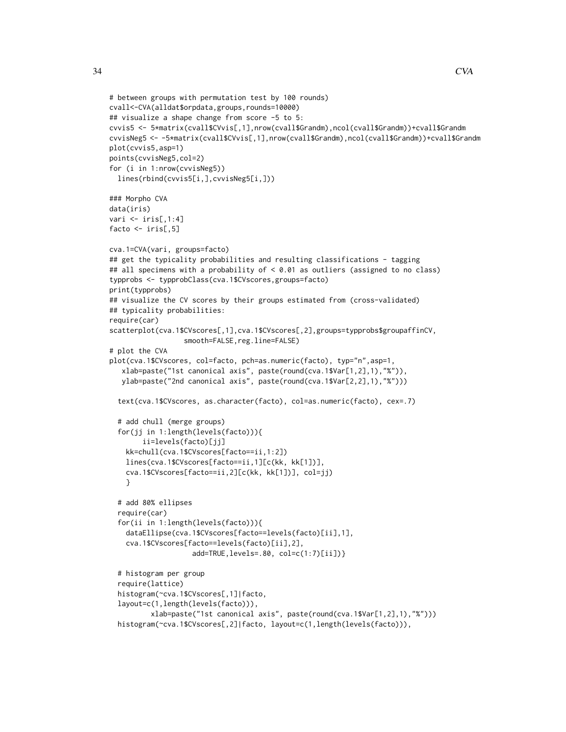```
# between groups with permutation test by 100 rounds)
cvall<-CVA(alldat$orpdata,groups,rounds=10000)
## visualize a shape change from score -5 to 5:
cvvis5 <- 5*matrix(cvall$CVvis[,1],nrow(cvall$Grandm),ncol(cvall$Grandm))+cvall$Grandm
cvvisNeg5 <- -5*matrix(cvall$CVvis[,1],nrow(cvall$Grandm),ncol(cvall$Grandm))+cvall$Grandm
plot(cvvis5,asp=1)
points(cvvisNeg5,col=2)
for (i in 1:nrow(cvvisNeg5))
  lines(rbind(cvvis5[i,],cvvisNeg5[i,]))

### Morpho CVA
data(iris)
vari <- iris[,1:4]
facto <- iris[,5]

cva.1=CVA(vari, groups=facto)
## get the typicality probabilities and resulting classifications - tagging
## all specimens with a probability of < 0.01 as outliers (assigned to no class)
typprobs <- typprobClass(cva.1$CVscores,groups=facto)
print(typprobs)
## visualize the CV scores by their groups estimated from (cross-validated)
## typicality probabilities:
require(car)
scatterplot(cva.1$CVscores[,1],cva.1$CVscores[,2],groups=typprobs$groupaffinCV,
                smooth=FALSE,reg.line=FALSE)
# plot the CVA
plot(cva.1$CVscores, col=facto, pch=as.numeric(facto), typ="n",asp=1,
   xlab=paste("1st canonical axis", paste(round(cva.1$Var[1,2],1),"%")),
   ylab=paste("2nd canonical axis", paste(round(cva.1$Var[2,2],1),"%")))

  text(cva.1$CVscores, as.character(facto), col=as.numeric(facto), cex=.7)

  # add chull (merge groups)
  for(jj in 1:length(levels(facto))){
        ii=levels(facto)[jj]
    kk=chull(cva.1$CVscores[facto==ii,1:2])
    lines(cva.1$CVscores[facto==ii,1][c(kk, kk[1])],
    cva.1$CVscores[facto==ii,2][c(kk, kk[1])], col=jj)
    }

  # add 80% ellipses
  require(car)
  for(ii in 1:length(levels(facto))){
    dataEllipse(cva.1$CVscores[facto==levels(facto)[ii],1],
    cva.1$CVscores[facto==levels(facto)[ii],2],
                    add=TRUE,levels=.80, col=c(1:7)[ii])}

  # histogram per group
  require(lattice)
  histogram(~cva.1$CVscores[,1]|facto,
  layout=c(1,length(levels(facto))),
          xlab=paste("1st canonical axis", paste(round(cva.1$Var[1,2],1),"%")))
  histogram(~cva.1$CVscores[,2]|facto, layout=c(1,length(levels(facto))),
```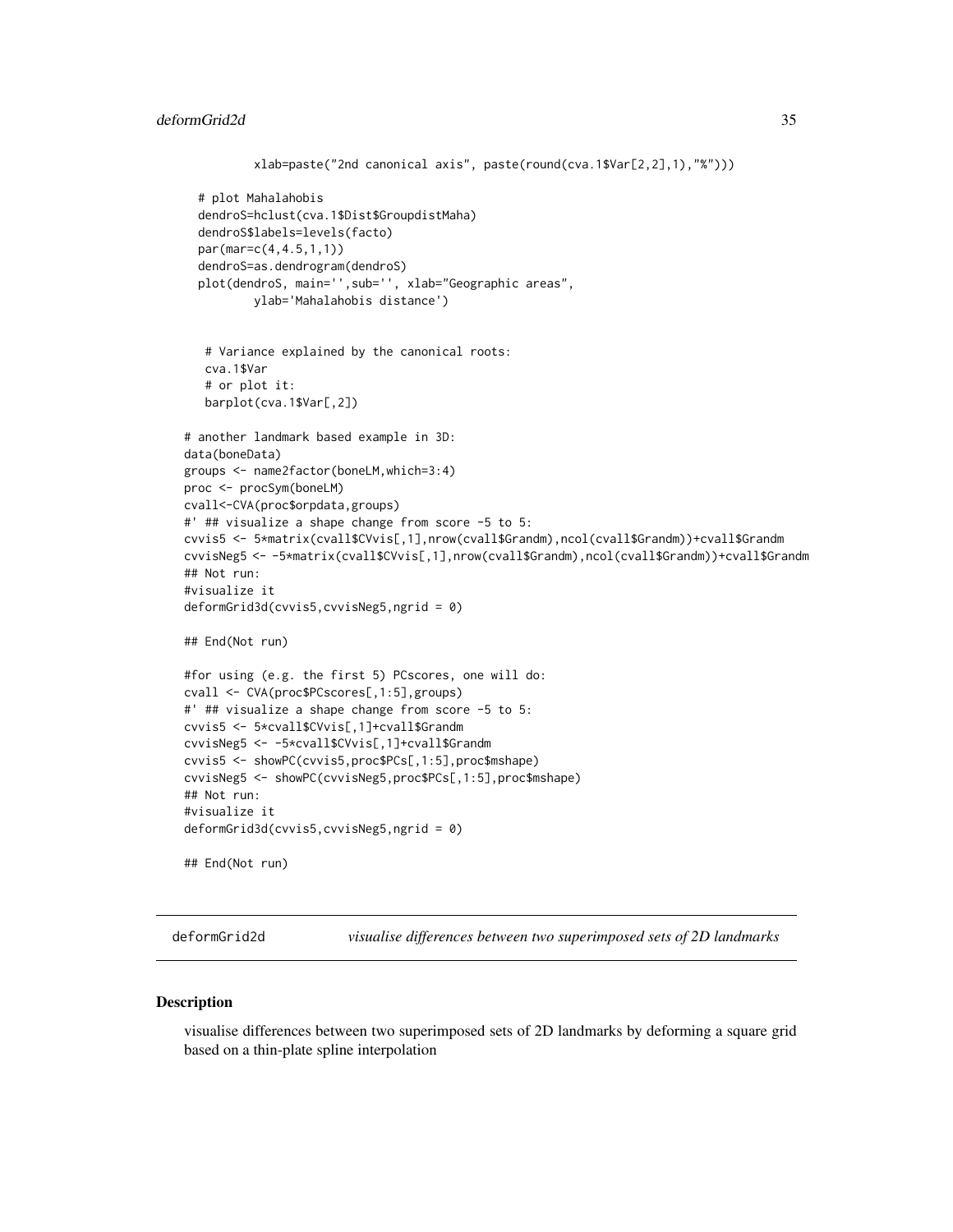```
        xlab=paste("2nd canonical axis", paste(round(cva.1$Var[2,2],1),"%")))

  # plot Mahalahobis
  dendroS=hclust(cva.1$Dist$GroupdistMaha)
  dendroS$labels=levels(facto)
  par(mar=c(4,4.5,1,1))
  dendroS=as.dendrogram(dendroS)
  plot(dendroS, main='',sub='', xlab="Geographic areas",
          ylab='Mahalahobis distance')


   # Variance explained by the canonical roots:
   cva.1$Var
   # or plot it:
   barplot(cva.1$Var[,2])

# another landmark based example in 3D:
data(boneData)
groups <- name2factor(boneLM,which=3:4)
proc <- procSym(boneLM)
cvall<-CVA(proc$orpdata,groups)
#' ## visualize a shape change from score -5 to 5:
cvvis5 <- 5*matrix(cvall$CVvis[,1],nrow(cvall$Grandm),ncol(cvall$Grandm))+cvall$Grandm
cvvisNeg5 <- -5*matrix(cvall$CVvis[,1],nrow(cvall$Grandm),ncol(cvall$Grandm))+cvall$Grandm
## Not run:
#visualize it
deformGrid3d(cvvis5,cvvisNeg5,ngrid = 0)

## End(Not run)

#for using (e.g. the first 5) PCscores, one will do:
cvall <- CVA(proc$PCscores[,1:5],groups)
#' ## visualize a shape change from score -5 to 5:
cvvis5 <- 5*cvall$CVvis[,1]+cvall$Grandm
cvvisNeg5 <- -5*cvall$CVvis[,1]+cvall$Grandm
cvvis5 <- showPC(cvvis5,proc$PCs[,1:5],proc$mshape)
cvvisNeg5 <- showPC(cvvisNeg5,proc$PCs[,1:5],proc$mshape)
## Not run:
#visualize it
deformGrid3d(cvvis5,cvvisNeg5,ngrid = 0)

## End(Not run)
```

## deformGrid2d — *visualise differences between two superimposed sets of 2D landmarks*

### Description

visualise differences between two superimposed sets of 2D landmarks by deforming a square grid based on a thin-plate spline interpolation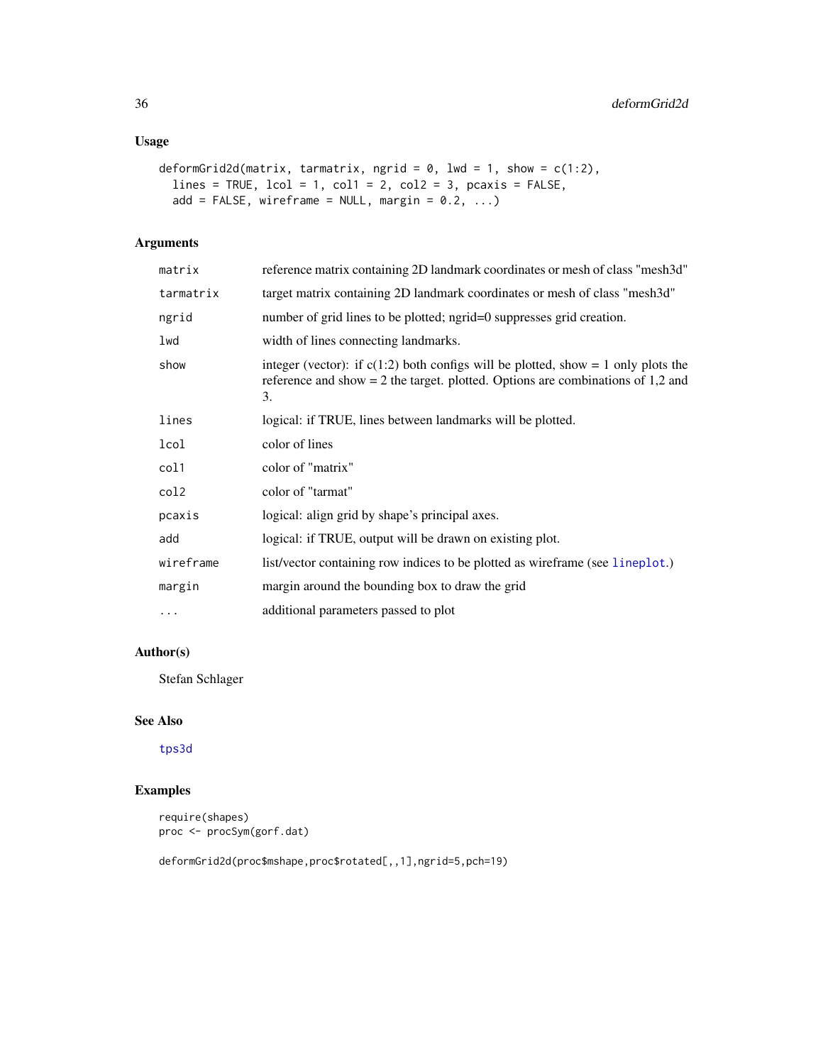## Usage

```
deformGrid2d(matrix, tarmatrix, ngrid = 0, lwd = 1, show = c(1:2),
  lines = TRUE, lcol = 1, col1 = 2, col2 = 3, pcaxis = FALSE,
  add = FALSE, wireframe = NULL, margin = 0.2, ...)
```

## Arguments

| Argument | Description |
|---|---|
| `matrix` | reference matrix containing 2D landmark coordinates or mesh of class "mesh3d" |
| `tarmatrix` | target matrix containing 2D landmark coordinates or mesh of class "mesh3d" |
| `ngrid` | number of grid lines to be plotted; ngrid=0 suppresses grid creation. |
| `lwd` | width of lines connecting landmarks. |
| `show` | integer (vector): if c(1:2) both configs will be plotted, show = 1 only plots the reference and show = 2 the target. plotted. Options are combinations of 1,2 and 3. |
| `lines` | logical: if TRUE, lines between landmarks will be plotted. |
| `lcol` | color of lines |
| `col1` | color of "matrix" |
| `col2` | color of "tarmat" |
| `pcaxis` | logical: align grid by shape's principal axes. |
| `add` | logical: if TRUE, output will be drawn on existing plot. |
| `wireframe` | list/vector containing row indices to be plotted as wireframe (see lineplot.) |
| `margin` | margin around the bounding box to draw the grid |
| `...` | additional parameters passed to plot |

## Author(s)

Stefan Schlager

## See Also

tps3d

## Examples

```
require(shapes)
proc <- procSym(gorf.dat)

deformGrid2d(proc$mshape,proc$rotated[,,1],ngrid=5,pch=19)
```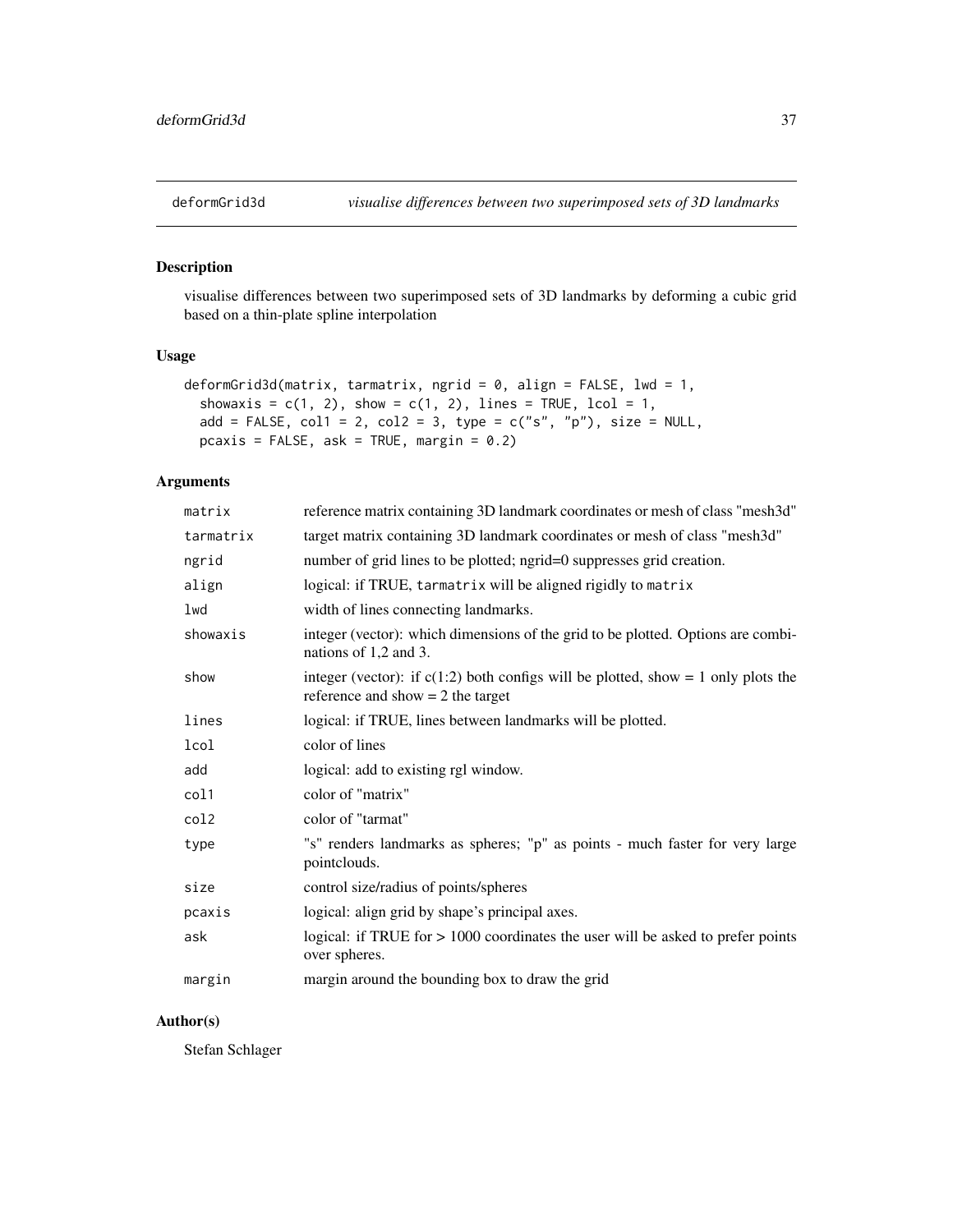## deformGrid3d *visualise differences between two superimposed sets of 3D landmarks*

### Description

visualise differences between two superimposed sets of 3D landmarks by deforming a cubic grid based on a thin-plate spline interpolation

### Usage

```
deformGrid3d(matrix, tarmatrix, ngrid = 0, align = FALSE, lwd = 1,
  showaxis = c(1, 2), show = c(1, 2), lines = TRUE, lcol = 1,
  add = FALSE, col1 = 2, col2 = 3, type = c("s", "p"), size = NULL,
  pcaxis = FALSE, ask = TRUE, margin = 0.2)
```

### Arguments

| Argument | Description |
|---|---|
| `matrix` | reference matrix containing 3D landmark coordinates or mesh of class "mesh3d" |
| `tarmatrix` | target matrix containing 3D landmark coordinates or mesh of class "mesh3d" |
| `ngrid` | number of grid lines to be plotted; ngrid=0 suppresses grid creation. |
| `align` | logical: if TRUE, `tarmatrix` will be aligned rigidly to `matrix` |
| `lwd` | width of lines connecting landmarks. |
| `showaxis` | integer (vector): which dimensions of the grid to be plotted. Options are combinations of 1,2 and 3. |
| `show` | integer (vector): if c(1:2) both configs will be plotted, show = 1 only plots the reference and show = 2 the target |
| `lines` | logical: if TRUE, lines between landmarks will be plotted. |
| `lcol` | color of lines |
| `add` | logical: add to existing rgl window. |
| `col1` | color of "matrix" |
| `col2` | color of "tarmat" |
| `type` | "s" renders landmarks as spheres; "p" as points - much faster for very large pointclouds. |
| `size` | control size/radius of points/spheres |
| `pcaxis` | logical: align grid by shape's principal axes. |
| `ask` | logical: if TRUE for > 1000 coordinates the user will be asked to prefer points over spheres. |
| `margin` | margin around the bounding box to draw the grid |

### Author(s)

Stefan Schlager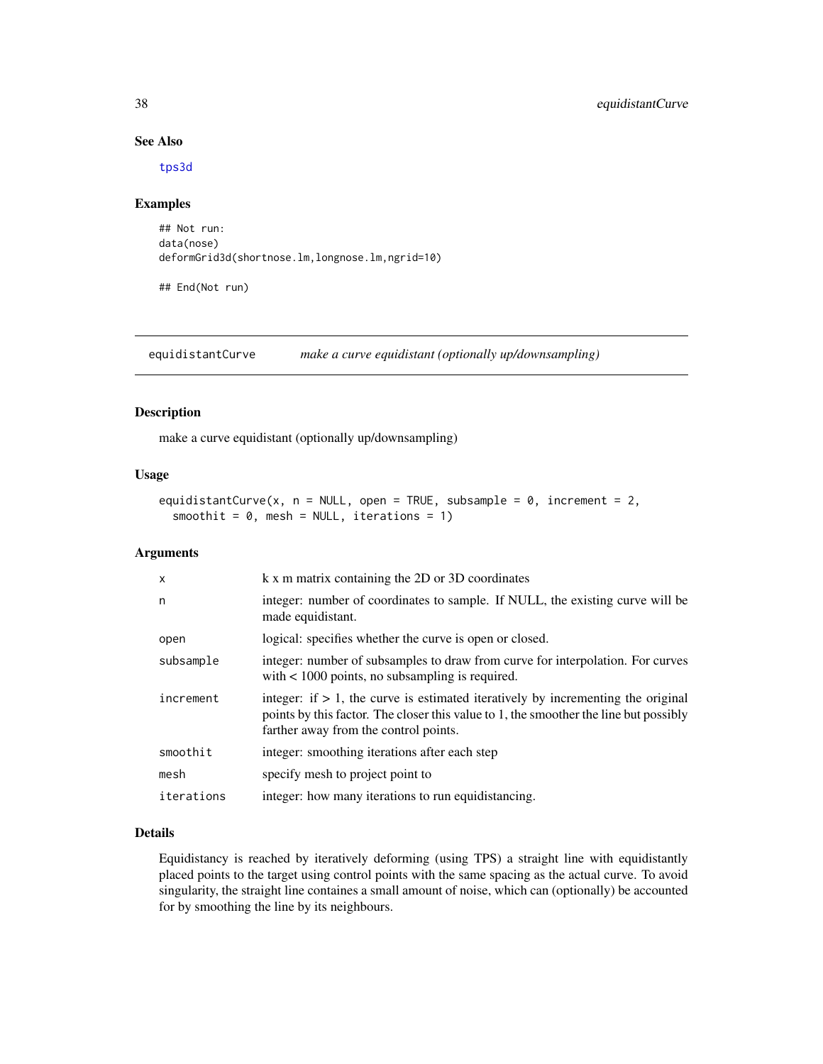### See Also

tps3d

### Examples

```
## Not run:
data(nose)
deformGrid3d(shortnose.lm,longnose.lm,ngrid=10)

## End(Not run)
```

---

## equidistantCurve *make a curve equidistant (optionally up/downsampling)*

---

### Description

make a curve equidistant (optionally up/downsampling)

### Usage

```
equidistantCurve(x, n = NULL, open = TRUE, subsample = 0, increment = 2,
  smoothit = 0, mesh = NULL, iterations = 1)
```

### Arguments

| | |
|---|---|
| x | k x m matrix containing the 2D or 3D coordinates |
| n | integer: number of coordinates to sample. If NULL, the existing curve will be made equidistant. |
| open | logical: specifies whether the curve is open or closed. |
| subsample | integer: number of subsamples to draw from curve for interpolation. For curves with < 1000 points, no subsampling is required. |
| increment | integer: if > 1, the curve is estimated iteratively by incrementing the original points by this factor. The closer this value to 1, the smoother the line but possibly farther away from the control points. |
| smoothit | integer: smoothing iterations after each step |
| mesh | specify mesh to project point to |
| iterations | integer: how many iterations to run equidistancing. |

### Details

Equidistancy is reached by iteratively deforming (using TPS) a straight line with equidistantly placed points to the target using control points with the same spacing as the actual curve. To avoid singularity, the straight line containes a small amount of noise, which can (optionally) be accounted for by smoothing the line by its neighbours.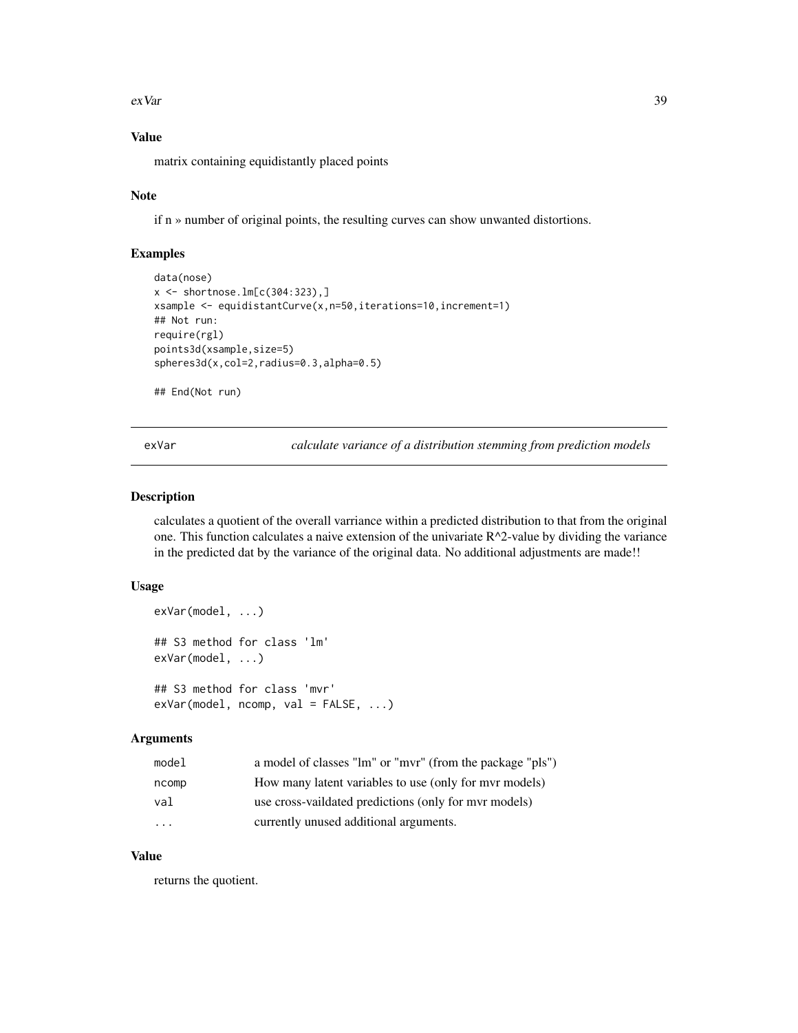### Value

matrix containing equidistantly placed points

### Note

if n » number of original points, the resulting curves can show unwanted distortions.

### Examples

```
data(nose)
x <- shortnose.lm[c(304:323),]
xsample <- equidistantCurve(x,n=50,iterations=10,increment=1)
## Not run:
require(rgl)
points3d(xsample,size=5)
spheres3d(x,col=2,radius=0.3,alpha=0.5)

## End(Not run)
```

---

## exVar — *calculate variance of a distribution stemming from prediction models*

### Description

calculates a quotient of the overall varriance within a predicted distribution to that from the original one. This function calculates a naive extension of the univariate R^2-value by dividing the variance in the predicted dat by the variance of the original data. No additional adjustments are made!!

### Usage

```
exVar(model, ...)

## S3 method for class 'lm'
exVar(model, ...)

## S3 method for class 'mvr'
exVar(model, ncomp, val = FALSE, ...)
```

### Arguments

| | |
|---|---|
| `model` | a model of classes "lm" or "mvr" (from the package "pls") |
| `ncomp` | How many latent variables to use (only for mvr models) |
| `val` | use cross-vaildated predictions (only for mvr models) |
| `...` | currently unused additional arguments. |

### Value

returns the quotient.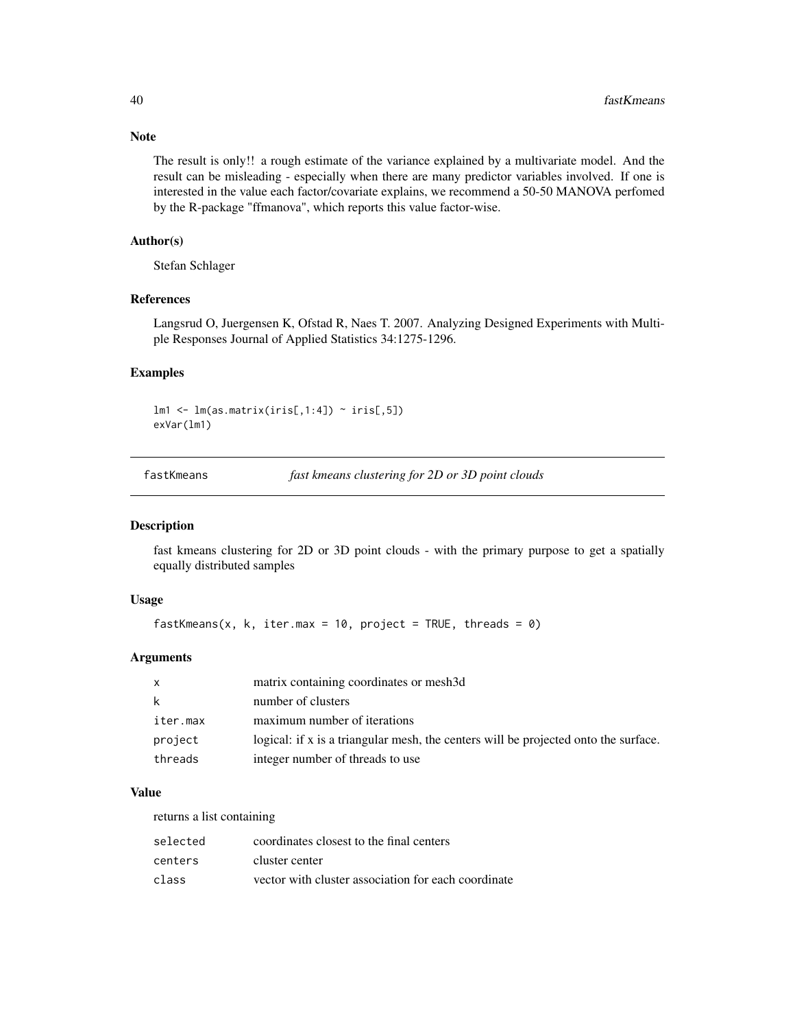### Note

The result is only!! a rough estimate of the variance explained by a multivariate model. And the result can be misleading - especially when there are many predictor variables involved. If one is interested in the value each factor/covariate explains, we recommend a 50-50 MANOVA perfomed by the R-package "ffmanova", which reports this value factor-wise.

### Author(s)

Stefan Schlager

### References

Langsrud O, Juergensen K, Ofstad R, Naes T. 2007. Analyzing Designed Experiments with Multiple Responses Journal of Applied Statistics 34:1275-1296.

### Examples

```
lm1 <- lm(as.matrix(iris[,1:4]) ~ iris[,5])
exVar(lm1)
```

---

## fastKmeans *fast kmeans clustering for 2D or 3D point clouds*

---

### Description

fast kmeans clustering for 2D or 3D point clouds - with the primary purpose to get a spatially equally distributed samples

### Usage

```
fastKmeans(x, k, iter.max = 10, project = TRUE, threads = 0)
```

### Arguments

| | |
|---|---|
| x | matrix containing coordinates or mesh3d |
| k | number of clusters |
| iter.max | maximum number of iterations |
| project | logical: if x is a triangular mesh, the centers will be projected onto the surface. |
| threads | integer number of threads to use |

### Value

returns a list containing

| | |
|---|---|
| selected | coordinates closest to the final centers |
| centers | cluster center |
| class | vector with cluster association for each coordinate |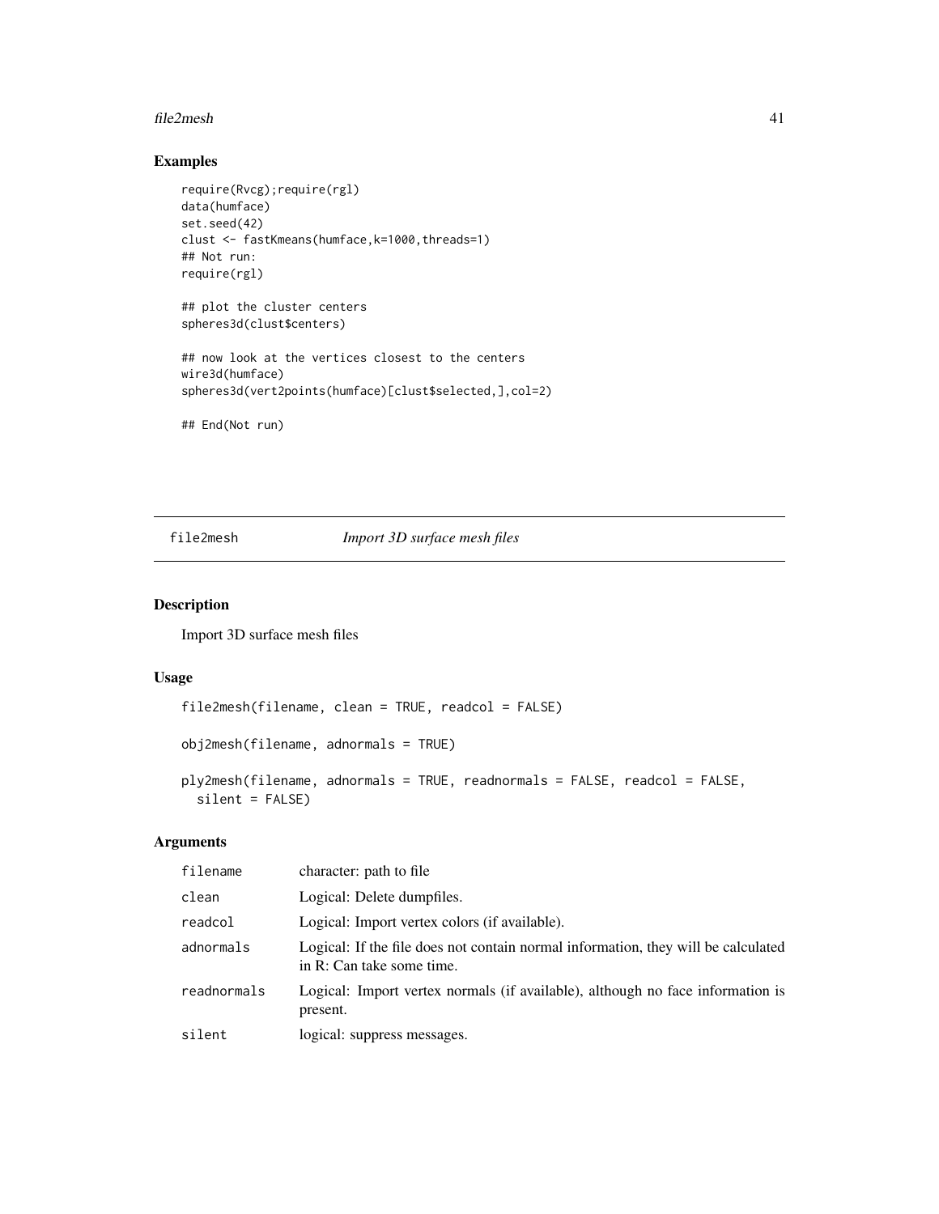## Examples

```
require(Rvcg);require(rgl)
data(humface)
set.seed(42)
clust <- fastKmeans(humface,k=1000,threads=1)
## Not run:
require(rgl)

## plot the cluster centers
spheres3d(clust$centers)

## now look at the vertices closest to the centers
wire3d(humface)
spheres3d(vert2points(humface)[clust$selected,],col=2)

## End(Not run)
```

---

# file2mesh *Import 3D surface mesh files*

---

## Description

Import 3D surface mesh files

## Usage

```
file2mesh(filename, clean = TRUE, readcol = FALSE)

obj2mesh(filename, adnormals = TRUE)

ply2mesh(filename, adnormals = TRUE, readnormals = FALSE, readcol = FALSE,
  silent = FALSE)
```

## Arguments

| | |
|---|---|
| filename | character: path to file |
| clean | Logical: Delete dumpfiles. |
| readcol | Logical: Import vertex colors (if available). |
| adnormals | Logical: If the file does not contain normal information, they will be calculated in R: Can take some time. |
| readnormals | Logical: Import vertex normals (if available), although no face information is present. |
| silent | logical: suppress messages. |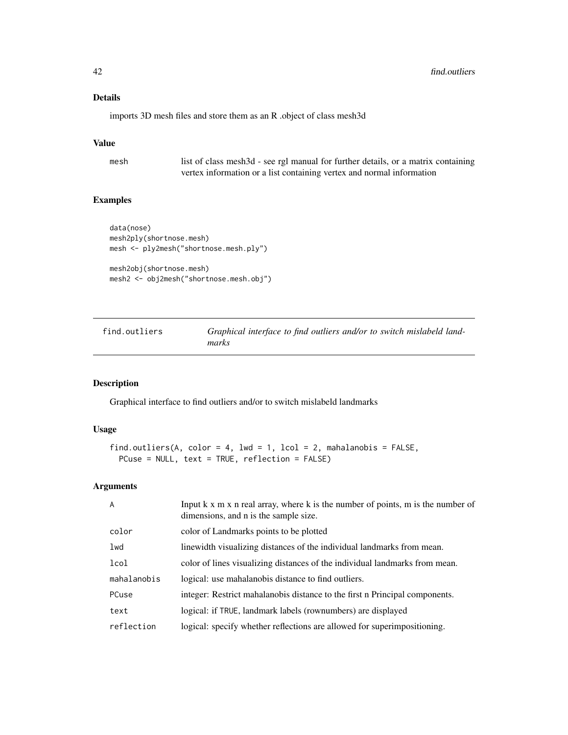## Details

imports 3D mesh files and store them as an R .object of class mesh3d

## Value

| | |
|---|---|
| mesh | list of class mesh3d - see rgl manual for further details, or a matrix containing vertex information or a list containing vertex and normal information |

## Examples

```
data(nose)
mesh2ply(shortnose.mesh)
mesh <- ply2mesh("shortnose.mesh.ply")

mesh2obj(shortnose.mesh)
mesh2 <- obj2mesh("shortnose.mesh.obj")
```

---

# find.outliers — *Graphical interface to find outliers and/or to switch mislabeld landmarks*

---

## Description

Graphical interface to find outliers and/or to switch mislabeld landmarks

## Usage

```
find.outliers(A, color = 4, lwd = 1, lcol = 2, mahalanobis = FALSE,
  PCuse = NULL, text = TRUE, reflection = FALSE)
```

## Arguments

| | |
|---|---|
| A | Input k x m x n real array, where k is the number of points, m is the number of dimensions, and n is the sample size. |
| color | color of Landmarks points to be plotted |
| lwd | linewidth visualizing distances of the individual landmarks from mean. |
| lcol | color of lines visualizing distances of the individual landmarks from mean. |
| mahalanobis | logical: use mahalanobis distance to find outliers. |
| PCuse | integer: Restrict mahalanobis distance to the first n Principal components. |
| text | logical: if TRUE, landmark labels (rownumbers) are displayed |
| reflection | logical: specify whether reflections are allowed for superimpositioning. |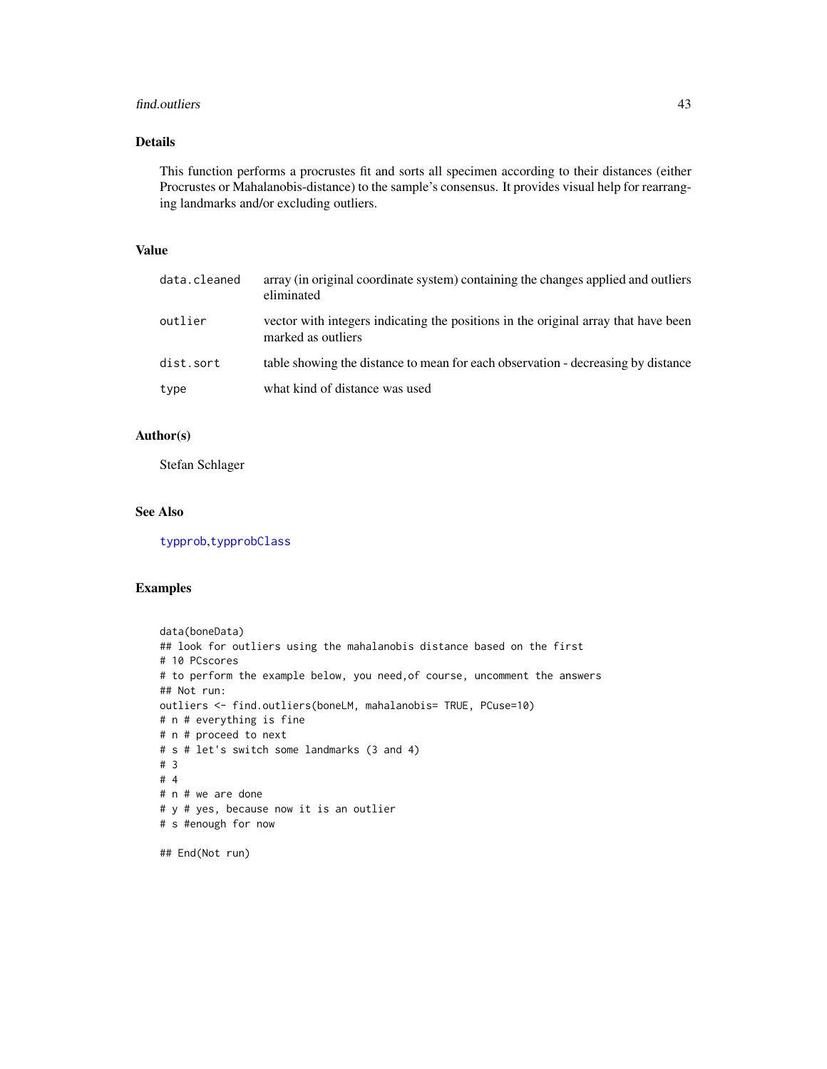## Details

This function performs a procrustes fit and sorts all specimen according to their distances (either Procrustes or Mahalanobis-distance) to the sample's consensus. It provides visual help for rearranging landmarks and/or excluding outliers.

## Value

| | |
|---|---|
| data.cleaned | array (in original coordinate system) containing the changes applied and outliers eliminated |
| outlier | vector with integers indicating the positions in the original array that have been marked as outliers |
| dist.sort | table showing the distance to mean for each observation - decreasing by distance |
| type | what kind of distance was used |

## Author(s)

Stefan Schlager

## See Also

typprob,typprobClass

## Examples

```
data(boneData)
## look for outliers using the mahalanobis distance based on the first
# 10 PCscores
# to perform the example below, you need,of course, uncomment the answers
## Not run:
outliers <- find.outliers(boneLM, mahalanobis= TRUE, PCuse=10)
# n # everything is fine
# n # proceed to next
# s # let's switch some landmarks (3 and 4)
# 3
# 4
# n # we are done
# y # yes, because now it is an outlier
# s #enough for now

## End(Not run)
```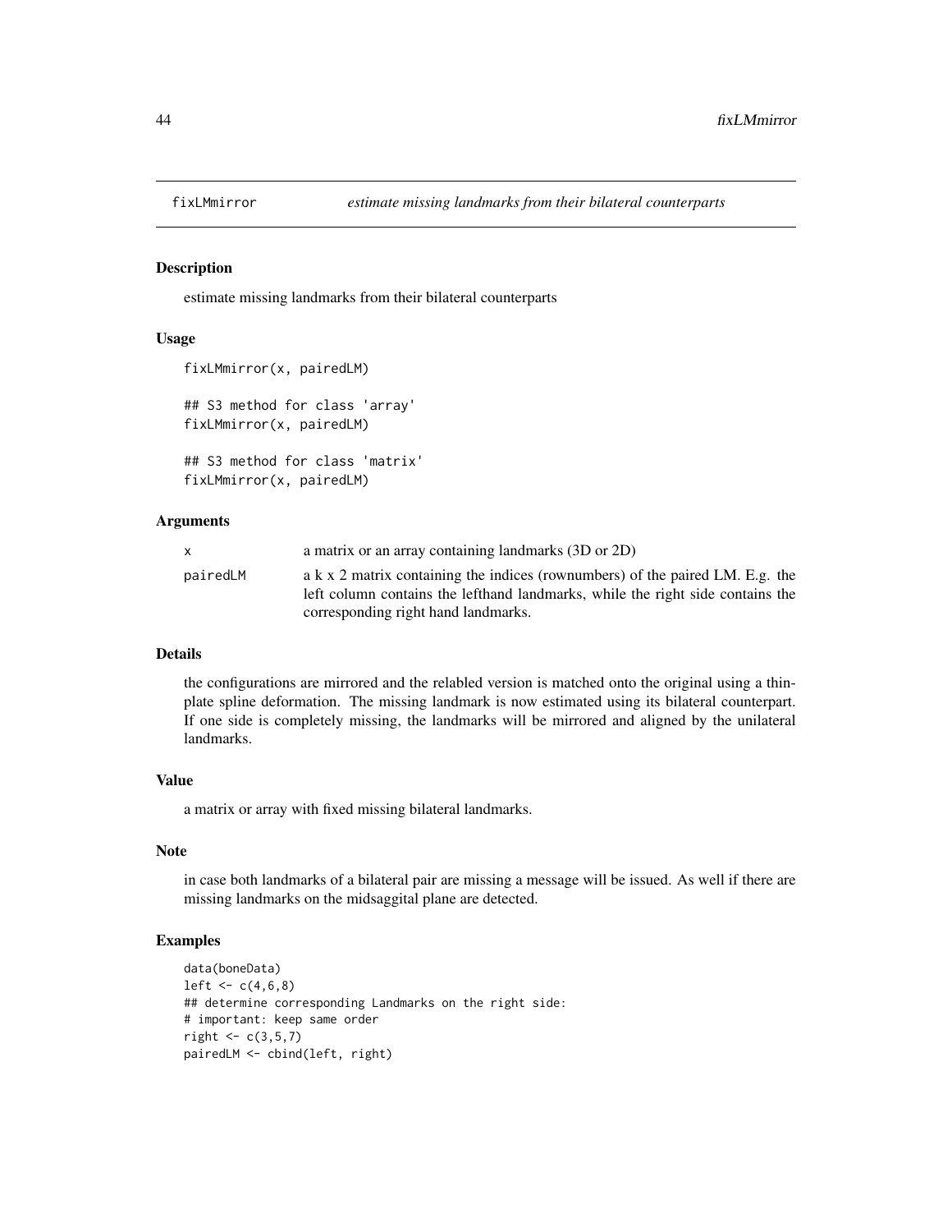# fixLMmirror — *estimate missing landmarks from their bilateral counterparts*

## Description

estimate missing landmarks from their bilateral counterparts

## Usage

```
fixLMmirror(x, pairedLM)

## S3 method for class 'array'
fixLMmirror(x, pairedLM)

## S3 method for class 'matrix'
fixLMmirror(x, pairedLM)
```

## Arguments

| | |
|---|---|
| x | a matrix or an array containing landmarks (3D or 2D) |
| pairedLM | a k x 2 matrix containing the indices (rownumbers) of the paired LM. E.g. the left column contains the lefthand landmarks, while the right side contains the corresponding right hand landmarks. |

## Details

the configurations are mirrored and the relabled version is matched onto the original using a thin-plate spline deformation. The missing landmark is now estimated using its bilateral counterpart. If one side is completely missing, the landmarks will be mirrored and aligned by the unilateral landmarks.

## Value

a matrix or array with fixed missing bilateral landmarks.

## Note

in case both landmarks of a bilateral pair are missing a message will be issued. As well if there are missing landmarks on the midsaggital plane are detected.

## Examples

```
data(boneData)
left <- c(4,6,8)
## determine corresponding Landmarks on the right side:
# important: keep same order
right <- c(3,5,7)
pairedLM <- cbind(left, right)
```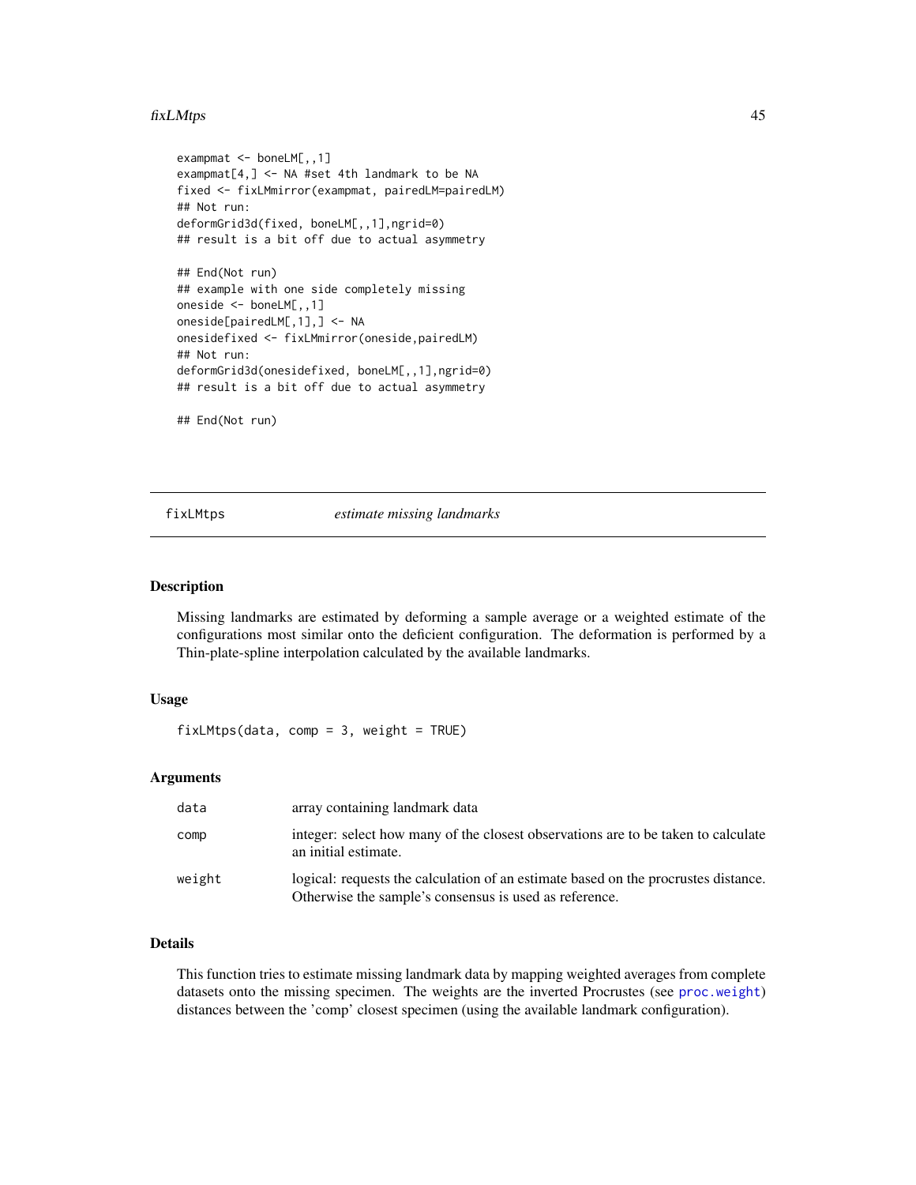```
exampmat <- boneLM[,,1]
exampmat[4,] <- NA #set 4th landmark to be NA
fixed <- fixLMmirror(exampmat, pairedLM=pairedLM)
## Not run:
deformGrid3d(fixed, boneLM[,,1],ngrid=0)
## result is a bit off due to actual asymmetry

## End(Not run)
## example with one side completely missing
oneside <- boneLM[,,1]
oneside[pairedLM[,1],] <- NA
onesidefixed <- fixLMmirror(oneside,pairedLM)
## Not run:
deformGrid3d(onesidefixed, boneLM[,,1],ngrid=0)
## result is a bit off due to actual asymmetry

## End(Not run)
```

---

## fixLMtps *estimate missing landmarks*

---

### Description

Missing landmarks are estimated by deforming a sample average or a weighted estimate of the configurations most similar onto the deficient configuration. The deformation is performed by a Thin-plate-spline interpolation calculated by the available landmarks.

### Usage

```
fixLMtps(data, comp = 3, weight = TRUE)
```

### Arguments

| | |
|---|---|
| `data` | array containing landmark data |
| `comp` | integer: select how many of the closest observations are to be taken to calculate an initial estimate. |
| `weight` | logical: requests the calculation of an estimate based on the procrustes distance. Otherwise the sample's consensus is used as reference. |

### Details

This function tries to estimate missing landmark data by mapping weighted averages from complete datasets onto the missing specimen. The weights are the inverted Procrustes (see `proc.weight`) distances between the 'comp' closest specimen (using the available landmark configuration).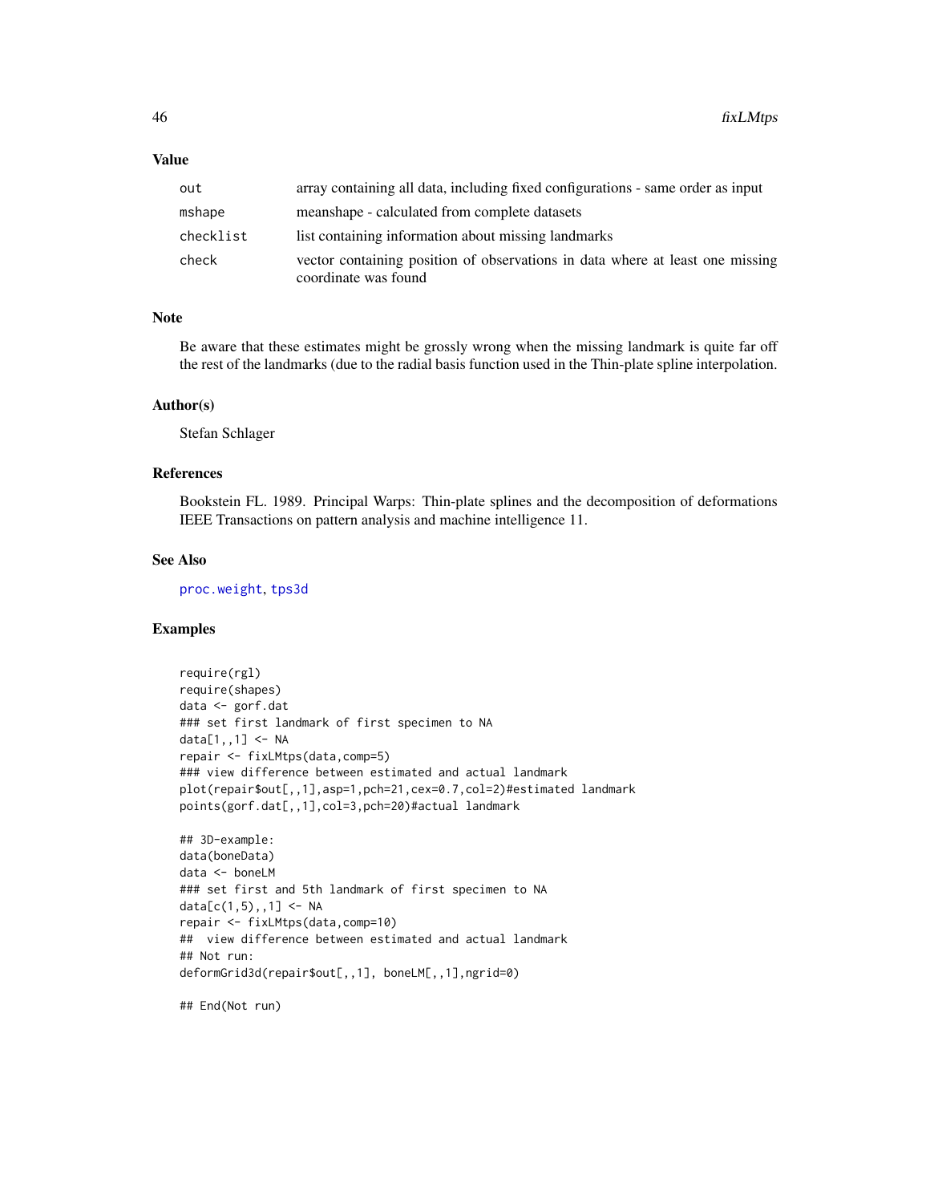### Value

| | |
|---|---|
| out | array containing all data, including fixed configurations - same order as input |
| mshape | meanshape - calculated from complete datasets |
| checklist | list containing information about missing landmarks |
| check | vector containing position of observations in data where at least one missing coordinate was found |

### Note

Be aware that these estimates might be grossly wrong when the missing landmark is quite far off the rest of the landmarks (due to the radial basis function used in the Thin-plate spline interpolation.

### Author(s)

Stefan Schlager

### References

Bookstein FL. 1989. Principal Warps: Thin-plate splines and the decomposition of deformations IEEE Transactions on pattern analysis and machine intelligence 11.

### See Also

proc.weight, tps3d

### Examples

```
require(rgl)
require(shapes)
data <- gorf.dat
### set first landmark of first specimen to NA
data[1,,1] <- NA
repair <- fixLMtps(data,comp=5)
### view difference between estimated and actual landmark
plot(repair$out[,,1],asp=1,pch=21,cex=0.7,col=2)#estimated landmark
points(gorf.dat[,,1],col=3,pch=20)#actual landmark

## 3D-example:
data(boneData)
data <- boneLM
### set first and 5th landmark of first specimen to NA
data[c(1,5),,1] <- NA
repair <- fixLMtps(data,comp=10)
##  view difference between estimated and actual landmark
## Not run:
deformGrid3d(repair$out[,,1], boneLM[,,1],ngrid=0)

## End(Not run)
```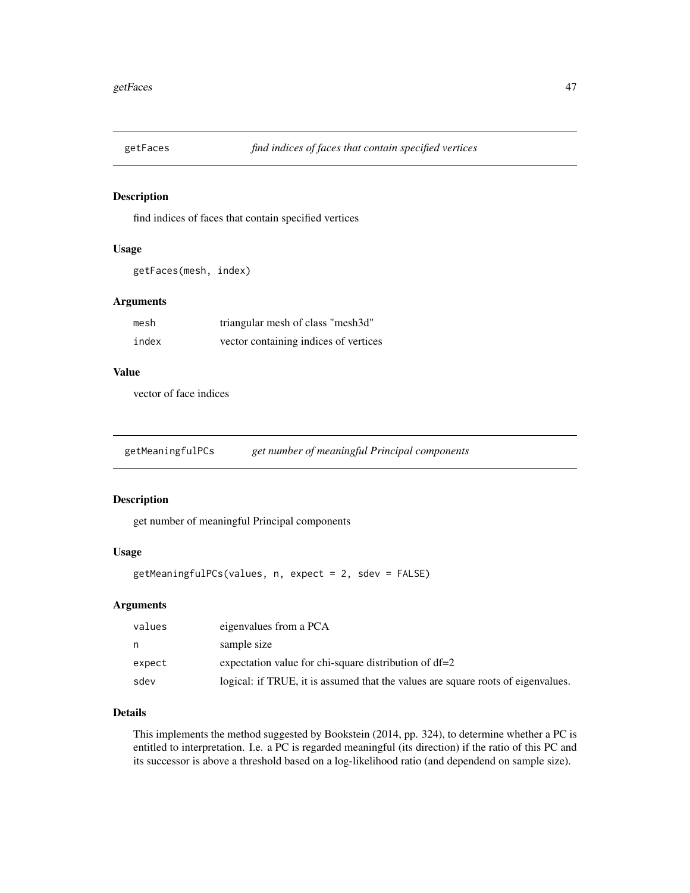## getFaces — *find indices of faces that contain specified vertices*

### Description

find indices of faces that contain specified vertices

### Usage

```
getFaces(mesh, index)
```

### Arguments

| | |
|---|---|
| mesh | triangular mesh of class "mesh3d" |
| index | vector containing indices of vertices |

### Value

vector of face indices

## getMeaningfulPCs — *get number of meaningful Principal components*

### Description

get number of meaningful Principal components

### Usage

```
getMeaningfulPCs(values, n, expect = 2, sdev = FALSE)
```

### Arguments

| | |
|---|---|
| values | eigenvalues from a PCA |
| n | sample size |
| expect | expectation value for chi-square distribution of df=2 |
| sdev | logical: if TRUE, it is assumed that the values are square roots of eigenvalues. |

### Details

This implements the method suggested by Bookstein (2014, pp. 324), to determine whether a PC is entitled to interpretation. I.e. a PC is regarded meaningful (its direction) if the ratio of this PC and its successor is above a threshold based on a log-likelihood ratio (and dependend on sample size).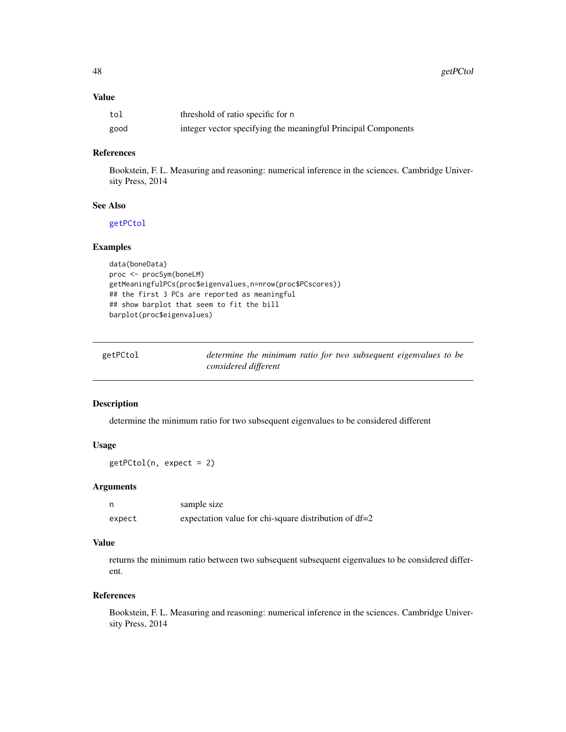### Value

| | |
|---|---|
| tol | threshold of ratio specific for n |
| good | integer vector specifying the meaningful Principal Components |

### References

Bookstein, F. L. Measuring and reasoning: numerical inference in the sciences. Cambridge University Press, 2014

### See Also

getPCtol

### Examples

```
data(boneData)
proc <- procSym(boneLM)
getMeaningfulPCs(proc$eigenvalues,n=nrow(proc$PCscores))
## the first 3 PCs are reported as meaningful
## show barplot that seem to fit the bill
barplot(proc$eigenvalues)
```

---

## getPCtol — *determine the minimum ratio for two subsequent eigenvalues to be considered different*

### Description

determine the minimum ratio for two subsequent eigenvalues to be considered different

### Usage

```
getPCtol(n, expect = 2)
```

### Arguments

| | |
|---|---|
| n | sample size |
| expect | expectation value for chi-square distribution of df=2 |

### Value

returns the minimum ratio between two subsequent subsequent eigenvalues to be considered different.

### References

Bookstein, F. L. Measuring and reasoning: numerical inference in the sciences. Cambridge University Press, 2014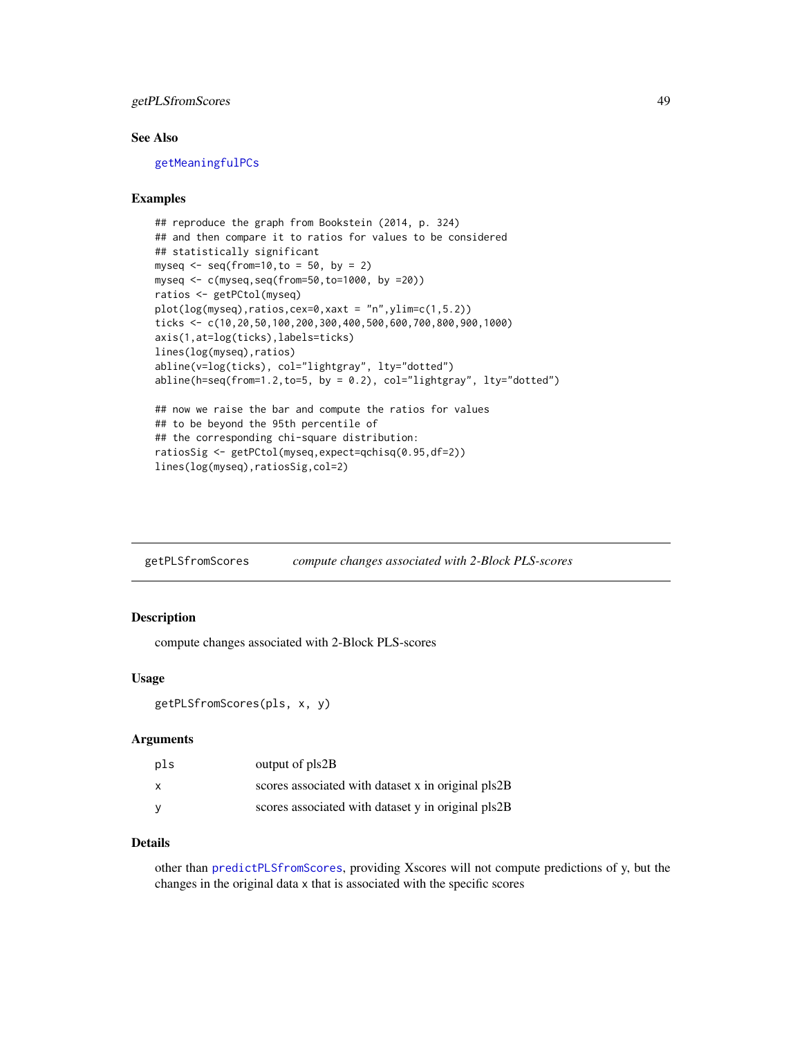### See Also

getMeaningfulPCs

### Examples

```
## reproduce the graph from Bookstein (2014, p. 324)
## and then compare it to ratios for values to be considered
## statistically significant
myseq <- seq(from=10,to = 50, by = 2)
myseq <- c(myseq,seq(from=50,to=1000, by =20))
ratios <- getPCtol(myseq)
plot(log(myseq),ratios,cex=0,xaxt = "n",ylim=c(1,5.2))
ticks <- c(10,20,50,100,200,300,400,500,600,700,800,900,1000)
axis(1,at=log(ticks),labels=ticks)
lines(log(myseq),ratios)
abline(v=log(ticks), col="lightgray", lty="dotted")
abline(h=seq(from=1.2,to=5, by = 0.2), col="lightgray", lty="dotted")

## now we raise the bar and compute the ratios for values
## to be beyond the 95th percentile of
## the corresponding chi-square distribution:
ratiosSig <- getPCtol(myseq,expect=qchisq(0.95,df=2))
lines(log(myseq),ratiosSig,col=2)
```

---

## getPLSfromScores *compute changes associated with 2-Block PLS-scores*

### Description

compute changes associated with 2-Block PLS-scores

### Usage

```
getPLSfromScores(pls, x, y)
```

### Arguments

| | |
|---|---|
| pls | output of pls2B |
| x | scores associated with dataset x in original pls2B |
| y | scores associated with dataset y in original pls2B |

### Details

other than predictPLSfromScores, providing Xscores will not compute predictions of y, but the changes in the original data x that is associated with the specific scores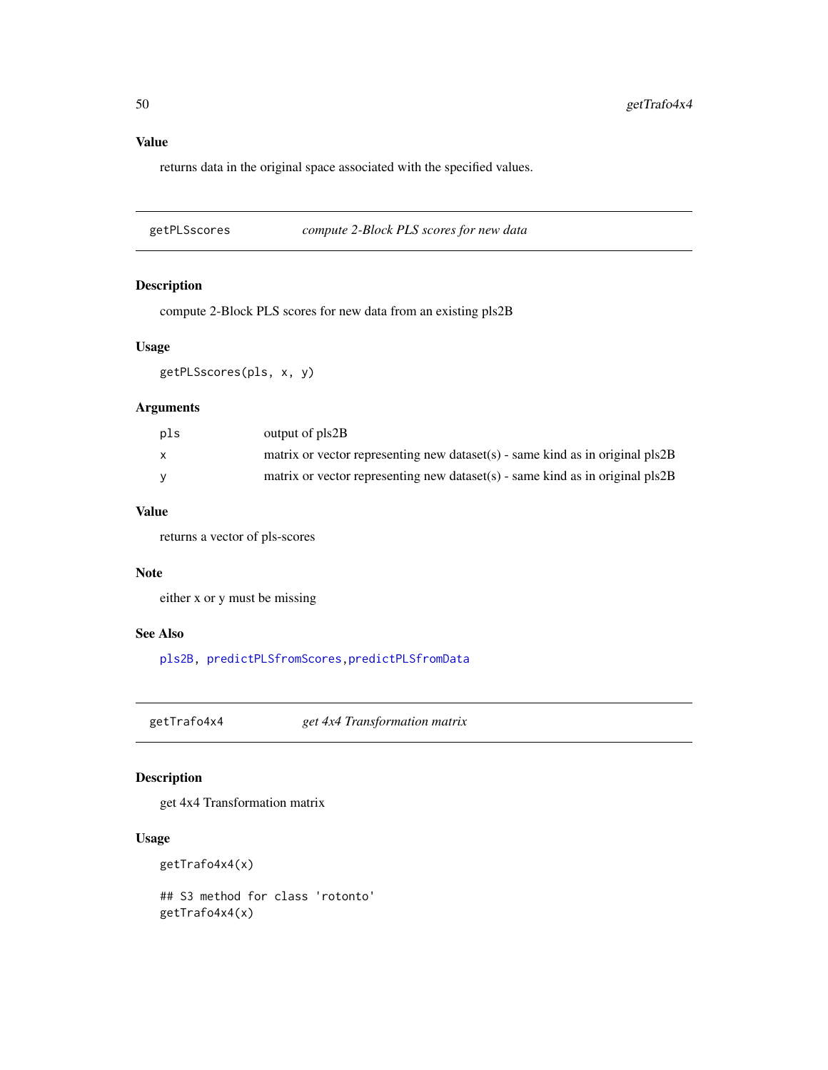## Value

returns data in the original space associated with the specified values.

---

`getPLSscores` *compute 2-Block PLS scores for new data*

---

### Description

compute 2-Block PLS scores for new data from an existing pls2B

### Usage

```
getPLSscores(pls, x, y)
```

### Arguments

| | |
|---|---|
| `pls` | output of pls2B |
| `x` | matrix or vector representing new dataset(s) - same kind as in original pls2B |
| `y` | matrix or vector representing new dataset(s) - same kind as in original pls2B |

### Value

returns a vector of pls-scores

### Note

either x or y must be missing

### See Also

`pls2B`, `predictPLSfromScores`,`predictPLSfromData`

---

`getTrafo4x4` *get 4x4 Transformation matrix*

---

### Description

get 4x4 Transformation matrix

### Usage

```
getTrafo4x4(x)

## S3 method for class 'rotonto'
getTrafo4x4(x)
```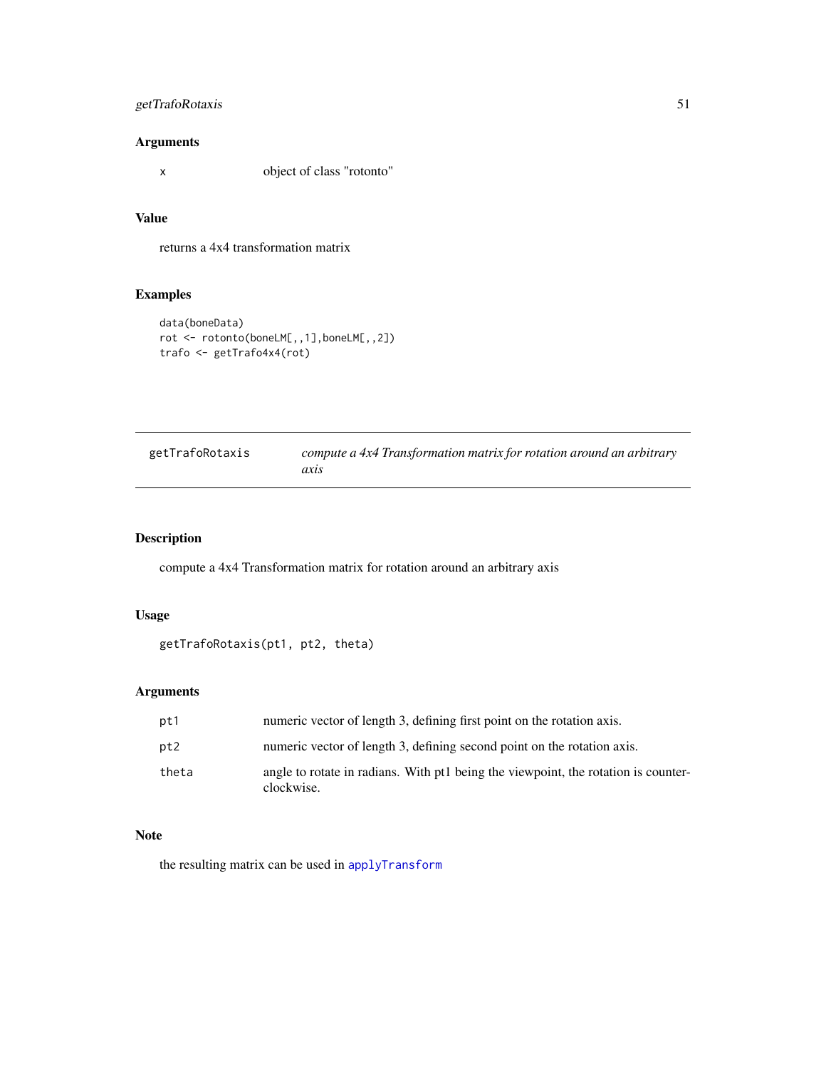## Arguments

x object of class "rotonto"

## Value

returns a 4x4 transformation matrix

## Examples

```
data(boneData)
rot <- rotonto(boneLM[,,1],boneLM[,,2])
trafo <- getTrafo4x4(rot)
```

---

# getTrafoRotaxis *compute a 4x4 Transformation matrix for rotation around an arbitrary axis*

---

## Description

compute a 4x4 Transformation matrix for rotation around an arbitrary axis

## Usage

```
getTrafoRotaxis(pt1, pt2, theta)
```

## Arguments

| | |
|---|---|
| pt1 | numeric vector of length 3, defining first point on the rotation axis. |
| pt2 | numeric vector of length 3, defining second point on the rotation axis. |
| theta | angle to rotate in radians. With pt1 being the viewpoint, the rotation is counterclockwise. |

## Note

the resulting matrix can be used in applyTransform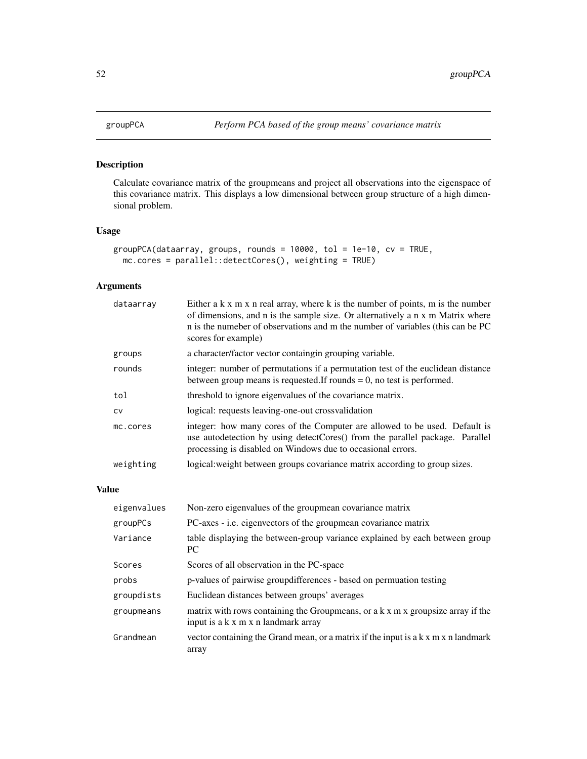groupPCA *Perform PCA based of the group means' covariance matrix*

## Description

Calculate covariance matrix of the groupmeans and project all observations into the eigenspace of this covariance matrix. This displays a low dimensional between group structure of a high dimensional problem.

## Usage

```
groupPCA(dataarray, groups, rounds = 10000, tol = 1e-10, cv = TRUE,
  mc.cores = parallel::detectCores(), weighting = TRUE)
```

## Arguments

| | |
|---|---|
| dataarray | Either a k x m x n real array, where k is the number of points, m is the number of dimensions, and n is the sample size. Or alternatively a n x m Matrix where n is the numeber of observations and m the number of variables (this can be PC scores for example) |
| groups | a character/factor vector containgin grouping variable. |
| rounds | integer: number of permutations if a permutation test of the euclidean distance between group means is requested.If rounds = 0, no test is performed. |
| tol | threshold to ignore eigenvalues of the covariance matrix. |
| cv | logical: requests leaving-one-out crossvalidation |
| mc.cores | integer: how many cores of the Computer are allowed to be used. Default is use autodetection by using detectCores() from the parallel package. Parallel processing is disabled on Windows due to occasional errors. |
| weighting | logical:weight between groups covariance matrix according to group sizes. |

## Value

| | |
|---|---|
| eigenvalues | Non-zero eigenvalues of the groupmean covariance matrix |
| groupPCs | PC-axes - i.e. eigenvectors of the groupmean covariance matrix |
| Variance | table displaying the between-group variance explained by each between group PC |
| Scores | Scores of all observation in the PC-space |
| probs | p-values of pairwise groupdifferences - based on permuation testing |
| groupdists | Euclidean distances between groups' averages |
| groupmeans | matrix with rows containing the Groupmeans, or a k x m x groupsize array if the input is a k x m x n landmark array |
| Grandmean | vector containing the Grand mean, or a matrix if the input is a k x m x n landmark array |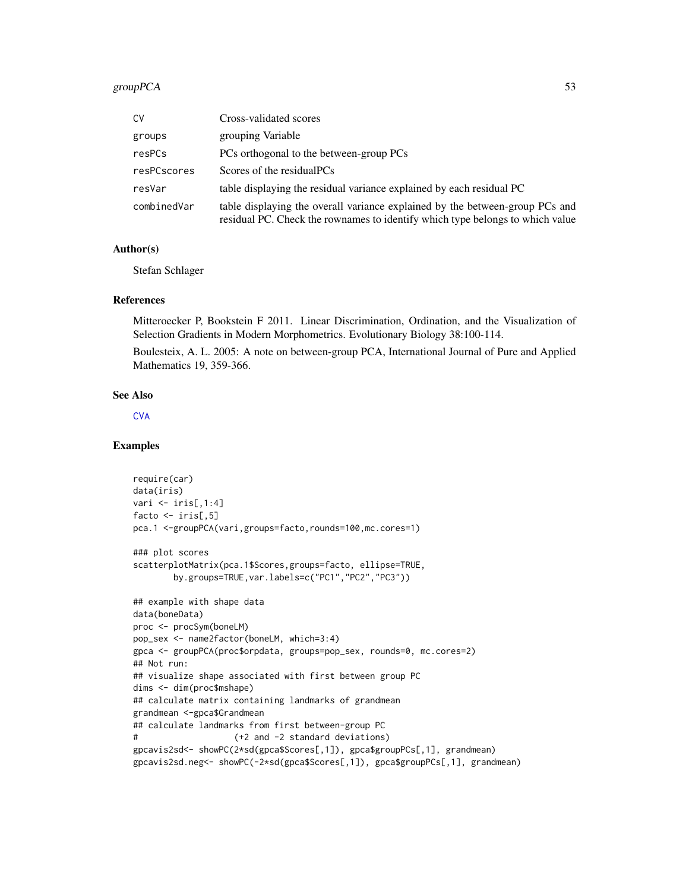| | |
|---|---|
| CV | Cross-validated scores |
| groups | grouping Variable |
| resPCs | PCs orthogonal to the between-group PCs |
| resPCscores | Scores of the residualPCs |
| resVar | table displaying the residual variance explained by each residual PC |
| combinedVar | table displaying the overall variance explained by the between-group PCs and residual PC. Check the rownames to identify which type belongs to which value |

## Author(s)

Stefan Schlager

## References

Mitteroecker P, Bookstein F 2011. Linear Discrimination, Ordination, and the Visualization of Selection Gradients in Modern Morphometrics. Evolutionary Biology 38:100-114.

Boulesteix, A. L. 2005: A note on between-group PCA, International Journal of Pure and Applied Mathematics 19, 359-366.

## See Also

CVA

## Examples

```
require(car)
data(iris)
vari <- iris[,1:4]
facto <- iris[,5]
pca.1 <-groupPCA(vari,groups=facto,rounds=100,mc.cores=1)

### plot scores
scatterplotMatrix(pca.1$Scores,groups=facto, ellipse=TRUE,
        by.groups=TRUE,var.labels=c("PC1","PC2","PC3"))

## example with shape data
data(boneData)
proc <- procSym(boneLM)
pop_sex <- name2factor(boneLM, which=3:4)
gpca <- groupPCA(proc$orpdata, groups=pop_sex, rounds=0, mc.cores=2)
## Not run:
## visualize shape associated with first between group PC
dims <- dim(proc$mshape)
## calculate matrix containing landmarks of grandmean
grandmean <-gpca$Grandmean
## calculate landmarks from first between-group PC
#                   (+2 and -2 standard deviations)
gpcavis2sd<- showPC(2*sd(gpca$Scores[,1]), gpca$groupPCs[,1], grandmean)
gpcavis2sd.neg<- showPC(-2*sd(gpca$Scores[,1]), gpca$groupPCs[,1], grandmean)
```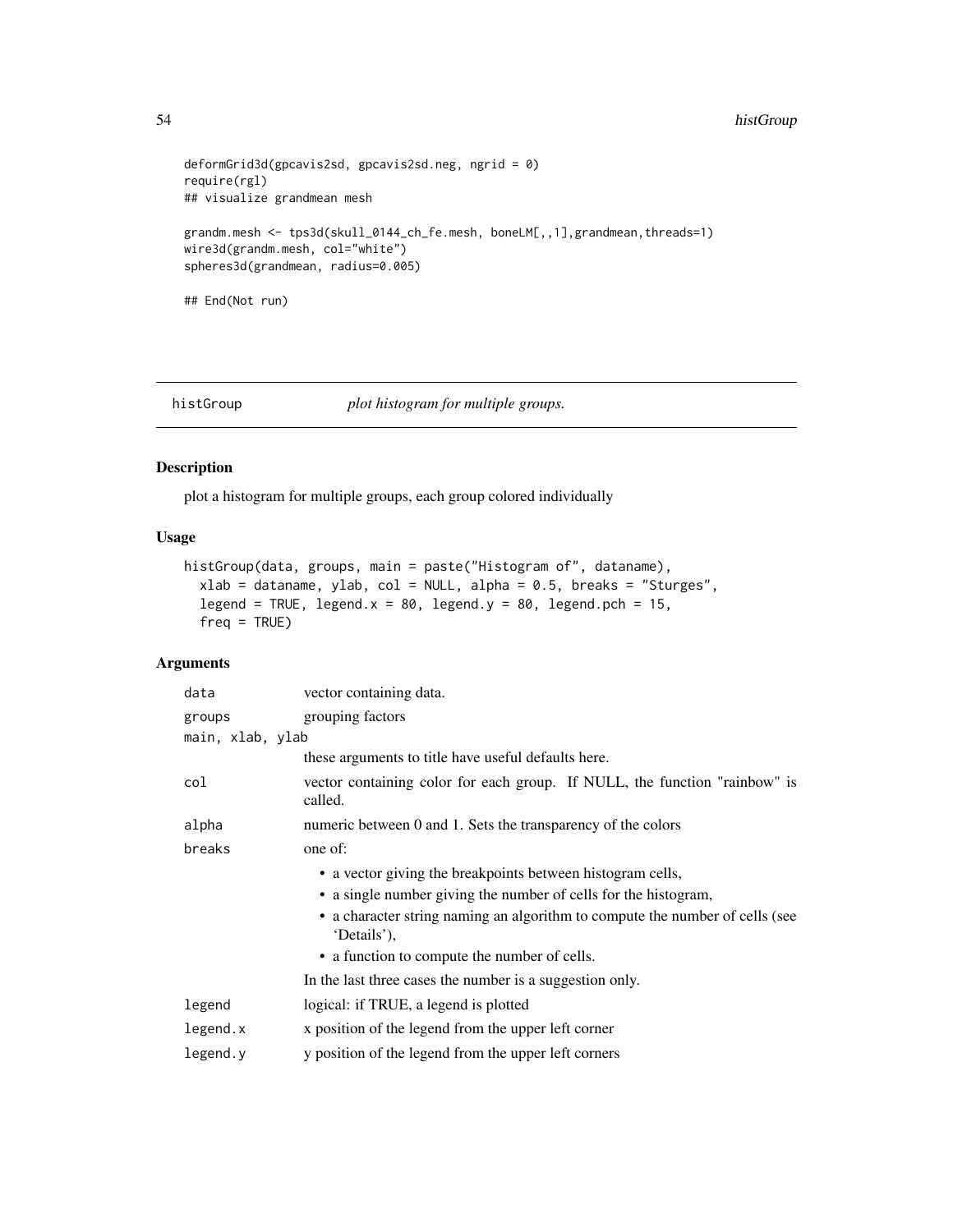```
deformGrid3d(gpcavis2sd, gpcavis2sd.neg, ngrid = 0)
require(rgl)
## visualize grandmean mesh

grandm.mesh <- tps3d(skull_0144_ch_fe.mesh, boneLM[,,1],grandmean,threads=1)
wire3d(grandm.mesh, col="white")
spheres3d(grandmean, radius=0.005)

## End(Not run)
```

## histGroup *plot histogram for multiple groups.*

### Description

plot a histogram for multiple groups, each group colored individually

### Usage

```
histGroup(data, groups, main = paste("Histogram of", dataname),
  xlab = dataname, ylab, col = NULL, alpha = 0.5, breaks = "Sturges",
  legend = TRUE, legend.x = 80, legend.y = 80, legend.pch = 15,
  freq = TRUE)
```

### Arguments

| | |
|---|---|
| `data` | vector containing data. |
| `groups` | grouping factors |
| `main, xlab, ylab` | these arguments to title have useful defaults here. |
| `col` | vector containing color for each group. If NULL, the function "rainbow" is called. |
| `alpha` | numeric between 0 and 1. Sets the transparency of the colors |
| `breaks` | one of: <br>• a vector giving the breakpoints between histogram cells, <br>• a single number giving the number of cells for the histogram, <br>• a character string naming an algorithm to compute the number of cells (see 'Details'), <br>• a function to compute the number of cells. <br>In the last three cases the number is a suggestion only. |
| `legend` | logical: if TRUE, a legend is plotted |
| `legend.x` | x position of the legend from the upper left corner |
| `legend.y` | y position of the legend from the upper left corners |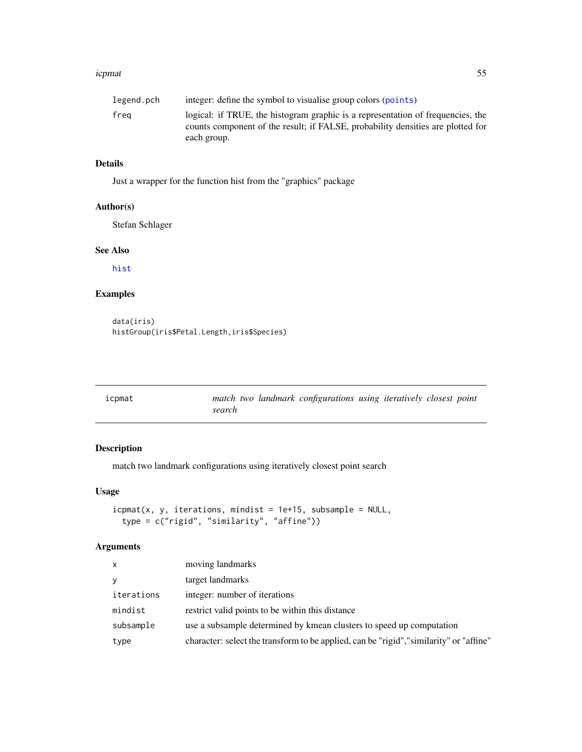| | |
|---|---|
| legend.pch | integer: define the symbol to visualise group colors (points) |
| freq | logical: if TRUE, the histogram graphic is a representation of frequencies, the counts component of the result; if FALSE, probability densities are plotted for each group. |

### Details

Just a wrapper for the function hist from the "graphics" package

### Author(s)

Stefan Schlager

### See Also

hist

### Examples

```
data(iris)
histGroup(iris$Petal.Length,iris$Species)
```

---

## icpmat — *match two landmark configurations using iteratively closest point search*

---

### Description

match two landmark configurations using iteratively closest point search

### Usage

```
icpmat(x, y, iterations, mindist = 1e+15, subsample = NULL,
  type = c("rigid", "similarity", "affine"))
```

### Arguments

| | |
|---|---|
| x | moving landmarks |
| y | target landmarks |
| iterations | integer: number of iterations |
| mindist | restrict valid points to be within this distance |
| subsample | use a subsample determined by kmean clusters to speed up computation |
| type | character: select the transform to be applied, can be "rigid","similarity" or "affine" |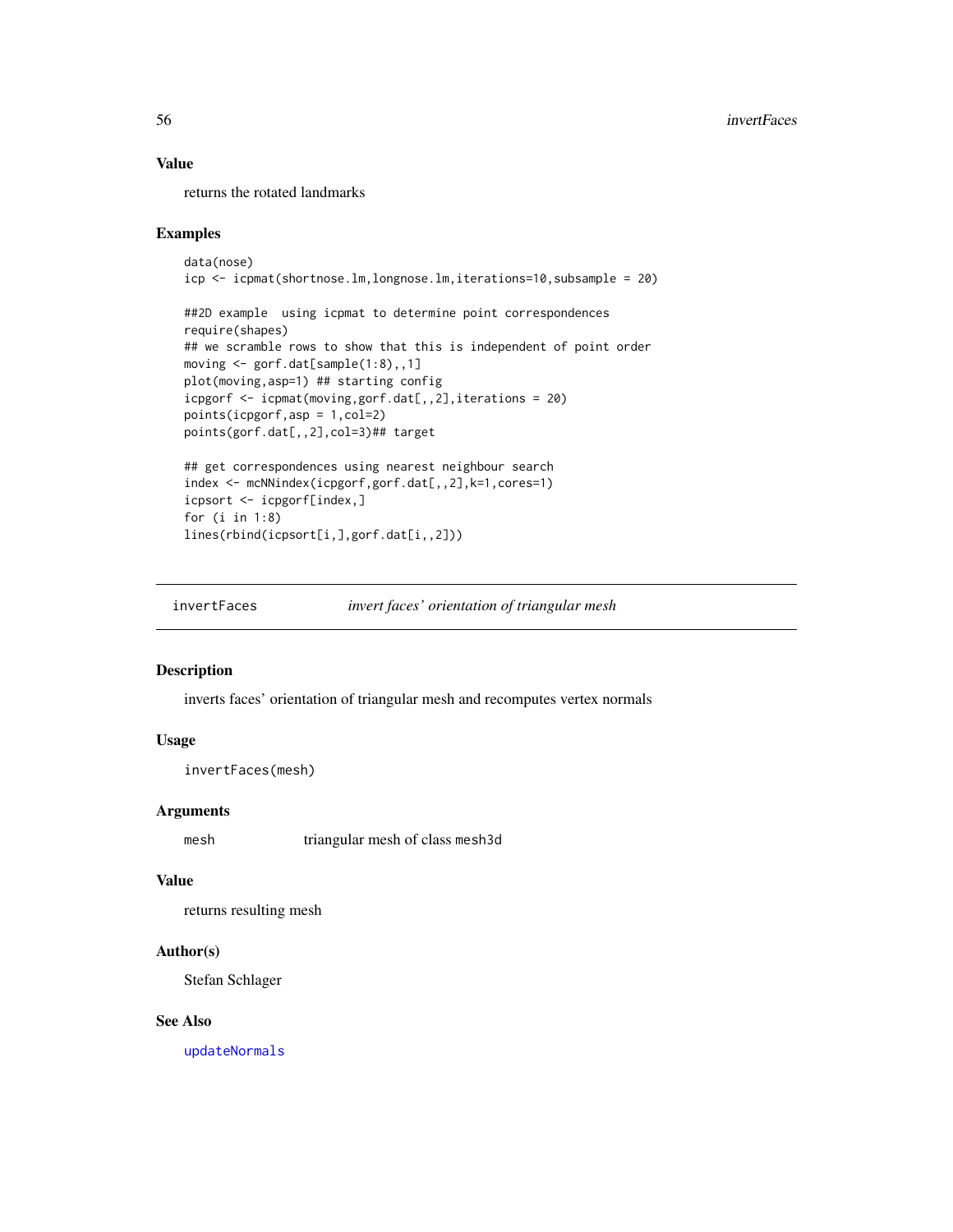## Value

returns the rotated landmarks

## Examples

```
data(nose)
icp <- icpmat(shortnose.lm,longnose.lm,iterations=10,subsample = 20)

##2D example  using icpmat to determine point correspondences
require(shapes)
## we scramble rows to show that this is independent of point order
moving <- gorf.dat[sample(1:8),,1]
plot(moving,asp=1) ## starting config
icpgorf <- icpmat(moving,gorf.dat[,,2],iterations = 20)
points(icpgorf,asp = 1,col=2)
points(gorf.dat[,,2],col=3)## target

## get correspondences using nearest neighbour search
index <- mcNNindex(icpgorf,gorf.dat[,,2],k=1,cores=1)
icpsort <- icpgorf[index,]
for (i in 1:8)
lines(rbind(icpsort[i,],gorf.dat[i,,2]))
```

---

# invertFaces — *invert faces' orientation of triangular mesh*

## Description

inverts faces' orientation of triangular mesh and recomputes vertex normals

## Usage

```
invertFaces(mesh)
```

## Arguments

| | |
|---|---|
| mesh | triangular mesh of class `mesh3d` |

## Value

returns resulting mesh

## Author(s)

Stefan Schlager

## See Also

`updateNormals`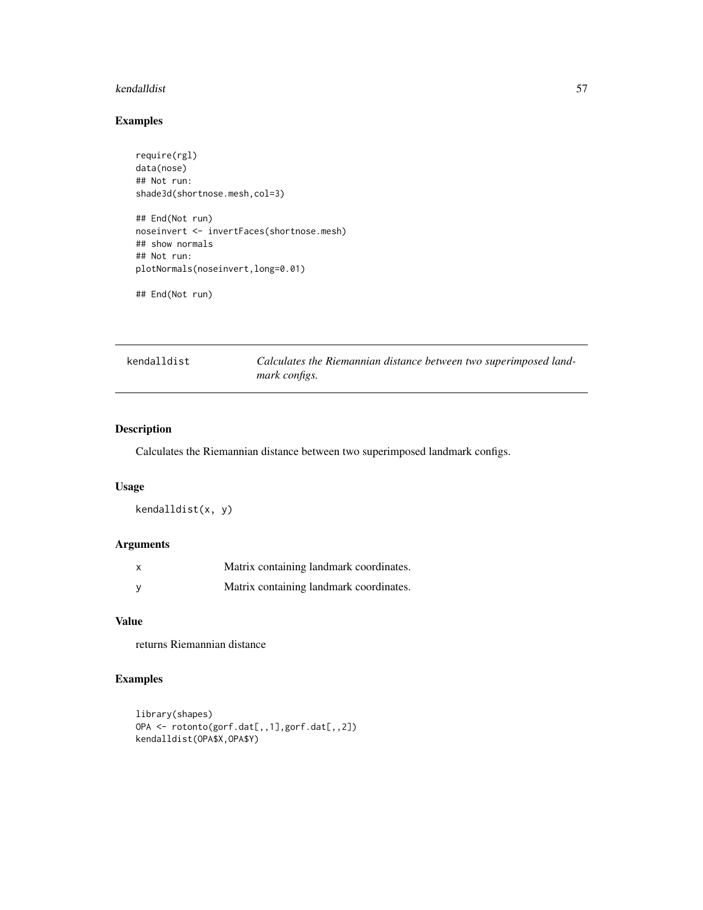## Examples

```
require(rgl)
data(nose)
## Not run:
shade3d(shortnose.mesh,col=3)

## End(Not run)
noseinvert <- invertFaces(shortnose.mesh)
## show normals
## Not run:
plotNormals(noseinvert,long=0.01)

## End(Not run)
```

---

# kendalldist — *Calculates the Riemannian distance between two superimposed landmark configs.*

---

## Description

Calculates the Riemannian distance between two superimposed landmark configs.

## Usage

```
kendalldist(x, y)
```

## Arguments

| | |
|---|---|
| x | Matrix containing landmark coordinates. |
| y | Matrix containing landmark coordinates. |

## Value

returns Riemannian distance

## Examples

```
library(shapes)
OPA <- rotonto(gorf.dat[,,1],gorf.dat[,,2])
kendalldist(OPA$X,OPA$Y)
```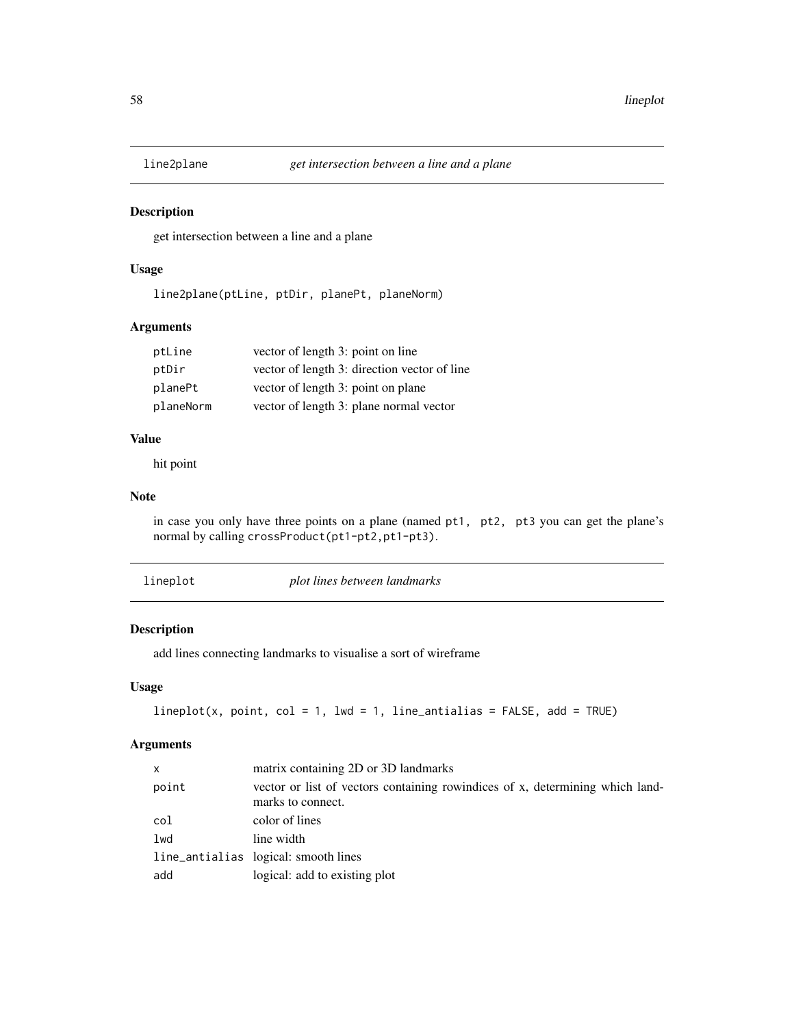## line2plane *get intersection between a line and a plane*

### Description

get intersection between a line and a plane

### Usage

```
line2plane(ptLine, ptDir, planePt, planeNorm)
```

### Arguments

| | |
|---|---|
| ptLine | vector of length 3: point on line |
| ptDir | vector of length 3: direction vector of line |
| planePt | vector of length 3: point on plane |
| planeNorm | vector of length 3: plane normal vector |

### Value

hit point

### Note

in case you only have three points on a plane (named pt1, pt2, pt3 you can get the plane's normal by calling crossProduct(pt1-pt2,pt1-pt3).

## lineplot *plot lines between landmarks*

### Description

add lines connecting landmarks to visualise a sort of wireframe

### Usage

```
lineplot(x, point, col = 1, lwd = 1, line_antialias = FALSE, add = TRUE)
```

### Arguments

| | |
|---|---|
| x | matrix containing 2D or 3D landmarks |
| point | vector or list of vectors containing rowindices of x, determining which landmarks to connect. |
| col | color of lines |
| lwd | line width |
| line_antialias | logical: smooth lines |
| add | logical: add to existing plot |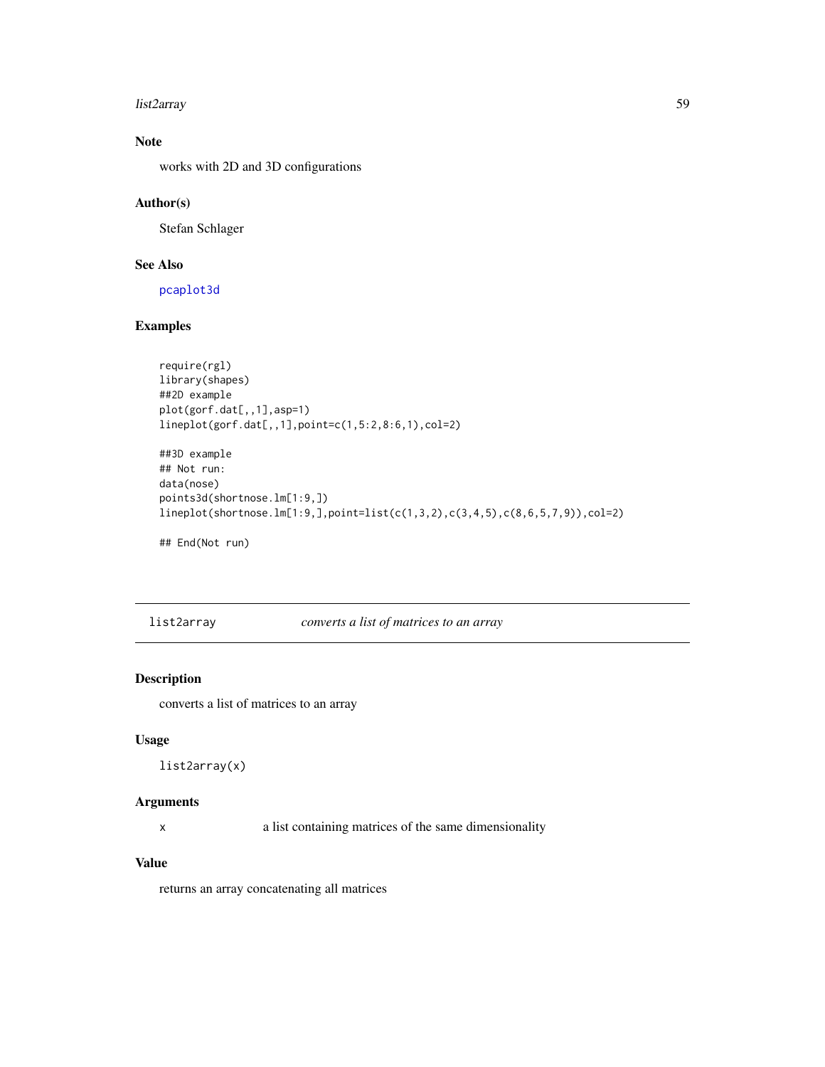### Note

works with 2D and 3D configurations

### Author(s)

Stefan Schlager

### See Also

pcaplot3d

### Examples

```
require(rgl)
library(shapes)
##2D example
plot(gorf.dat[,,1],asp=1)
lineplot(gorf.dat[,,1],point=c(1,5:2,8:6,1),col=2)

##3D example
## Not run:
data(nose)
points3d(shortnose.lm[1:9,])
lineplot(shortnose.lm[1:9,],point=list(c(1,3,2),c(3,4,5),c(8,6,5,7,9)),col=2)

## End(Not run)
```

---

## list2array — *converts a list of matrices to an array*

### Description

converts a list of matrices to an array

### Usage

```
list2array(x)
```

### Arguments

| | |
|---|---|
| x | a list containing matrices of the same dimensionality |

### Value

returns an array concatenating all matrices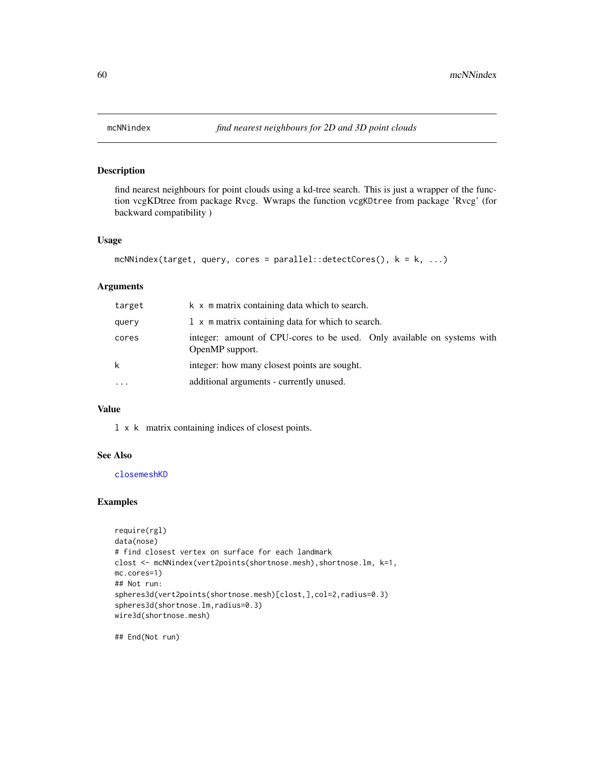## mcNNindex — *find nearest neighbours for 2D and 3D point clouds*

### Description

find nearest neighbours for point clouds using a kd-tree search. This is just a wrapper of the function vcgKDtree from package Rvcg. Wwraps the function `vcgKDtree` from package 'Rvcg' (for backward compatibility )

### Usage

```
mcNNindex(target, query, cores = parallel::detectCores(), k = k, ...)
```

### Arguments

| | |
|---|---|
| `target` | `k x m` matrix containing data which to search. |
| `query` | `l x m` matrix containing data for which to search. |
| `cores` | integer: amount of CPU-cores to be used. Only available on systems with OpenMP support. |
| `k` | integer: how many closest points are sought. |
| `...` | additional arguments - currently unused. |

### Value

`l x k` matrix containing indices of closest points.

### See Also

`closemeshKD`

### Examples

```
require(rgl)
data(nose)
# find closest vertex on surface for each landmark
clost <- mcNNindex(vert2points(shortnose.mesh),shortnose.lm, k=1,
mc.cores=1)
## Not run:
spheres3d(vert2points(shortnose.mesh)[clost,],col=2,radius=0.3)
spheres3d(shortnose.lm,radius=0.3)
wire3d(shortnose.mesh)

## End(Not run)
```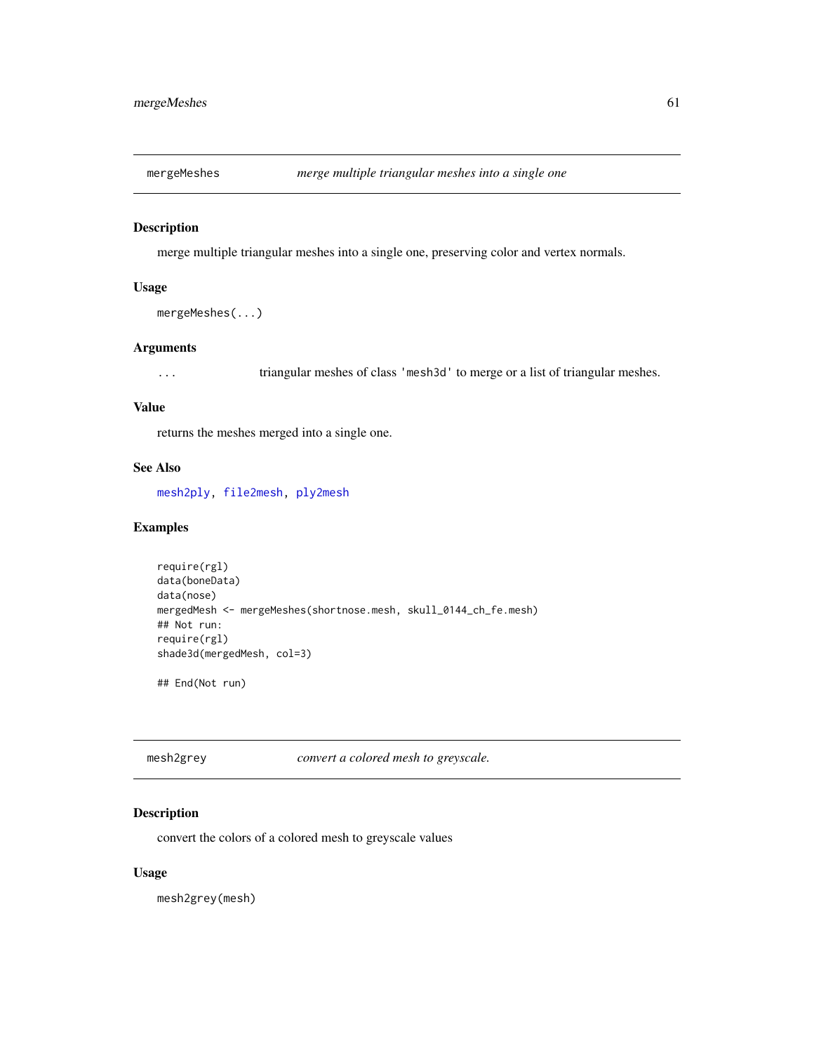## mergeMeshes — *merge multiple triangular meshes into a single one*

### Description

merge multiple triangular meshes into a single one, preserving color and vertex normals.

### Usage

```
mergeMeshes(...)
```

### Arguments

| | |
|---|---|
| ... | triangular meshes of class 'mesh3d' to merge or a list of triangular meshes. |

### Value

returns the meshes merged into a single one.

### See Also

mesh2ply, file2mesh, ply2mesh

### Examples

```
require(rgl)
data(boneData)
data(nose)
mergedMesh <- mergeMeshes(shortnose.mesh, skull_0144_ch_fe.mesh)
## Not run:
require(rgl)
shade3d(mergedMesh, col=3)

## End(Not run)
```

## mesh2grey — *convert a colored mesh to greyscale.*

### Description

convert the colors of a colored mesh to greyscale values

### Usage

```
mesh2grey(mesh)
```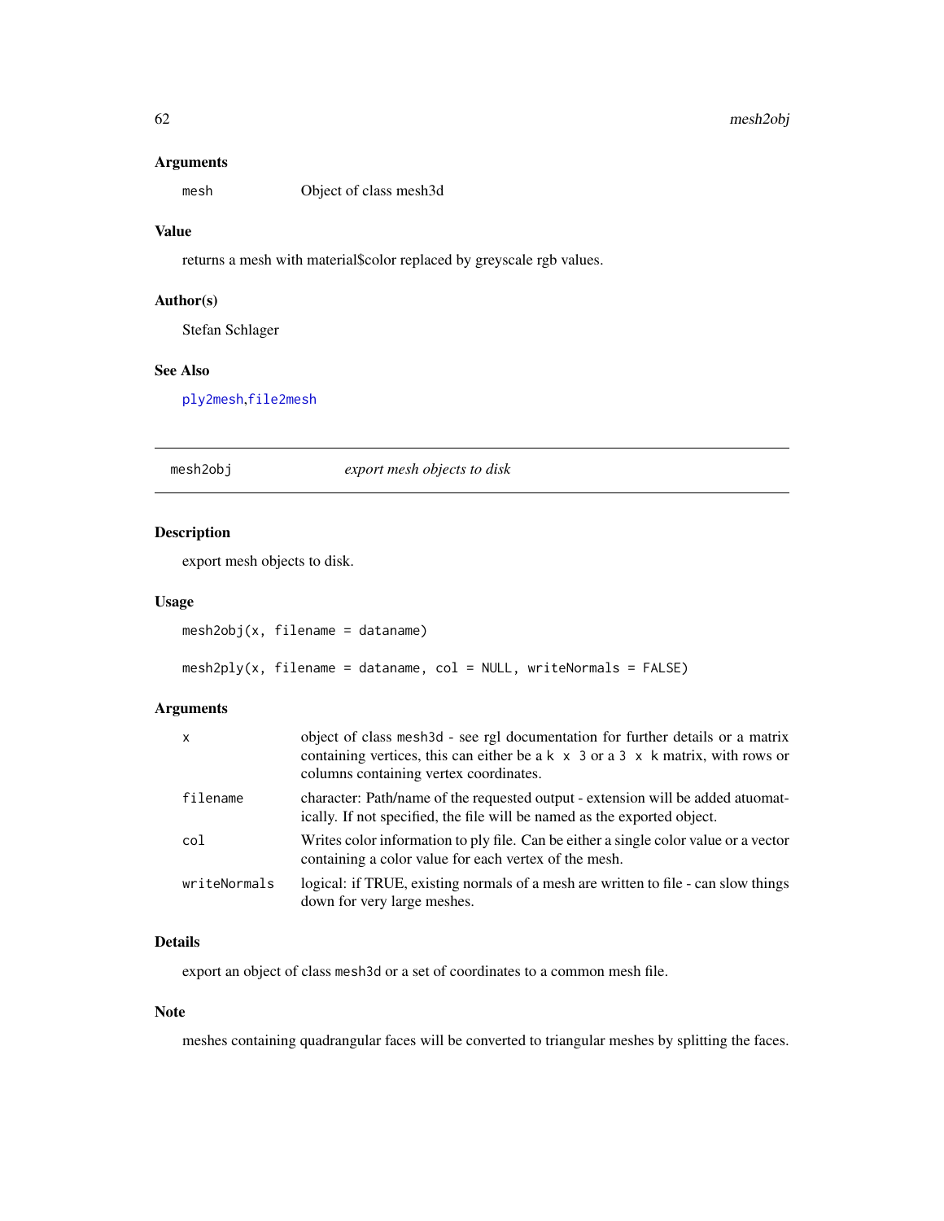## Arguments

| | |
|---|---|
| `mesh` | Object of class mesh3d |

## Value

returns a mesh with material$color replaced by greyscale rgb values.

## Author(s)

Stefan Schlager

## See Also

`ply2mesh`,`file2mesh`

---

# mesh2obj *export mesh objects to disk*

---

## Description

export mesh objects to disk.

## Usage

```
mesh2obj(x, filename = dataname)

mesh2ply(x, filename = dataname, col = NULL, writeNormals = FALSE)
```

## Arguments

| | |
|---|---|
| `x` | object of class `mesh3d` - see rgl documentation for further details or a matrix containing vertices, this can either be a `k x 3` or a `3 x k` matrix, with rows or columns containing vertex coordinates. |
| `filename` | character: Path/name of the requested output - extension will be added atuomatically. If not specified, the file will be named as the exported object. |
| `col` | Writes color information to ply file. Can be either a single color value or a vector containing a color value for each vertex of the mesh. |
| `writeNormals` | logical: if TRUE, existing normals of a mesh are written to file - can slow things down for very large meshes. |

## Details

export an object of class `mesh3d` or a set of coordinates to a common mesh file.

## Note

meshes containing quadrangular faces will be converted to triangular meshes by splitting the faces.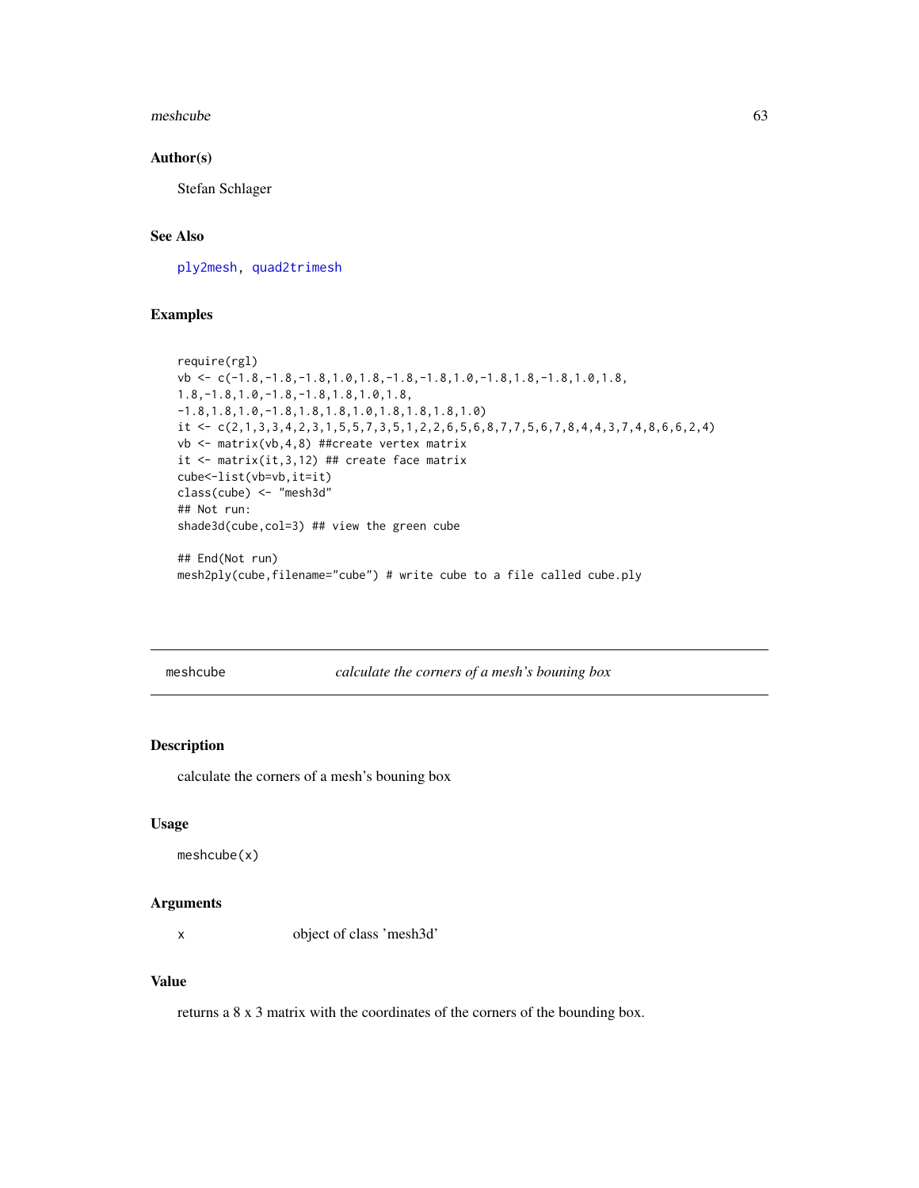## Author(s)

Stefan Schlager

## See Also

ply2mesh, quad2trimesh

## Examples

```
require(rgl)
vb <- c(-1.8,-1.8,-1.8,1.0,1.8,-1.8,-1.8,1.0,-1.8,1.8,-1.8,1.0,1.8,
1.8,-1.8,1.0,-1.8,-1.8,1.8,1.0,1.8,
-1.8,1.8,1.0,-1.8,1.8,1.8,1.0,1.8,1.8,1.8,1.0)
it <- c(2,1,3,3,4,2,3,1,5,5,7,3,5,1,2,2,6,5,6,8,7,7,5,6,7,8,4,4,3,7,4,8,6,6,2,4)
vb <- matrix(vb,4,8) ##create vertex matrix
it <- matrix(it,3,12) ## create face matrix
cube<-list(vb=vb,it=it)
class(cube) <- "mesh3d"
## Not run:
shade3d(cube,col=3) ## view the green cube

## End(Not run)
mesh2ply(cube,filename="cube") # write cube to a file called cube.ply
```

---

# meshcube — *calculate the corners of a mesh's bouning box*

## Description

calculate the corners of a mesh's bouning box

## Usage

```
meshcube(x)
```

## Arguments

| | |
|---|---|
| x | object of class 'mesh3d' |

## Value

returns a 8 x 3 matrix with the coordinates of the corners of the bounding box.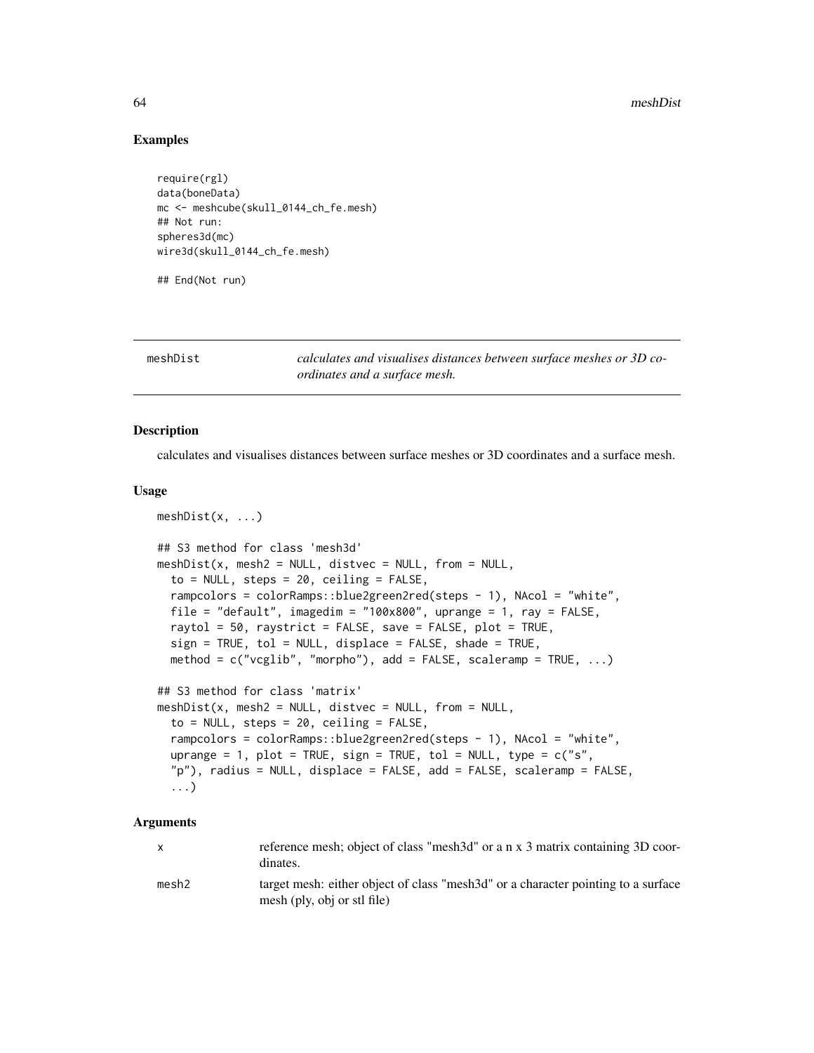## Examples

```
require(rgl)
data(boneData)
mc <- meshcube(skull_0144_ch_fe.mesh)
## Not run:
spheres3d(mc)
wire3d(skull_0144_ch_fe.mesh)

## End(Not run)
```

---

## meshDist — *calculates and visualises distances between surface meshes or 3D coordinates and a surface mesh.*

### Description

calculates and visualises distances between surface meshes or 3D coordinates and a surface mesh.

### Usage

```
meshDist(x, ...)

## S3 method for class 'mesh3d'
meshDist(x, mesh2 = NULL, distvec = NULL, from = NULL,
  to = NULL, steps = 20, ceiling = FALSE,
  rampcolors = colorRamps::blue2green2red(steps - 1), NAcol = "white",
  file = "default", imagedim = "100x800", uprange = 1, ray = FALSE,
  raytol = 50, raystrict = FALSE, save = FALSE, plot = TRUE,
  sign = TRUE, tol = NULL, displace = FALSE, shade = TRUE,
  method = c("vcglib", "morpho"), add = FALSE, scaleramp = TRUE, ...)

## S3 method for class 'matrix'
meshDist(x, mesh2 = NULL, distvec = NULL, from = NULL,
  to = NULL, steps = 20, ceiling = FALSE,
  rampcolors = colorRamps::blue2green2red(steps - 1), NAcol = "white",
  uprange = 1, plot = TRUE, sign = TRUE, tol = NULL, type = c("s",
  "p"), radius = NULL, displace = FALSE, add = FALSE, scaleramp = FALSE,
  ...)
```

### Arguments

| | |
|---|---|
| x | reference mesh; object of class "mesh3d" or a n x 3 matrix containing 3D coordinates. |
| mesh2 | target mesh: either object of class "mesh3d" or a character pointing to a surface mesh (ply, obj or stl file) |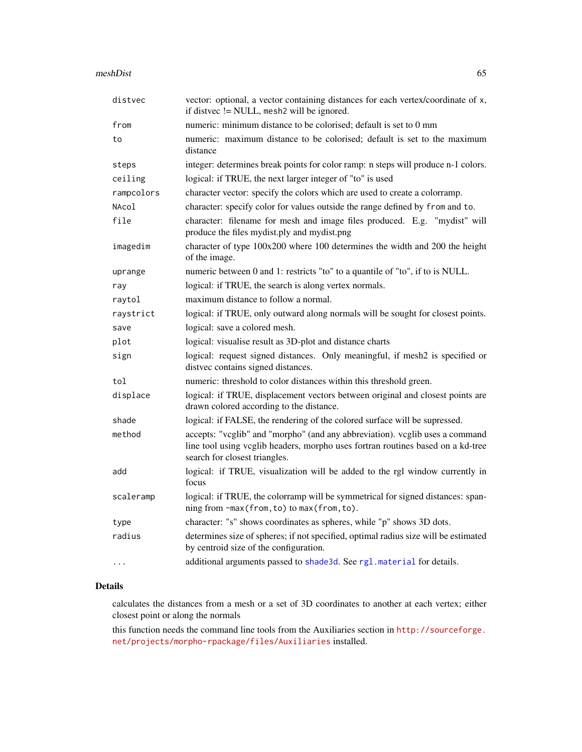| | |
|---|---|
| `distvec` | vector: optional, a vector containing distances for each vertex/coordinate of `x`, if distvec != NULL, `mesh2` will be ignored. |
| `from` | numeric: minimum distance to be colorised; default is set to 0 mm |
| `to` | numeric: maximum distance to be colorised; default is set to the maximum distance |
| `steps` | integer: determines break points for color ramp: n steps will produce n-1 colors. |
| `ceiling` | logical: if TRUE, the next larger integer of "to" is used |
| `rampcolors` | character vector: specify the colors which are used to create a colorramp. |
| `NAcol` | character: specify color for values outside the range defined by `from` and `to`. |
| `file` | character: filename for mesh and image files produced. E.g. "mydist" will produce the files mydist.ply and mydist.png |
| `imagedim` | character of type 100x200 where 100 determines the width and 200 the height of the image. |
| `uprange` | numeric between 0 and 1: restricts "to" to a quantile of "to", if to is NULL. |
| `ray` | logical: if TRUE, the search is along vertex normals. |
| `raytol` | maximum distance to follow a normal. |
| `raystrict` | logical: if TRUE, only outward along normals will be sought for closest points. |
| `save` | logical: save a colored mesh. |
| `plot` | logical: visualise result as 3D-plot and distance charts |
| `sign` | logical: request signed distances. Only meaningful, if mesh2 is specified or distvec contains signed distances. |
| `tol` | numeric: threshold to color distances within this threshold green. |
| `displace` | logical: if TRUE, displacement vectors between original and closest points are drawn colored according to the distance. |
| `shade` | logical: if FALSE, the rendering of the colored surface will be supressed. |
| `method` | accepts: "vcglib" and "morpho" (and any abbreviation). vcglib uses a command line tool using vcglib headers, morpho uses fortran routines based on a kd-tree search for closest triangles. |
| `add` | logical: if TRUE, visualization will be added to the rgl window currently in focus |
| `scaleramp` | logical: if TRUE, the colorramp will be symmetrical for signed distances: spanning from `-max(from,to)` to `max(from,to)`. |
| `type` | character: "s" shows coordinates as spheres, while "p" shows 3D dots. |
| `radius` | determines size of spheres; if not specified, optimal radius size will be estimated by centroid size of the configuration. |
| `...` | additional arguments passed to `shade3d`. See `rgl.material` for details. |

## Details

calculates the distances from a mesh or a set of 3D coordinates to another at each vertex; either closest point or along the normals

this function needs the command line tools from the Auxiliaries section in `http://sourceforge.net/projects/morpho-rpackage/files/Auxiliaries` installed.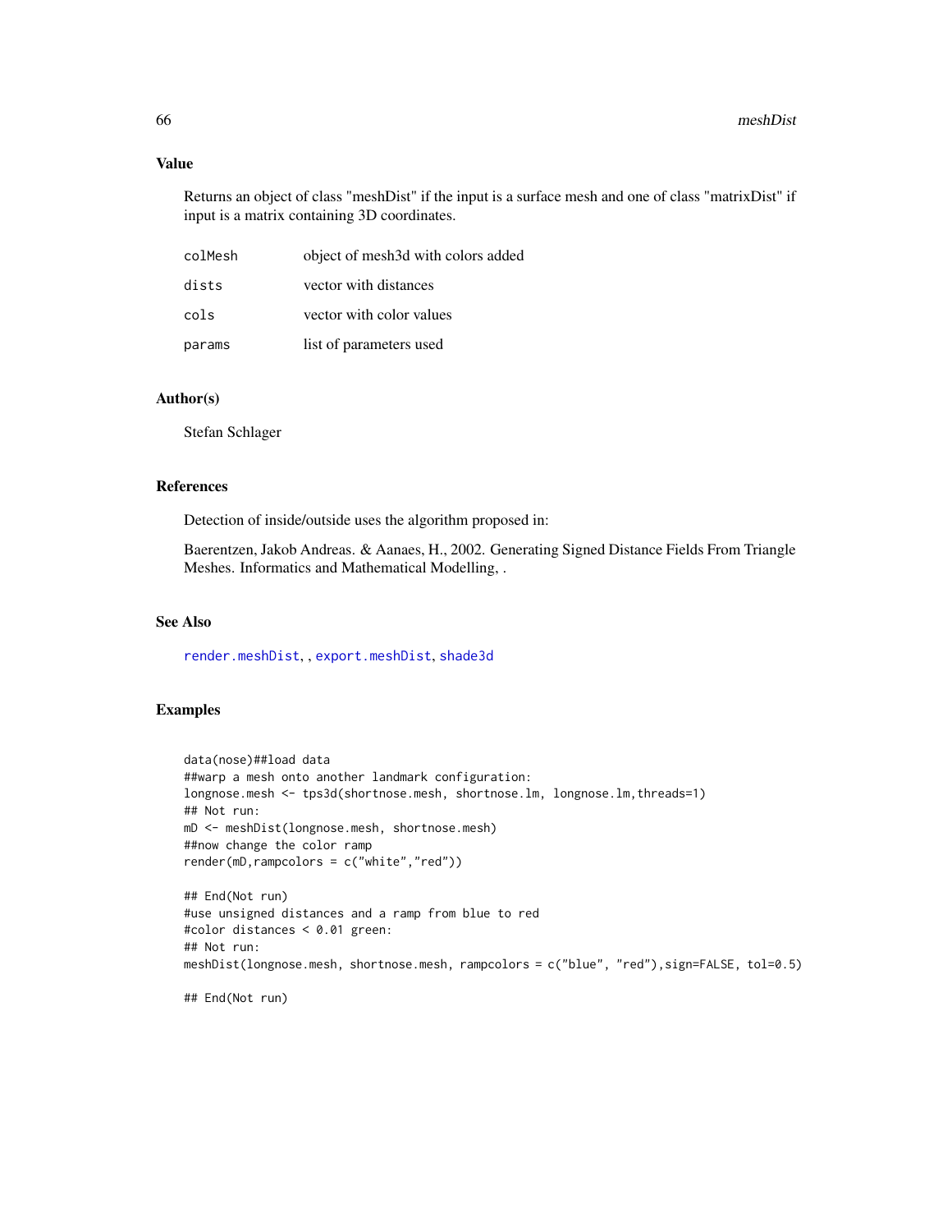## Value

Returns an object of class "meshDist" if the input is a surface mesh and one of class "matrixDist" if input is a matrix containing 3D coordinates.

| | |
|---|---|
| colMesh | object of mesh3d with colors added |
| dists | vector with distances |
| cols | vector with color values |
| params | list of parameters used |

## Author(s)

Stefan Schlager

## References

Detection of inside/outside uses the algorithm proposed in:

Baerentzen, Jakob Andreas. & Aanaes, H., 2002. Generating Signed Distance Fields From Triangle Meshes. Informatics and Mathematical Modelling, .

## See Also

render.meshDist, , export.meshDist, shade3d

## Examples

```
data(nose)##load data
##warp a mesh onto another landmark configuration:
longnose.mesh <- tps3d(shortnose.mesh, shortnose.lm, longnose.lm,threads=1)
## Not run:
mD <- meshDist(longnose.mesh, shortnose.mesh)
##now change the color ramp
render(mD,rampcolors = c("white","red"))

## End(Not run)
#use unsigned distances and a ramp from blue to red
#color distances < 0.01 green:
## Not run:
meshDist(longnose.mesh, shortnose.mesh, rampcolors = c("blue", "red"),sign=FALSE, tol=0.5)

## End(Not run)
```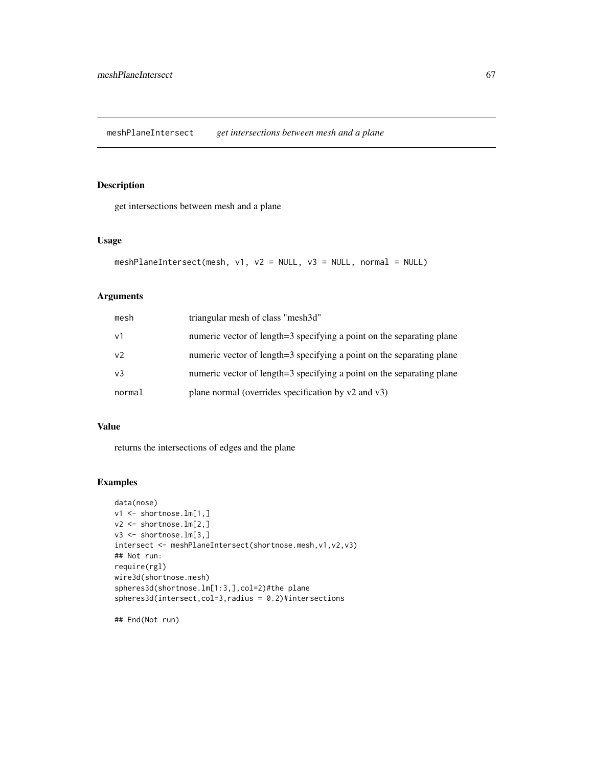meshPlaneIntersect *get intersections between mesh and a plane*

## Description

get intersections between mesh and a plane

## Usage

```
meshPlaneIntersect(mesh, v1, v2 = NULL, v3 = NULL, normal = NULL)
```

## Arguments

| | |
|---|---|
| mesh | triangular mesh of class "mesh3d" |
| v1 | numeric vector of length=3 specifying a point on the separating plane |
| v2 | numeric vector of length=3 specifying a point on the separating plane |
| v3 | numeric vector of length=3 specifying a point on the separating plane |
| normal | plane normal (overrides specification by v2 and v3) |

## Value

returns the intersections of edges and the plane

## Examples

```
data(nose)
v1 <- shortnose.lm[1,]
v2 <- shortnose.lm[2,]
v3 <- shortnose.lm[3,]
intersect <- meshPlaneIntersect(shortnose.mesh,v1,v2,v3)
## Not run:
require(rgl)
wire3d(shortnose.mesh)
spheres3d(shortnose.lm[1:3,],col=2)#the plane
spheres3d(intersect,col=3,radius = 0.2)#intersections

## End(Not run)
```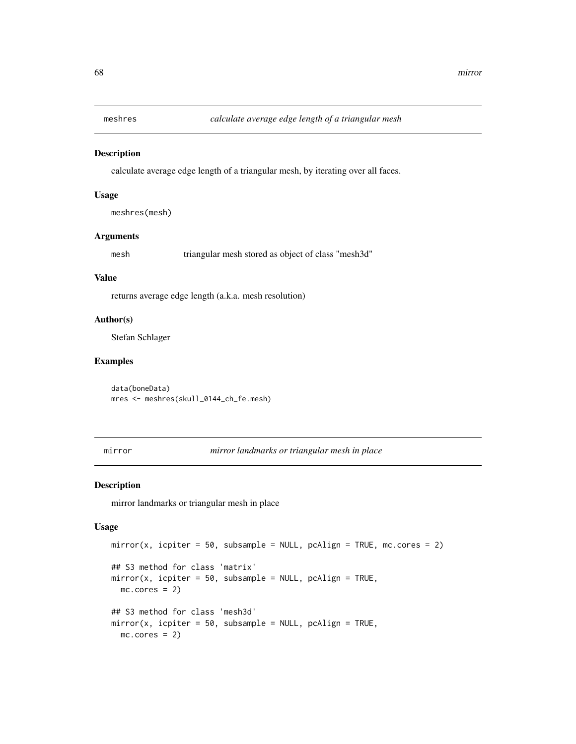## meshres *calculate average edge length of a triangular mesh*

### Description

calculate average edge length of a triangular mesh, by iterating over all faces.

### Usage

```
meshres(mesh)
```

### Arguments

| | |
|---|---|
| mesh | triangular mesh stored as object of class "mesh3d" |

### Value

returns average edge length (a.k.a. mesh resolution)

### Author(s)

Stefan Schlager

### Examples

```
data(boneData)
mres <- meshres(skull_0144_ch_fe.mesh)
```

## mirror *mirror landmarks or triangular mesh in place*

### Description

mirror landmarks or triangular mesh in place

### Usage

```
mirror(x, icpiter = 50, subsample = NULL, pcAlign = TRUE, mc.cores = 2)

## S3 method for class 'matrix'
mirror(x, icpiter = 50, subsample = NULL, pcAlign = TRUE,
  mc.cores = 2)

## S3 method for class 'mesh3d'
mirror(x, icpiter = 50, subsample = NULL, pcAlign = TRUE,
  mc.cores = 2)
```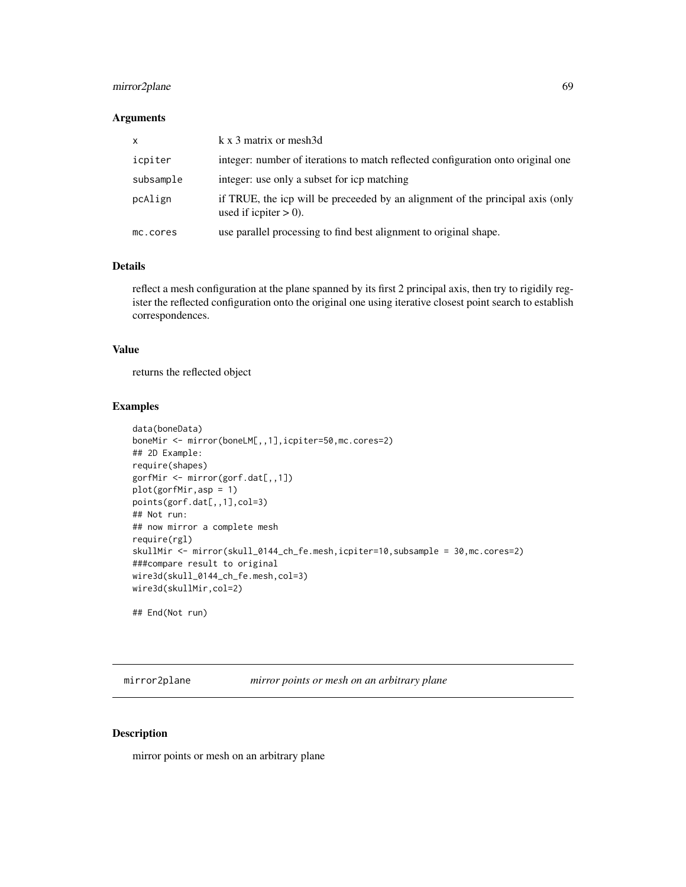### Arguments

| | |
|---|---|
| x | k x 3 matrix or mesh3d |
| icpiter | integer: number of iterations to match reflected configuration onto original one |
| subsample | integer: use only a subset for icp matching |
| pcAlign | if TRUE, the icp will be preceeded by an alignment of the principal axis (only used if icpiter > 0). |
| mc.cores | use parallel processing to find best alignment to original shape. |

### Details

reflect a mesh configuration at the plane spanned by its first 2 principal axis, then try to rigidily register the reflected configuration onto the original one using iterative closest point search to establish correspondences.

### Value

returns the reflected object

### Examples

```
data(boneData)
boneMir <- mirror(boneLM[,,1],icpiter=50,mc.cores=2)
## 2D Example:
require(shapes)
gorfMir <- mirror(gorf.dat[,,1])
plot(gorfMir,asp = 1)
points(gorf.dat[,,1],col=3)
## Not run:
## now mirror a complete mesh
require(rgl)
skullMir <- mirror(skull_0144_ch_fe.mesh,icpiter=10,subsample = 30,mc.cores=2)
###compare result to original
wire3d(skull_0144_ch_fe.mesh,col=3)
wire3d(skullMir,col=2)

## End(Not run)
```

## mirror2plane *mirror points or mesh on an arbitrary plane*

### Description

mirror points or mesh on an arbitrary plane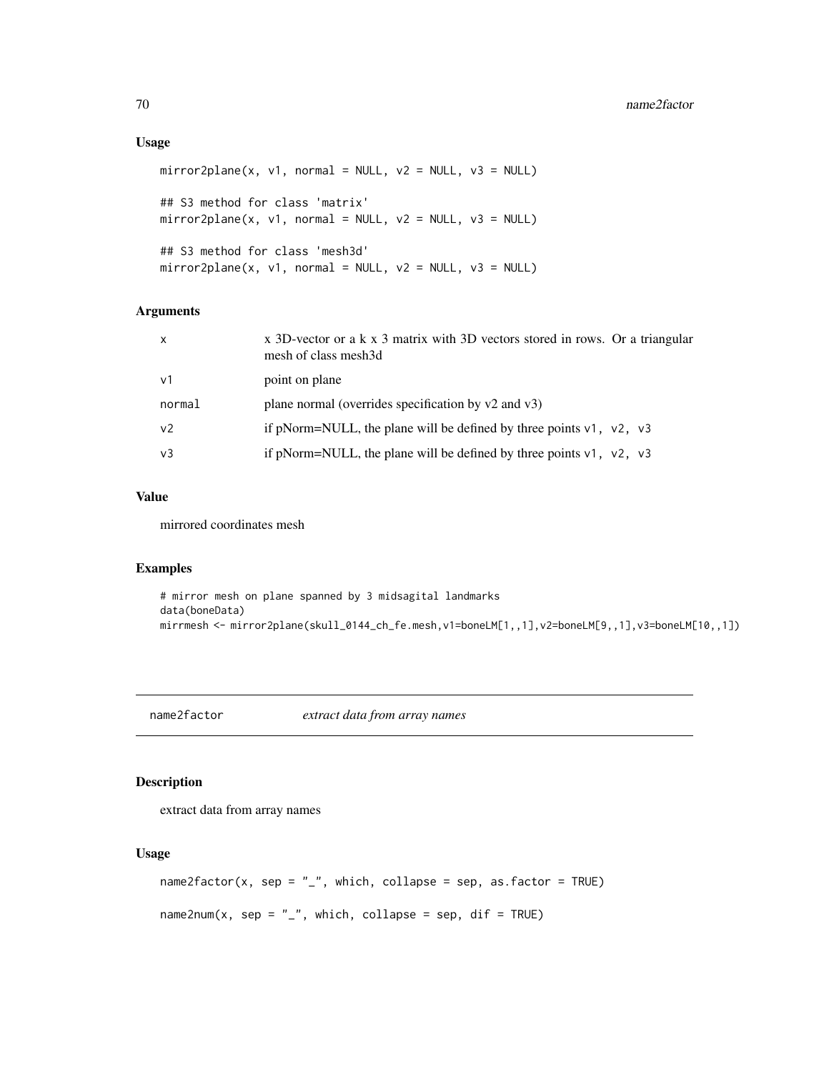## Usage

```
mirror2plane(x, v1, normal = NULL, v2 = NULL, v3 = NULL)

## S3 method for class 'matrix'
mirror2plane(x, v1, normal = NULL, v2 = NULL, v3 = NULL)

## S3 method for class 'mesh3d'
mirror2plane(x, v1, normal = NULL, v2 = NULL, v3 = NULL)
```

## Arguments

| | |
|---|---|
| x | x 3D-vector or a k x 3 matrix with 3D vectors stored in rows. Or a triangular mesh of class mesh3d |
| v1 | point on plane |
| normal | plane normal (overrides specification by v2 and v3) |
| v2 | if pNorm=NULL, the plane will be defined by three points `v1, v2, v3` |
| v3 | if pNorm=NULL, the plane will be defined by three points `v1, v2, v3` |

## Value

mirrored coordinates mesh

## Examples

```
# mirror mesh on plane spanned by 3 midsagital landmarks
data(boneData)
mirrmesh <- mirror2plane(skull_0144_ch_fe.mesh,v1=boneLM[1,,1],v2=boneLM[9,,1],v3=boneLM[10,,1])
```

---

# name2factor — *extract data from array names*

## Description

extract data from array names

## Usage

```
name2factor(x, sep = "_", which, collapse = sep, as.factor = TRUE)

name2num(x, sep = "_", which, collapse = sep, dif = TRUE)
```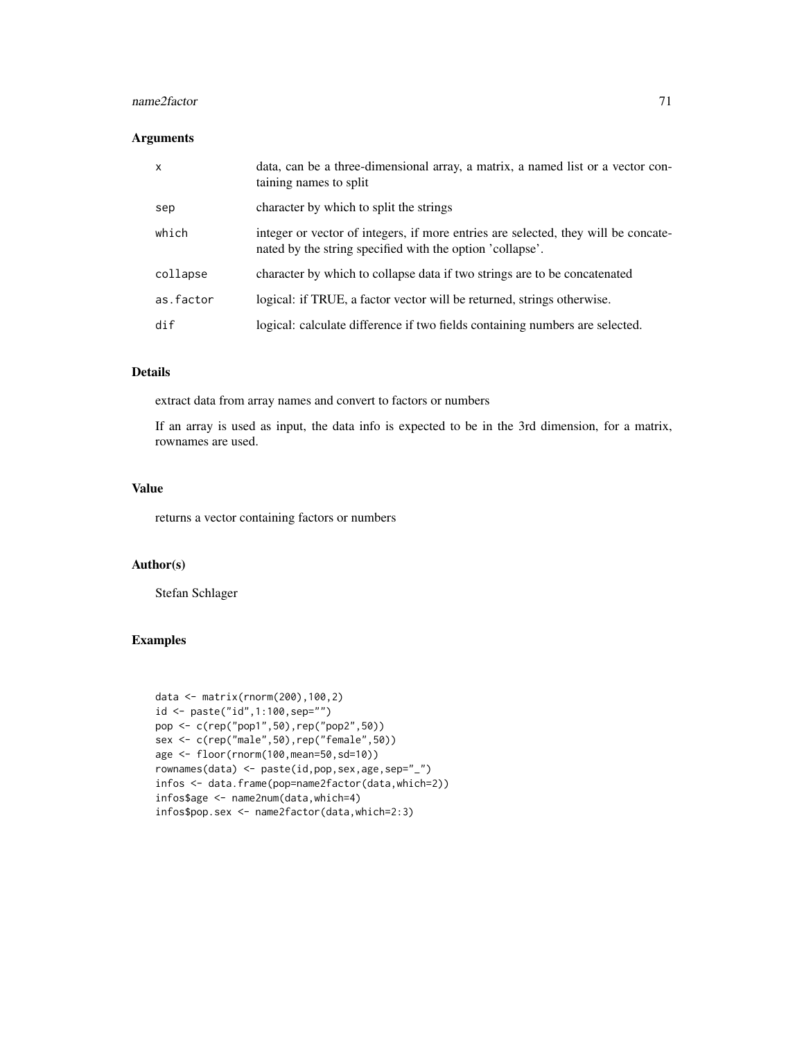## Arguments

| | |
|---|---|
| x | data, can be a three-dimensional array, a matrix, a named list or a vector containing names to split |
| sep | character by which to split the strings |
| which | integer or vector of integers, if more entries are selected, they will be concatenated by the string specified with the option 'collapse'. |
| collapse | character by which to collapse data if two strings are to be concatenated |
| as.factor | logical: if TRUE, a factor vector will be returned, strings otherwise. |
| dif | logical: calculate difference if two fields containing numbers are selected. |

## Details

extract data from array names and convert to factors or numbers

If an array is used as input, the data info is expected to be in the 3rd dimension, for a matrix, rownames are used.

## Value

returns a vector containing factors or numbers

## Author(s)

Stefan Schlager

## Examples

```
data <- matrix(rnorm(200),100,2)
id <- paste("id",1:100,sep="")
pop <- c(rep("pop1",50),rep("pop2",50))
sex <- c(rep("male",50),rep("female",50))
age <- floor(rnorm(100,mean=50,sd=10))
rownames(data) <- paste(id,pop,sex,age,sep="_")
infos <- data.frame(pop=name2factor(data,which=2))
infos$age <- name2num(data,which=4)
infos$pop.sex <- name2factor(data,which=2:3)
```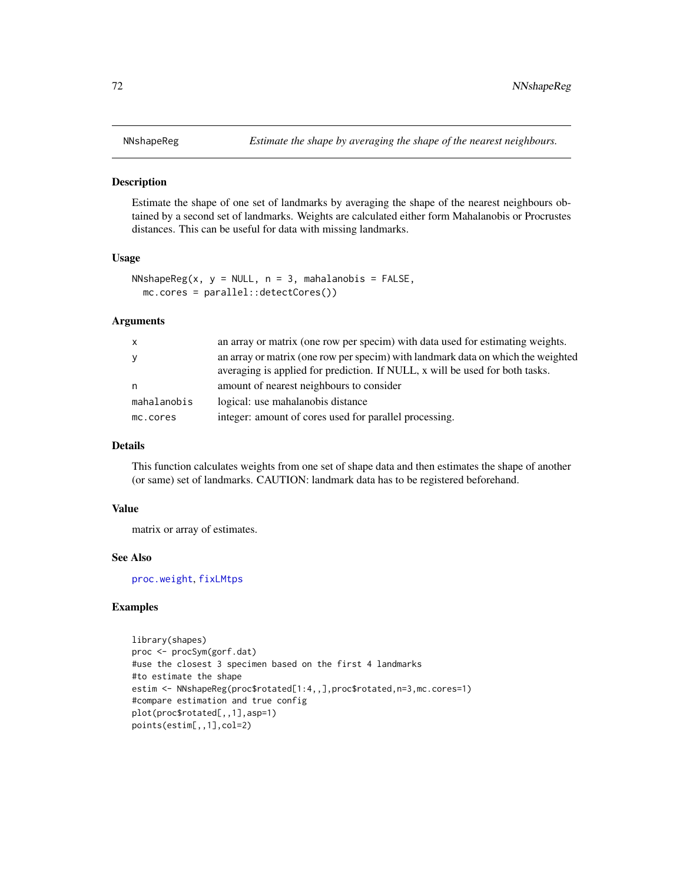# NNshapeReg *Estimate the shape by averaging the shape of the nearest neighbours.*

## Description

Estimate the shape of one set of landmarks by averaging the shape of the nearest neighbours obtained by a second set of landmarks. Weights are calculated either form Mahalanobis or Procrustes distances. This can be useful for data with missing landmarks.

## Usage

```
NNshapeReg(x, y = NULL, n = 3, mahalanobis = FALSE,
  mc.cores = parallel::detectCores())
```

## Arguments

| | |
|---|---|
| `x` | an array or matrix (one row per specim) with data used for estimating weights. |
| `y` | an array or matrix (one row per specim) with landmark data on which the weighted averaging is applied for prediction. If NULL, x will be used for both tasks. |
| `n` | amount of nearest neighbours to consider |
| `mahalanobis` | logical: use mahalanobis distance |
| `mc.cores` | integer: amount of cores used for parallel processing. |

## Details

This function calculates weights from one set of shape data and then estimates the shape of another (or same) set of landmarks. CAUTION: landmark data has to be registered beforehand.

## Value

matrix or array of estimates.

## See Also

`proc.weight`, `fixLMtps`

## Examples

```
library(shapes)
proc <- procSym(gorf.dat)
#use the closest 3 specimen based on the first 4 landmarks
#to estimate the shape
estim <- NNshapeReg(proc$rotated[1:4,,],proc$rotated,n=3,mc.cores=1)
#compare estimation and true config
plot(proc$rotated[,,1],asp=1)
points(estim[,,1],col=2)
```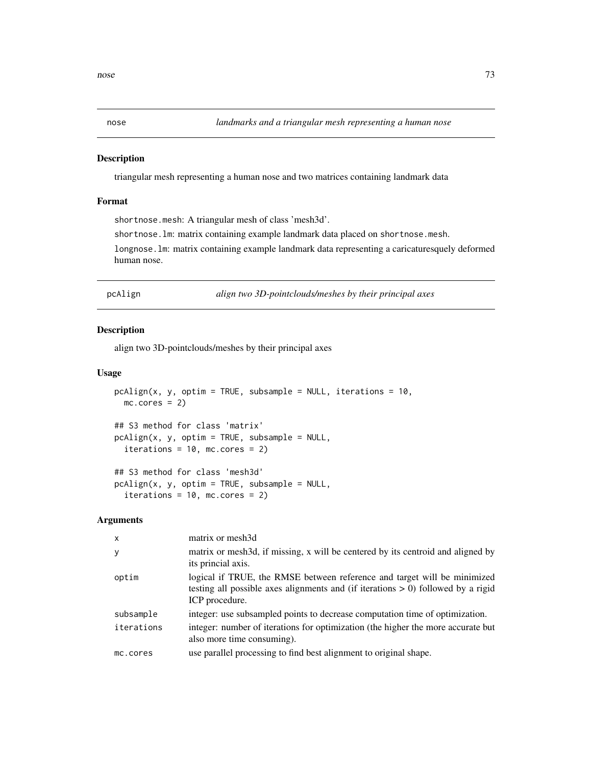## nose — *landmarks and a triangular mesh representing a human nose*

### Description

triangular mesh representing a human nose and two matrices containing landmark data

### Format

`shortnose.mesh`: A triangular mesh of class 'mesh3d'.

`shortnose.lm`: matrix containing example landmark data placed on `shortnose.mesh`.

`longnose.lm`: matrix containing example landmark data representing a caricaturesquely deformed human nose.

## pcAlign — *align two 3D-pointclouds/meshes by their principal axes*

### Description

align two 3D-pointclouds/meshes by their principal axes

### Usage

```
pcAlign(x, y, optim = TRUE, subsample = NULL, iterations = 10,
  mc.cores = 2)

## S3 method for class 'matrix'
pcAlign(x, y, optim = TRUE, subsample = NULL,
  iterations = 10, mc.cores = 2)

## S3 method for class 'mesh3d'
pcAlign(x, y, optim = TRUE, subsample = NULL,
  iterations = 10, mc.cores = 2)
```

### Arguments

| | |
|---|---|
| x | matrix or mesh3d |
| y | matrix or mesh3d, if missing, x will be centered by its centroid and aligned by its princial axis. |
| optim | logical if TRUE, the RMSE between reference and target will be minimized testing all possible axes alignments and (if iterations > 0) followed by a rigid ICP procedure. |
| subsample | integer: use subsampled points to decrease computation time of optimization. |
| iterations | integer: number of iterations for optimization (the higher the more accurate but also more time consuming). |
| mc.cores | use parallel processing to find best alignment to original shape. |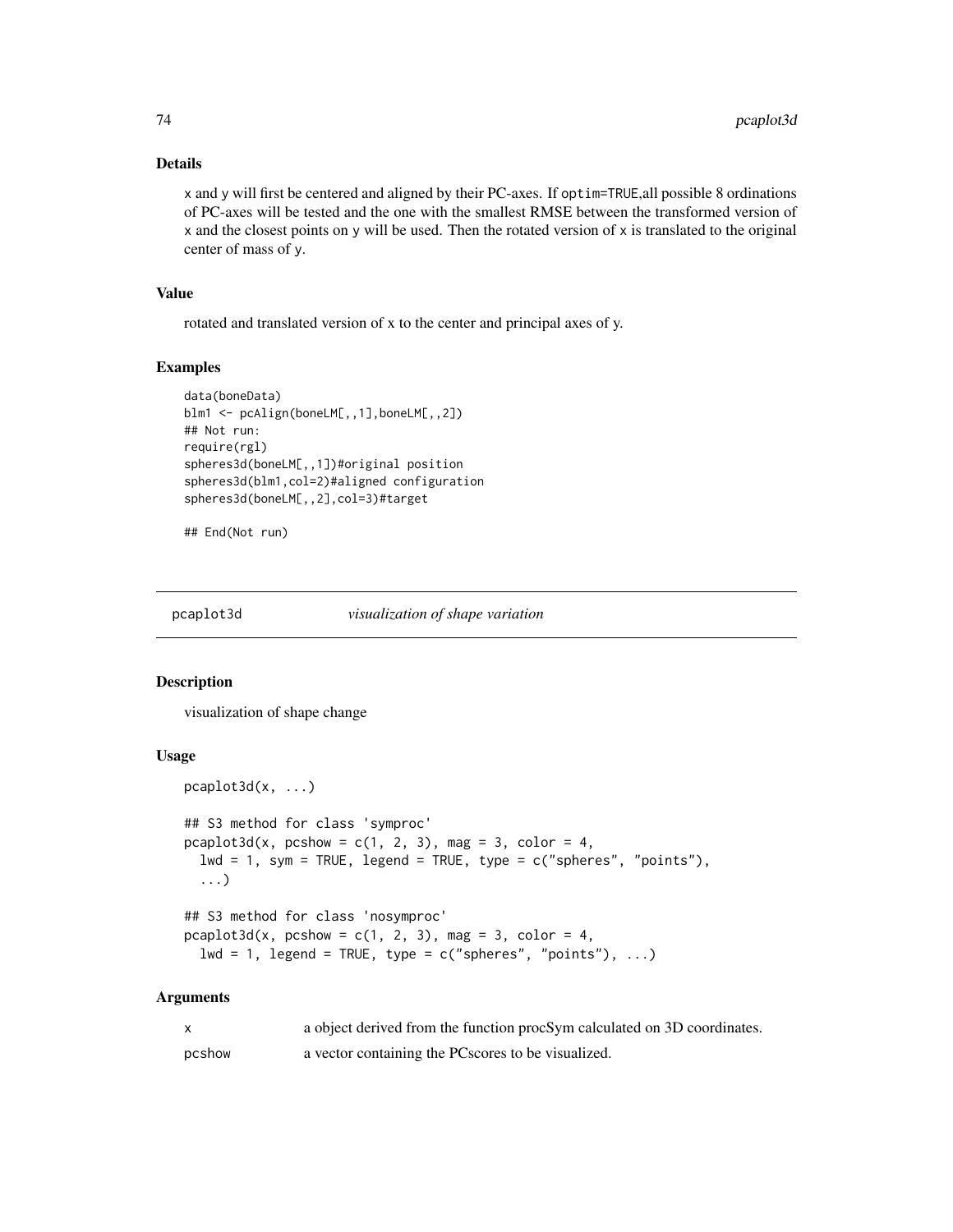## Details

x and y will first be centered and aligned by their PC-axes. If optim=TRUE,all possible 8 ordinations of PC-axes will be tested and the one with the smallest RMSE between the transformed version of x and the closest points on y will be used. Then the rotated version of x is translated to the original center of mass of y.

## Value

rotated and translated version of x to the center and principal axes of y.

## Examples

```
data(boneData)
blm1 <- pcAlign(boneLM[,,1],boneLM[,,2])
## Not run:
require(rgl)
spheres3d(boneLM[,,1])#original position
spheres3d(blm1,col=2)#aligned configuration
spheres3d(boneLM[,,2],col=3)#target

## End(Not run)
```

---

# pcaplot3d *visualization of shape variation*

## Description

visualization of shape change

## Usage

```
pcaplot3d(x, ...)

## S3 method for class 'symproc'
pcaplot3d(x, pcshow = c(1, 2, 3), mag = 3, color = 4,
  lwd = 1, sym = TRUE, legend = TRUE, type = c("spheres", "points"),
  ...)

## S3 method for class 'nosymproc'
pcaplot3d(x, pcshow = c(1, 2, 3), mag = 3, color = 4,
  lwd = 1, legend = TRUE, type = c("spheres", "points"), ...)
```

## Arguments

| | |
|---|---|
| x | a object derived from the function procSym calculated on 3D coordinates. |
| pcshow | a vector containing the PCscores to be visualized. |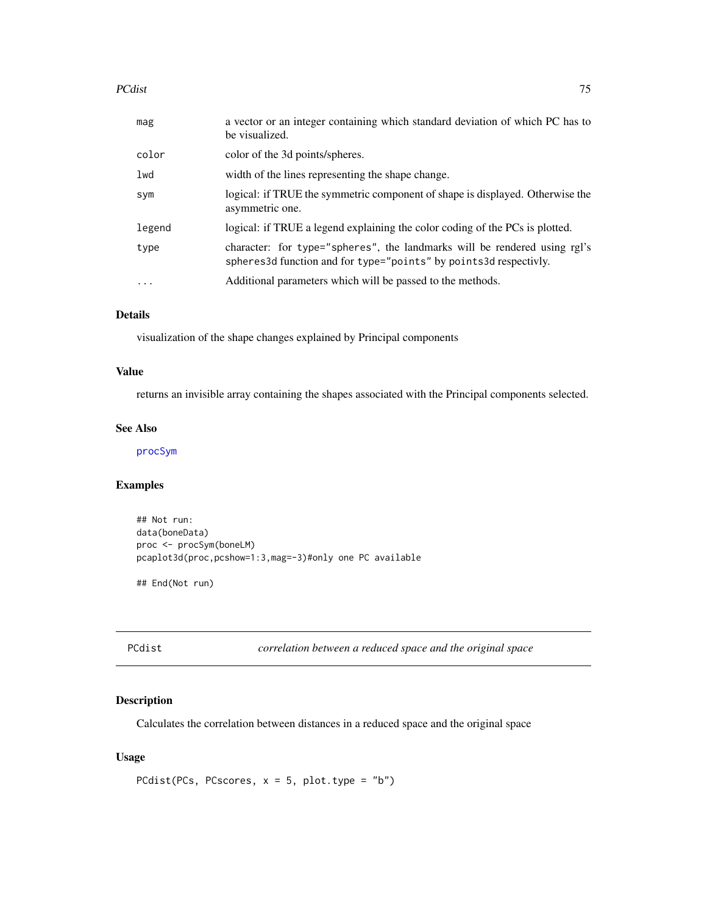| | |
|---|---|
| mag | a vector or an integer containing which standard deviation of which PC has to be visualized. |
| color | color of the 3d points/spheres. |
| lwd | width of the lines representing the shape change. |
| sym | logical: if TRUE the symmetric component of shape is displayed. Otherwise the asymmetric one. |
| legend | logical: if TRUE a legend explaining the color coding of the PCs is plotted. |
| type | character: for `type="spheres"`, the landmarks will be rendered using rgl's `spheres3d` function and for `type="points"` by `points3d` respectivly. |
| ... | Additional parameters which will be passed to the methods. |

### Details

visualization of the shape changes explained by Principal components

### Value

returns an invisible array containing the shapes associated with the Principal components selected.

### See Also

procSym

### Examples

```
## Not run:
data(boneData)
proc <- procSym(boneLM)
pcaplot3d(proc,pcshow=1:3,mag=-3)#only one PC available

## End(Not run)
```

---

## PCdist — *correlation between a reduced space and the original space*

---

### Description

Calculates the correlation between distances in a reduced space and the original space

### Usage

```
PCdist(PCs, PCscores, x = 5, plot.type = "b")
```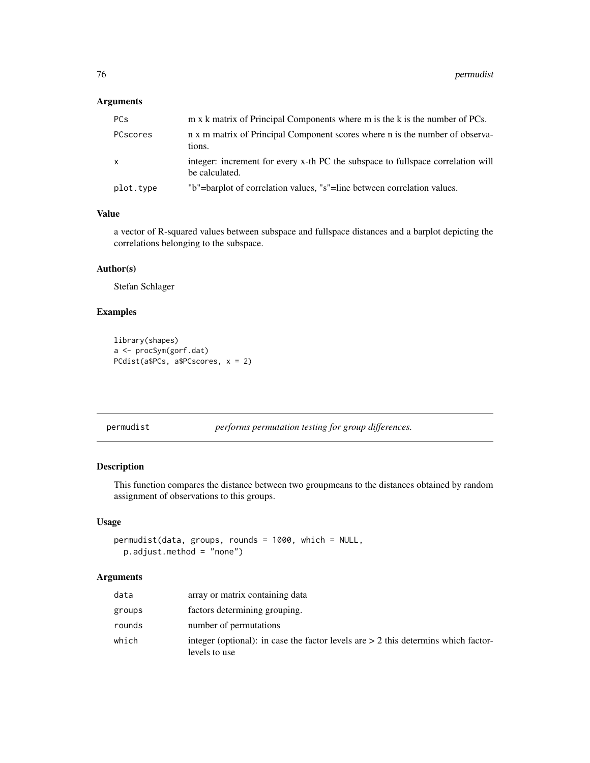### Arguments

| | |
|---|---|
| PCs | m x k matrix of Principal Components where m is the k is the number of PCs. |
| PCscores | n x m matrix of Principal Component scores where n is the number of observations. |
| x | integer: increment for every x-th PC the subspace to fullspace correlation will be calculated. |
| plot.type | "b"=barplot of correlation values, "s"=line between correlation values. |

### Value

a vector of R-squared values between subspace and fullspace distances and a barplot depicting the correlations belonging to the subspace.

### Author(s)

Stefan Schlager

### Examples

```
library(shapes)
a <- procSym(gorf.dat)
PCdist(a$PCs, a$PCscores, x = 2)
```

---

## permudist *performs permutation testing for group differences.*

### Description

This function compares the distance between two groupmeans to the distances obtained by random assignment of observations to this groups.

### Usage

```
permudist(data, groups, rounds = 1000, which = NULL,
  p.adjust.method = "none")
```

### Arguments

| | |
|---|---|
| data | array or matrix containing data |
| groups | factors determining grouping. |
| rounds | number of permutations |
| which | integer (optional): in case the factor levels are > 2 this determins which factor-levels to use |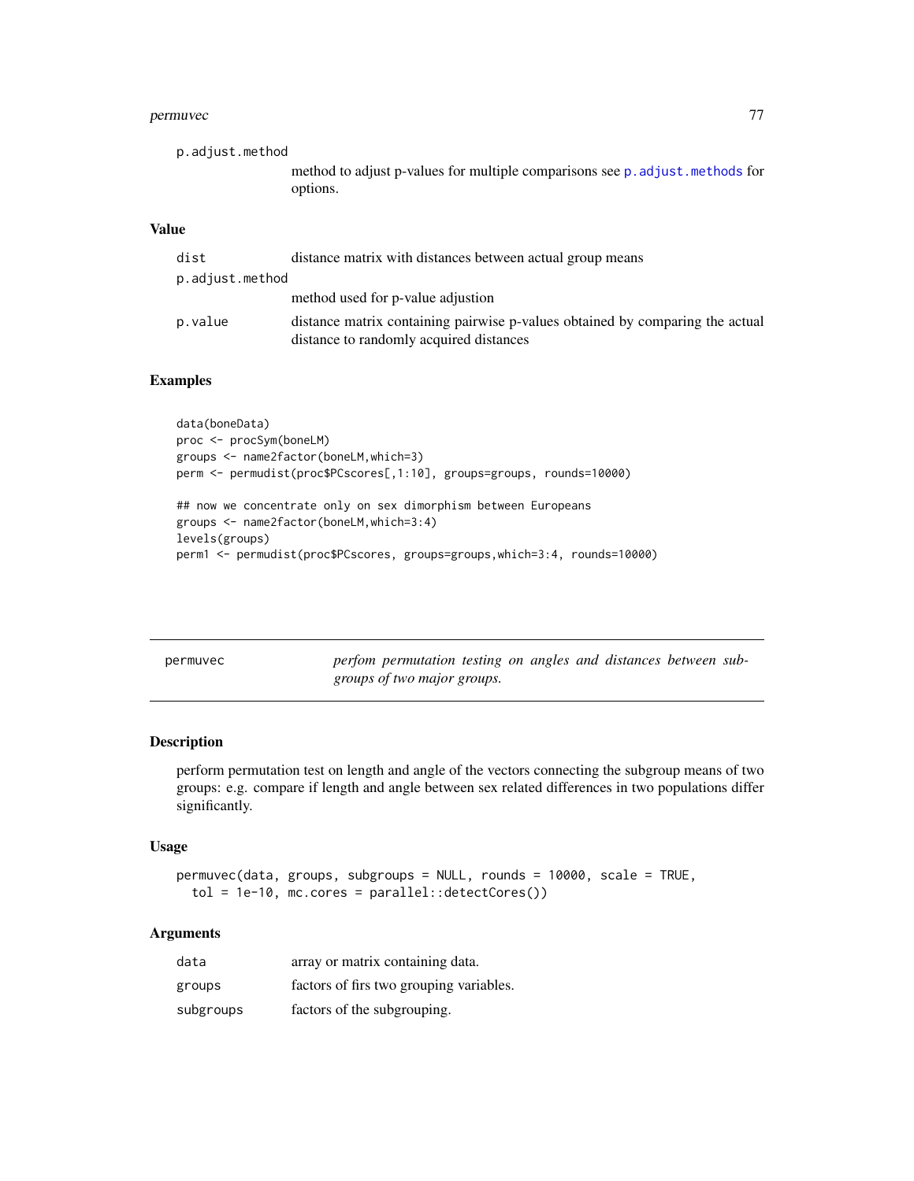p.adjust.method
: method to adjust p-values for multiple comparisons see p.adjust.methods for options.

### Value

dist
: distance matrix with distances between actual group means

p.adjust.method
: method used for p-value adjustion

p.value
: distance matrix containing pairwise p-values obtained by comparing the actual distance to randomly acquired distances

### Examples

```
data(boneData)
proc <- procSym(boneLM)
groups <- name2factor(boneLM,which=3)
perm <- permudist(proc$PCscores[,1:10], groups=groups, rounds=10000)

## now we concentrate only on sex dimorphism between Europeans
groups <- name2factor(boneLM,which=3:4)
levels(groups)
perm1 <- permudist(proc$PCscores, groups=groups,which=3:4, rounds=10000)
```

---

## permuvec — *perfom permutation testing on angles and distances between subgroups of two major groups.*

### Description

perform permutation test on length and angle of the vectors connecting the subgroup means of two groups: e.g. compare if length and angle between sex related differences in two populations differ significantly.

### Usage

```
permuvec(data, groups, subgroups = NULL, rounds = 10000, scale = TRUE,
  tol = 1e-10, mc.cores = parallel::detectCores())
```

### Arguments

data
: array or matrix containing data.

groups
: factors of firs two grouping variables.

subgroups
: factors of the subgrouping.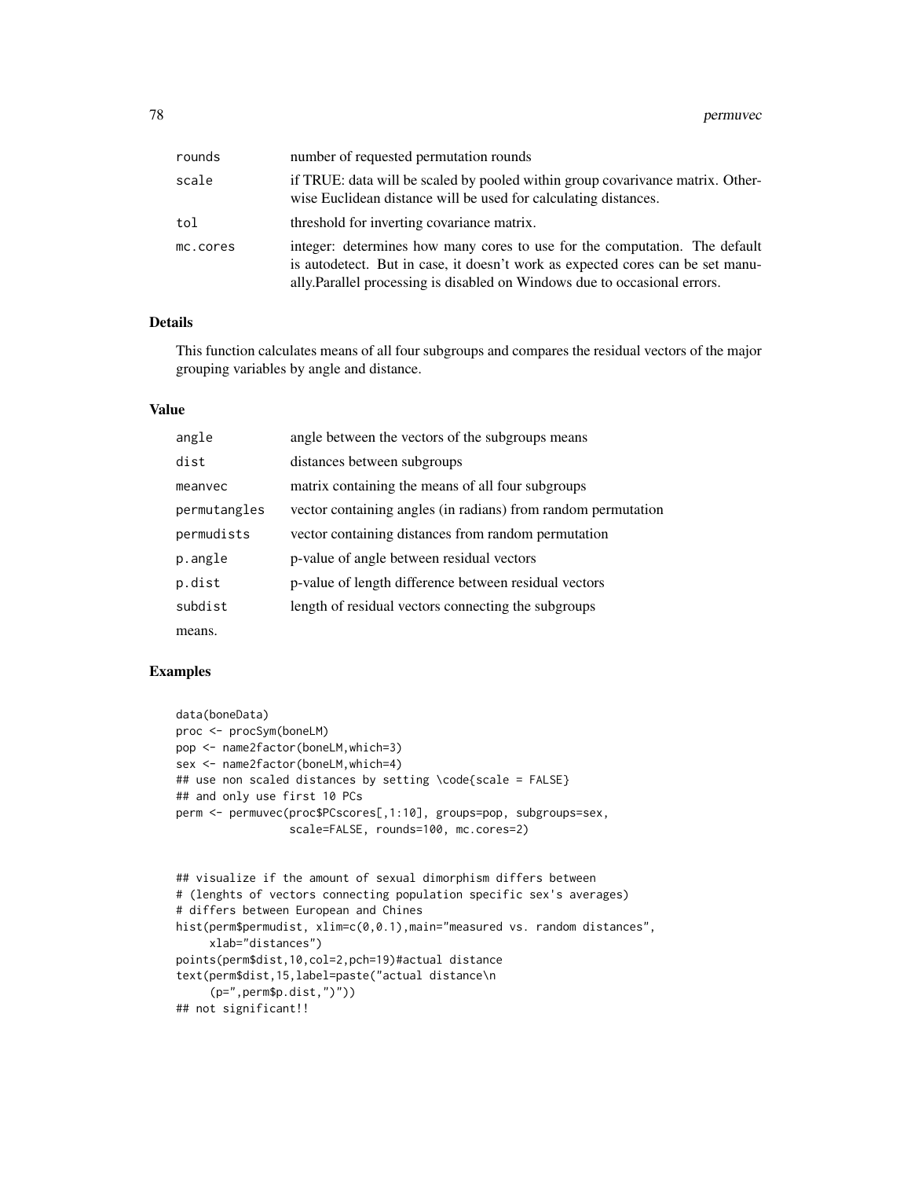| | |
|---|---|
| rounds | number of requested permutation rounds |
| scale | if TRUE: data will be scaled by pooled within group covarivance matrix. Otherwise Euclidean distance will be used for calculating distances. |
| tol | threshold for inverting covariance matrix. |
| mc.cores | integer: determines how many cores to use for the computation. The default is autodetect. But in case, it doesn't work as expected cores can be set manually.Parallel processing is disabled on Windows due to occasional errors. |

## Details

This function calculates means of all four subgroups and compares the residual vectors of the major grouping variables by angle and distance.

## Value

| | |
|---|---|
| angle | angle between the vectors of the subgroups means |
| dist | distances between subgroups |
| meanvec | matrix containing the means of all four subgroups |
| permutangles | vector containing angles (in radians) from random permutation |
| permudists | vector containing distances from random permutation |
| p.angle | p-value of angle between residual vectors |
| p.dist | p-value of length difference between residual vectors |
| subdist | length of residual vectors connecting the subgroups |

means.

## Examples

```
data(boneData)
proc <- procSym(boneLM)
pop <- name2factor(boneLM,which=3)
sex <- name2factor(boneLM,which=4)
## use non scaled distances by setting \code{scale = FALSE}
## and only use first 10 PCs
perm <- permuvec(proc$PCscores[,1:10], groups=pop, subgroups=sex,
                 scale=FALSE, rounds=100, mc.cores=2)


## visualize if the amount of sexual dimorphism differs between
# (lenghts of vectors connecting population specific sex's averages)
# differs between European and Chines
hist(perm$permudist, xlim=c(0,0.1),main="measured vs. random distances",
     xlab="distances")
points(perm$dist,10,col=2,pch=19)#actual distance
text(perm$dist,15,label=paste("actual distance\n
     (p=",perm$p.dist,")"))
## not significant!!
```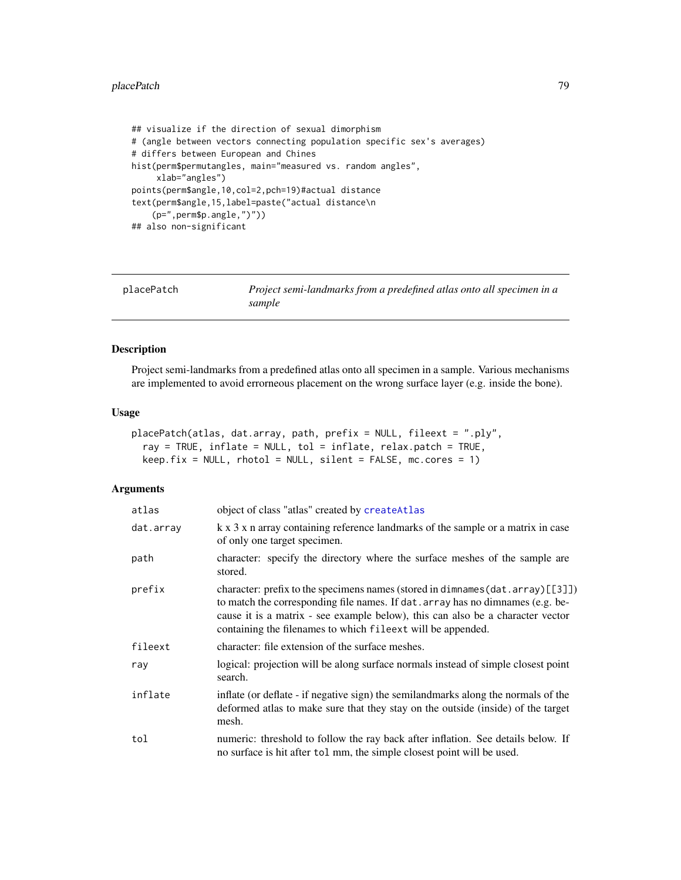```
## visualize if the direction of sexual dimorphism
# (angle between vectors connecting population specific sex's averages)
# differs between European and Chines
hist(perm$permutangles, main="measured vs. random angles",
     xlab="angles")
points(perm$angle,10,col=2,pch=19)#actual distance
text(perm$angle,15,label=paste("actual distance\n
    (p=",perm$p.angle,")"))
## also non-significant
```

---

## placePatch — *Project semi-landmarks from a predefined atlas onto all specimen in a sample*

---

### Description

Project semi-landmarks from a predefined atlas onto all specimen in a sample. Various mechanisms are implemented to avoid errorneous placement on the wrong surface layer (e.g. inside the bone).

### Usage

```
placePatch(atlas, dat.array, path, prefix = NULL, fileext = ".ply",
  ray = TRUE, inflate = NULL, tol = inflate, relax.patch = TRUE,
  keep.fix = NULL, rhotol = NULL, silent = FALSE, mc.cores = 1)
```

### Arguments

| | |
|---|---|
| atlas | object of class "atlas" created by createAtlas |
| dat.array | k x 3 x n array containing reference landmarks of the sample or a matrix in case of only one target specimen. |
| path | character: specify the directory where the surface meshes of the sample are stored. |
| prefix | character: prefix to the specimens names (stored in dimnames(dat.array)[[3]]) to match the corresponding file names. If dat.array has no dimnames (e.g. because it is a matrix - see example below), this can also be a character vector containing the filenames to which fileext will be appended. |
| fileext | character: file extension of the surface meshes. |
| ray | logical: projection will be along surface normals instead of simple closest point search. |
| inflate | inflate (or deflate - if negative sign) the semilandmarks along the normals of the deformed atlas to make sure that they stay on the outside (inside) of the target mesh. |
| tol | numeric: threshold to follow the ray back after inflation. See details below. If no surface is hit after tol mm, the simple closest point will be used. |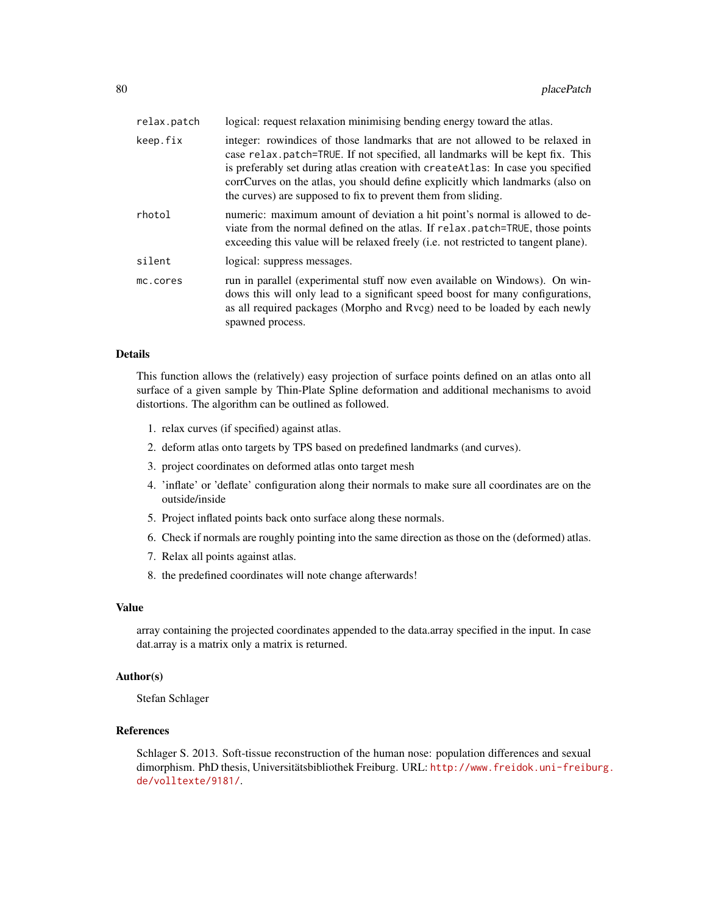| | |
|---|---|
| `relax.patch` | logical: request relaxation minimising bending energy toward the atlas. |
| `keep.fix` | integer: rowindices of those landmarks that are not allowed to be relaxed in case `relax.patch=TRUE`. If not specified, all landmarks will be kept fix. This is preferably set during atlas creation with `createAtlas`: In case you specified corrCurves on the atlas, you should define explicitly which landmarks (also on the curves) are supposed to fix to prevent them from sliding. |
| `rhotol` | numeric: maximum amount of deviation a hit point's normal is allowed to deviate from the normal defined on the atlas. If `relax.patch=TRUE`, those points exceeding this value will be relaxed freely (i.e. not restricted to tangent plane). |
| `silent` | logical: suppress messages. |
| `mc.cores` | run in parallel (experimental stuff now even available on Windows). On windows this will only lead to a significant speed boost for many configurations, as all required packages (Morpho and Rvcg) need to be loaded by each newly spawned process. |

## Details

This function allows the (relatively) easy projection of surface points defined on an atlas onto all surface of a given sample by Thin-Plate Spline deformation and additional mechanisms to avoid distortions. The algorithm can be outlined as followed.

1. relax curves (if specified) against atlas.
2. deform atlas onto targets by TPS based on predefined landmarks (and curves).
3. project coordinates on deformed atlas onto target mesh
4. 'inflate' or 'deflate' configuration along their normals to make sure all coordinates are on the outside/inside
5. Project inflated points back onto surface along these normals.
6. Check if normals are roughly pointing into the same direction as those on the (deformed) atlas.
7. Relax all points against atlas.
8. the predefined coordinates will note change afterwards!

## Value

array containing the projected coordinates appended to the data.array specified in the input. In case dat.array is a matrix only a matrix is returned.

## Author(s)

Stefan Schlager

## References

Schlager S. 2013. Soft-tissue reconstruction of the human nose: population differences and sexual dimorphism. PhD thesis, Universitätsbibliothek Freiburg. URL: http://www.freidok.uni-freiburg.de/volltexte/9181/.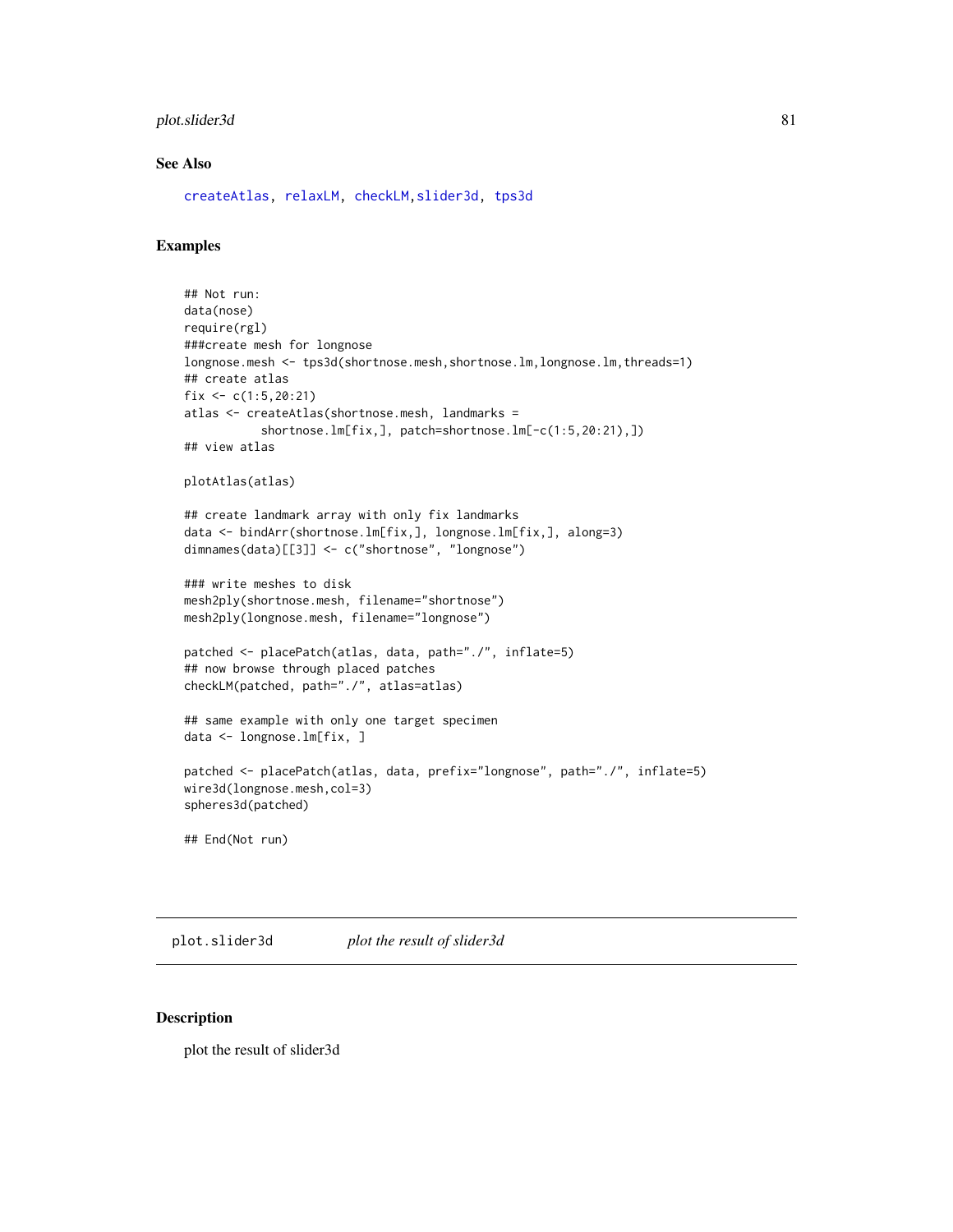## See Also

createAtlas, relaxLM, checkLM,slider3d, tps3d

## Examples

```
## Not run:
data(nose)
require(rgl)
###create mesh for longnose
longnose.mesh <- tps3d(shortnose.mesh,shortnose.lm,longnose.lm,threads=1)
## create atlas
fix <- c(1:5,20:21)
atlas <- createAtlas(shortnose.mesh, landmarks =
           shortnose.lm[fix,], patch=shortnose.lm[-c(1:5,20:21),])
## view atlas

plotAtlas(atlas)

## create landmark array with only fix landmarks
data <- bindArr(shortnose.lm[fix,], longnose.lm[fix,], along=3)
dimnames(data)[[3]] <- c("shortnose", "longnose")

### write meshes to disk
mesh2ply(shortnose.mesh, filename="shortnose")
mesh2ply(longnose.mesh, filename="longnose")

patched <- placePatch(atlas, data, path="./", inflate=5)
## now browse through placed patches
checkLM(patched, path="./", atlas=atlas)

## same example with only one target specimen
data <- longnose.lm[fix, ]

patched <- placePatch(atlas, data, prefix="longnose", path="./", inflate=5)
wire3d(longnose.mesh,col=3)
spheres3d(patched)

## End(Not run)
```

---

# plot.slider3d *plot the result of slider3d*

---

## Description

plot the result of slider3d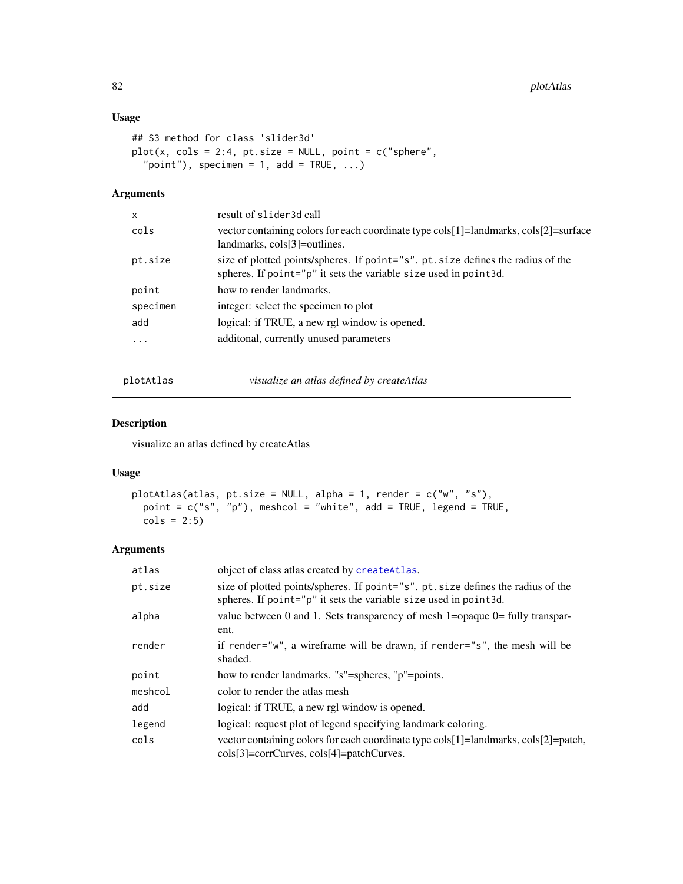### Usage

```
## S3 method for class 'slider3d'
plot(x, cols = 2:4, pt.size = NULL, point = c("sphere",
  "point"), specimen = 1, add = TRUE, ...)
```

### Arguments

| | |
|---|---|
| x | result of slider3d call |
| cols | vector containing colors for each coordinate type cols[1]=landmarks, cols[2]=surface landmarks, cols[3]=outlines. |
| pt.size | size of plotted points/spheres. If point="s". pt.size defines the radius of the spheres. If point="p" it sets the variable size used in point3d. |
| point | how to render landmarks. |
| specimen | integer: select the specimen to plot |
| add | logical: if TRUE, a new rgl window is opened. |
| ... | additonal, currently unused parameters |

---

## plotAtlas — *visualize an atlas defined by createAtlas*

### Description

visualize an atlas defined by createAtlas

### Usage

```
plotAtlas(atlas, pt.size = NULL, alpha = 1, render = c("w", "s"),
  point = c("s", "p"), meshcol = "white", add = TRUE, legend = TRUE,
  cols = 2:5)
```

### Arguments

| | |
|---|---|
| atlas | object of class atlas created by createAtlas. |
| pt.size | size of plotted points/spheres. If point="s". pt.size defines the radius of the spheres. If point="p" it sets the variable size used in point3d. |
| alpha | value between 0 and 1. Sets transparency of mesh 1=opaque 0= fully transparent. |
| render | if render="w", a wireframe will be drawn, if render="s", the mesh will be shaded. |
| point | how to render landmarks. "s"=spheres, "p"=points. |
| meshcol | color to render the atlas mesh |
| add | logical: if TRUE, a new rgl window is opened. |
| legend | logical: request plot of legend specifying landmark coloring. |
| cols | vector containing colors for each coordinate type cols[1]=landmarks, cols[2]=patch, cols[3]=corrCurves, cols[4]=patchCurves. |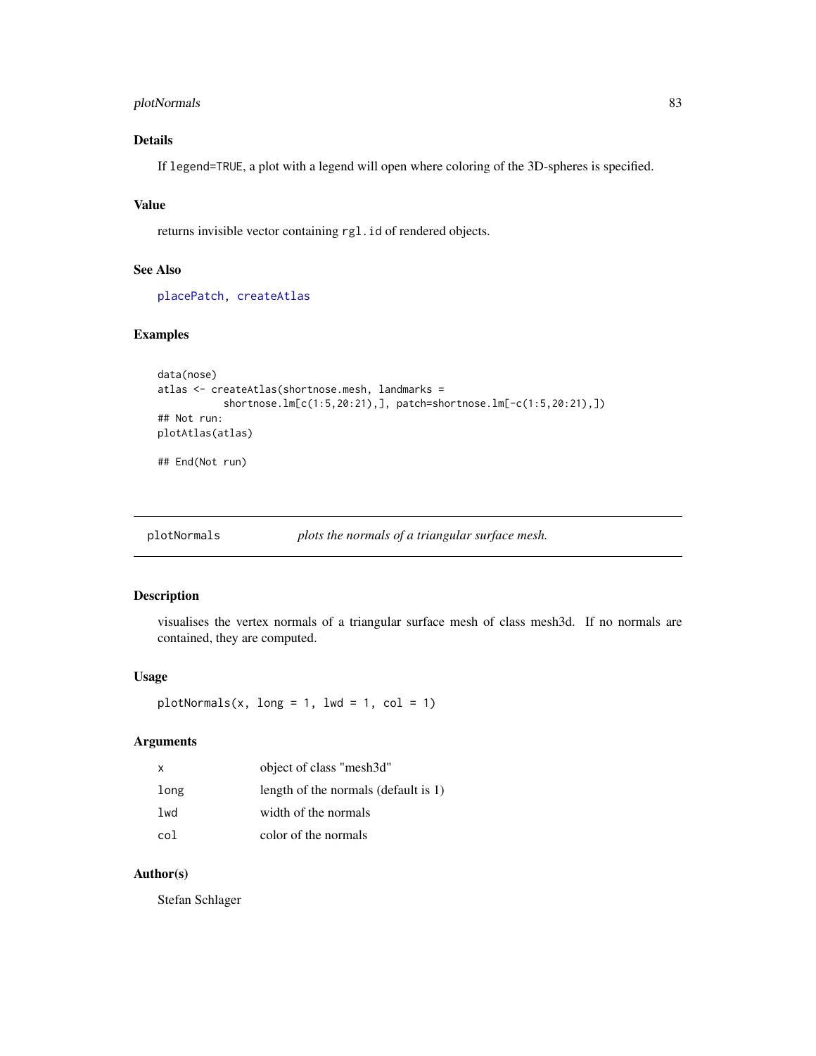## Details

If `legend=TRUE`, a plot with a legend will open where coloring of the 3D-spheres is specified.

## Value

returns invisible vector containing `rgl.id` of rendered objects.

## See Also

`placePatch`, `createAtlas`

## Examples

```
data(nose)
atlas <- createAtlas(shortnose.mesh, landmarks =
            shortnose.lm[c(1:5,20:21),], patch=shortnose.lm[-c(1:5,20:21),])
## Not run:
plotAtlas(atlas)

## End(Not run)
```

---

# plotNormals    *plots the normals of a triangular surface mesh.*

## Description

visualises the vertex normals of a triangular surface mesh of class mesh3d. If no normals are contained, they are computed.

## Usage

```
plotNormals(x, long = 1, lwd = 1, col = 1)
```

## Arguments

| | |
|---|---|
| `x` | object of class "mesh3d" |
| `long` | length of the normals (default is 1) |
| `lwd` | width of the normals |
| `col` | color of the normals |

## Author(s)

Stefan Schlager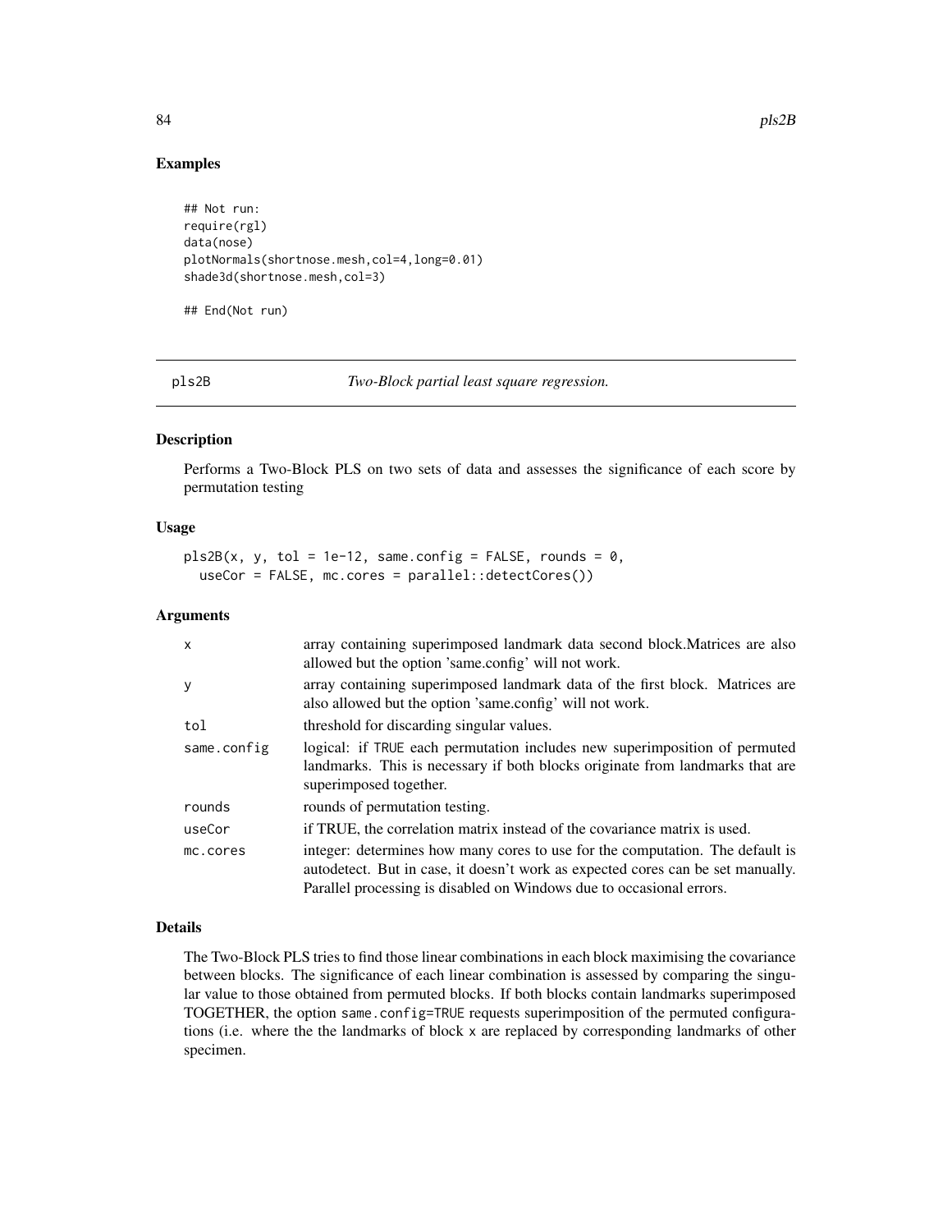## Examples

```
## Not run:
require(rgl)
data(nose)
plotNormals(shortnose.mesh,col=4,long=0.01)
shade3d(shortnose.mesh,col=3)

## End(Not run)
```

---

# pls2B — *Two-Block partial least square regression.*

## Description

Performs a Two-Block PLS on two sets of data and assesses the significance of each score by permutation testing

## Usage

```
pls2B(x, y, tol = 1e-12, same.config = FALSE, rounds = 0,
  useCor = FALSE, mc.cores = parallel::detectCores())
```

## Arguments

| | |
|---|---|
| `x` | array containing superimposed landmark data second block.Matrices are also allowed but the option 'same.config' will not work. |
| `y` | array containing superimposed landmark data of the first block. Matrices are also allowed but the option 'same.config' will not work. |
| `tol` | threshold for discarding singular values. |
| `same.config` | logical: if `TRUE` each permutation includes new superimposition of permuted landmarks. This is necessary if both blocks originate from landmarks that are superimposed together. |
| `rounds` | rounds of permutation testing. |
| `useCor` | if TRUE, the correlation matrix instead of the covariance matrix is used. |
| `mc.cores` | integer: determines how many cores to use for the computation. The default is autodetect. But in case, it doesn't work as expected cores can be set manually. Parallel processing is disabled on Windows due to occasional errors. |

## Details

The Two-Block PLS tries to find those linear combinations in each block maximising the covariance between blocks. The significance of each linear combination is assessed by comparing the singular value to those obtained from permuted blocks. If both blocks contain landmarks superimposed TOGETHER, the option `same.config=TRUE` requests superimposition of the permuted configurations (i.e. where the the landmarks of block `x` are replaced by corresponding landmarks of other specimen.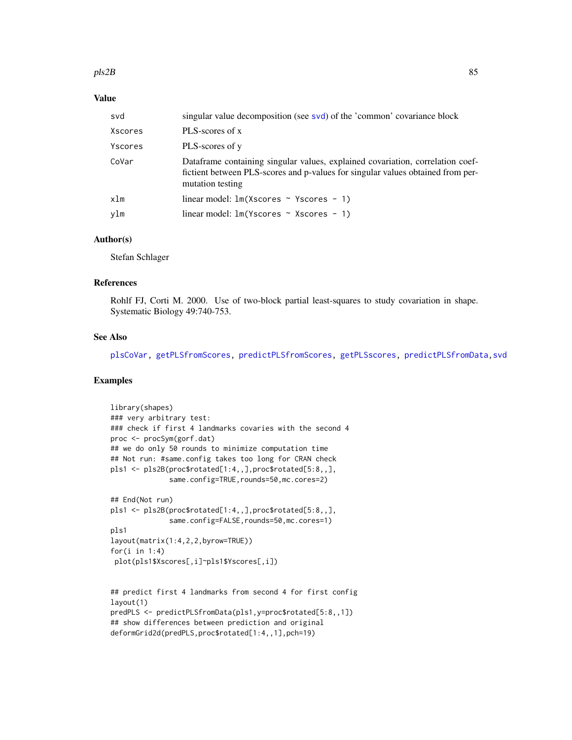## Value

| | |
|---|---|
| svd | singular value decomposition (see svd) of the 'common' covariance block |
| Xscores | PLS-scores of x |
| Yscores | PLS-scores of y |
| CoVar | Dataframe containing singular values, explained covariation, correlation coefficient between PLS-scores and p-values for singular values obtained from permutation testing |
| xlm | linear model: `lm(Xscores ~ Yscores - 1)` |
| ylm | linear model: `lm(Yscores ~ Xscores - 1)` |

## Author(s)

Stefan Schlager

## References

Rohlf FJ, Corti M. 2000. Use of two-block partial least-squares to study covariation in shape. Systematic Biology 49:740-753.

## See Also

plsCoVar, getPLSfromScores, predictPLSfromScores, getPLSscores, predictPLSfromData, svd

## Examples

```
library(shapes)
### very arbitrary test:
### check if first 4 landmarks covaries with the second 4
proc <- procSym(gorf.dat)
## we do only 50 rounds to minimize computation time
## Not run: #same.config takes too long for CRAN check
pls1 <- pls2B(proc$rotated[1:4,,],proc$rotated[5:8,,],
              same.config=TRUE,rounds=50,mc.cores=2)

## End(Not run)
pls1 <- pls2B(proc$rotated[1:4,,],proc$rotated[5:8,,],
              same.config=FALSE,rounds=50,mc.cores=1)
pls1
layout(matrix(1:4,2,2,byrow=TRUE))
for(i in 1:4)
 plot(pls1$Xscores[,i]~pls1$Yscores[,i])


## predict first 4 landmarks from second 4 for first config
layout(1)
predPLS <- predictPLSfromData(pls1,y=proc$rotated[5:8,,1])
## show differences between prediction and original
deformGrid2d(predPLS,proc$rotated[1:4,,1],pch=19)
```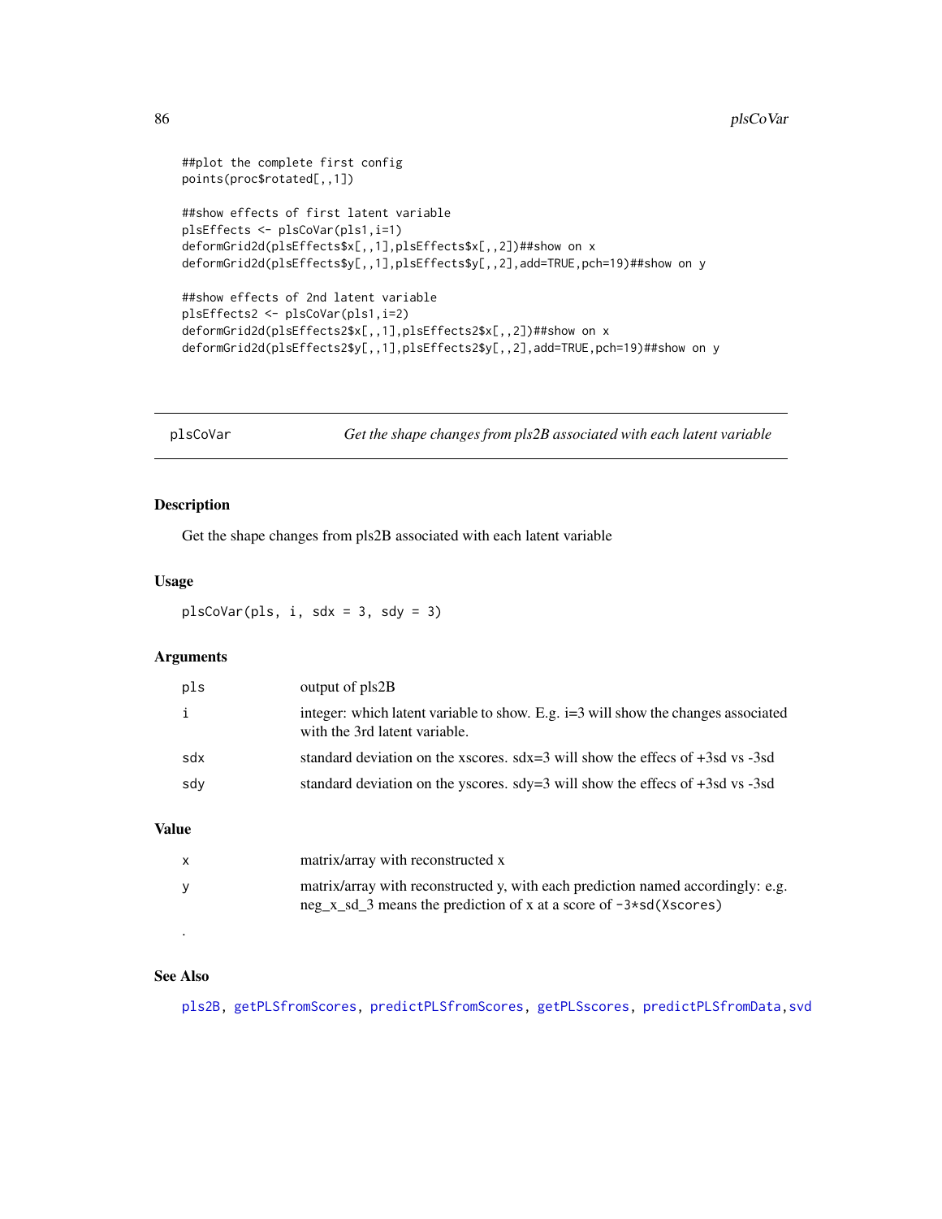```
##plot the complete first config
points(proc$rotated[,,1])

##show effects of first latent variable
plsEffects <- plsCoVar(pls1,i=1)
deformGrid2d(plsEffects$x[,,1],plsEffects$x[,,2])##show on x
deformGrid2d(plsEffects$y[,,1],plsEffects$y[,,2],add=TRUE,pch=19)##show on y

##show effects of 2nd latent variable
plsEffects2 <- plsCoVar(pls1,i=2)
deformGrid2d(plsEffects2$x[,,1],plsEffects2$x[,,2])##show on x
deformGrid2d(plsEffects2$y[,,1],plsEffects2$y[,,2],add=TRUE,pch=19)##show on y
```

---

## plsCoVar — *Get the shape changes from pls2B associated with each latent variable*

### Description

Get the shape changes from pls2B associated with each latent variable

### Usage

```
plsCoVar(pls, i, sdx = 3, sdy = 3)
```

### Arguments

| | |
|---|---|
| `pls` | output of pls2B |
| `i` | integer: which latent variable to show. E.g. i=3 will show the changes associated with the 3rd latent variable. |
| `sdx` | standard deviation on the xscores. sdx=3 will show the effecs of +3sd vs -3sd |
| `sdy` | standard deviation on the yscores. sdy=3 will show the effecs of +3sd vs -3sd |

### Value

| | |
|---|---|
| `x` | matrix/array with reconstructed x |
| `y` | matrix/array with reconstructed y, with each prediction named accordingly: e.g. neg_x_sd_3 means the prediction of x at a score of `-3*sd(Xscores)` |

.

### See Also

`pls2B`, `getPLSfromScores`, `predictPLSfromScores`, `getPLSscores`, `predictPLSfromData`, `svd`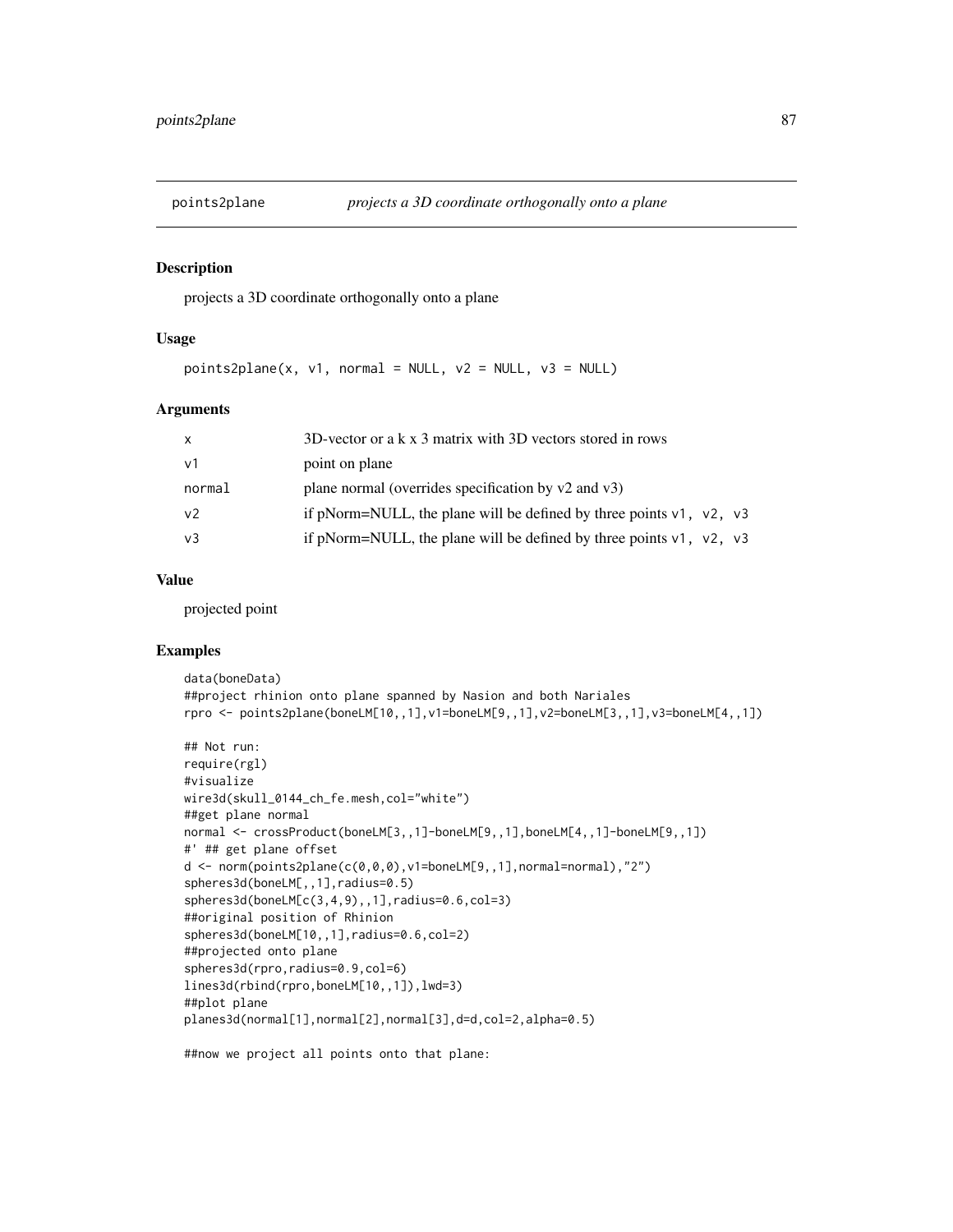# points2plane — *projects a 3D coordinate orthogonally onto a plane*

## Description

projects a 3D coordinate orthogonally onto a plane

## Usage

```
points2plane(x, v1, normal = NULL, v2 = NULL, v3 = NULL)
```

## Arguments

| | |
|---|---|
| `x` | 3D-vector or a k x 3 matrix with 3D vectors stored in rows |
| `v1` | point on plane |
| `normal` | plane normal (overrides specification by v2 and v3) |
| `v2` | if pNorm=NULL, the plane will be defined by three points `v1, v2, v3` |
| `v3` | if pNorm=NULL, the plane will be defined by three points `v1, v2, v3` |

## Value

projected point

## Examples

```
data(boneData)
##project rhinion onto plane spanned by Nasion and both Nariales
rpro <- points2plane(boneLM[10,,1],v1=boneLM[9,,1],v2=boneLM[3,,1],v3=boneLM[4,,1])

## Not run:
require(rgl)
#visualize
wire3d(skull_0144_ch_fe.mesh,col="white")
##get plane normal
normal <- crossProduct(boneLM[3,,1]-boneLM[9,,1],boneLM[4,,1]-boneLM[9,,1])
#' ## get plane offset
d <- norm(points2plane(c(0,0,0),v1=boneLM[9,,1],normal=normal),"2")
spheres3d(boneLM[,,1],radius=0.5)
spheres3d(boneLM[c(3,4,9),,1],radius=0.6,col=3)
##original position of Rhinion
spheres3d(boneLM[10,,1],radius=0.6,col=2)
##projected onto plane
spheres3d(rpro,radius=0.9,col=6)
lines3d(rbind(rpro,boneLM[10,,1]),lwd=3)
##plot plane
planes3d(normal[1],normal[2],normal[3],d=d,col=2,alpha=0.5)

##now we project all points onto that plane:
```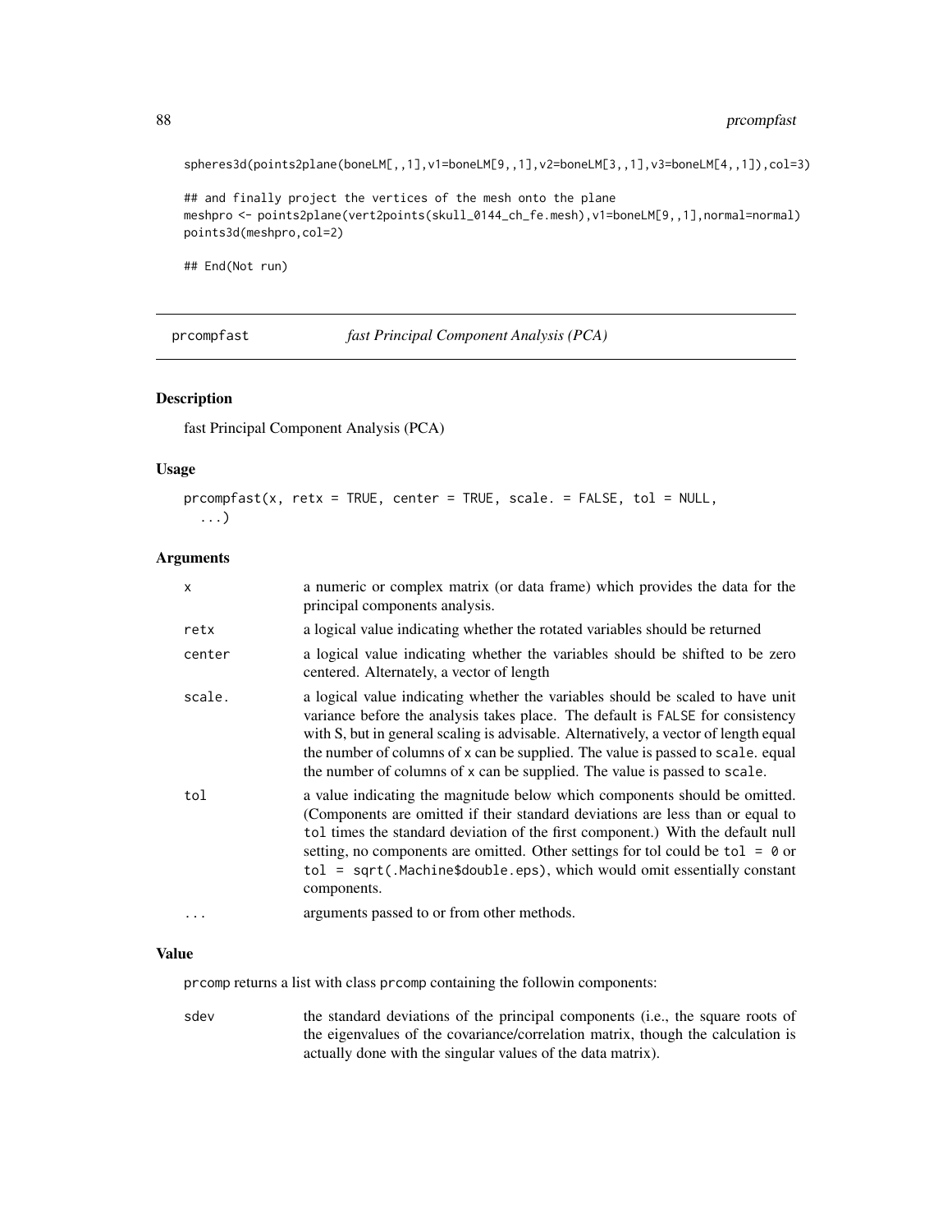```
spheres3d(points2plane(boneLM[,,1],v1=boneLM[9,,1],v2=boneLM[3,,1],v3=boneLM[4,,1]),col=3)

## and finally project the vertices of the mesh onto the plane
meshpro <- points2plane(vert2points(skull_0144_ch_fe.mesh),v1=boneLM[9,,1],normal=normal)
points3d(meshpro,col=2)

## End(Not run)
```

---

## prcompfast — *fast Principal Component Analysis (PCA)*

### Description

fast Principal Component Analysis (PCA)

### Usage

```
prcompfast(x, retx = TRUE, center = TRUE, scale. = FALSE, tol = NULL,
  ...)
```

### Arguments

| | |
|---|---|
| x | a numeric or complex matrix (or data frame) which provides the data for the principal components analysis. |
| retx | a logical value indicating whether the rotated variables should be returned |
| center | a logical value indicating whether the variables should be shifted to be zero centered. Alternately, a vector of length |
| scale. | a logical value indicating whether the variables should be scaled to have unit variance before the analysis takes place. The default is FALSE for consistency with S, but in general scaling is advisable. Alternatively, a vector of length equal the number of columns of x can be supplied. The value is passed to scale. equal the number of columns of x can be supplied. The value is passed to scale. |
| tol | a value indicating the magnitude below which components should be omitted. (Components are omitted if their standard deviations are less than or equal to tol times the standard deviation of the first component.) With the default null setting, no components are omitted. Other settings for tol could be tol = 0 or tol = sqrt(.Machine$double.eps), which would omit essentially constant components. |
| ... | arguments passed to or from other methods. |

### Value

prcomp returns a list with class prcomp containing the followin components:

| | |
|---|---|
| sdev | the standard deviations of the principal components (i.e., the square roots of the eigenvalues of the covariance/correlation matrix, though the calculation is actually done with the singular values of the data matrix). |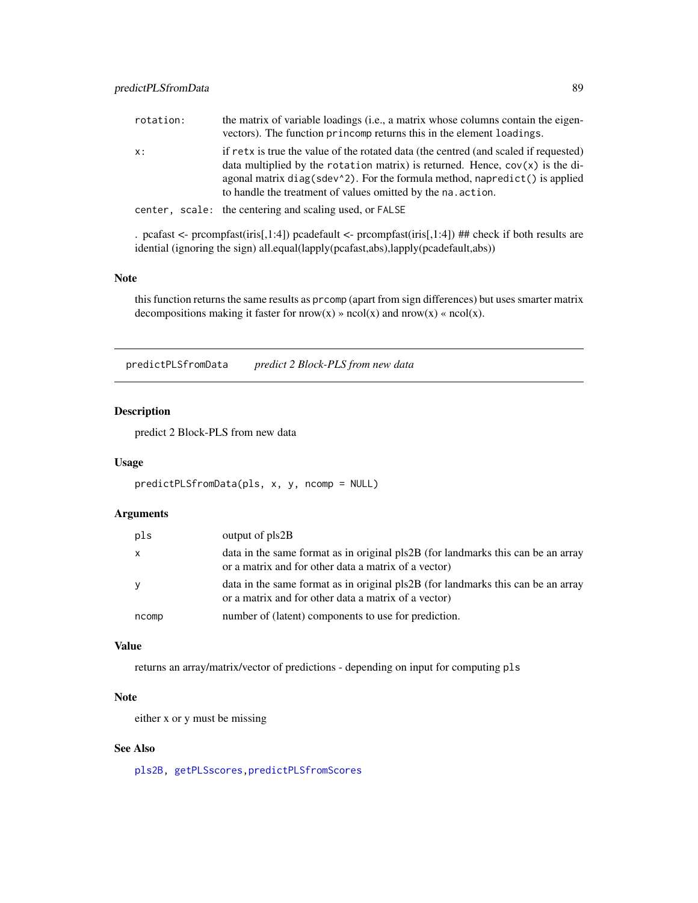| | |
|---|---|
| rotation: | the matrix of variable loadings (i.e., a matrix whose columns contain the eigenvectors). The function princomp returns this in the element loadings. |
| x: | if retx is true the value of the rotated data (the centred (and scaled if requested) data multiplied by the rotation matrix) is returned. Hence, cov(x) is the diagonal matrix diag(sdev^2). For the formula method, napredict() is applied to handle the treatment of values omitted by the na.action. |
| center, scale: | the centering and scaling used, or FALSE |

. pcafast <- prcompfast(iris[,1:4]) pcadefault <- prcompfast(iris[,1:4]) ## check if both results are idential (ignoring the sign) all.equal(lapply(pcafast,abs),lapply(pcadefault,abs))

### Note

this function returns the same results as prcomp (apart from sign differences) but uses smarter matrix decompositions making it faster for nrow(x) » ncol(x) and nrow(x) « ncol(x).

---

## predictPLSfromData *predict 2 Block-PLS from new data*

### Description

predict 2 Block-PLS from new data

### Usage

```
predictPLSfromData(pls, x, y, ncomp = NULL)
```

### Arguments

| | |
|---|---|
| pls | output of pls2B |
| x | data in the same format as in original pls2B (for landmarks this can be an array or a matrix and for other data a matrix of a vector) |
| y | data in the same format as in original pls2B (for landmarks this can be an array or a matrix and for other data a matrix of a vector) |
| ncomp | number of (latent) components to use for prediction. |

### Value

returns an array/matrix/vector of predictions - depending on input for computing pls

### Note

either x or y must be missing

### See Also

pls2B, getPLSscores, predictPLSfromScores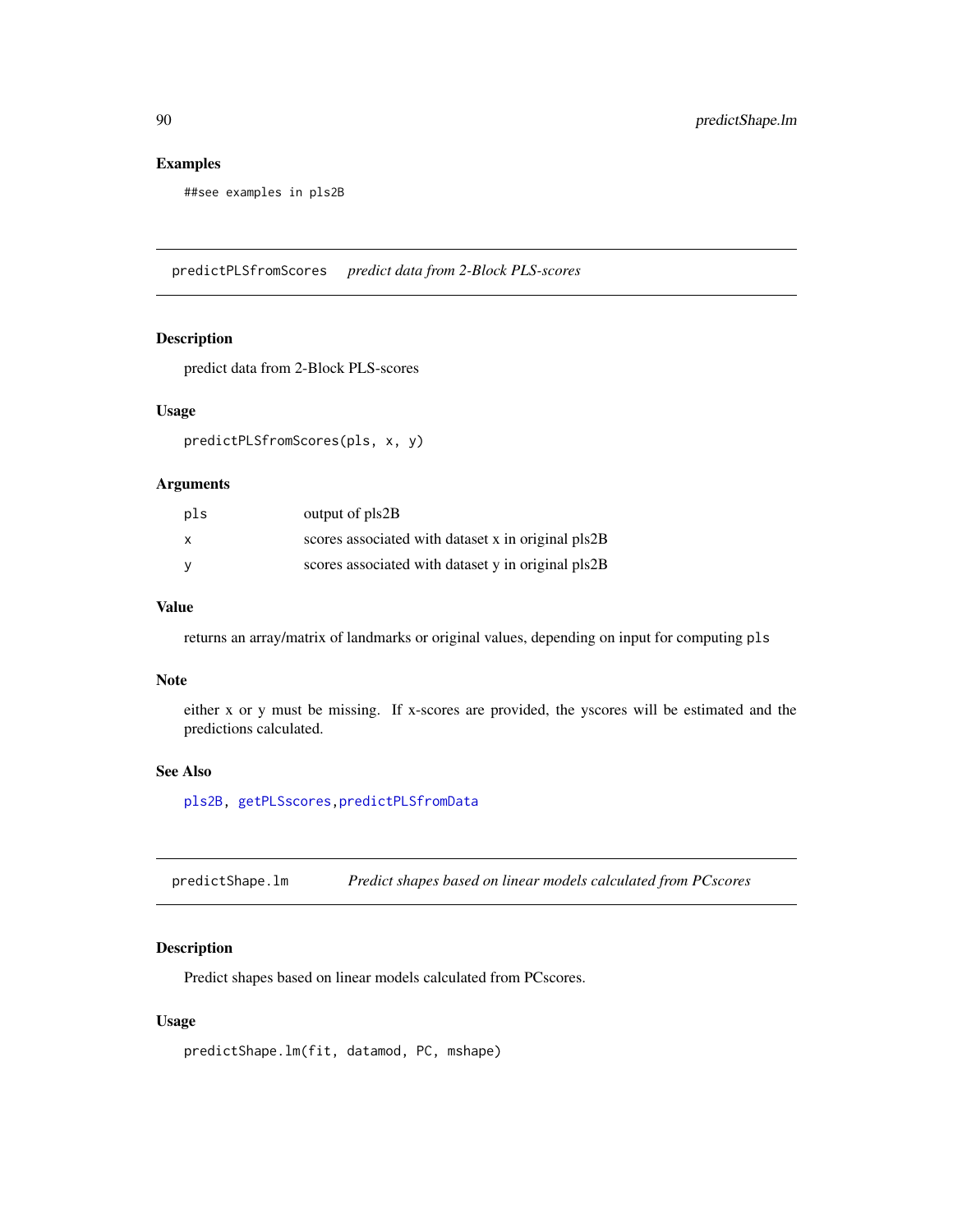### Examples

```
##see examples in pls2B
```

---

## predictPLSfromScores    *predict data from 2-Block PLS-scores*

### Description

predict data from 2-Block PLS-scores

### Usage

```
predictPLSfromScores(pls, x, y)
```

### Arguments

| | |
|---|---|
| pls | output of pls2B |
| x | scores associated with dataset x in original pls2B |
| y | scores associated with dataset y in original pls2B |

### Value

returns an array/matrix of landmarks or original values, depending on input for computing `pls`

### Note

either x or y must be missing. If x-scores are provided, the yscores will be estimated and the predictions calculated.

### See Also

pls2B, getPLSscores,predictPLSfromData

---

## predictShape.lm    *Predict shapes based on linear models calculated from PCscores*

### Description

Predict shapes based on linear models calculated from PCscores.

### Usage

```
predictShape.lm(fit, datamod, PC, mshape)
```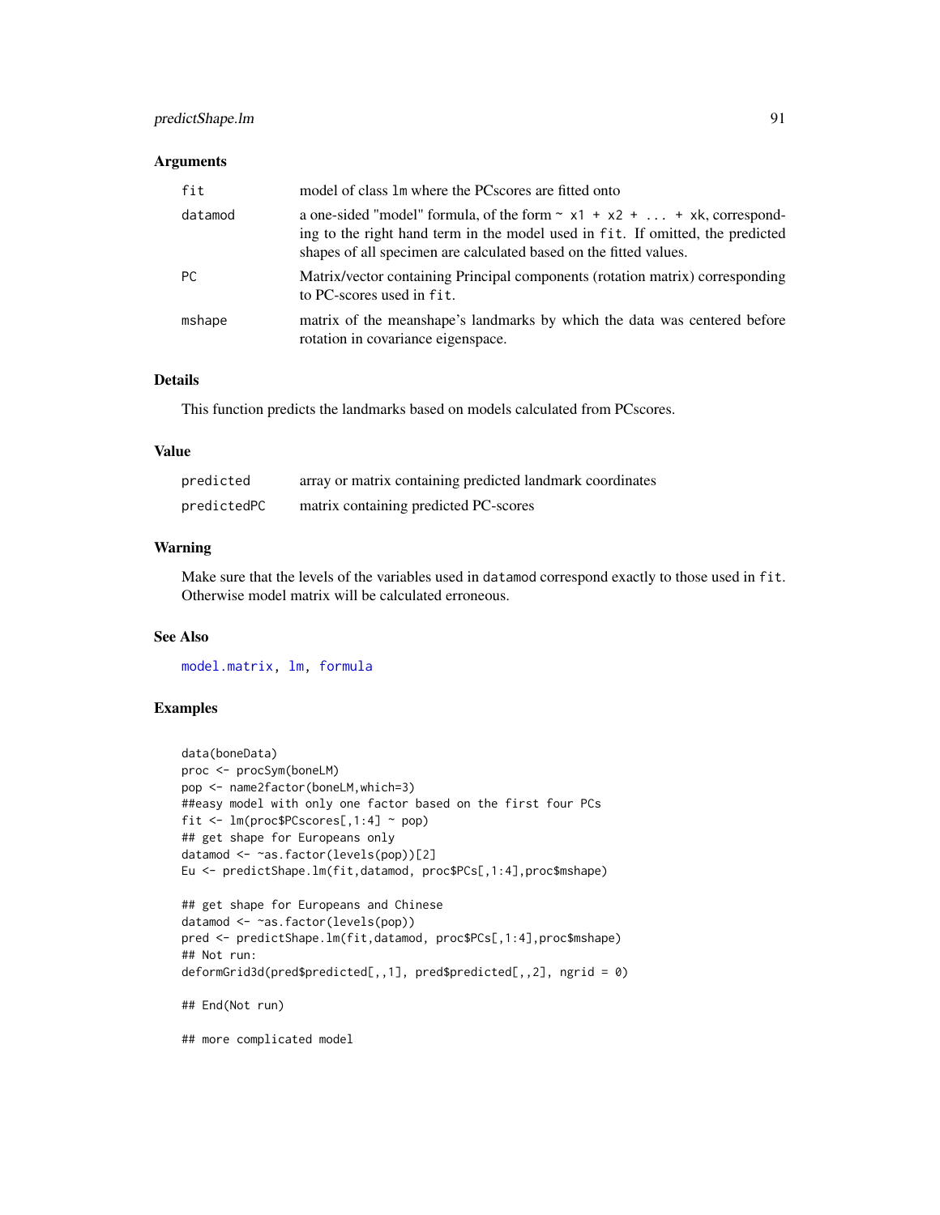## Arguments

| | |
|---|---|
| fit | model of class lm where the PCscores are fitted onto |
| datamod | a one-sided "model" formula, of the form `~ x1 + x2 + ... + xk`, corresponding to the right hand term in the model used in fit. If omitted, the predicted shapes of all specimen are calculated based on the fitted values. |
| PC | Matrix/vector containing Principal components (rotation matrix) corresponding to PC-scores used in fit. |
| mshape | matrix of the meanshape's landmarks by which the data was centered before rotation in covariance eigenspace. |

## Details

This function predicts the landmarks based on models calculated from PCscores.

## Value

| | |
|---|---|
| predicted | array or matrix containing predicted landmark coordinates |
| predictedPC | matrix containing predicted PC-scores |

## Warning

Make sure that the levels of the variables used in datamod correspond exactly to those used in fit. Otherwise model matrix will be calculated erroneous.

## See Also

model.matrix, lm, formula

## Examples

```
data(boneData)
proc <- procSym(boneLM)
pop <- name2factor(boneLM,which=3)
##easy model with only one factor based on the first four PCs
fit <- lm(proc$PCscores[,1:4] ~ pop)
## get shape for Europeans only
datamod <- ~as.factor(levels(pop))[2]
Eu <- predictShape.lm(fit,datamod, proc$PCs[,1:4],proc$mshape)

## get shape for Europeans and Chinese
datamod <- ~as.factor(levels(pop))
pred <- predictShape.lm(fit,datamod, proc$PCs[,1:4],proc$mshape)
## Not run:
deformGrid3d(pred$predicted[,,1], pred$predicted[,,2], ngrid = 0)

## End(Not run)

## more complicated model
```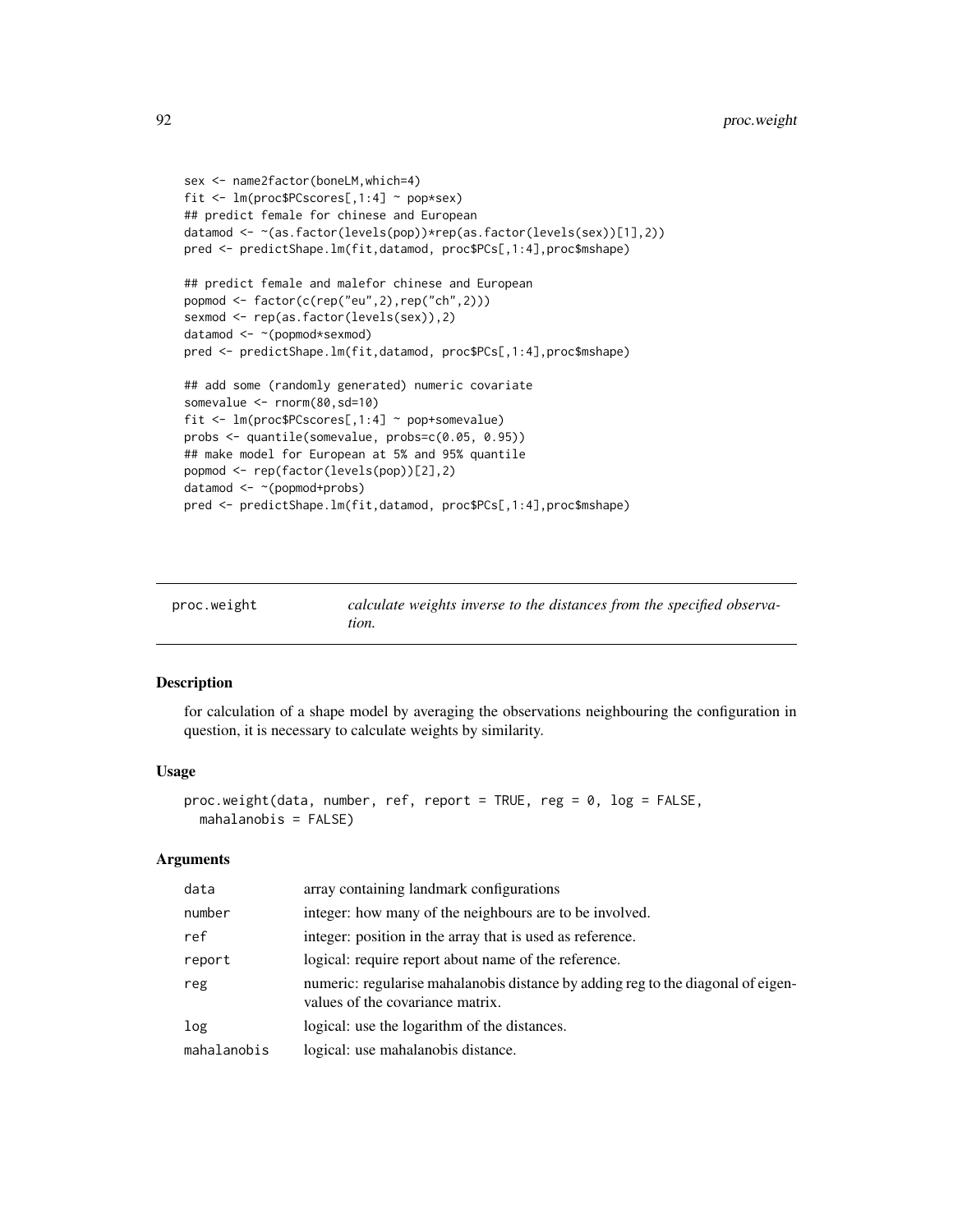```
sex <- name2factor(boneLM,which=4)
fit <- lm(proc$PCscores[,1:4] ~ pop*sex)
## predict female for chinese and European
datamod <- ~(as.factor(levels(pop))*rep(as.factor(levels(sex))[1],2))
pred <- predictShape.lm(fit,datamod, proc$PCs[,1:4],proc$mshape)

## predict female and malefor chinese and European
popmod <- factor(c(rep("eu",2),rep("ch",2)))
sexmod <- rep(as.factor(levels(sex)),2)
datamod <- ~(popmod*sexmod)
pred <- predictShape.lm(fit,datamod, proc$PCs[,1:4],proc$mshape)

## add some (randomly generated) numeric covariate
somevalue <- rnorm(80,sd=10)
fit <- lm(proc$PCscores[,1:4] ~ pop+somevalue)
probs <- quantile(somevalue, probs=c(0.05, 0.95))
## make model for European at 5% and 95% quantile
popmod <- rep(factor(levels(pop))[2],2)
datamod <- ~(popmod+probs)
pred <- predictShape.lm(fit,datamod, proc$PCs[,1:4],proc$mshape)
```

## proc.weight — *calculate weights inverse to the distances from the specified observation.*

### Description

for calculation of a shape model by averaging the observations neighbouring the configuration in question, it is necessary to calculate weights by similarity.

### Usage

```
proc.weight(data, number, ref, report = TRUE, reg = 0, log = FALSE,
  mahalanobis = FALSE)
```

### Arguments

| | |
|---|---|
| data | array containing landmark configurations |
| number | integer: how many of the neighbours are to be involved. |
| ref | integer: position in the array that is used as reference. |
| report | logical: require report about name of the reference. |
| reg | numeric: regularise mahalanobis distance by adding reg to the diagonal of eigenvalues of the covariance matrix. |
| log | logical: use the logarithm of the distances. |
| mahalanobis | logical: use mahalanobis distance. |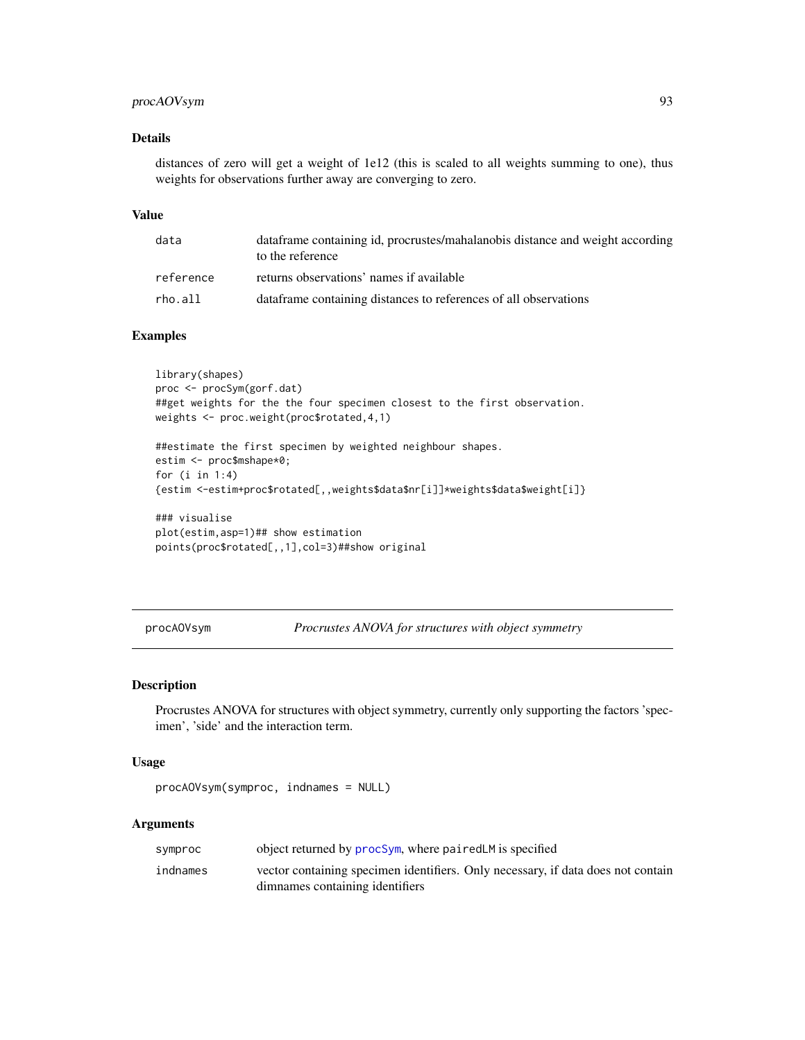## Details

distances of zero will get a weight of 1e12 (this is scaled to all weights summing to one), thus weights for observations further away are converging to zero.

## Value

| | |
|---|---|
| data | dataframe containing id, procrustes/mahalanobis distance and weight according to the reference |
| reference | returns observations' names if available |
| rho.all | dataframe containing distances to references of all observations |

## Examples

```
library(shapes)
proc <- procSym(gorf.dat)
##get weights for the the four specimen closest to the first observation.
weights <- proc.weight(proc$rotated,4,1)

##estimate the first specimen by weighted neighbour shapes.
estim <- proc$mshape*0;
for (i in 1:4)
{estim <-estim+proc$rotated[,,weights$data$nr[i]]*weights$data$weight[i]}

### visualise
plot(estim,asp=1)## show estimation
points(proc$rotated[,,1],col=3)##show original
```

---

# procAOVsym — *Procrustes ANOVA for structures with object symmetry*

## Description

Procrustes ANOVA for structures with object symmetry, currently only supporting the factors 'specimen', 'side' and the interaction term.

## Usage

```
procAOVsym(symproc, indnames = NULL)
```

## Arguments

| | |
|---|---|
| symproc | object returned by procSym, where pairedLM is specified |
| indnames | vector containing specimen identifiers. Only necessary, if data does not contain dimnames containing identifiers |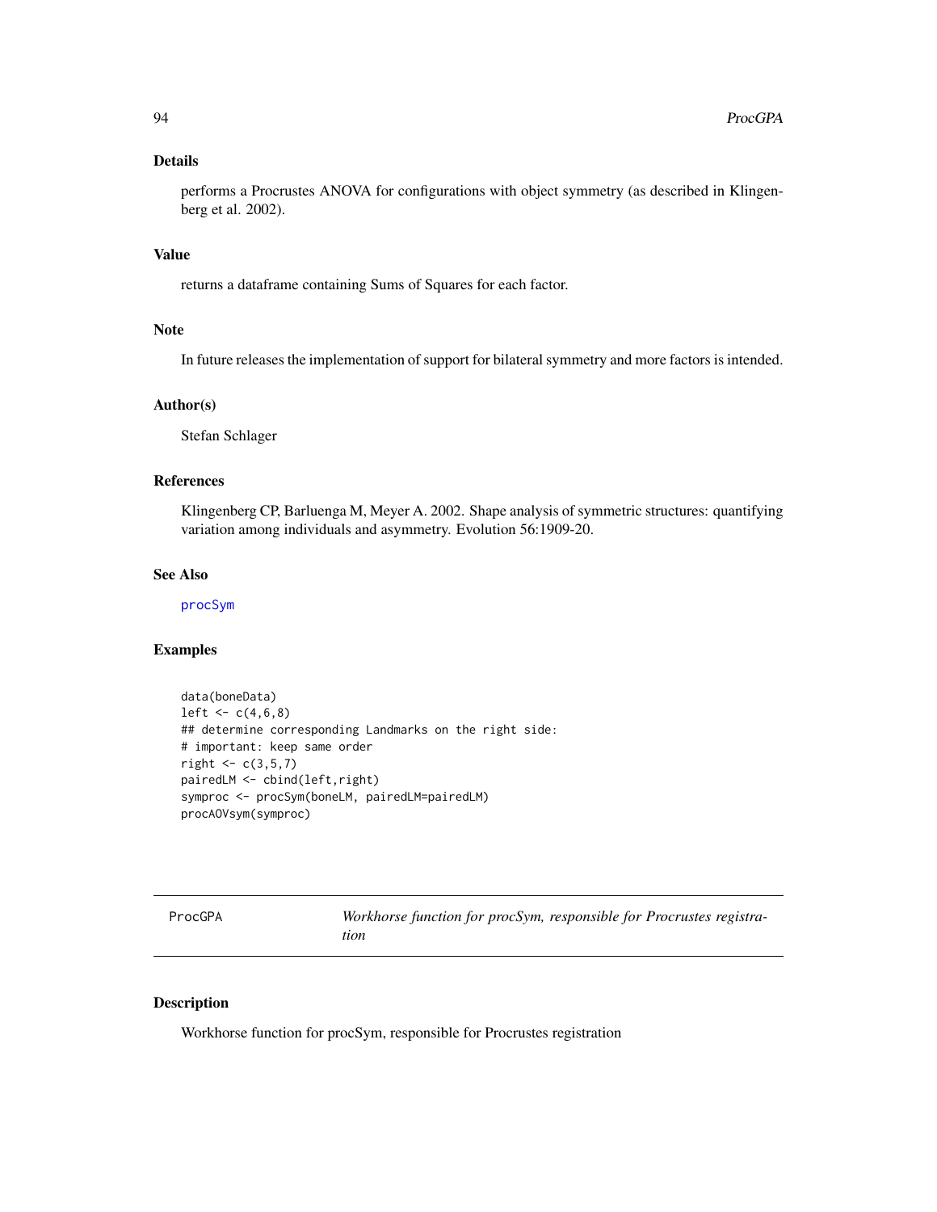### Details

performs a Procrustes ANOVA for configurations with object symmetry (as described in Klingenberg et al. 2002).

### Value

returns a dataframe containing Sums of Squares for each factor.

### Note

In future releases the implementation of support for bilateral symmetry and more factors is intended.

### Author(s)

Stefan Schlager

### References

Klingenberg CP, Barluenga M, Meyer A. 2002. Shape analysis of symmetric structures: quantifying variation among individuals and asymmetry. Evolution 56:1909-20.

### See Also

procSym

### Examples

```
data(boneData)
left <- c(4,6,8)
## determine corresponding Landmarks on the right side:
# important: keep same order
right <- c(3,5,7)
pairedLM <- cbind(left,right)
symproc <- procSym(boneLM, pairedLM=pairedLM)
procAOVsym(symproc)
```

---

## ProcGPA *Workhorse function for procSym, responsible for Procrustes registration*

### Description

Workhorse function for procSym, responsible for Procrustes registration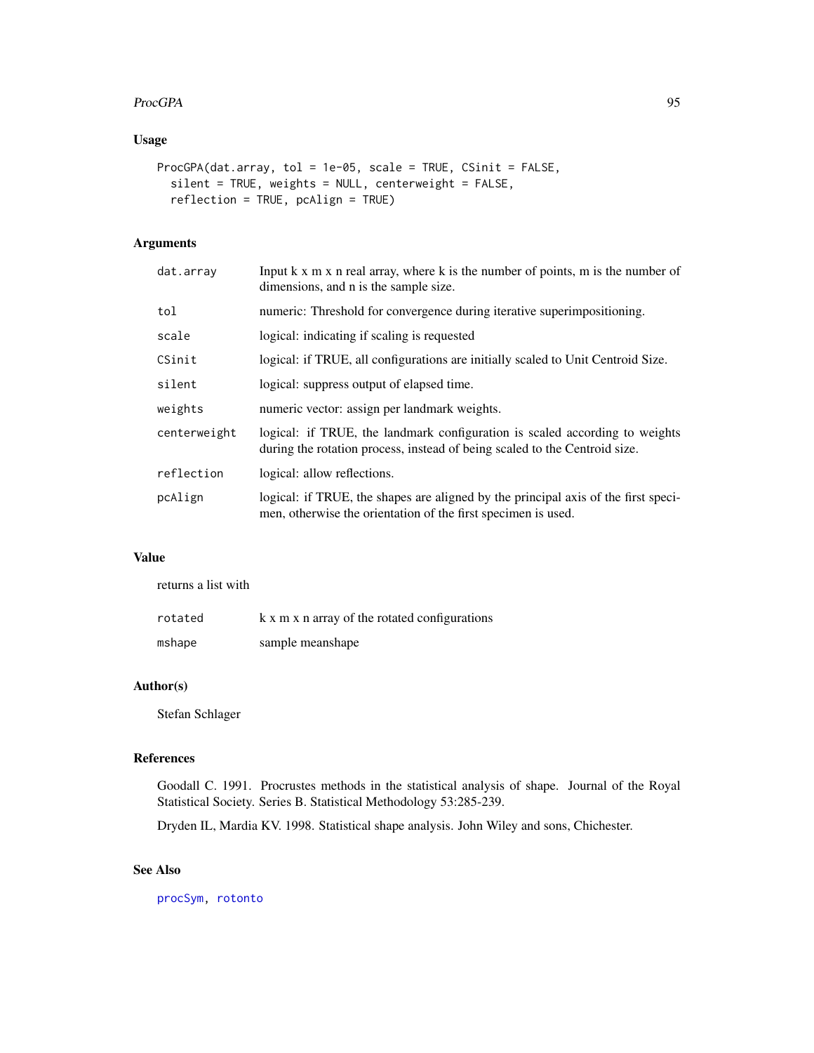## Usage

```
ProcGPA(dat.array, tol = 1e-05, scale = TRUE, CSinit = FALSE,
  silent = TRUE, weights = NULL, centerweight = FALSE,
  reflection = TRUE, pcAlign = TRUE)
```

## Arguments

| | |
|---|---|
| dat.array | Input k x m x n real array, where k is the number of points, m is the number of dimensions, and n is the sample size. |
| tol | numeric: Threshold for convergence during iterative superimpositioning. |
| scale | logical: indicating if scaling is requested |
| CSinit | logical: if TRUE, all configurations are initially scaled to Unit Centroid Size. |
| silent | logical: suppress output of elapsed time. |
| weights | numeric vector: assign per landmark weights. |
| centerweight | logical: if TRUE, the landmark configuration is scaled according to weights during the rotation process, instead of being scaled to the Centroid size. |
| reflection | logical: allow reflections. |
| pcAlign | logical: if TRUE, the shapes are aligned by the principal axis of the first specimen, otherwise the orientation of the first specimen is used. |

## Value

returns a list with

| | |
|---|---|
| rotated | k x m x n array of the rotated configurations |
| mshape | sample meanshape |

## Author(s)

Stefan Schlager

## References

Goodall C. 1991. Procrustes methods in the statistical analysis of shape. Journal of the Royal Statistical Society. Series B. Statistical Methodology 53:285-239.

Dryden IL, Mardia KV. 1998. Statistical shape analysis. John Wiley and sons, Chichester.

## See Also

procSym, rotonto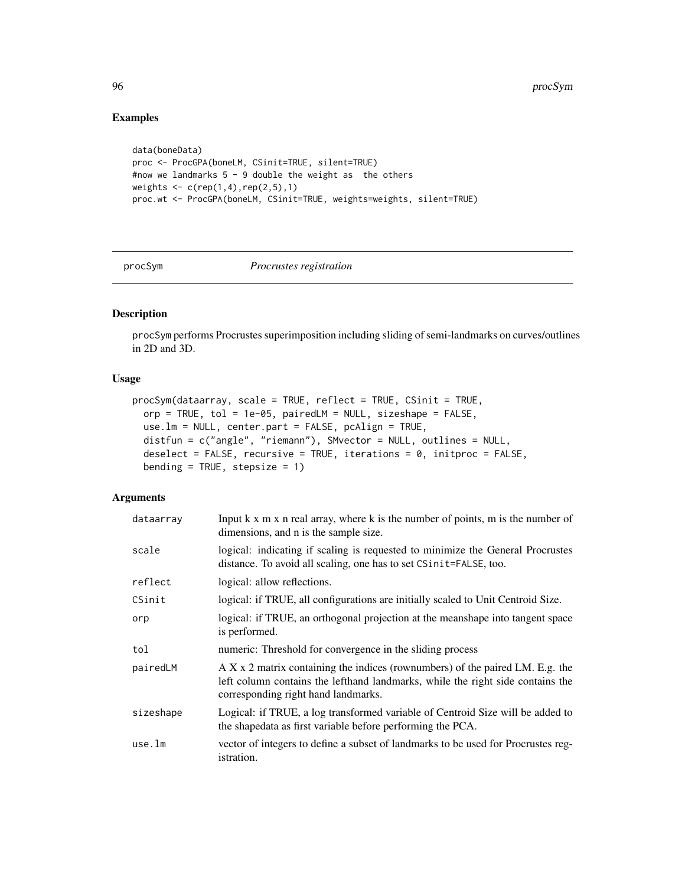## Examples

```
data(boneData)
proc <- ProcGPA(boneLM, CSinit=TRUE, silent=TRUE)
#now we landmarks 5 - 9 double the weight as  the others
weights <- c(rep(1,4),rep(2,5),1)
proc.wt <- ProcGPA(boneLM, CSinit=TRUE, weights=weights, silent=TRUE)
```

---

# procSym — *Procrustes registration*

---

## Description

procSym performs Procrustes superimposition including sliding of semi-landmarks on curves/outlines in 2D and 3D.

## Usage

```
procSym(dataarray, scale = TRUE, reflect = TRUE, CSinit = TRUE,
  orp = TRUE, tol = 1e-05, pairedLM = NULL, sizeshape = FALSE,
  use.lm = NULL, center.part = FALSE, pcAlign = TRUE,
  distfun = c("angle", "riemann"), SMvector = NULL, outlines = NULL,
  deselect = FALSE, recursive = TRUE, iterations = 0, initproc = FALSE,
  bending = TRUE, stepsize = 1)
```

## Arguments

| | |
|---|---|
| dataarray | Input k x m x n real array, where k is the number of points, m is the number of dimensions, and n is the sample size. |
| scale | logical: indicating if scaling is requested to minimize the General Procrustes distance. To avoid all scaling, one has to set CSinit=FALSE, too. |
| reflect | logical: allow reflections. |
| CSinit | logical: if TRUE, all configurations are initially scaled to Unit Centroid Size. |
| orp | logical: if TRUE, an orthogonal projection at the meanshape into tangent space is performed. |
| tol | numeric: Threshold for convergence in the sliding process |
| pairedLM | A X x 2 matrix containing the indices (rownumbers) of the paired LM. E.g. the left column contains the lefthand landmarks, while the right side contains the corresponding right hand landmarks. |
| sizeshape | Logical: if TRUE, a log transformed variable of Centroid Size will be added to the shapedata as first variable before performing the PCA. |
| use.lm | vector of integers to define a subset of landmarks to be used for Procrustes registration. |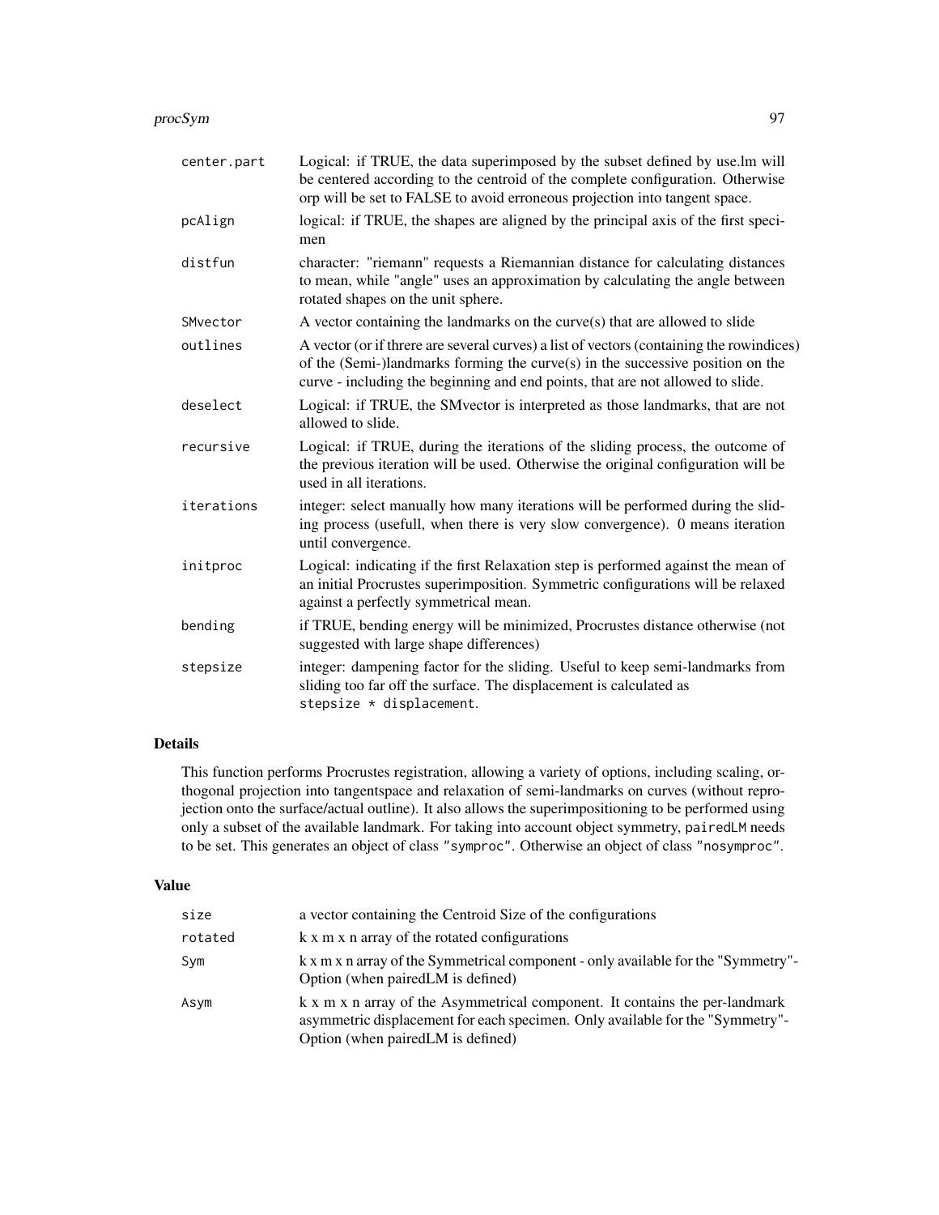| | |
|---|---|
| `center.part` | Logical: if TRUE, the data superimposed by the subset defined by use.lm will be centered according to the centroid of the complete configuration. Otherwise orp will be set to FALSE to avoid erroneous projection into tangent space. |
| `pcAlign` | logical: if TRUE, the shapes are aligned by the principal axis of the first specimen |
| `distfun` | character: "riemann" requests a Riemannian distance for calculating distances to mean, while "angle" uses an approximation by calculating the angle between rotated shapes on the unit sphere. |
| `SMvector` | A vector containing the landmarks on the curve(s) that are allowed to slide |
| `outlines` | A vector (or if threre are several curves) a list of vectors (containing the rowindices) of the (Semi-)landmarks forming the curve(s) in the successive position on the curve - including the beginning and end points, that are not allowed to slide. |
| `deselect` | Logical: if TRUE, the SMvector is interpreted as those landmarks, that are not allowed to slide. |
| `recursive` | Logical: if TRUE, during the iterations of the sliding process, the outcome of the previous iteration will be used. Otherwise the original configuration will be used in all iterations. |
| `iterations` | integer: select manually how many iterations will be performed during the sliding process (usefull, when there is very slow convergence). 0 means iteration until convergence. |
| `initproc` | Logical: indicating if the first Relaxation step is performed against the mean of an initial Procrustes superimposition. Symmetric configurations will be relaxed against a perfectly symmetrical mean. |
| `bending` | if TRUE, bending energy will be minimized, Procrustes distance otherwise (not suggested with large shape differences) |
| `stepsize` | integer: dampening factor for the sliding. Useful to keep semi-landmarks from sliding too far off the surface. The displacement is calculated as `stepsize * displacement`. |

## Details

This function performs Procrustes registration, allowing a variety of options, including scaling, orthogonal projection into tangentspace and relaxation of semi-landmarks on curves (without reprojection onto the surface/actual outline). It also allows the superimpositioning to be performed using only a subset of the available landmark. For taking into account object symmetry, `pairedLM` needs to be set. This generates an object of class `"symproc"`. Otherwise an object of class `"nosymproc"`.

## Value

| | |
|---|---|
| `size` | a vector containing the Centroid Size of the configurations |
| `rotated` | k x m x n array of the rotated configurations |
| `Sym` | k x m x n array of the Symmetrical component - only available for the "Symmetry"-Option (when pairedLM is defined) |
| `Asym` | k x m x n array of the Asymmetrical component. It contains the per-landmark asymmetric displacement for each specimen. Only available for the "Symmetry"-Option (when pairedLM is defined) |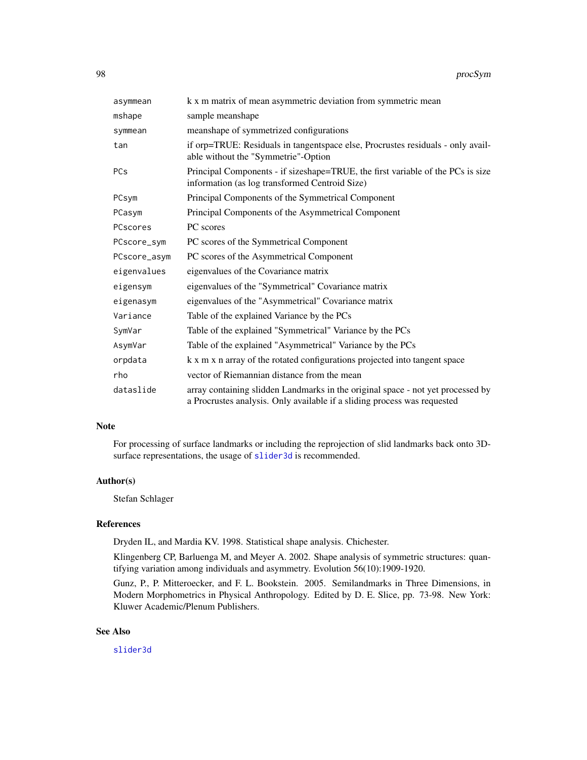| | |
|---|---|
| `asymmean` | k x m matrix of mean asymmetric deviation from symmetric mean |
| `mshape` | sample meanshape |
| `symmean` | meanshape of symmetrized configurations |
| `tan` | if orp=TRUE: Residuals in tangentspace else, Procrustes residuals - only available without the "Symmetrie"-Option |
| `PCs` | Principal Components - if sizeshape=TRUE, the first variable of the PCs is size information (as log transformed Centroid Size) |
| `PCsym` | Principal Components of the Symmetrical Component |
| `PCasym` | Principal Components of the Asymmetrical Component |
| `PCscores` | PC scores |
| `PCscore_sym` | PC scores of the Symmetrical Component |
| `PCscore_asym` | PC scores of the Asymmetrical Component |
| `eigenvalues` | eigenvalues of the Covariance matrix |
| `eigensym` | eigenvalues of the "Symmetrical" Covariance matrix |
| `eigenasym` | eigenvalues of the "Asymmetrical" Covariance matrix |
| `Variance` | Table of the explained Variance by the PCs |
| `SymVar` | Table of the explained "Symmetrical" Variance by the PCs |
| `AsymVar` | Table of the explained "Asymmetrical" Variance by the PCs |
| `orpdata` | k x m x n array of the rotated configurations projected into tangent space |
| `rho` | vector of Riemannian distance from the mean |
| `dataslide` | array containing slidden Landmarks in the original space - not yet processed by a Procrustes analysis. Only available if a sliding process was requested |

## Note

For processing of surface landmarks or including the reprojection of slid landmarks back onto 3D-surface representations, the usage of `slider3d` is recommended.

## Author(s)

Stefan Schlager

## References

Dryden IL, and Mardia KV. 1998. Statistical shape analysis. Chichester.

Klingenberg CP, Barluenga M, and Meyer A. 2002. Shape analysis of symmetric structures: quantifying variation among individuals and asymmetry. Evolution 56(10):1909-1920.

Gunz, P., P. Mitteroecker, and F. L. Bookstein. 2005. Semilandmarks in Three Dimensions, in Modern Morphometrics in Physical Anthropology. Edited by D. E. Slice, pp. 73-98. New York: Kluwer Academic/Plenum Publishers.

## See Also

`slider3d`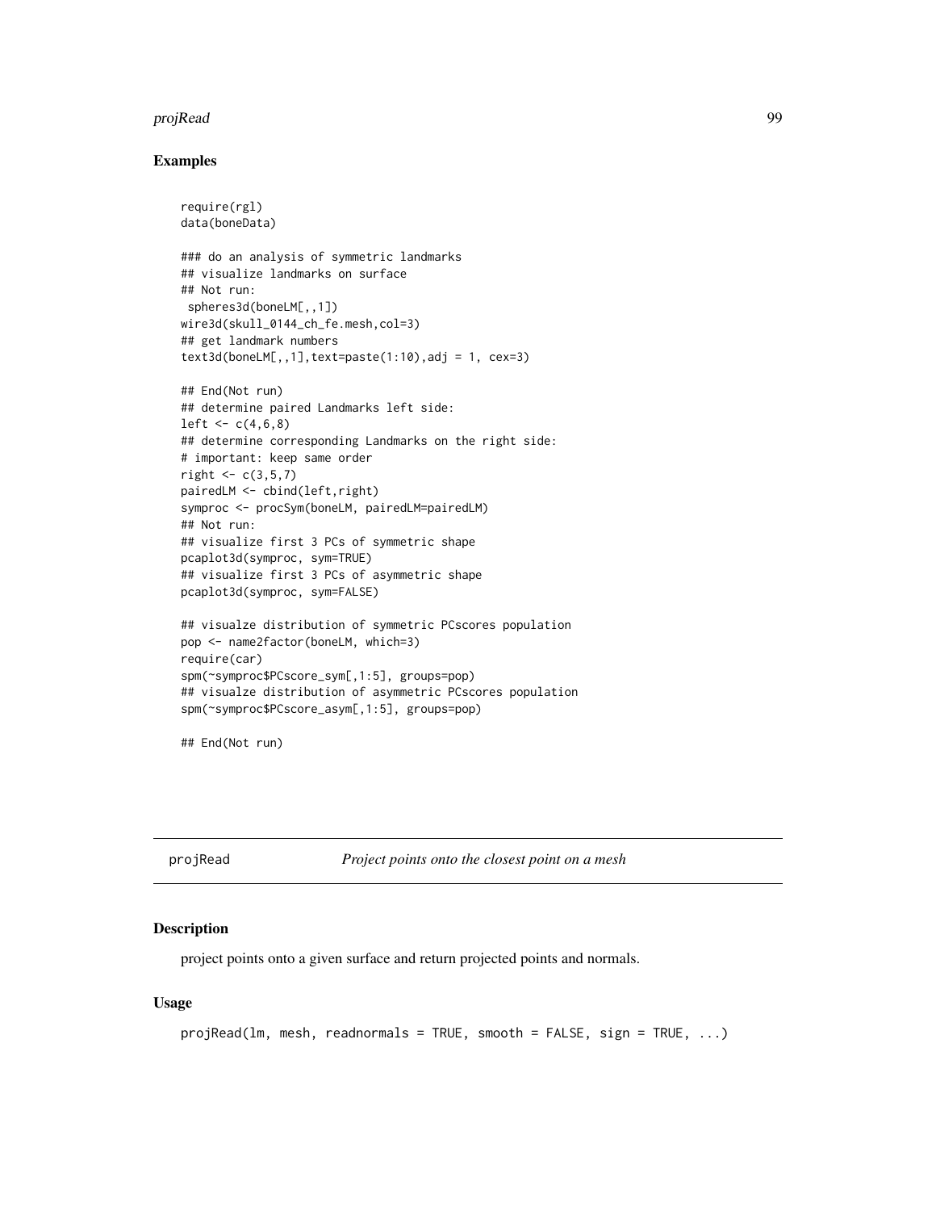## Examples

```
require(rgl)
data(boneData)

### do an analysis of symmetric landmarks
## visualize landmarks on surface
## Not run:
 spheres3d(boneLM[,,1])
wire3d(skull_0144_ch_fe.mesh,col=3)
## get landmark numbers
text3d(boneLM[,,1],text=paste(1:10),adj = 1, cex=3)

## End(Not run)
## determine paired Landmarks left side:
left <- c(4,6,8)
## determine corresponding Landmarks on the right side:
# important: keep same order
right <- c(3,5,7)
pairedLM <- cbind(left,right)
symproc <- procSym(boneLM, pairedLM=pairedLM)
## Not run:
## visualize first 3 PCs of symmetric shape
pcaplot3d(symproc, sym=TRUE)
## visualize first 3 PCs of asymmetric shape
pcaplot3d(symproc, sym=FALSE)

## visualze distribution of symmetric PCscores population
pop <- name2factor(boneLM, which=3)
require(car)
spm(~symproc$PCscore_sym[,1:5], groups=pop)
## visualze distribution of asymmetric PCscores population
spm(~symproc$PCscore_asym[,1:5], groups=pop)

## End(Not run)
```

---

# projRead *Project points onto the closest point on a mesh*

## Description

project points onto a given surface and return projected points and normals.

## Usage

```
projRead(lm, mesh, readnormals = TRUE, smooth = FALSE, sign = TRUE, ...)
```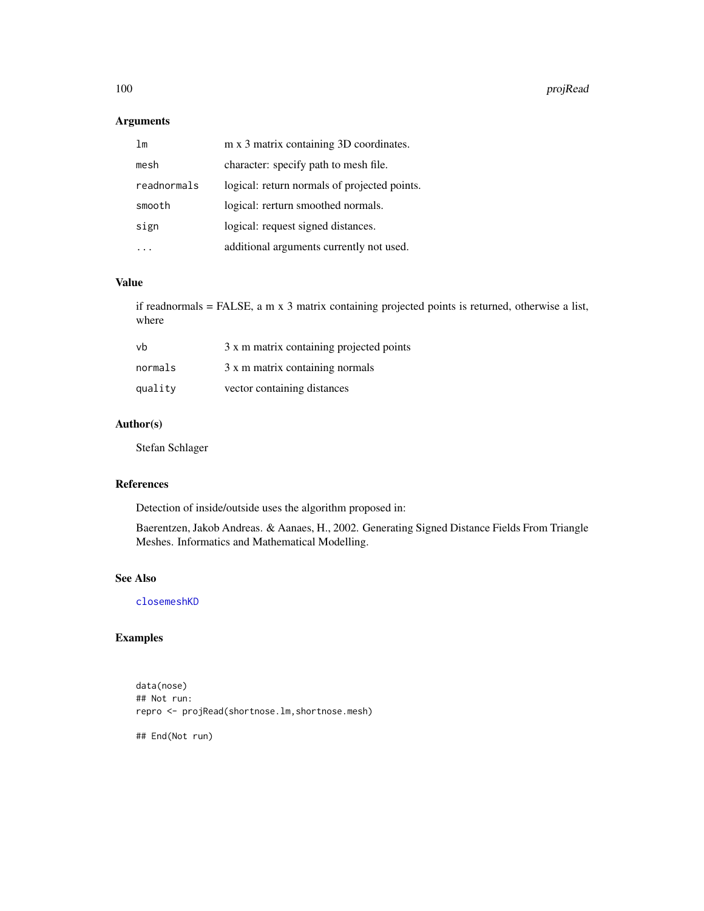## Arguments

| | |
|---|---|
| `lm` | m x 3 matrix containing 3D coordinates. |
| `mesh` | character: specify path to mesh file. |
| `readnormals` | logical: return normals of projected points. |
| `smooth` | logical: rerturn smoothed normals. |
| `sign` | logical: request signed distances. |
| `...` | additional arguments currently not used. |

## Value

if readnormals = FALSE, a m x 3 matrix containing projected points is returned, otherwise a list, where

| | |
|---|---|
| `vb` | 3 x m matrix containing projected points |
| `normals` | 3 x m matrix containing normals |
| `quality` | vector containing distances |

## Author(s)

Stefan Schlager

## References

Detection of inside/outside uses the algorithm proposed in:

Baerentzen, Jakob Andreas. & Aanaes, H., 2002. Generating Signed Distance Fields From Triangle Meshes. Informatics and Mathematical Modelling.

## See Also

`closemeshKD`

## Examples

```
data(nose)
## Not run:
repro <- projRead(shortnose.lm,shortnose.mesh)

## End(Not run)
```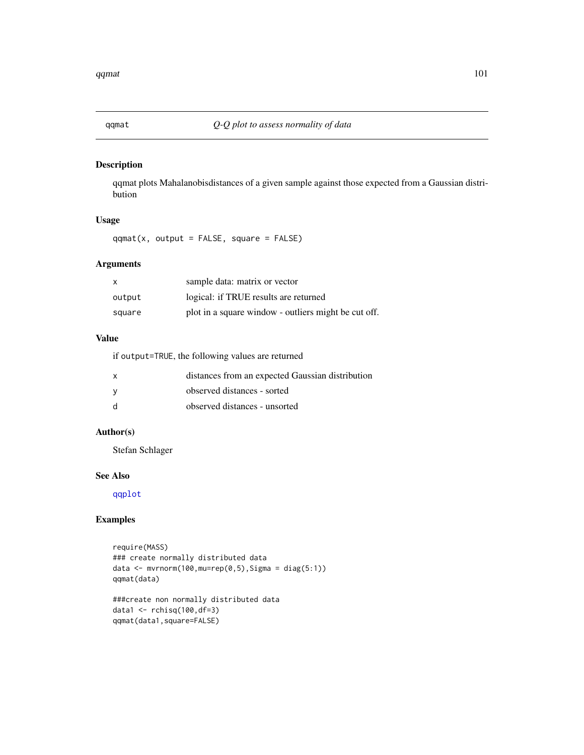qqmat *Q-Q plot to assess normality of data*

## Description

qqmat plots Mahalanobisdistances of a given sample against those expected from a Gaussian distribution

## Usage

```
qqmat(x, output = FALSE, square = FALSE)
```

## Arguments

| | |
|---|---|
| `x` | sample data: matrix or vector |
| `output` | logical: if TRUE results are returned |
| `square` | plot in a square window - outliers might be cut off. |

## Value

if `output=TRUE`, the following values are returned

| | |
|---|---|
| `x` | distances from an expected Gaussian distribution |
| `y` | observed distances - sorted |
| `d` | observed distances - unsorted |

## Author(s)

Stefan Schlager

## See Also

`qqplot`

## Examples

```
require(MASS)
### create normally distributed data
data <- mvrnorm(100,mu=rep(0,5),Sigma = diag(5:1))
qqmat(data)

###create non normally distributed data
data1 <- rchisq(100,df=3)
qqmat(data1,square=FALSE)
```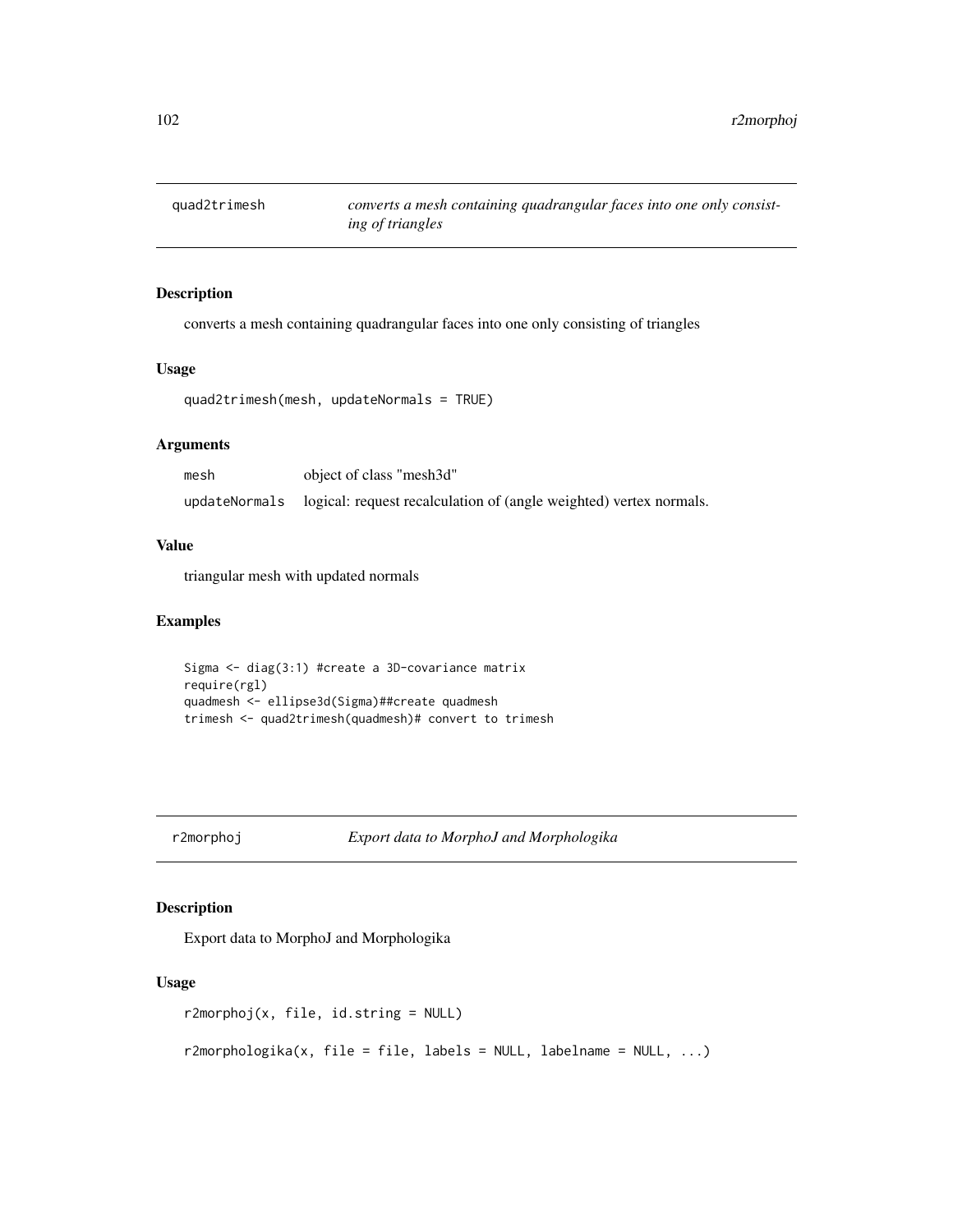## quad2trimesh *converts a mesh containing quadrangular faces into one only consisting of triangles*

### Description

converts a mesh containing quadrangular faces into one only consisting of triangles

### Usage

```
quad2trimesh(mesh, updateNormals = TRUE)
```

### Arguments

| | |
|---|---|
| mesh | object of class "mesh3d" |
| updateNormals | logical: request recalculation of (angle weighted) vertex normals. |

### Value

triangular mesh with updated normals

### Examples

```
Sigma <- diag(3:1) #create a 3D-covariance matrix
require(rgl)
quadmesh <- ellipse3d(Sigma)##create quadmesh
trimesh <- quad2trimesh(quadmesh)# convert to trimesh
```

## r2morphoj *Export data to MorphoJ and Morphologika*

### Description

Export data to MorphoJ and Morphologika

### Usage

```
r2morphoj(x, file, id.string = NULL)

r2morphologika(x, file = file, labels = NULL, labelname = NULL, ...)
```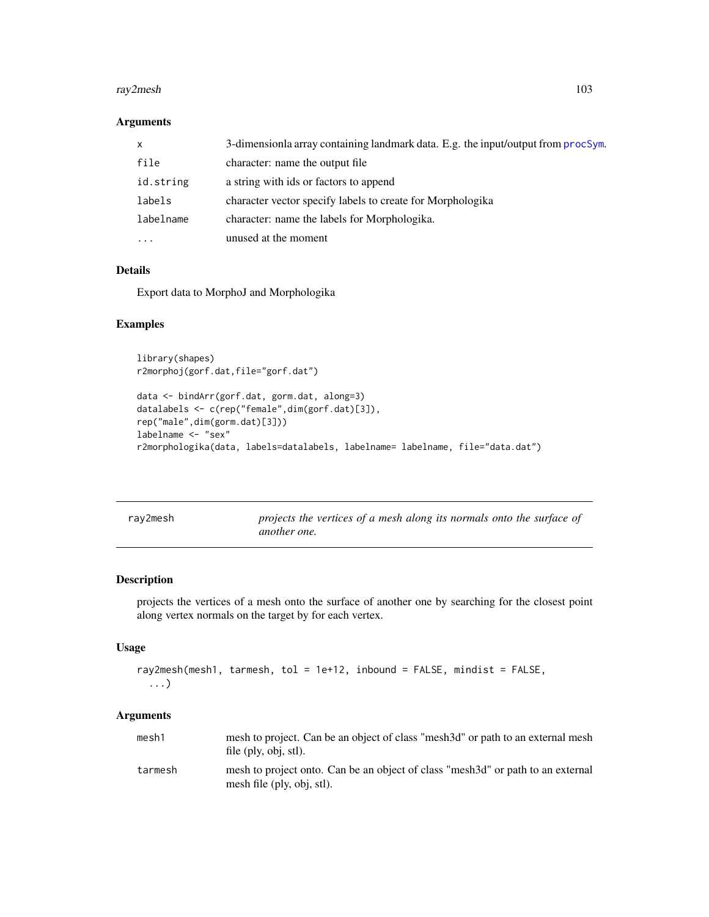### Arguments

| | |
|---|---|
| `x` | 3-dimensionla array containing landmark data. E.g. the input/output from `procSym`. |
| `file` | character: name the output file |
| `id.string` | a string with ids or factors to append |
| `labels` | character vector specify labels to create for Morphologika |
| `labelname` | character: name the labels for Morphologika. |
| `...` | unused at the moment |

### Details

Export data to MorphoJ and Morphologika

### Examples

```
library(shapes)
r2morphoj(gorf.dat,file="gorf.dat")

data <- bindArr(gorf.dat, gorm.dat, along=3)
datalabels <- c(rep("female",dim(gorf.dat)[3]),
rep("male",dim(gorm.dat)[3]))
labelname <- "sex"
r2morphologika(data, labels=datalabels, labelname= labelname, file="data.dat")
```

---

## ray2mesh — *projects the vertices of a mesh along its normals onto the surface of another one.*

---

### Description

projects the vertices of a mesh onto the surface of another one by searching for the closest point along vertex normals on the target by for each vertex.

### Usage

```
ray2mesh(mesh1, tarmesh, tol = 1e+12, inbound = FALSE, mindist = FALSE,
  ...)
```

### Arguments

| | |
|---|---|
| `mesh1` | mesh to project. Can be an object of class "mesh3d" or path to an external mesh file (ply, obj, stl). |
| `tarmesh` | mesh to project onto. Can be an object of class "mesh3d" or path to an external mesh file (ply, obj, stl). |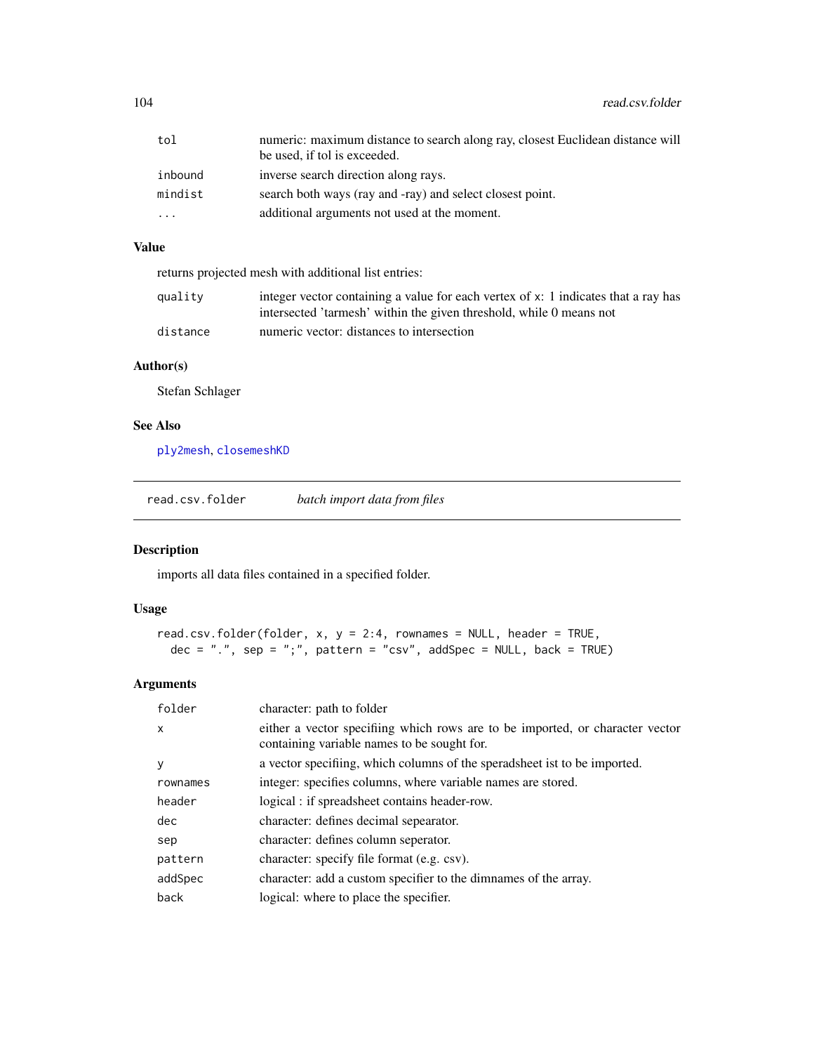| | |
|---|---|
| tol | numeric: maximum distance to search along ray, closest Euclidean distance will be used, if tol is exceeded. |
| inbound | inverse search direction along rays. |
| mindist | search both ways (ray and -ray) and select closest point. |
| ... | additional arguments not used at the moment. |

### Value

returns projected mesh with additional list entries:

| | |
|---|---|
| quality | integer vector containing a value for each vertex of x: 1 indicates that a ray has intersected 'tarmesh' within the given threshold, while 0 means not |
| distance | numeric vector: distances to intersection |

### Author(s)

Stefan Schlager

### See Also

ply2mesh, closemeshKD

---

## read.csv.folder *batch import data from files*

### Description

imports all data files contained in a specified folder.

### Usage

```
read.csv.folder(folder, x, y = 2:4, rownames = NULL, header = TRUE,
  dec = ".", sep = ";", pattern = "csv", addSpec = NULL, back = TRUE)
```

### Arguments

| | |
|---|---|
| folder | character: path to folder |
| x | either a vector specifiing which rows are to be imported, or character vector containing variable names to be sought for. |
| y | a vector specifiing, which columns of the spreadsheet ist to be imported. |
| rownames | integer: specifies columns, where variable names are stored. |
| header | logical : if spreadsheet contains header-row. |
| dec | character: defines decimal sepearator. |
| sep | character: defines column seperator. |
| pattern | character: specify file format (e.g. csv). |
| addSpec | character: add a custom specifier to the dimnames of the array. |
| back | logical: where to place the specifier. |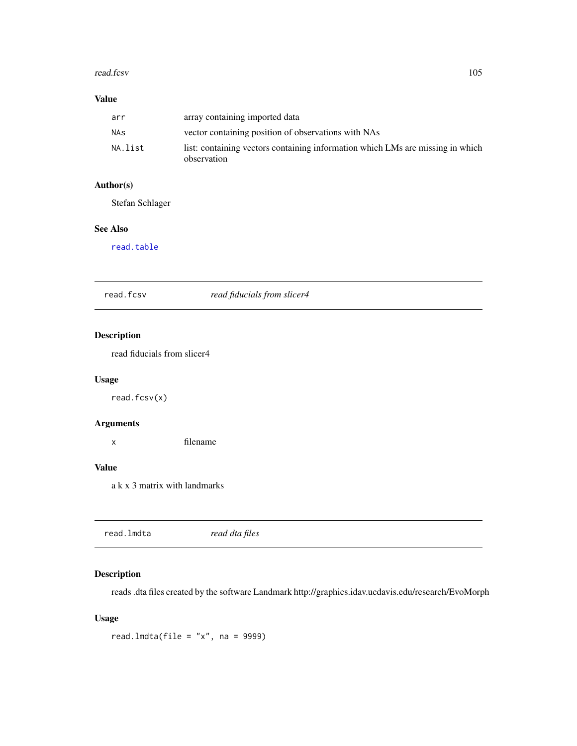## Value

| | |
|---|---|
| `arr` | array containing imported data |
| `NAs` | vector containing position of observations with NAs |
| `NA.list` | list: containing vectors containing information which LMs are missing in which observation |

## Author(s)

Stefan Schlager

## See Also

`read.table`

---

# `read.fcsv` *read fiducials from slicer4*

## Description

read fiducials from slicer4

## Usage

```
read.fcsv(x)
```

## Arguments

| | |
|---|---|
| `x` | filename |

## Value

a k x 3 matrix with landmarks

---

# `read.lmdta` *read dta files*

## Description

reads .dta files created by the software Landmark http://graphics.idav.ucdavis.edu/research/EvoMorph

## Usage

```
read.lmdta(file = "x", na = 9999)
```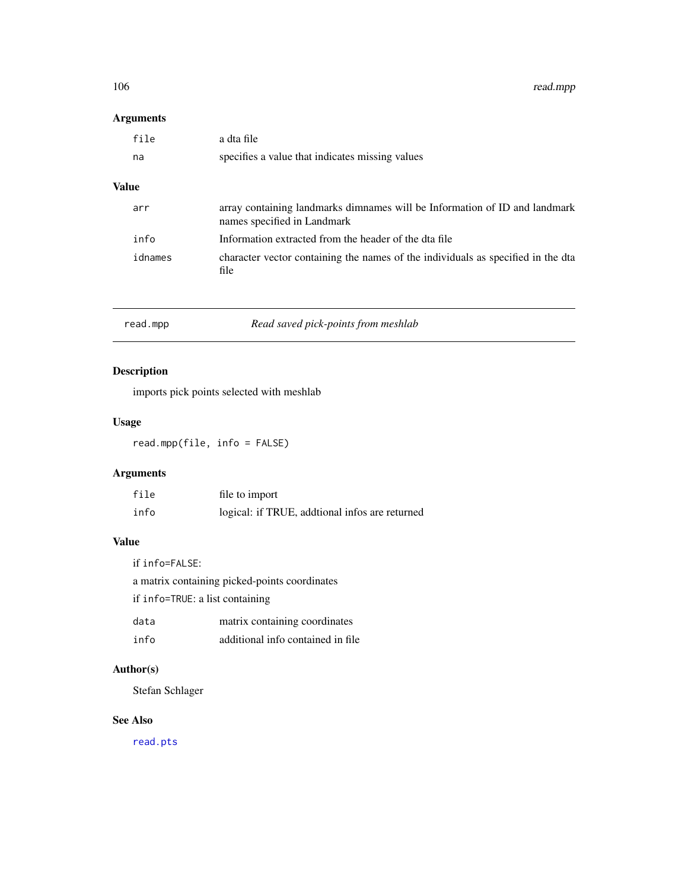## Arguments

| | |
|---|---|
| `file` | a dta file |
| `na` | specifies a value that indicates missing values |

## Value

| | |
|---|---|
| `arr` | array containing landmarks dimnames will be Information of ID and landmark names specified in Landmark |
| `info` | Information extracted from the header of the dta file |
| `idnames` | character vector containing the names of the individuals as specified in the dta file |

---

# read.mpp — *Read saved pick-points from meshlab*

## Description

imports pick points selected with meshlab

## Usage

```
read.mpp(file, info = FALSE)
```

## Arguments

| | |
|---|---|
| `file` | file to import |
| `info` | logical: if TRUE, addtional infos are returned |

## Value

if `info=FALSE`:

a matrix containing picked-points coordinates

if `info=TRUE`: a list containing

| | |
|---|---|
| `data` | matrix containing coordinates |
| `info` | additional info contained in file |

## Author(s)

Stefan Schlager

## See Also

`read.pts`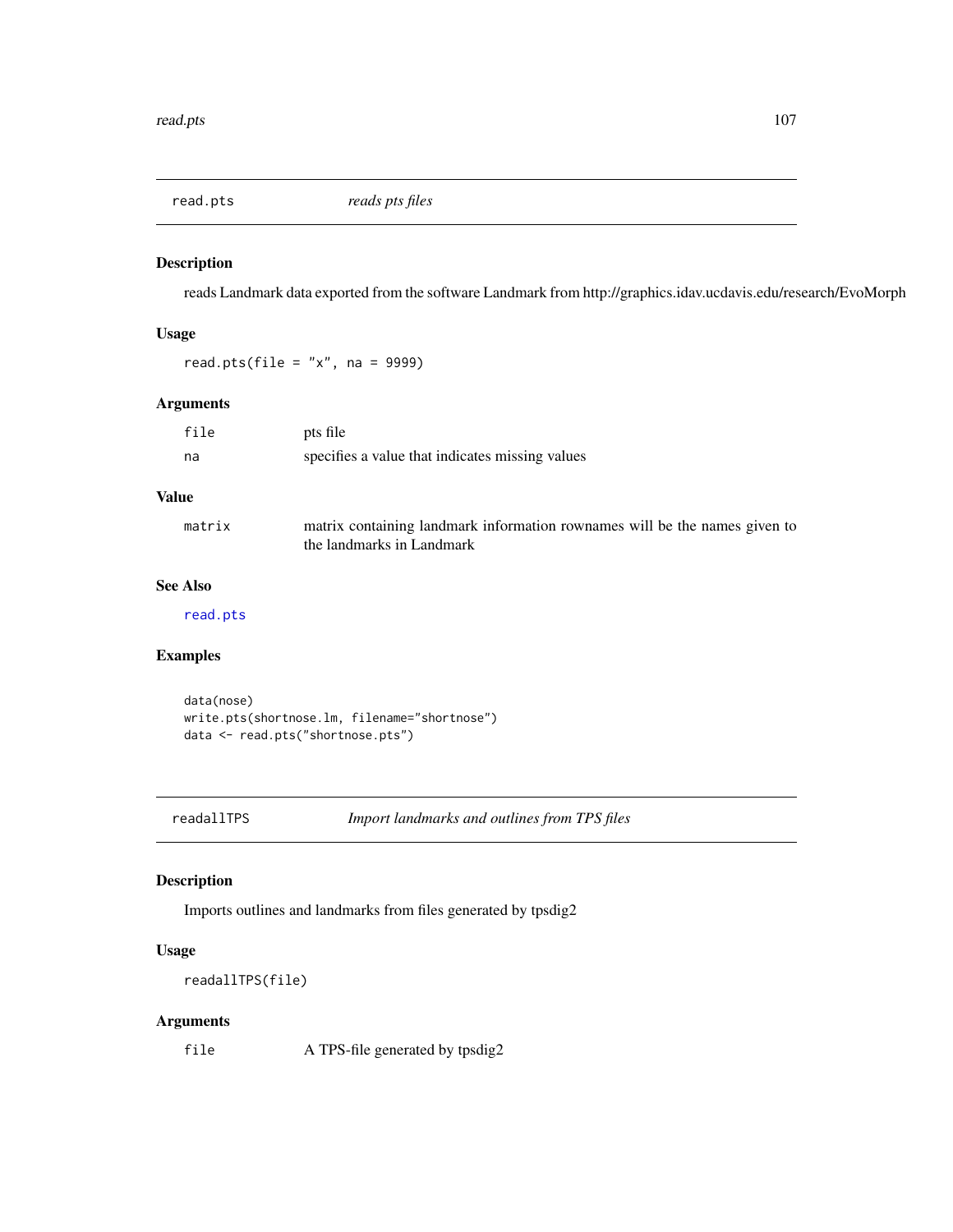## read.pts *reads pts files*

### Description

reads Landmark data exported from the software Landmark from http://graphics.idav.ucdavis.edu/research/EvoMorph

### Usage

```
read.pts(file = "x", na = 9999)
```

### Arguments

| | |
|---|---|
| `file` | pts file |
| `na` | specifies a value that indicates missing values |

### Value

| | |
|---|---|
| `matrix` | matrix containing landmark information rownames will be the names given to the landmarks in Landmark |

### See Also

`read.pts`

### Examples

```
data(nose)
write.pts(shortnose.lm, filename="shortnose")
data <- read.pts("shortnose.pts")
```

## readallTPS *Import landmarks and outlines from TPS files*

### Description

Imports outlines and landmarks from files generated by tpsdig2

### Usage

```
readallTPS(file)
```

### Arguments

| | |
|---|---|
| `file` | A TPS-file generated by tpsdig2 |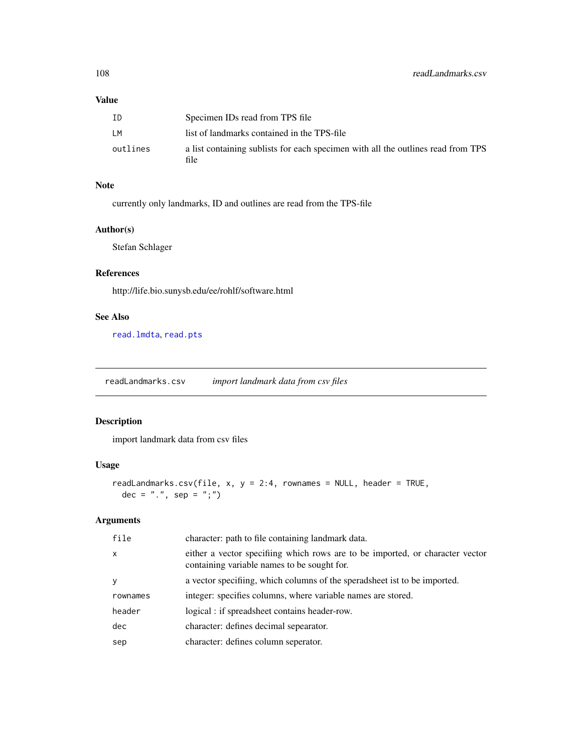### Value

| | |
|---|---|
| ID | Specimen IDs read from TPS file |
| LM | list of landmarks contained in the TPS-file |
| outlines | a list containing sublists for each specimen with all the outlines read from TPS file |

### Note

currently only landmarks, ID and outlines are read from the TPS-file

### Author(s)

Stefan Schlager

### References

http://life.bio.sunysb.edu/ee/rohlf/software.html

### See Also

read.lmdta, read.pts

---

## readLandmarks.csv *import landmark data from csv files*

---

### Description

import landmark data from csv files

### Usage

```
readLandmarks.csv(file, x, y = 2:4, rownames = NULL, header = TRUE,
  dec = ".", sep = ";")
```

### Arguments

| | |
|---|---|
| file | character: path to file containing landmark data. |
| x | either a vector specifiing which rows are to be imported, or character vector containing variable names to be sought for. |
| y | a vector specifiing, which columns of the spreadsheet ist to be imported. |
| rownames | integer: specifies columns, where variable names are stored. |
| header | logical : if spreadsheet contains header-row. |
| dec | character: defines decimal sepearator. |
| sep | character: defines column seperator. |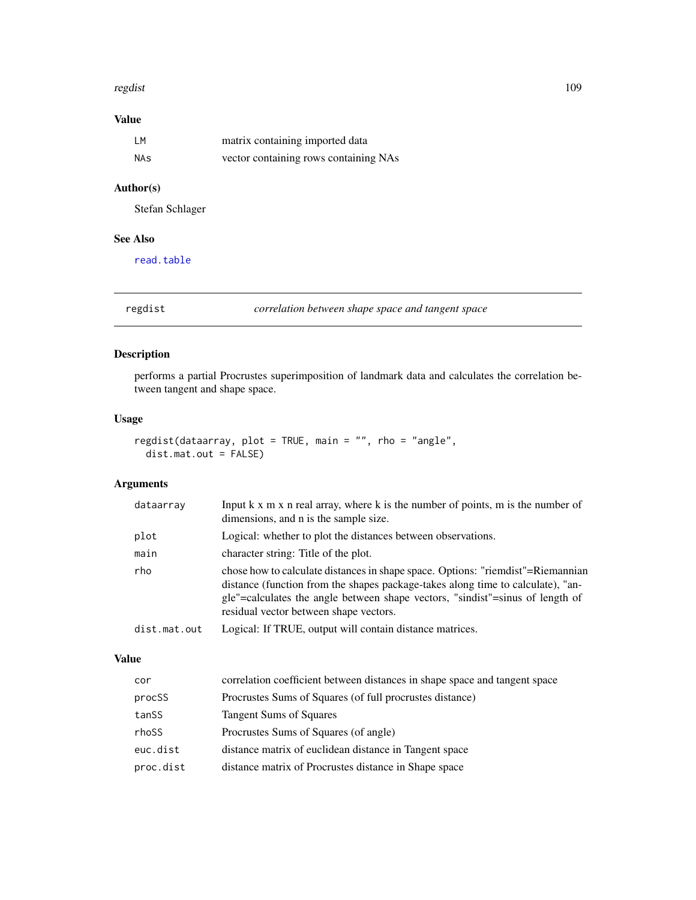### Value

| | |
|---|---|
| LM | matrix containing imported data |
| NAs | vector containing rows containing NAs |

### Author(s)

Stefan Schlager

### See Also

read.table

---

## regdist — *correlation between shape space and tangent space*

### Description

performs a partial Procrustes superimposition of landmark data and calculates the correlation between tangent and shape space.

### Usage

```
regdist(dataarray, plot = TRUE, main = "", rho = "angle",
  dist.mat.out = FALSE)
```

### Arguments

| | |
|---|---|
| dataarray | Input k x m x n real array, where k is the number of points, m is the number of dimensions, and n is the sample size. |
| plot | Logical: whether to plot the distances between observations. |
| main | character string: Title of the plot. |
| rho | chose how to calculate distances in shape space. Options: "riemdist"=Riemannian distance (function from the shapes package-takes along time to calculate), "angle"=calculates the angle between shape vectors, "sindist"=sinus of length of residual vector between shape vectors. |
| dist.mat.out | Logical: If TRUE, output will contain distance matrices. |

### Value

| | |
|---|---|
| cor | correlation coefficient between distances in shape space and tangent space |
| procSS | Procrustes Sums of Squares (of full procrustes distance) |
| tanSS | Tangent Sums of Squares |
| rhoSS | Procrustes Sums of Squares (of angle) |
| euc.dist | distance matrix of euclidean distance in Tangent space |
| proc.dist | distance matrix of Procrustes distance in Shape space |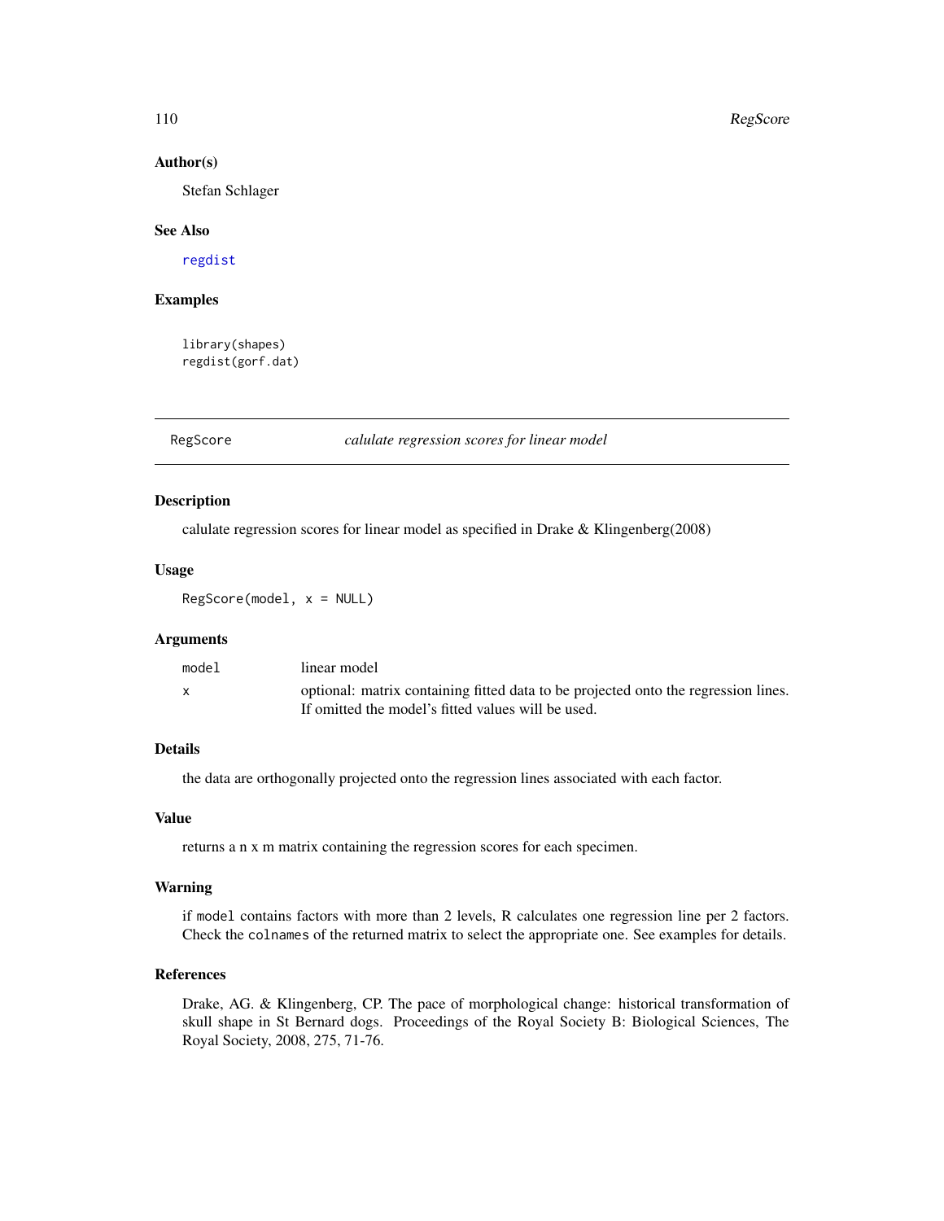### Author(s)

Stefan Schlager

### See Also

regdist

### Examples

```
library(shapes)
regdist(gorf.dat)
```

---

## RegScore — *calulate regression scores for linear model*

### Description

calulate regression scores for linear model as specified in Drake & Klingenberg(2008)

### Usage

```
RegScore(model, x = NULL)
```

### Arguments

| | |
|---|---|
| model | linear model |
| x | optional: matrix containing fitted data to be projected onto the regression lines. If omitted the model's fitted values will be used. |

### Details

the data are orthogonally projected onto the regression lines associated with each factor.

### Value

returns a n x m matrix containing the regression scores for each specimen.

### Warning

if `model` contains factors with more than 2 levels, R calculates one regression line per 2 factors. Check the `colnames` of the returned matrix to select the appropriate one. See examples for details.

### References

Drake, AG. & Klingenberg, CP. The pace of morphological change: historical transformation of skull shape in St Bernard dogs. Proceedings of the Royal Society B: Biological Sciences, The Royal Society, 2008, 275, 71-76.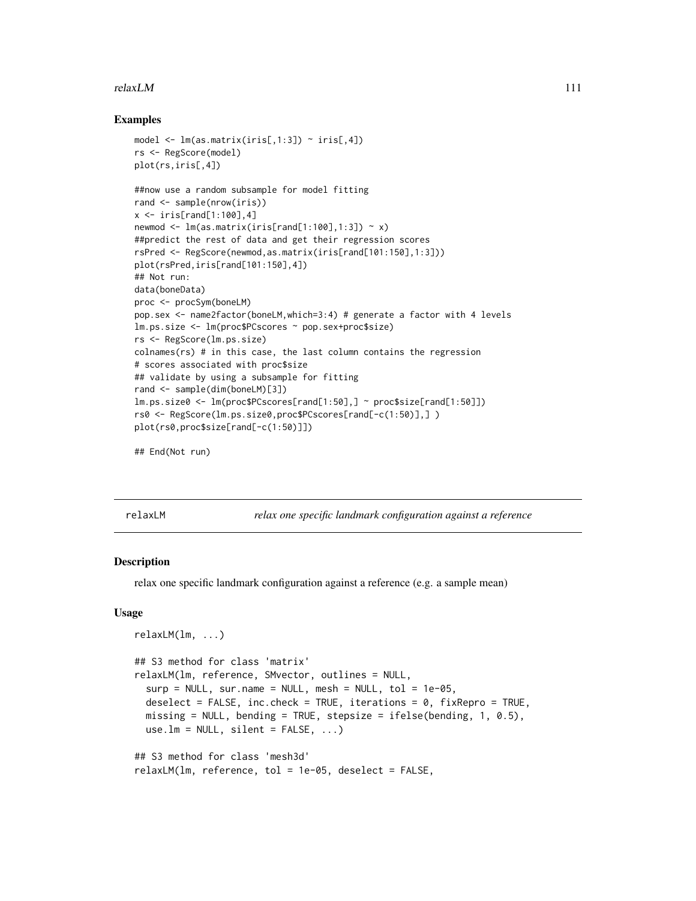### Examples

```
model <- lm(as.matrix(iris[,1:3]) ~ iris[,4])
rs <- RegScore(model)
plot(rs,iris[,4])

##now use a random subsample for model fitting
rand <- sample(nrow(iris))
x <- iris[rand[1:100],4]
newmod <- lm(as.matrix(iris[rand[1:100],1:3]) ~ x)
##predict the rest of data and get their regression scores
rsPred <- RegScore(newmod,as.matrix(iris[rand[101:150],1:3]))
plot(rsPred,iris[rand[101:150],4])
## Not run:
data(boneData)
proc <- procSym(boneLM)
pop.sex <- name2factor(boneLM,which=3:4) # generate a factor with 4 levels
lm.ps.size <- lm(proc$PCscores ~ pop.sex+proc$size)
rs <- RegScore(lm.ps.size)
colnames(rs) # in this case, the last column contains the regression
# scores associated with proc$size
## validate by using a subsample for fitting
rand <- sample(dim(boneLM)[3])
lm.ps.size0 <- lm(proc$PCscores[rand[1:50],] ~ proc$size[rand[1:50]])
rs0 <- RegScore(lm.ps.size0,proc$PCscores[rand[-c(1:50)],] )
plot(rs0,proc$size[rand[-c(1:50)]])

## End(Not run)
```

---

## relaxLM — *relax one specific landmark configuration against a reference*

### Description

relax one specific landmark configuration against a reference (e.g. a sample mean)

### Usage

```
relaxLM(lm, ...)

## S3 method for class 'matrix'
relaxLM(lm, reference, SMvector, outlines = NULL,
  surp = NULL, sur.name = NULL, mesh = NULL, tol = 1e-05,
  deselect = FALSE, inc.check = TRUE, iterations = 0, fixRepro = TRUE,
  missing = NULL, bending = TRUE, stepsize = ifelse(bending, 1, 0.5),
  use.lm = NULL, silent = FALSE, ...)

## S3 method for class 'mesh3d'
relaxLM(lm, reference, tol = 1e-05, deselect = FALSE,
```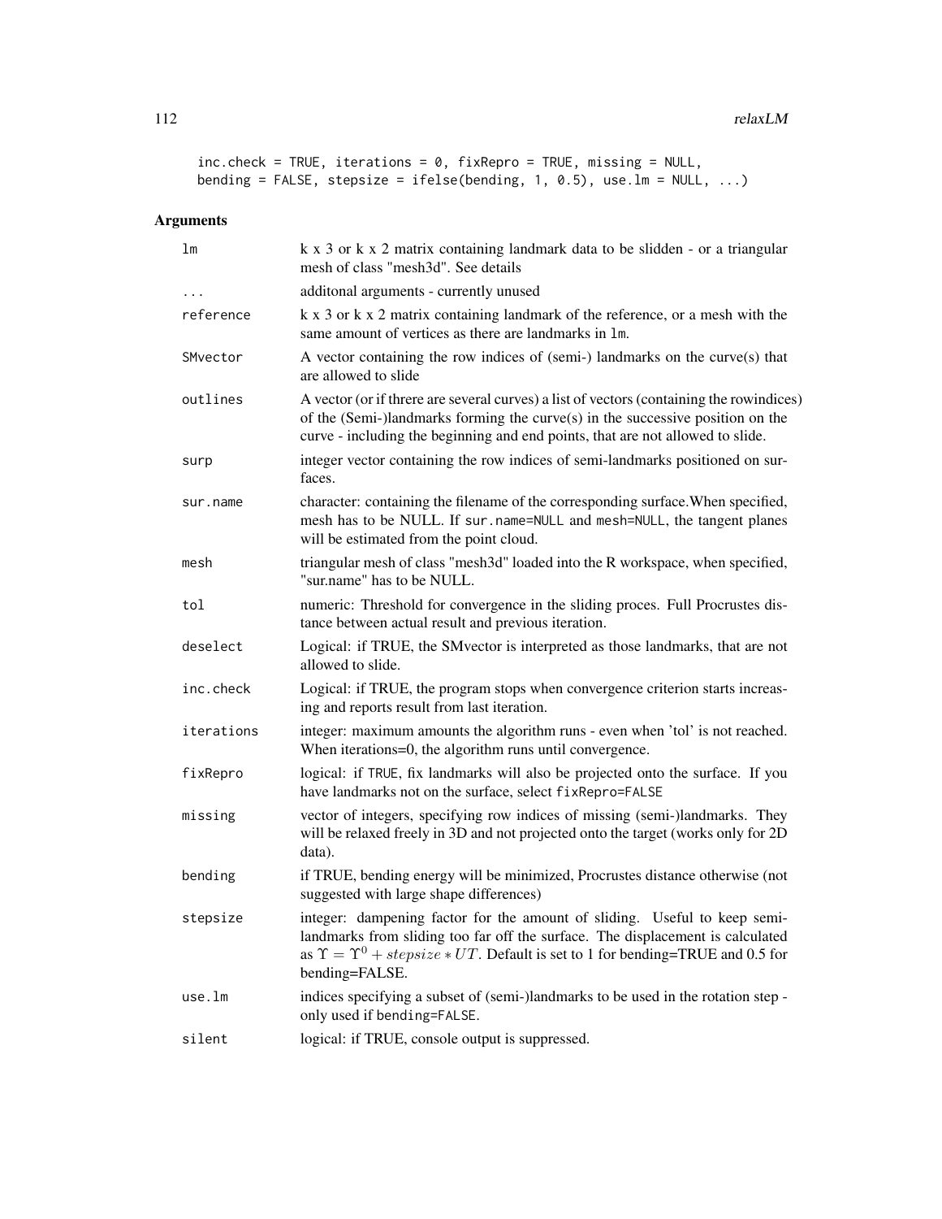```
inc.check = TRUE, iterations = 0, fixRepro = TRUE, missing = NULL,
bending = FALSE, stepsize = ifelse(bending, 1, 0.5), use.lm = NULL, ...)
```

## Arguments

| | |
|---|---|
| lm | k x 3 or k x 2 matrix containing landmark data to be slidden - or a triangular mesh of class "mesh3d". See details |
| ... | additonal arguments - currently unused |
| reference | k x 3 or k x 2 matrix containing landmark of the reference, or a mesh with the same amount of vertices as there are landmarks in lm. |
| SMvector | A vector containing the row indices of (semi-) landmarks on the curve(s) that are allowed to slide |
| outlines | A vector (or if threre are several curves) a list of vectors (containing the rowindices) of the (Semi-)landmarks forming the curve(s) in the successive position on the curve - including the beginning and end points, that are not allowed to slide. |
| surp | integer vector containing the row indices of semi-landmarks positioned on surfaces. |
| sur.name | character: containing the filename of the corresponding surface.When specified, mesh has to be NULL. If sur.name=NULL and mesh=NULL, the tangent planes will be estimated from the point cloud. |
| mesh | triangular mesh of class "mesh3d" loaded into the R workspace, when specified, "sur.name" has to be NULL. |
| tol | numeric: Threshold for convergence in the sliding proces. Full Procrustes distance between actual result and previous iteration. |
| deselect | Logical: if TRUE, the SMvector is interpreted as those landmarks, that are not allowed to slide. |
| inc.check | Logical: if TRUE, the program stops when convergence criterion starts increasing and reports result from last iteration. |
| iterations | integer: maximum amounts the algorithm runs - even when 'tol' is not reached. When iterations=0, the algorithm runs until convergence. |
| fixRepro | logical: if TRUE, fix landmarks will also be projected onto the surface. If you have landmarks not on the surface, select fixRepro=FALSE |
| missing | vector of integers, specifying row indices of missing (semi-)landmarks. They will be relaxed freely in 3D and not projected onto the target (works only for 2D data). |
| bending | if TRUE, bending energy will be minimized, Procrustes distance otherwise (not suggested with large shape differences) |
| stepsize | integer: dampening factor for the amount of sliding. Useful to keep semi-landmarks from sliding too far off the surface. The displacement is calculated as $\Upsilon = \Upsilon^0 + stepsize * UT$. Default is set to 1 for bending=TRUE and 0.5 for bending=FALSE. |
| use.lm | indices specifying a subset of (semi-)landmarks to be used in the rotation step - only used if bending=FALSE. |
| silent | logical: if TRUE, console output is suppressed. |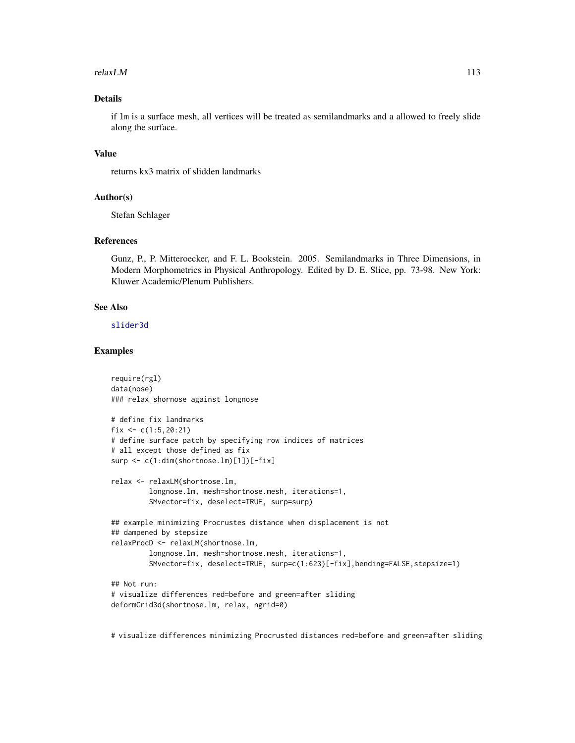## Details

if `lm` is a surface mesh, all vertices will be treated as semilandmarks and a allowed to freely slide along the surface.

## Value

returns kx3 matrix of slidden landmarks

## Author(s)

Stefan Schlager

## References

Gunz, P., P. Mitteroecker, and F. L. Bookstein. 2005. Semilandmarks in Three Dimensions, in Modern Morphometrics in Physical Anthropology. Edited by D. E. Slice, pp. 73-98. New York: Kluwer Academic/Plenum Publishers.

## See Also

slider3d

## Examples

```
require(rgl)
data(nose)
### relax shornose against longnose

# define fix landmarks
fix <- c(1:5,20:21)
# define surface patch by specifying row indices of matrices
# all except those defined as fix
surp <- c(1:dim(shortnose.lm)[1])[-fix]

relax <- relaxLM(shortnose.lm,
         longnose.lm, mesh=shortnose.mesh, iterations=1,
         SMvector=fix, deselect=TRUE, surp=surp)

## example minimizing Procrustes distance when displacement is not
## dampened by stepsize
relaxProcD <- relaxLM(shortnose.lm,
         longnose.lm, mesh=shortnose.mesh, iterations=1,
         SMvector=fix, deselect=TRUE, surp=c(1:623)[-fix],bending=FALSE,stepsize=1)

## Not run:
# visualize differences red=before and green=after sliding
deformGrid3d(shortnose.lm, relax, ngrid=0)


# visualize differences minimizing Procrusted distances red=before and green=after sliding
```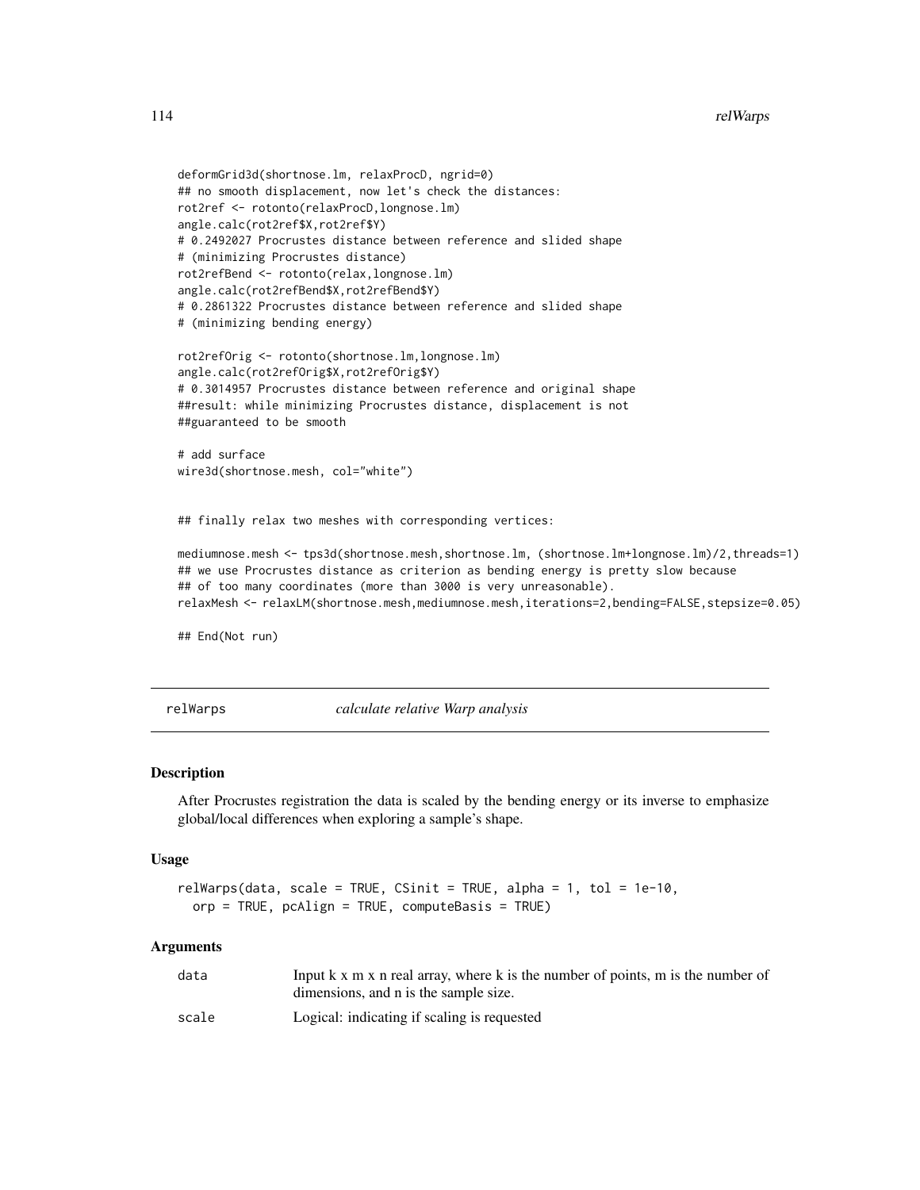```
deformGrid3d(shortnose.lm, relaxProcD, ngrid=0)
## no smooth displacement, now let's check the distances:
rot2ref <- rotonto(relaxProcD,longnose.lm)
angle.calc(rot2ref$X,rot2ref$Y)
# 0.2492027 Procrustes distance between reference and slided shape
# (minimizing Procrustes distance)
rot2refBend <- rotonto(relax,longnose.lm)
angle.calc(rot2refBend$X,rot2refBend$Y)
# 0.2861322 Procrustes distance between reference and slided shape
# (minimizing bending energy)

rot2refOrig <- rotonto(shortnose.lm,longnose.lm)
angle.calc(rot2refOrig$X,rot2refOrig$Y)
# 0.3014957 Procrustes distance between reference and original shape
##result: while minimizing Procrustes distance, displacement is not
##guaranteed to be smooth

# add surface
wire3d(shortnose.mesh, col="white")


## finally relax two meshes with corresponding vertices:

mediumnose.mesh <- tps3d(shortnose.mesh,shortnose.lm, (shortnose.lm+longnose.lm)/2,threads=1)
## we use Procrustes distance as criterion as bending energy is pretty slow because
## of too many coordinates (more than 3000 is very unreasonable).
relaxMesh <- relaxLM(shortnose.mesh,mediumnose.mesh,iterations=2,bending=FALSE,stepsize=0.05)

## End(Not run)
```

---

## relWarps — *calculate relative Warp analysis*

### Description

After Procrustes registration the data is scaled by the bending energy or its inverse to emphasize global/local differences when exploring a sample's shape.

### Usage

```
relWarps(data, scale = TRUE, CSinit = TRUE, alpha = 1, tol = 1e-10,
  orp = TRUE, pcAlign = TRUE, computeBasis = TRUE)
```

### Arguments

| | |
|---|---|
| data | Input k x m x n real array, where k is the number of points, m is the number of dimensions, and n is the sample size. |
| scale | Logical: indicating if scaling is requested |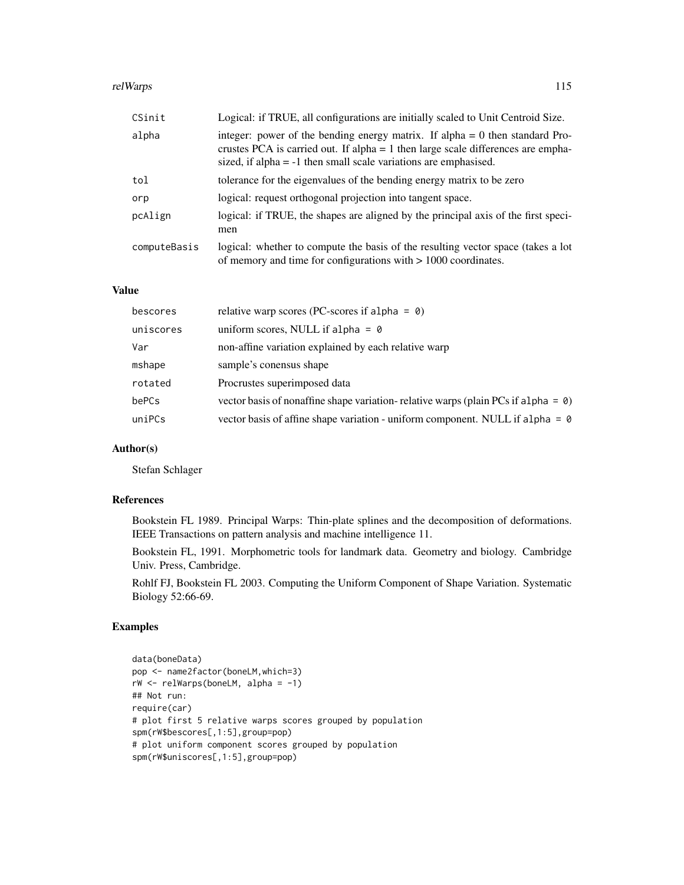| | |
|---|---|
| CSinit | Logical: if TRUE, all configurations are initially scaled to Unit Centroid Size. |
| alpha | integer: power of the bending energy matrix. If alpha = 0 then standard Procrustes PCA is carried out. If alpha = 1 then large scale differences are emphasized, if alpha = -1 then small scale variations are emphasised. |
| tol | tolerance for the eigenvalues of the bending energy matrix to be zero |
| orp | logical: request orthogonal projection into tangent space. |
| pcAlign | logical: if TRUE, the shapes are aligned by the principal axis of the first specimen |
| computeBasis | logical: whether to compute the basis of the resulting vector space (takes a lot of memory and time for configurations with > 1000 coordinates. |

## Value

| | |
|---|---|
| bescores | relative warp scores (PC-scores if `alpha = 0`) |
| uniscores | uniform scores, NULL if `alpha = 0` |
| Var | non-affine variation explained by each relative warp |
| mshape | sample's conensus shape |
| rotated | Procrustes superimposed data |
| bePCs | vector basis of nonaffine shape variation- relative warps (plain PCs if `alpha = 0`) |
| uniPCs | vector basis of affine shape variation - uniform component. NULL if `alpha = 0` |

## Author(s)

Stefan Schlager

## References

Bookstein FL 1989. Principal Warps: Thin-plate splines and the decomposition of deformations. IEEE Transactions on pattern analysis and machine intelligence 11.

Bookstein FL, 1991. Morphometric tools for landmark data. Geometry and biology. Cambridge Univ. Press, Cambridge.

Rohlf FJ, Bookstein FL 2003. Computing the Uniform Component of Shape Variation. Systematic Biology 52:66-69.

## Examples

```
data(boneData)
pop <- name2factor(boneLM,which=3)
rW <- relWarps(boneLM, alpha = -1)
## Not run:
require(car)
# plot first 5 relative warps scores grouped by population
spm(rW$bescores[,1:5],group=pop)
# plot uniform component scores grouped by population
spm(rW$uniscores[,1:5],group=pop)
```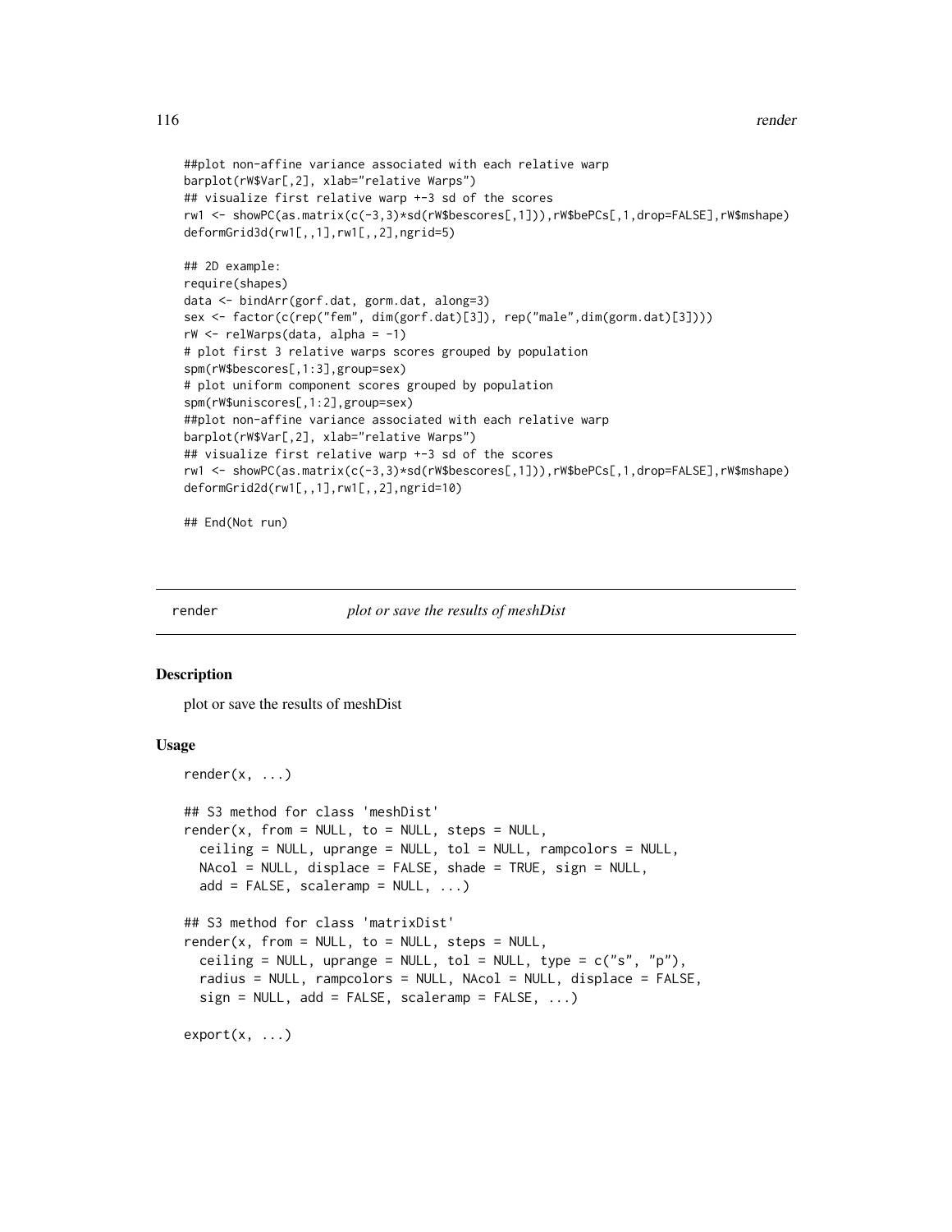```
##plot non-affine variance associated with each relative warp
barplot(rW$Var[,2], xlab="relative Warps")
## visualize first relative warp +-3 sd of the scores
rw1 <- showPC(as.matrix(c(-3,3)*sd(rW$bescores[,1])),rW$bePCs[,1,drop=FALSE],rW$mshape)
deformGrid3d(rw1[,,1],rw1[,,2],ngrid=5)

## 2D example:
require(shapes)
data <- bindArr(gorf.dat, gorm.dat, along=3)
sex <- factor(c(rep("fem", dim(gorf.dat)[3]), rep("male",dim(gorm.dat)[3])))
rW <- relWarps(data, alpha = -1)
# plot first 3 relative warps scores grouped by population
spm(rW$bescores[,1:3],group=sex)
# plot uniform component scores grouped by population
spm(rW$uniscores[,1:2],group=sex)
##plot non-affine variance associated with each relative warp
barplot(rW$Var[,2], xlab="relative Warps")
## visualize first relative warp +-3 sd of the scores
rw1 <- showPC(as.matrix(c(-3,3)*sd(rW$bescores[,1])),rW$bePCs[,1,drop=FALSE],rW$mshape)
deformGrid2d(rw1[,,1],rw1[,,2],ngrid=10)

## End(Not run)
```

---

render — *plot or save the results of meshDist*

---

### Description

plot or save the results of meshDist

### Usage

```
render(x, ...)

## S3 method for class 'meshDist'
render(x, from = NULL, to = NULL, steps = NULL,
  ceiling = NULL, uprange = NULL, tol = NULL, rampcolors = NULL,
  NAcol = NULL, displace = FALSE, shade = TRUE, sign = NULL,
  add = FALSE, scaleramp = NULL, ...)

## S3 method for class 'matrixDist'
render(x, from = NULL, to = NULL, steps = NULL,
  ceiling = NULL, uprange = NULL, tol = NULL, type = c("s", "p"),
  radius = NULL, rampcolors = NULL, NAcol = NULL, displace = FALSE,
  sign = NULL, add = FALSE, scaleramp = FALSE, ...)

export(x, ...)
```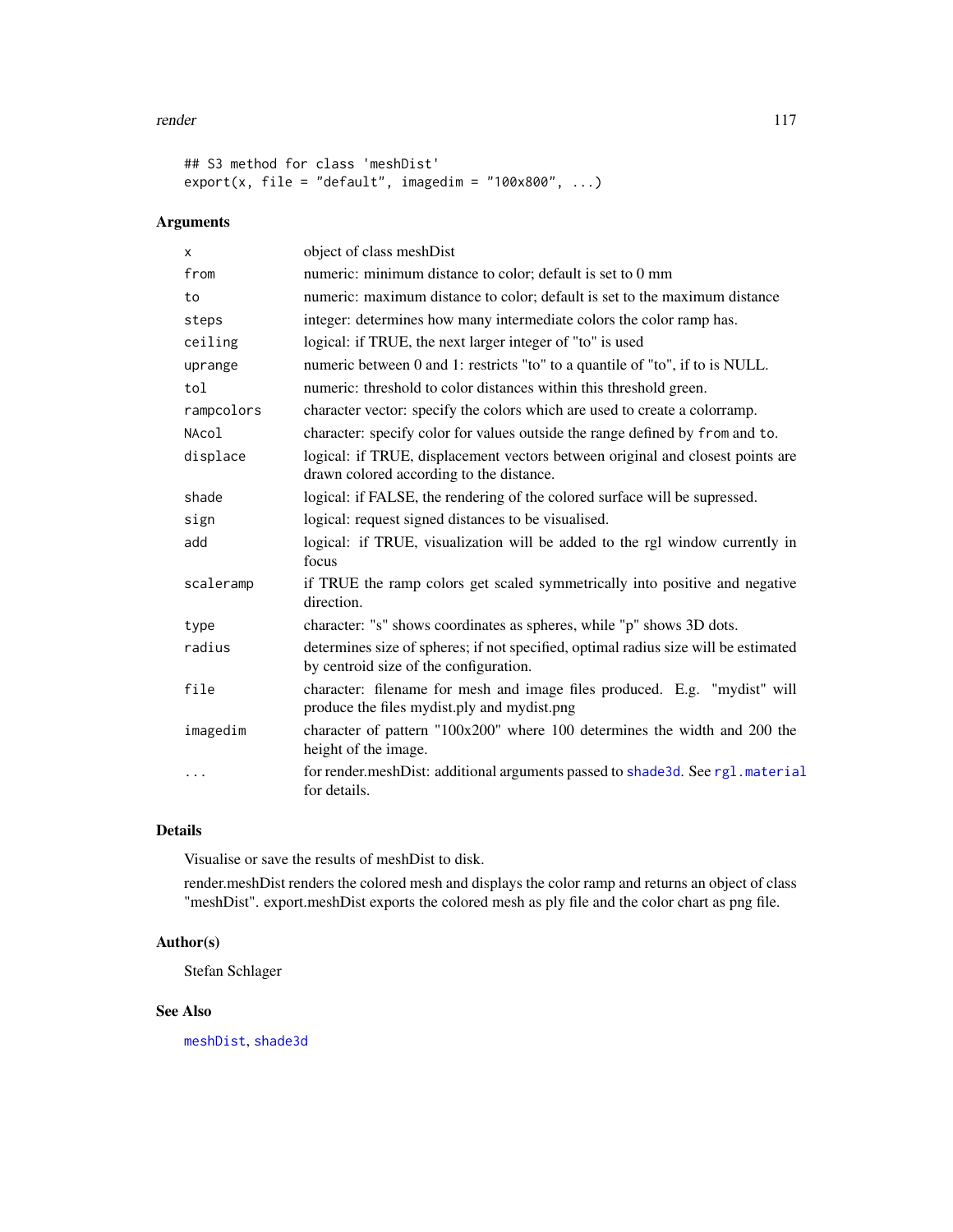```
## S3 method for class 'meshDist'
export(x, file = "default", imagedim = "100x800", ...)
```

### Arguments

| | |
|---|---|
| `x` | object of class meshDist |
| `from` | numeric: minimum distance to color; default is set to 0 mm |
| `to` | numeric: maximum distance to color; default is set to the maximum distance |
| `steps` | integer: determines how many intermediate colors the color ramp has. |
| `ceiling` | logical: if TRUE, the next larger integer of "to" is used |
| `uprange` | numeric between 0 and 1: restricts "to" to a quantile of "to", if to is NULL. |
| `tol` | numeric: threshold to color distances within this threshold green. |
| `rampcolors` | character vector: specify the colors which are used to create a colorramp. |
| `NAcol` | character: specify color for values outside the range defined by `from` and `to`. |
| `displace` | logical: if TRUE, displacement vectors between original and closest points are drawn colored according to the distance. |
| `shade` | logical: if FALSE, the rendering of the colored surface will be supressed. |
| `sign` | logical: request signed distances to be visualised. |
| `add` | logical: if TRUE, visualization will be added to the rgl window currently in focus |
| `scaleramp` | if TRUE the ramp colors get scaled symmetrically into positive and negative direction. |
| `type` | character: "s" shows coordinates as spheres, while "p" shows 3D dots. |
| `radius` | determines size of spheres; if not specified, optimal radius size will be estimated by centroid size of the configuration. |
| `file` | character: filename for mesh and image files produced. E.g. "mydist" will produce the files mydist.ply and mydist.png |
| `imagedim` | character of pattern "100x200" where 100 determines the width and 200 the height of the image. |
| `...` | for render.meshDist: additional arguments passed to `shade3d`. See `rgl.material` for details. |

### Details

Visualise or save the results of meshDist to disk.

render.meshDist renders the colored mesh and displays the color ramp and returns an object of class "meshDist". export.meshDist exports the colored mesh as ply file and the color chart as png file.

### Author(s)

Stefan Schlager

### See Also

`meshDist`, `shade3d`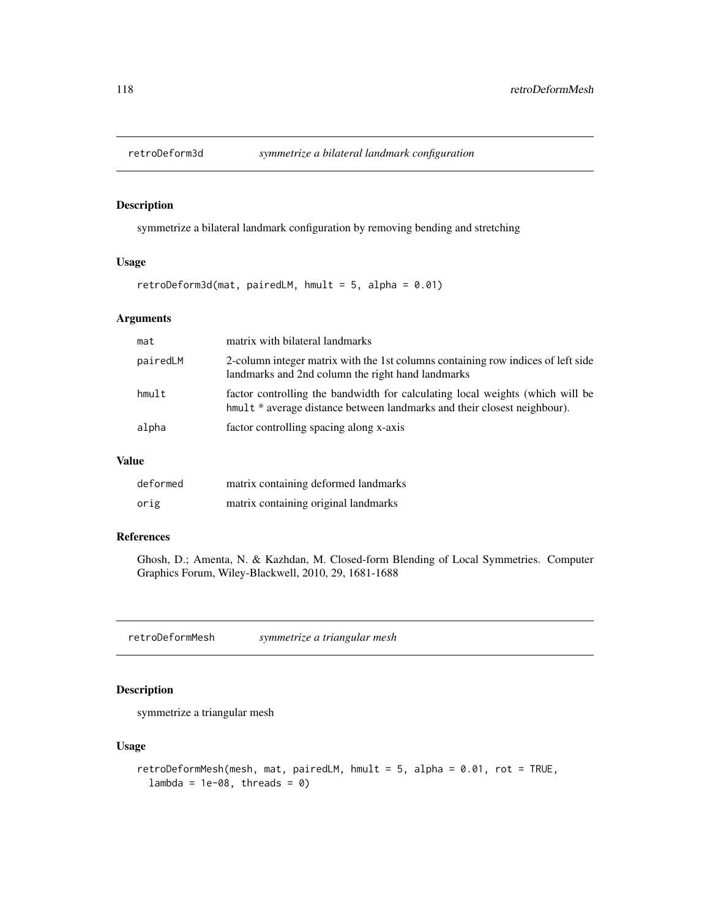## retroDeform3d *symmetrize a bilateral landmark configuration*

### Description

symmetrize a bilateral landmark configuration by removing bending and stretching

### Usage

```
retroDeform3d(mat, pairedLM, hmult = 5, alpha = 0.01)
```

### Arguments

| | |
|---|---|
| mat | matrix with bilateral landmarks |
| pairedLM | 2-column integer matrix with the 1st columns containing row indices of left side landmarks and 2nd column the right hand landmarks |
| hmult | factor controlling the bandwidth for calculating local weights (which will be hmult * average distance between landmarks and their closest neighbour). |
| alpha | factor controlling spacing along x-axis |

### Value

| | |
|---|---|
| deformed | matrix containing deformed landmarks |
| orig | matrix containing original landmarks |

### References

Ghosh, D.; Amenta, N. & Kazhdan, M. Closed-form Blending of Local Symmetries. Computer Graphics Forum, Wiley-Blackwell, 2010, 29, 1681-1688

## retroDeformMesh *symmetrize a triangular mesh*

### Description

symmetrize a triangular mesh

### Usage

```
retroDeformMesh(mesh, mat, pairedLM, hmult = 5, alpha = 0.01, rot = TRUE,
  lambda = 1e-08, threads = 0)
```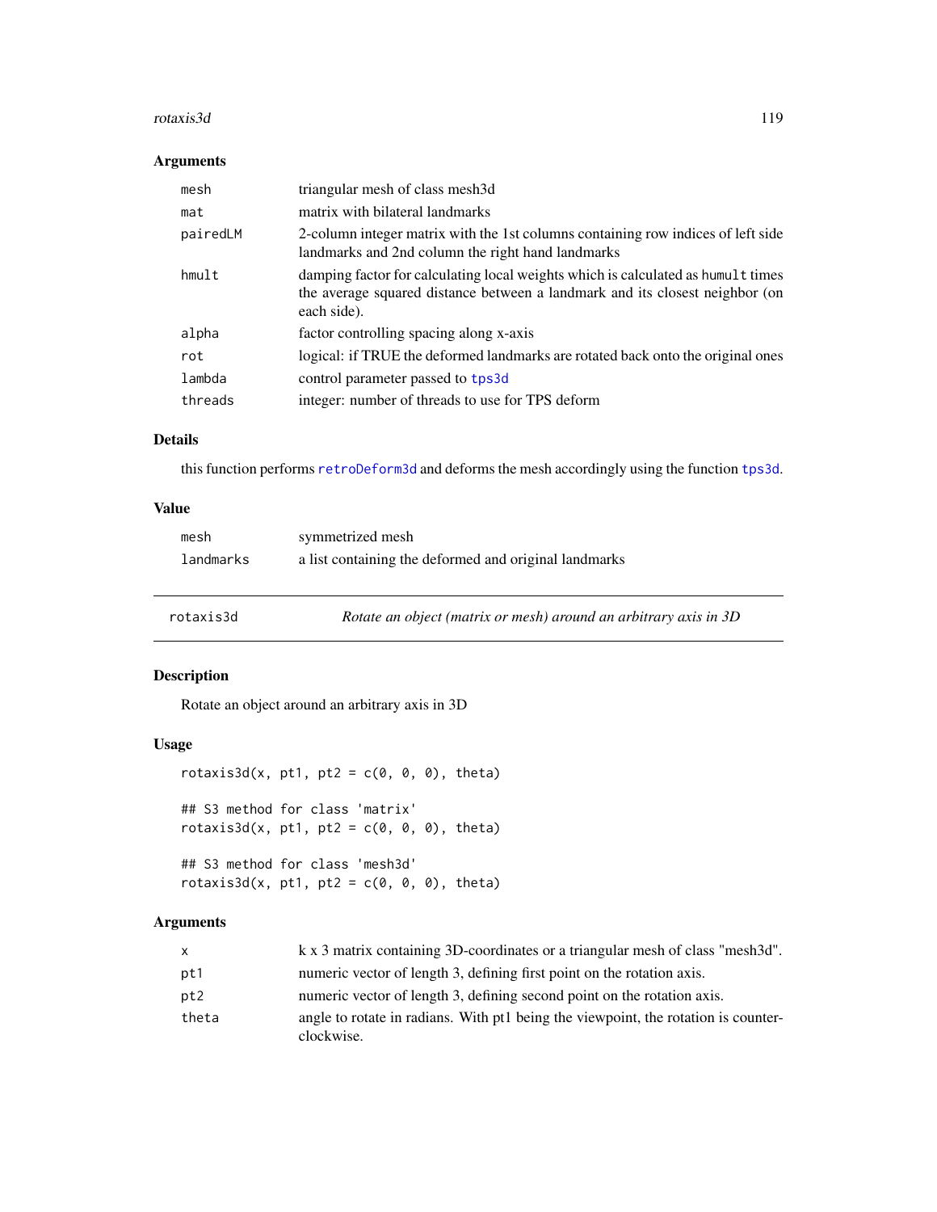### Arguments

| | |
|---|---|
| mesh | triangular mesh of class mesh3d |
| mat | matrix with bilateral landmarks |
| pairedLM | 2-column integer matrix with the 1st columns containing row indices of left side landmarks and 2nd column the right hand landmarks |
| hmult | damping factor for calculating local weights which is calculated as `hmult` times the average squared distance between a landmark and its closest neighbor (on each side). |
| alpha | factor controlling spacing along x-axis |
| rot | logical: if TRUE the deformed landmarks are rotated back onto the original ones |
| lambda | control parameter passed to `tps3d` |
| threads | integer: number of threads to use for TPS deform |

### Details

this function performs `retroDeform3d` and deforms the mesh accordingly using the function `tps3d`.

### Value

| | |
|---|---|
| mesh | symmetrized mesh |
| landmarks | a list containing the deformed and original landmarks |

---

## rotaxis3d — *Rotate an object (matrix or mesh) around an arbitrary axis in 3D*

### Description

Rotate an object around an arbitrary axis in 3D

### Usage

```
rotaxis3d(x, pt1, pt2 = c(0, 0, 0), theta)

## S3 method for class 'matrix'
rotaxis3d(x, pt1, pt2 = c(0, 0, 0), theta)

## S3 method for class 'mesh3d'
rotaxis3d(x, pt1, pt2 = c(0, 0, 0), theta)
```

### Arguments

| | |
|---|---|
| x | k x 3 matrix containing 3D-coordinates or a triangular mesh of class "mesh3d". |
| pt1 | numeric vector of length 3, defining first point on the rotation axis. |
| pt2 | numeric vector of length 3, defining second point on the rotation axis. |
| theta | angle to rotate in radians. With pt1 being the viewpoint, the rotation is counterclockwise. |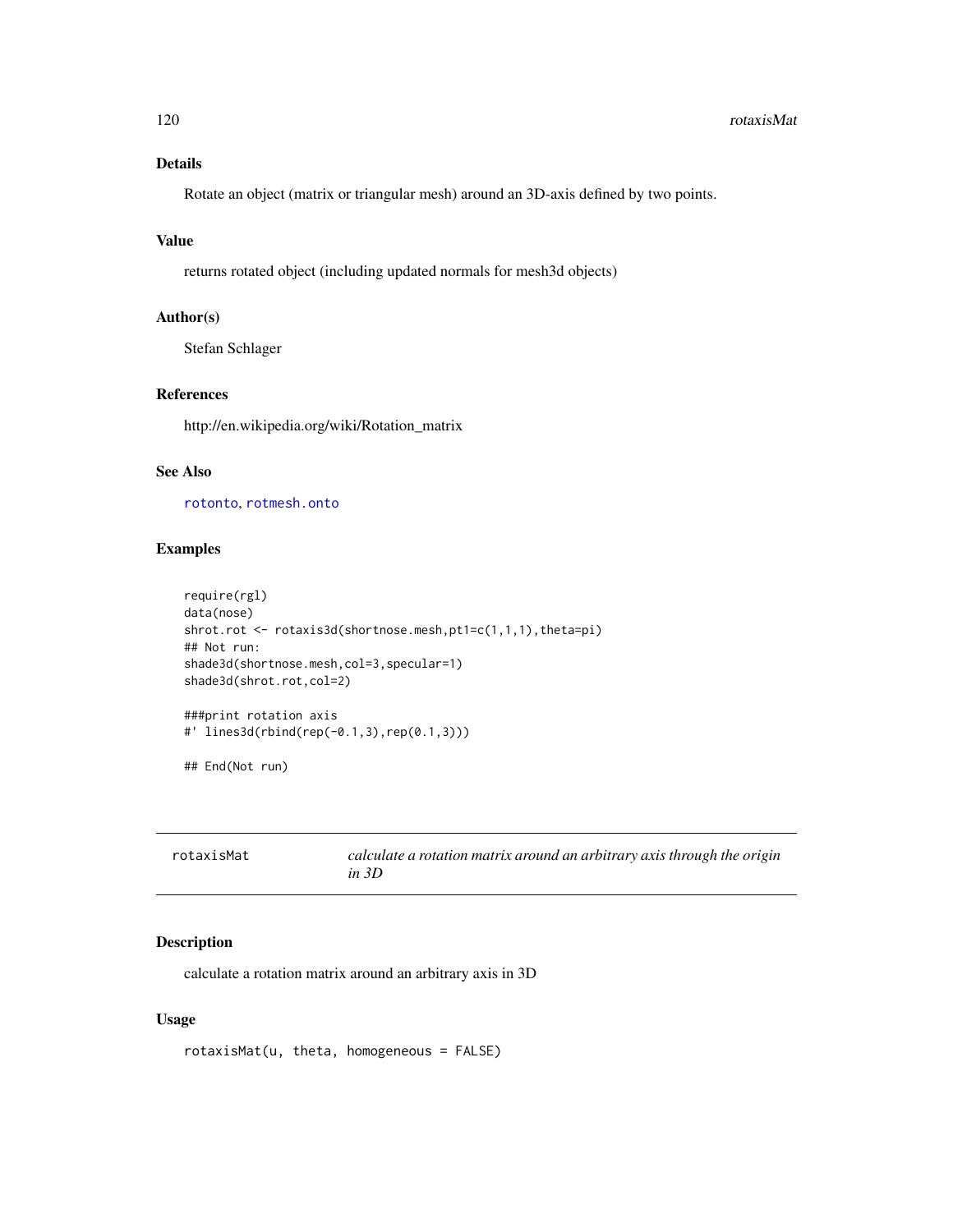## Details

Rotate an object (matrix or triangular mesh) around an 3D-axis defined by two points.

## Value

returns rotated object (including updated normals for mesh3d objects)

## Author(s)

Stefan Schlager

## References

http://en.wikipedia.org/wiki/Rotation_matrix

## See Also

rotonto, rotmesh.onto

## Examples

```
require(rgl)
data(nose)
shrot.rot <- rotaxis3d(shortnose.mesh,pt1=c(1,1,1),theta=pi)
## Not run:
shade3d(shortnose.mesh,col=3,specular=1)
shade3d(shrot.rot,col=2)

###print rotation axis
#' lines3d(rbind(rep(-0.1,3),rep(0.1,3)))

## End(Not run)
```

---

# rotaxisMat    *calculate a rotation matrix around an arbitrary axis through the origin in 3D*

## Description

calculate a rotation matrix around an arbitrary axis in 3D

## Usage

```
rotaxisMat(u, theta, homogeneous = FALSE)
```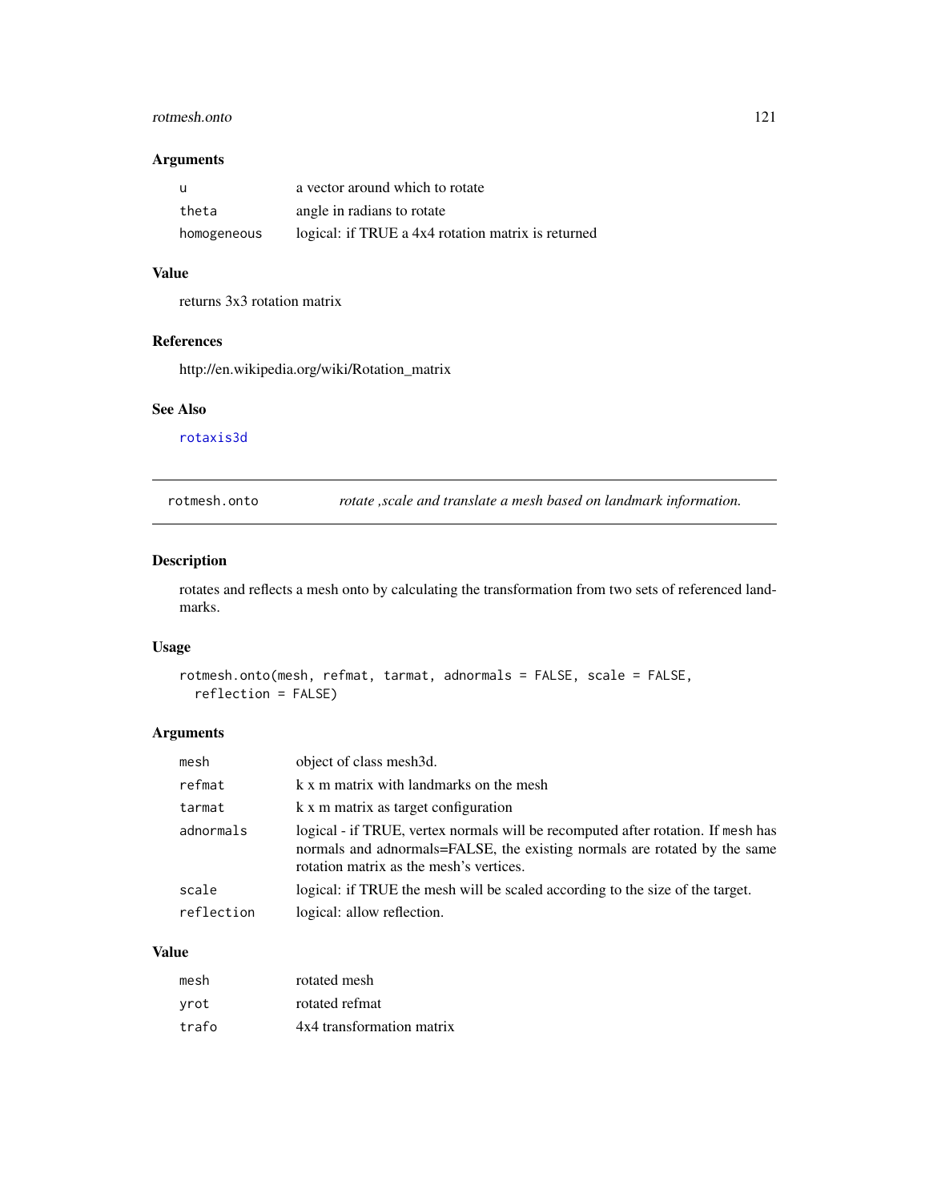### Arguments

| | |
|---|---|
| `u` | a vector around which to rotate |
| `theta` | angle in radians to rotate |
| `homogeneous` | logical: if TRUE a 4x4 rotation matrix is returned |

### Value

returns 3x3 rotation matrix

### References

http://en.wikipedia.org/wiki/Rotation_matrix

### See Also

rotaxis3d

---

## rotmesh.onto — *rotate ,scale and translate a mesh based on landmark information.*

---

### Description

rotates and reflects a mesh onto by calculating the transformation from two sets of referenced landmarks.

### Usage

```
rotmesh.onto(mesh, refmat, tarmat, adnormals = FALSE, scale = FALSE,
  reflection = FALSE)
```

### Arguments

| | |
|---|---|
| `mesh` | object of class mesh3d. |
| `refmat` | k x m matrix with landmarks on the mesh |
| `tarmat` | k x m matrix as target configuration |
| `adnormals` | logical - if TRUE, vertex normals will be recomputed after rotation. If `mesh` has normals and adnormals=FALSE, the existing normals are rotated by the same rotation matrix as the mesh's vertices. |
| `scale` | logical: if TRUE the mesh will be scaled according to the size of the target. |
| `reflection` | logical: allow reflection. |

### Value

| | |
|---|---|
| `mesh` | rotated mesh |
| `yrot` | rotated refmat |
| `trafo` | 4x4 transformation matrix |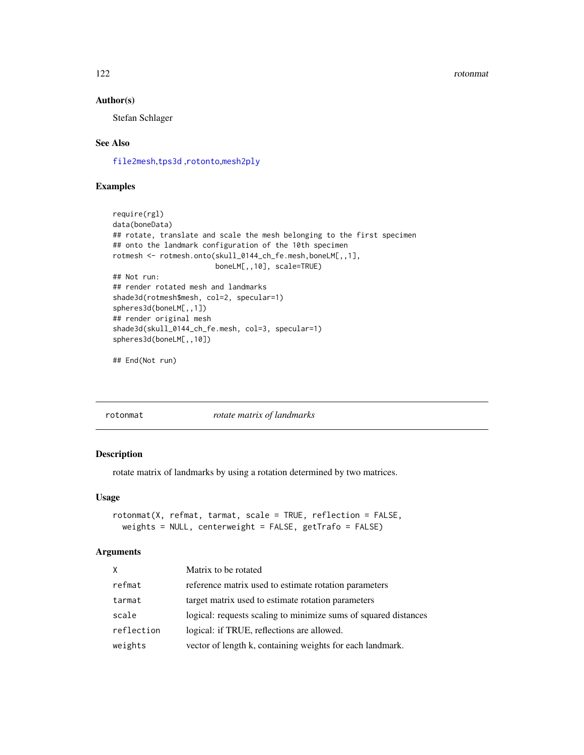### Author(s)

Stefan Schlager

### See Also

file2mesh, tps3d , rotonto, mesh2ply

### Examples

```
require(rgl)
data(boneData)
## rotate, translate and scale the mesh belonging to the first specimen
## onto the landmark configuration of the 10th specimen
rotmesh <- rotmesh.onto(skull_0144_ch_fe.mesh,boneLM[,,1],
                        boneLM[,,10], scale=TRUE)
## Not run:
## render rotated mesh and landmarks
shade3d(rotmesh$mesh, col=2, specular=1)
spheres3d(boneLM[,,1])
## render original mesh
shade3d(skull_0144_ch_fe.mesh, col=3, specular=1)
spheres3d(boneLM[,,10])

## End(Not run)
```

---

## rotonmat — *rotate matrix of landmarks*

### Description

rotate matrix of landmarks by using a rotation determined by two matrices.

### Usage

```
rotonmat(X, refmat, tarmat, scale = TRUE, reflection = FALSE,
  weights = NULL, centerweight = FALSE, getTrafo = FALSE)
```

### Arguments

| | |
|---|---|
| X | Matrix to be rotated |
| refmat | reference matrix used to estimate rotation parameters |
| tarmat | target matrix used to estimate rotation parameters |
| scale | logical: requests scaling to minimize sums of squared distances |
| reflection | logical: if TRUE, reflections are allowed. |
| weights | vector of length k, containing weights for each landmark. |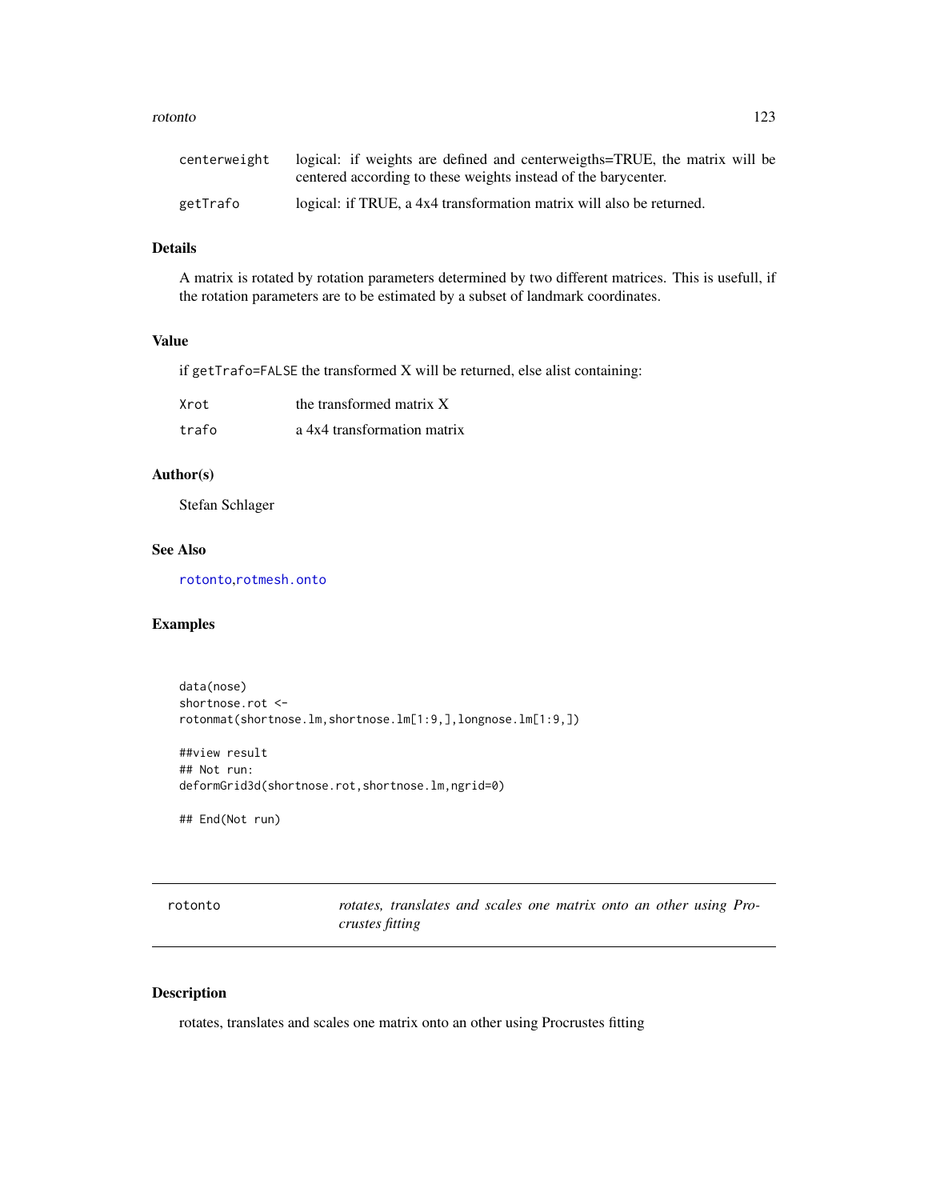| | |
|---|---|
| centerweight | logical: if weights are defined and centerweigths=TRUE, the matrix will be centered according to these weights instead of the barycenter. |
| getTrafo | logical: if TRUE, a 4x4 transformation matrix will also be returned. |

### Details

A matrix is rotated by rotation parameters determined by two different matrices. This is usefull, if the rotation parameters are to be estimated by a subset of landmark coordinates.

### Value

if `getTrafo=FALSE` the transformed X will be returned, else alist containing:

| | |
|---|---|
| Xrot | the transformed matrix X |
| trafo | a 4x4 transformation matrix |

### Author(s)

Stefan Schlager

### See Also

rotonto,rotmesh.onto

### Examples

```
data(nose)
shortnose.rot <-
rotonmat(shortnose.lm,shortnose.lm[1:9,],longnose.lm[1:9,])

##view result
## Not run:
deformGrid3d(shortnose.rot,shortnose.lm,ngrid=0)

## End(Not run)
```

---

## rotonto — *rotates, translates and scales one matrix onto an other using Procrustes fitting*

### Description

rotates, translates and scales one matrix onto an other using Procrustes fitting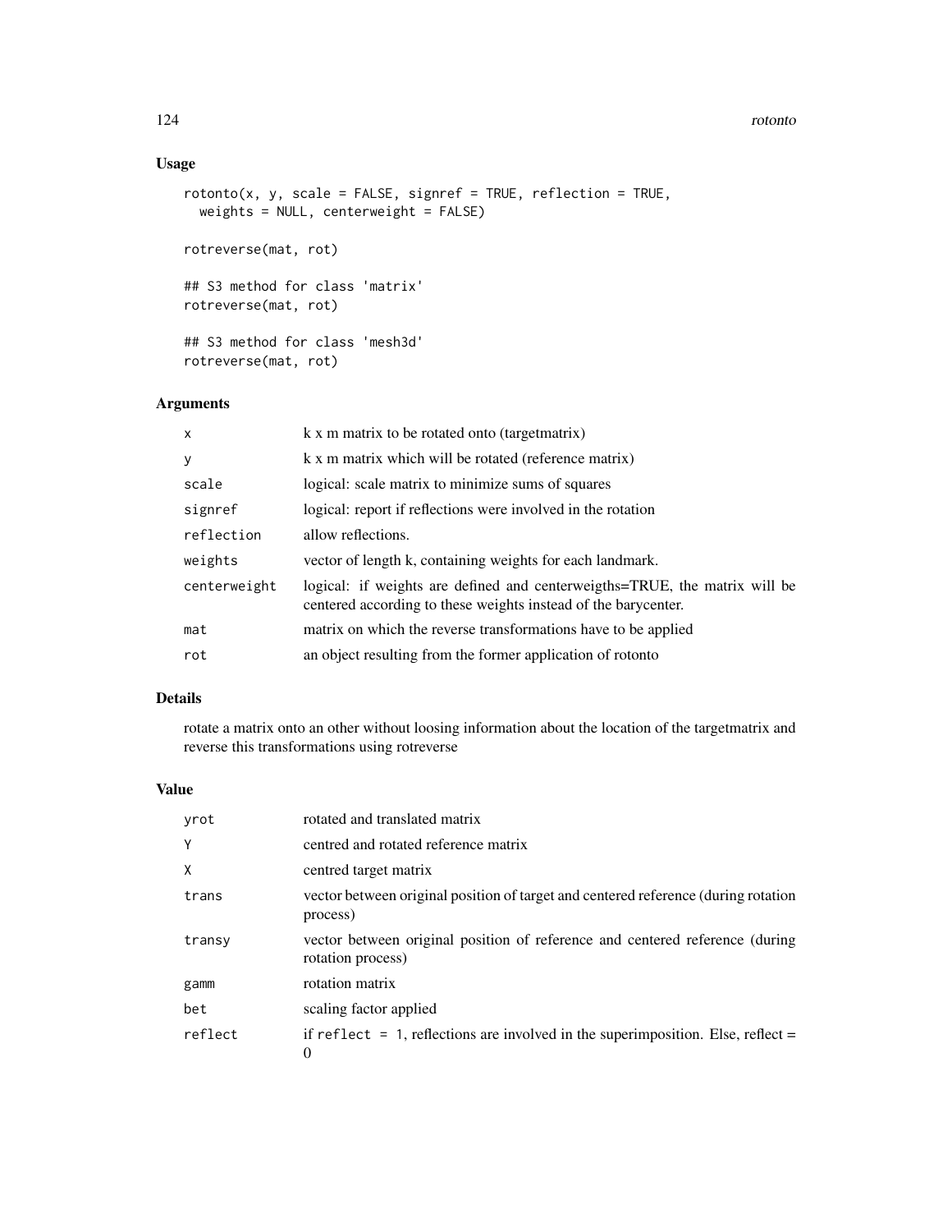## Usage

```
rotonto(x, y, scale = FALSE, signref = TRUE, reflection = TRUE,
  weights = NULL, centerweight = FALSE)

rotreverse(mat, rot)

## S3 method for class 'matrix'
rotreverse(mat, rot)

## S3 method for class 'mesh3d'
rotreverse(mat, rot)
```

## Arguments

| | |
|---|---|
| `x` | k x m matrix to be rotated onto (targetmatrix) |
| `y` | k x m matrix which will be rotated (reference matrix) |
| `scale` | logical: scale matrix to minimize sums of squares |
| `signref` | logical: report if reflections were involved in the rotation |
| `reflection` | allow reflections. |
| `weights` | vector of length k, containing weights for each landmark. |
| `centerweight` | logical: if weights are defined and centerweigths=TRUE, the matrix will be centered according to these weights instead of the barycenter. |
| `mat` | matrix on which the reverse transformations have to be applied |
| `rot` | an object resulting from the former application of rotonto |

## Details

rotate a matrix onto an other without loosing information about the location of the targetmatrix and reverse this transformations using rotreverse

## Value

| | |
|---|---|
| `yrot` | rotated and translated matrix |
| `Y` | centred and rotated reference matrix |
| `X` | centred target matrix |
| `trans` | vector between original position of target and centered reference (during rotation process) |
| `transy` | vector between original position of reference and centered reference (during rotation process) |
| `gamm` | rotation matrix |
| `bet` | scaling factor applied |
| `reflect` | if `reflect = 1`, reflections are involved in the superimposition. Else, reflect = 0 |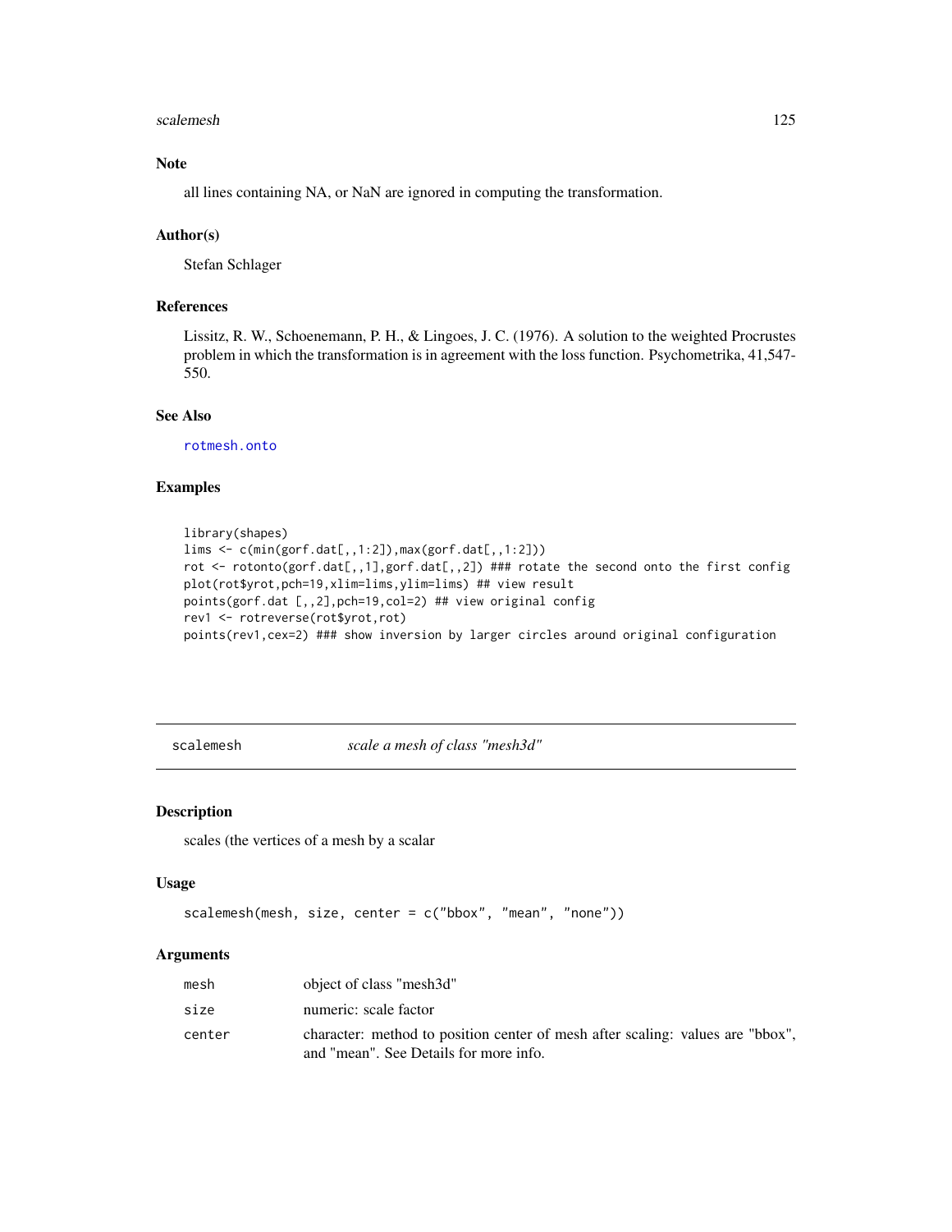## Note

all lines containing NA, or NaN are ignored in computing the transformation.

## Author(s)

Stefan Schlager

## References

Lissitz, R. W., Schoenemann, P. H., & Lingoes, J. C. (1976). A solution to the weighted Procrustes problem in which the transformation is in agreement with the loss function. Psychometrika, 41,547-550.

## See Also

rotmesh.onto

## Examples

```
library(shapes)
lims <- c(min(gorf.dat[,,1:2]),max(gorf.dat[,,1:2]))
rot <- rotonto(gorf.dat[,,1],gorf.dat[,,2]) ### rotate the second onto the first config
plot(rot$yrot,pch=19,xlim=lims,ylim=lims) ## view result
points(gorf.dat [,,2],pch=19,col=2) ## view original config
rev1 <- rotreverse(rot$yrot,rot)
points(rev1,cex=2) ### show inversion by larger circles around original configuration
```

---

# scalemesh *scale a mesh of class "mesh3d"*

## Description

scales (the vertices of a mesh by a scalar

## Usage

```
scalemesh(mesh, size, center = c("bbox", "mean", "none"))
```

## Arguments

| | |
|---|---|
| mesh | object of class "mesh3d" |
| size | numeric: scale factor |
| center | character: method to position center of mesh after scaling: values are "bbox", and "mean". See Details for more info. |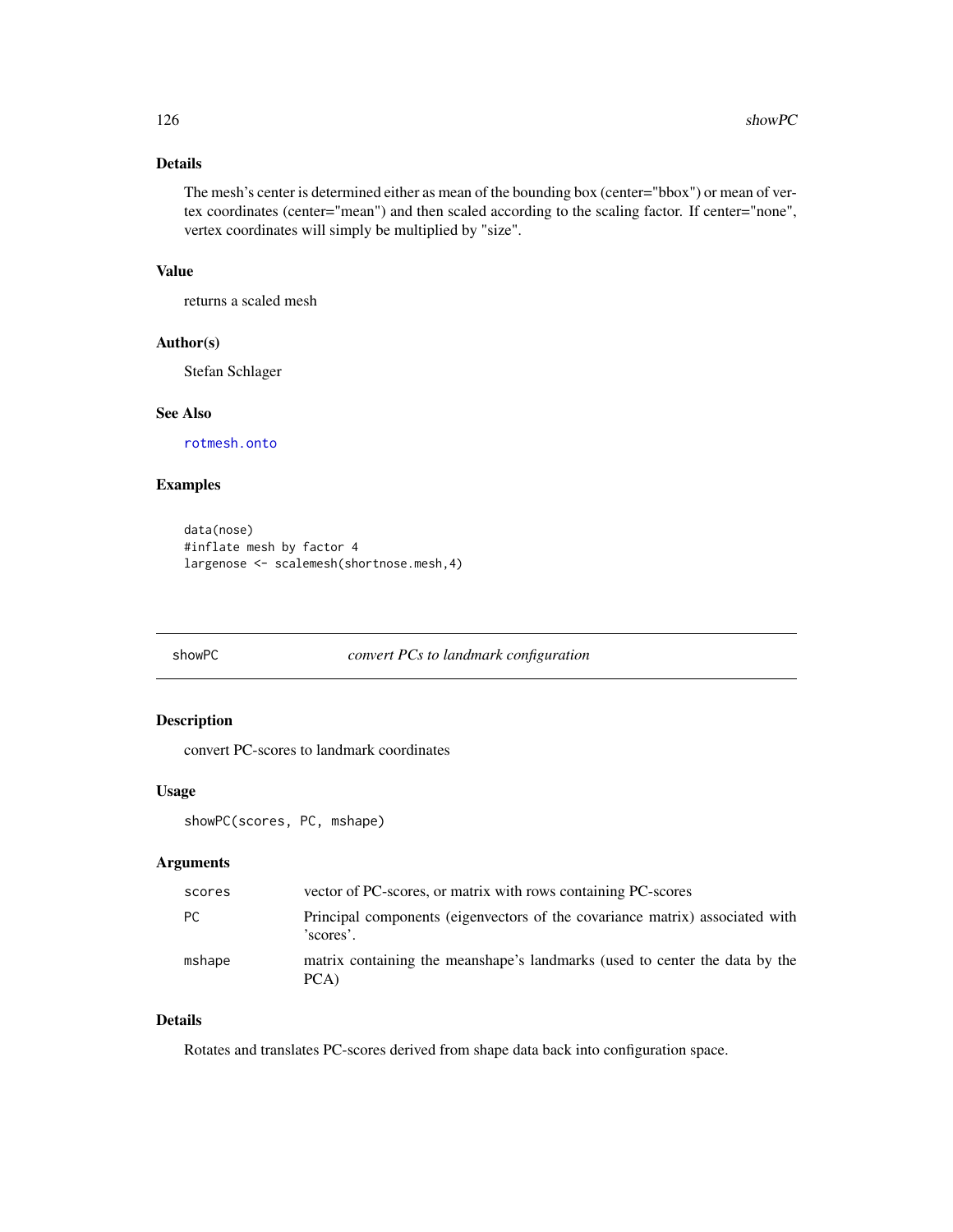### Details

The mesh's center is determined either as mean of the bounding box (center="bbox") or mean of vertex coordinates (center="mean") and then scaled according to the scaling factor. If center="none", vertex coordinates will simply be multiplied by "size".

### Value

returns a scaled mesh

### Author(s)

Stefan Schlager

### See Also

rotmesh.onto

### Examples

```
data(nose)
#inflate mesh by factor 4
largenose <- scalemesh(shortnose.mesh,4)
```

---

## showPC *convert PCs to landmark configuration*

---

### Description

convert PC-scores to landmark coordinates

### Usage

```
showPC(scores, PC, mshape)
```

### Arguments

| | |
|---|---|
| scores | vector of PC-scores, or matrix with rows containing PC-scores |
| PC | Principal components (eigenvectors of the covariance matrix) associated with 'scores'. |
| mshape | matrix containing the meanshape's landmarks (used to center the data by the PCA) |

### Details

Rotates and translates PC-scores derived from shape data back into configuration space.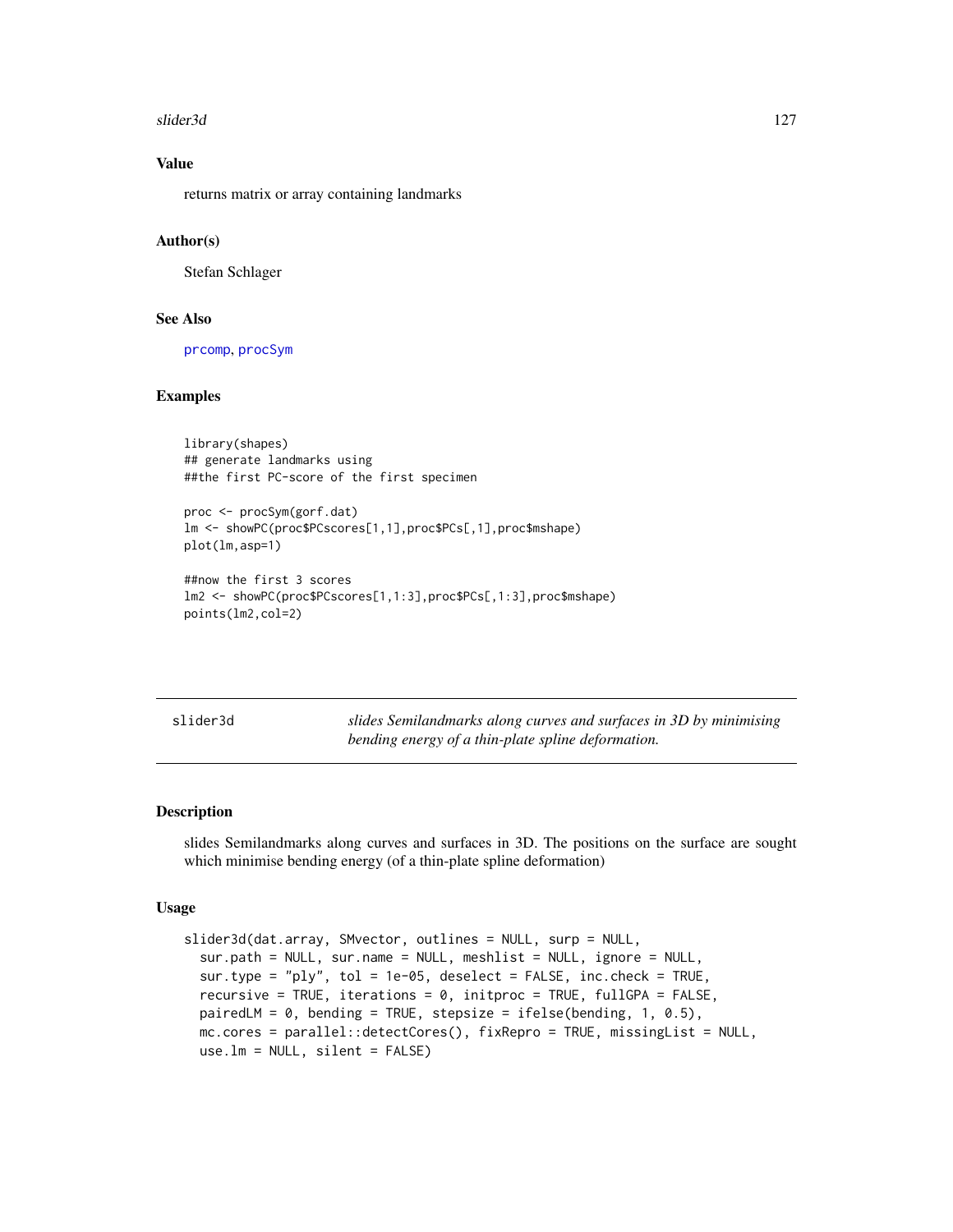## Value

returns matrix or array containing landmarks

## Author(s)

Stefan Schlager

## See Also

prcomp, procSym

## Examples

```
library(shapes)
## generate landmarks using
##the first PC-score of the first specimen

proc <- procSym(gorf.dat)
lm <- showPC(proc$PCscores[1,1],proc$PCs[,1],proc$mshape)
plot(lm,asp=1)

##now the first 3 scores
lm2 <- showPC(proc$PCscores[1,1:3],proc$PCs[,1:3],proc$mshape)
points(lm2,col=2)
```

---

# slider3d

*slides Semilandmarks along curves and surfaces in 3D by minimising bending energy of a thin-plate spline deformation.*

## Description

slides Semilandmarks along curves and surfaces in 3D. The positions on the surface are sought which minimise bending energy (of a thin-plate spline deformation)

## Usage

```
slider3d(dat.array, SMvector, outlines = NULL, surp = NULL,
  sur.path = NULL, sur.name = NULL, meshlist = NULL, ignore = NULL,
  sur.type = "ply", tol = 1e-05, deselect = FALSE, inc.check = TRUE,
  recursive = TRUE, iterations = 0, initproc = TRUE, fullGPA = FALSE,
  pairedLM = 0, bending = TRUE, stepsize = ifelse(bending, 1, 0.5),
  mc.cores = parallel::detectCores(), fixRepro = TRUE, missingList = NULL,
  use.lm = NULL, silent = FALSE)
```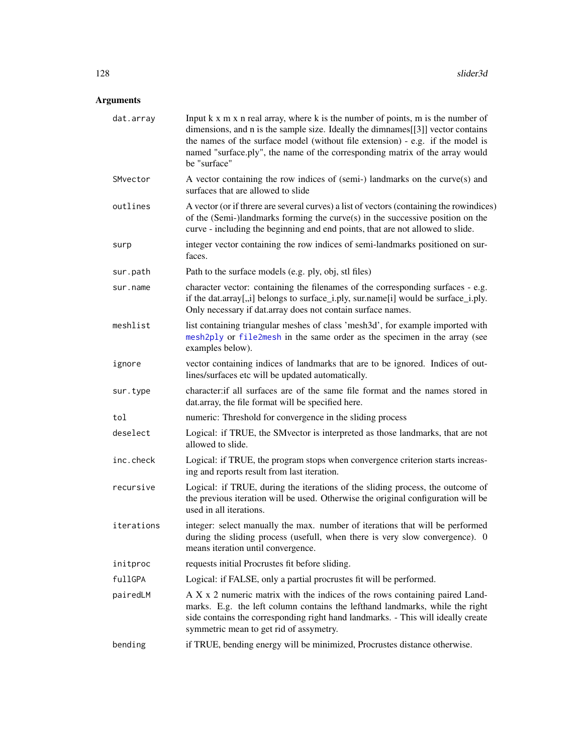## Arguments

| | |
|---|---|
| `dat.array` | Input k x m x n real array, where k is the number of points, m is the number of dimensions, and n is the sample size. Ideally the dimnames[[3]] vector contains the names of the surface model (without file extension) - e.g. if the model is named "surface.ply", the name of the corresponding matrix of the array would be "surface" |
| `SMvector` | A vector containing the row indices of (semi-) landmarks on the curve(s) and surfaces that are allowed to slide |
| `outlines` | A vector (or if threre are several curves) a list of vectors (containing the rowindices) of the (Semi-)landmarks forming the curve(s) in the successive position on the curve - including the beginning and end points, that are not allowed to slide. |
| `surp` | integer vector containing the row indices of semi-landmarks positioned on surfaces. |
| `sur.path` | Path to the surface models (e.g. ply, obj, stl files) |
| `sur.name` | character vector: containing the filenames of the corresponding surfaces - e.g. if the dat.array[,,i] belongs to surface_i.ply, sur.name[i] would be surface_i.ply. Only necessary if dat.array does not contain surface names. |
| `meshlist` | list containing triangular meshes of class 'mesh3d', for example imported with mesh2ply or file2mesh in the same order as the specimen in the array (see examples below). |
| `ignore` | vector containing indices of landmarks that are to be ignored. Indices of outlines/surfaces etc will be updated automatically. |
| `sur.type` | character:if all surfaces are of the same file format and the names stored in dat.array, the file format will be specified here. |
| `tol` | numeric: Threshold for convergence in the sliding process |
| `deselect` | Logical: if TRUE, the SMvector is interpreted as those landmarks, that are not allowed to slide. |
| `inc.check` | Logical: if TRUE, the program stops when convergence criterion starts increasing and reports result from last iteration. |
| `recursive` | Logical: if TRUE, during the iterations of the sliding process, the outcome of the previous iteration will be used. Otherwise the original configuration will be used in all iterations. |
| `iterations` | integer: select manually the max. number of iterations that will be performed during the sliding process (usefull, when there is very slow convergence). 0 means iteration until convergence. |
| `initproc` | requests initial Procrustes fit before sliding. |
| `fullGPA` | Logical: if FALSE, only a partial procrustes fit will be performed. |
| `pairedLM` | A X x 2 numeric matrix with the indices of the rows containing paired Landmarks. E.g. the left column contains the lefthand landmarks, while the right side contains the corresponding right hand landmarks. - This will ideally create symmetric mean to get rid of assymetry. |
| `bending` | if TRUE, bending energy will be minimized, Procrustes distance otherwise. |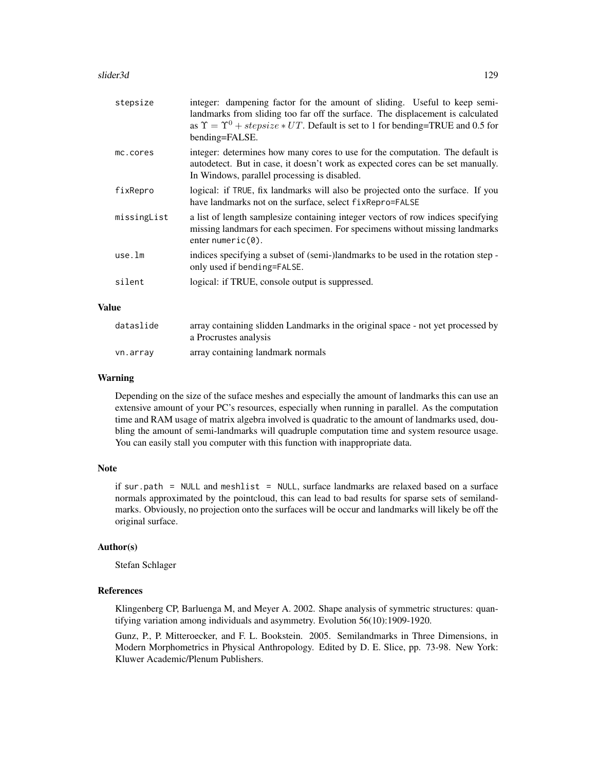| | |
|---|---|
| stepsize | integer: dampening factor for the amount of sliding. Useful to keep semi-landmarks from sliding too far off the surface. The displacement is calculated as $\Upsilon = \Upsilon^0 + stepsize * UT$. Default is set to 1 for bending=TRUE and 0.5 for bending=FALSE. |
| mc.cores | integer: determines how many cores to use for the computation. The default is autodetect. But in case, it doesn't work as expected cores can be set manually. In Windows, parallel processing is disabled. |
| fixRepro | logical: if TRUE, fix landmarks will also be projected onto the surface. If you have landmarks not on the surface, select `fixRepro=FALSE` |
| missingList | a list of length samplesize containing integer vectors of row indices specifying missing landmars for each specimen. For specimens without missing landmarks enter `numeric(0)`. |
| use.lm | indices specifying a subset of (semi-)landmarks to be used in the rotation step - only used if `bending=FALSE`. |
| silent | logical: if TRUE, console output is suppressed. |

## Value

| | |
|---|---|
| dataslide | array containing slidden Landmarks in the original space - not yet processed by a Procrustes analysis |
| vn.array | array containing landmark normals |

## Warning

Depending on the size of the suface meshes and especially the amount of landmarks this can use an extensive amount of your PC's resources, especially when running in parallel. As the computation time and RAM usage of matrix algebra involved is quadratic to the amount of landmarks used, doubling the amount of semi-landmarks will quadruple computation time and system resource usage. You can easily stall you computer with this function with inappropriate data.

## Note

if `sur.path = NULL` and `meshlist = NULL`, surface landmarks are relaxed based on a surface normals approximated by the pointcloud, this can lead to bad results for sparse sets of semilandmarks. Obviously, no projection onto the surfaces will be occur and landmarks will likely be off the original surface.

## Author(s)

Stefan Schlager

## References

Klingenberg CP, Barluenga M, and Meyer A. 2002. Shape analysis of symmetric structures: quantifying variation among individuals and asymmetry. Evolution 56(10):1909-1920.

Gunz, P., P. Mitteroecker, and F. L. Bookstein. 2005. Semilandmarks in Three Dimensions, in Modern Morphometrics in Physical Anthropology. Edited by D. E. Slice, pp. 73-98. New York: Kluwer Academic/Plenum Publishers.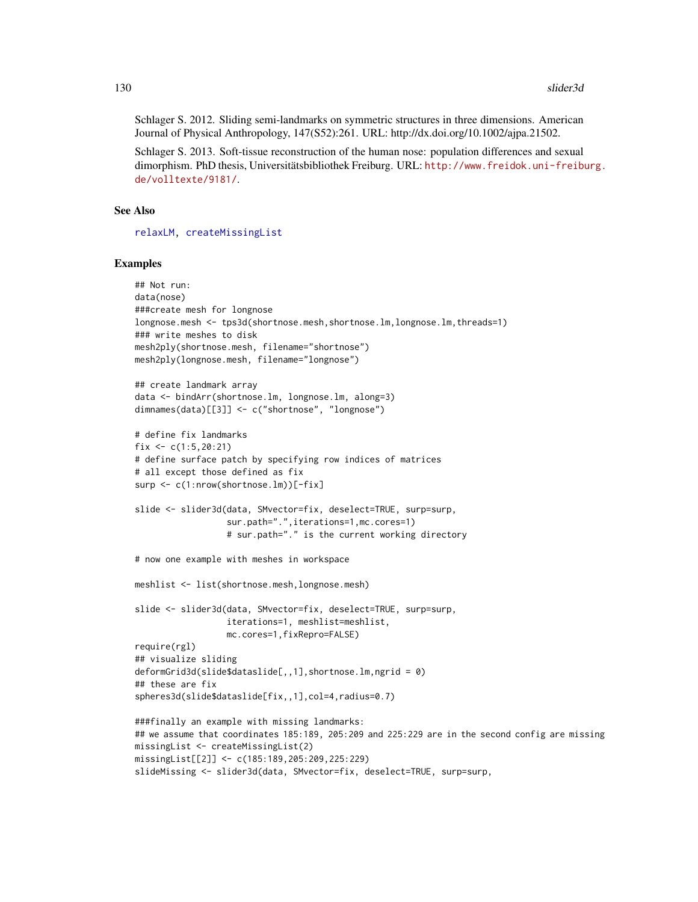Schlager S. 2012. Sliding semi-landmarks on symmetric structures in three dimensions. American Journal of Physical Anthropology, 147(S52):261. URL: http://dx.doi.org/10.1002/ajpa.21502.

Schlager S. 2013. Soft-tissue reconstruction of the human nose: population differences and sexual dimorphism. PhD thesis, Universitätsbibliothek Freiburg. URL: http://www.freidok.uni-freiburg.de/volltexte/9181/.

## See Also

relaxLM, createMissingList

## Examples

```
## Not run:
data(nose)
###create mesh for longnose
longnose.mesh <- tps3d(shortnose.mesh,shortnose.lm,longnose.lm,threads=1)
### write meshes to disk
mesh2ply(shortnose.mesh, filename="shortnose")
mesh2ply(longnose.mesh, filename="longnose")

## create landmark array
data <- bindArr(shortnose.lm, longnose.lm, along=3)
dimnames(data)[[3]] <- c("shortnose", "longnose")

# define fix landmarks
fix <- c(1:5,20:21)
# define surface patch by specifying row indices of matrices
# all except those defined as fix
surp <- c(1:nrow(shortnose.lm))[-fix]

slide <- slider3d(data, SMvector=fix, deselect=TRUE, surp=surp,
                  sur.path=".",iterations=1,mc.cores=1)
                  # sur.path="." is the current working directory

# now one example with meshes in workspace

meshlist <- list(shortnose.mesh,longnose.mesh)

slide <- slider3d(data, SMvector=fix, deselect=TRUE, surp=surp,
                  iterations=1, meshlist=meshlist,
                  mc.cores=1,fixRepro=FALSE)
require(rgl)
## visualize sliding
deformGrid3d(slide$dataslide[,,1],shortnose.lm,ngrid = 0)
## these are fix
spheres3d(slide$dataslide[fix,,1],col=4,radius=0.7)

###finally an example with missing landmarks:
## we assume that coordinates 185:189, 205:209 and 225:229 are in the second config are missing
missingList <- createMissingList(2)
missingList[[2]] <- c(185:189,205:209,225:229)
slideMissing <- slider3d(data, SMvector=fix, deselect=TRUE, surp=surp,
```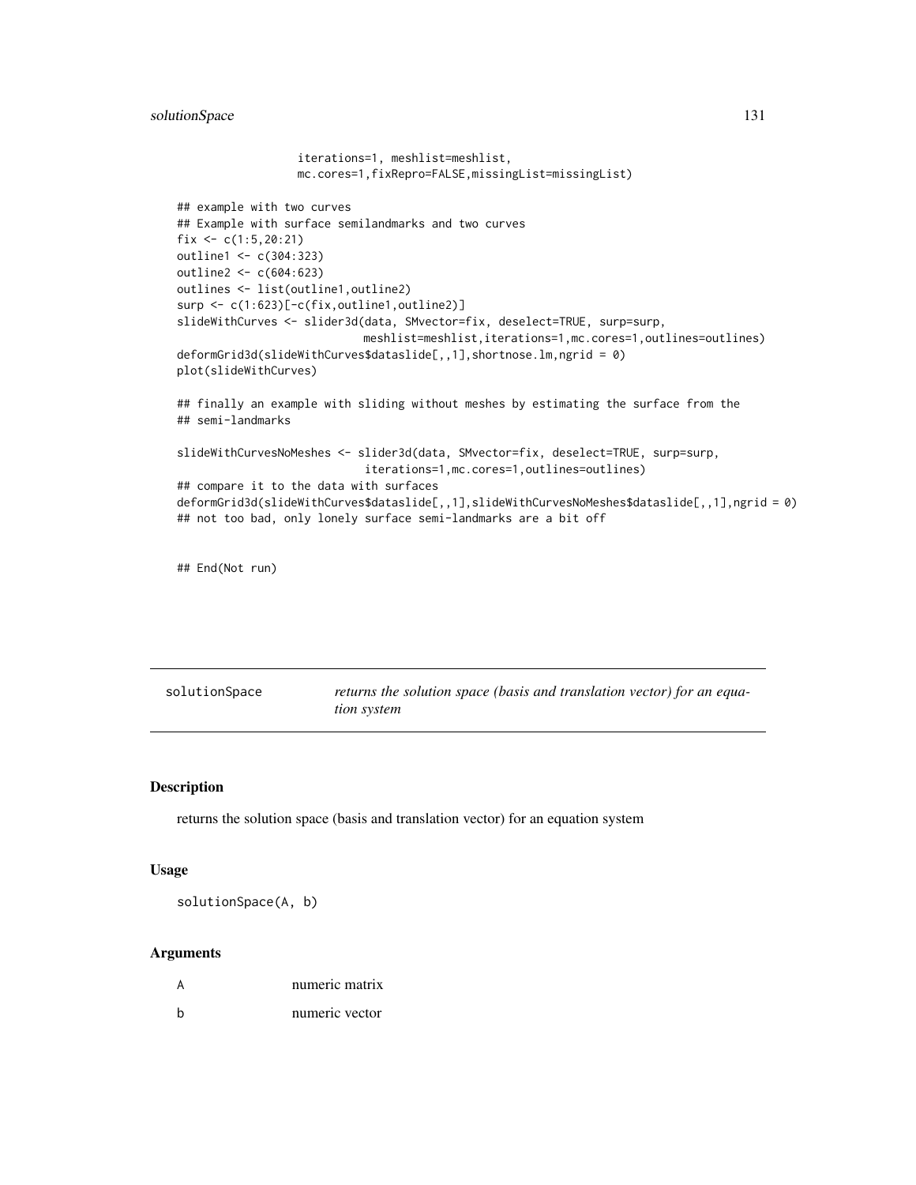```
                  iterations=1, meshlist=meshlist,
                  mc.cores=1,fixRepro=FALSE,missingList=missingList)

## example with two curves
## Example with surface semilandmarks and two curves
fix <- c(1:5,20:21)
outline1 <- c(304:323)
outline2 <- c(604:623)
outlines <- list(outline1,outline2)
surp <- c(1:623)[-c(fix,outline1,outline2)]
slideWithCurves <- slider3d(data, SMvector=fix, deselect=TRUE, surp=surp,
                            meshlist=meshlist,iterations=1,mc.cores=1,outlines=outlines)
deformGrid3d(slideWithCurves$dataslide[,,1],shortnose.lm,ngrid = 0)
plot(slideWithCurves)

## finally an example with sliding without meshes by estimating the surface from the
## semi-landmarks

slideWithCurvesNoMeshes <- slider3d(data, SMvector=fix, deselect=TRUE, surp=surp,
                            iterations=1,mc.cores=1,outlines=outlines)
## compare it to the data with surfaces
deformGrid3d(slideWithCurves$dataslide[,,1],slideWithCurvesNoMeshes$dataslide[,,1],ngrid = 0)
## not too bad, only lonely surface semi-landmarks are a bit off


## End(Not run)
```

## solutionSpace *returns the solution space (basis and translation vector) for an equation system*

### Description

returns the solution space (basis and translation vector) for an equation system

### Usage

```
solutionSpace(A, b)
```

### Arguments

| | |
|---|---|
| A | numeric matrix |
| b | numeric vector |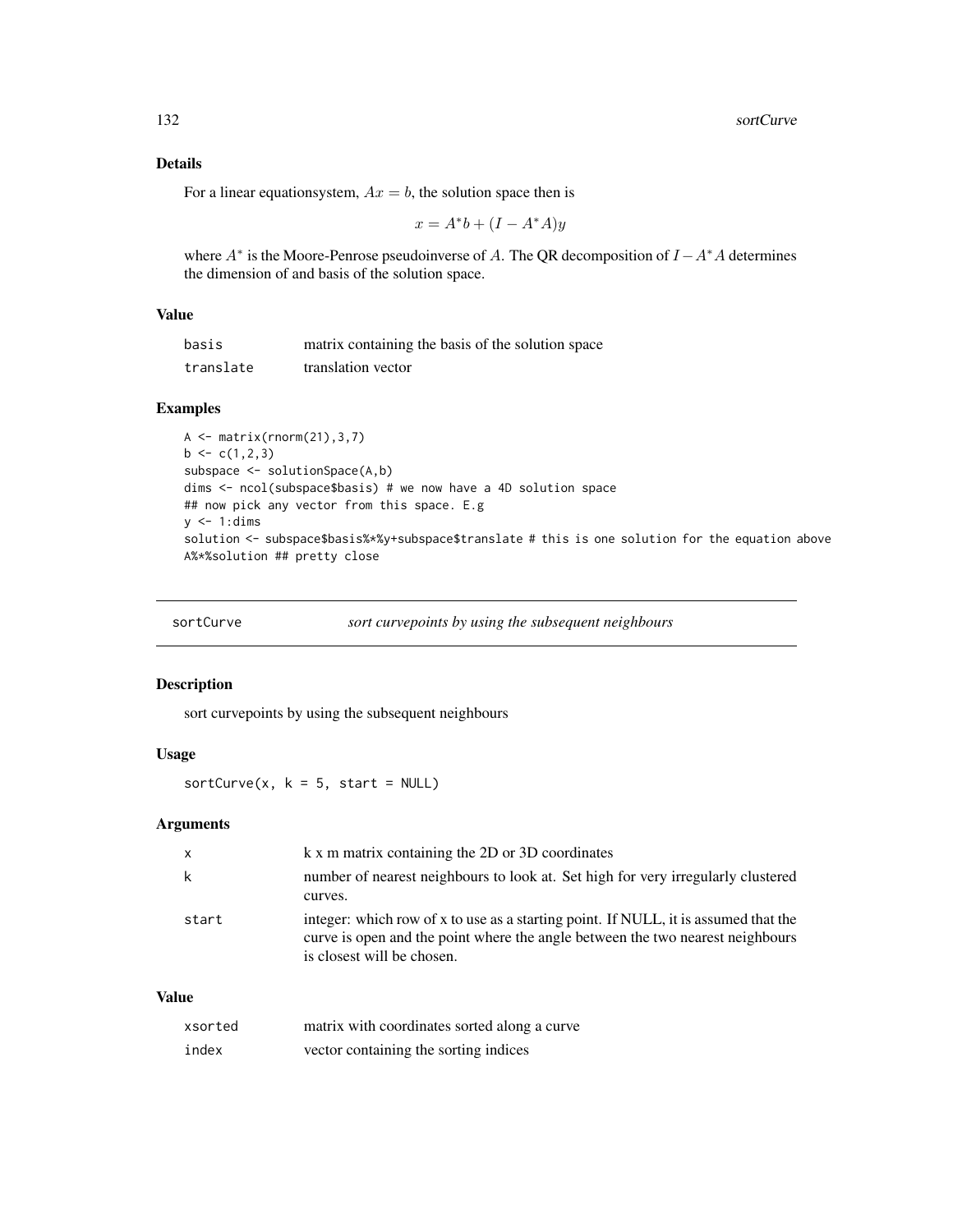### Details

For a linear equationsystem, $Ax = b$, the solution space then is

$$x = A^*b + (I - A^*A)y$$

where $A^*$ is the Moore-Penrose pseudoinverse of $A$. The QR decomposition of $I - A^*A$ determines the dimension of and basis of the solution space.

### Value

| | |
|---|---|
| basis | matrix containing the basis of the solution space |
| translate | translation vector |

### Examples

```
A <- matrix(rnorm(21),3,7)
b <- c(1,2,3)
subspace <- solutionSpace(A,b)
dims <- ncol(subspace$basis) # we now have a 4D solution space
## now pick any vector from this space. E.g
y <- 1:dims
solution <- subspace$basis%*%y+subspace$translate # this is one solution for the equation above
A%*%solution ## pretty close
```

---

## sortCurve — *sort curvepoints by using the subsequent neighbours*

### Description

sort curvepoints by using the subsequent neighbours

### Usage

```
sortCurve(x, k = 5, start = NULL)
```

### Arguments

| | |
|---|---|
| x | k x m matrix containing the 2D or 3D coordinates |
| k | number of nearest neighbours to look at. Set high for very irregularly clustered curves. |
| start | integer: which row of x to use as a starting point. If NULL, it is assumed that the curve is open and the point where the angle between the two nearest neighbours is closest will be chosen. |

### Value

| | |
|---|---|
| xsorted | matrix with coordinates sorted along a curve |
| index | vector containing the sorting indices |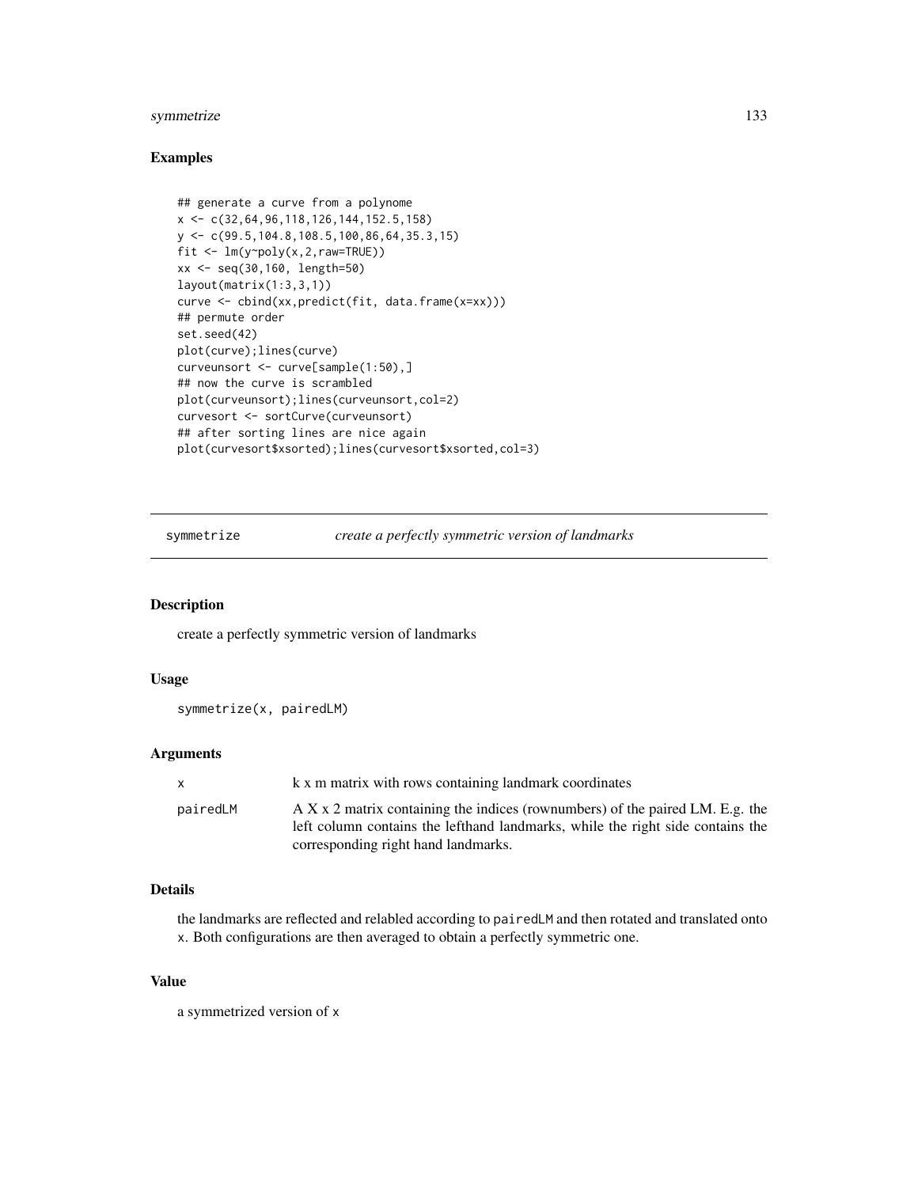## Examples

```
## generate a curve from a polynome
x <- c(32,64,96,118,126,144,152.5,158)
y <- c(99.5,104.8,108.5,100,86,64,35.3,15)
fit <- lm(y~poly(x,2,raw=TRUE))
xx <- seq(30,160, length=50)
layout(matrix(1:3,3,1))
curve <- cbind(xx,predict(fit, data.frame(x=xx)))
## permute order
set.seed(42)
plot(curve);lines(curve)
curveunsort <- curve[sample(1:50),]
## now the curve is scrambled
plot(curveunsort);lines(curveunsort,col=2)
curvesort <- sortCurve(curveunsort)
## after sorting lines are nice again
plot(curvesort$xsorted);lines(curvesort$xsorted,col=3)
```

---

# symmetrize — *create a perfectly symmetric version of landmarks*

---

## Description

create a perfectly symmetric version of landmarks

## Usage

```
symmetrize(x, pairedLM)
```

## Arguments

| | |
|---|---|
| x | k x m matrix with rows containing landmark coordinates |
| pairedLM | A X x 2 matrix containing the indices (rownumbers) of the paired LM. E.g. the left column contains the lefthand landmarks, while the right side contains the corresponding right hand landmarks. |

## Details

the landmarks are reflected and relabled according to `pairedLM` and then rotated and translated onto `x`. Both configurations are then averaged to obtain a perfectly symmetric one.

## Value

a symmetrized version of `x`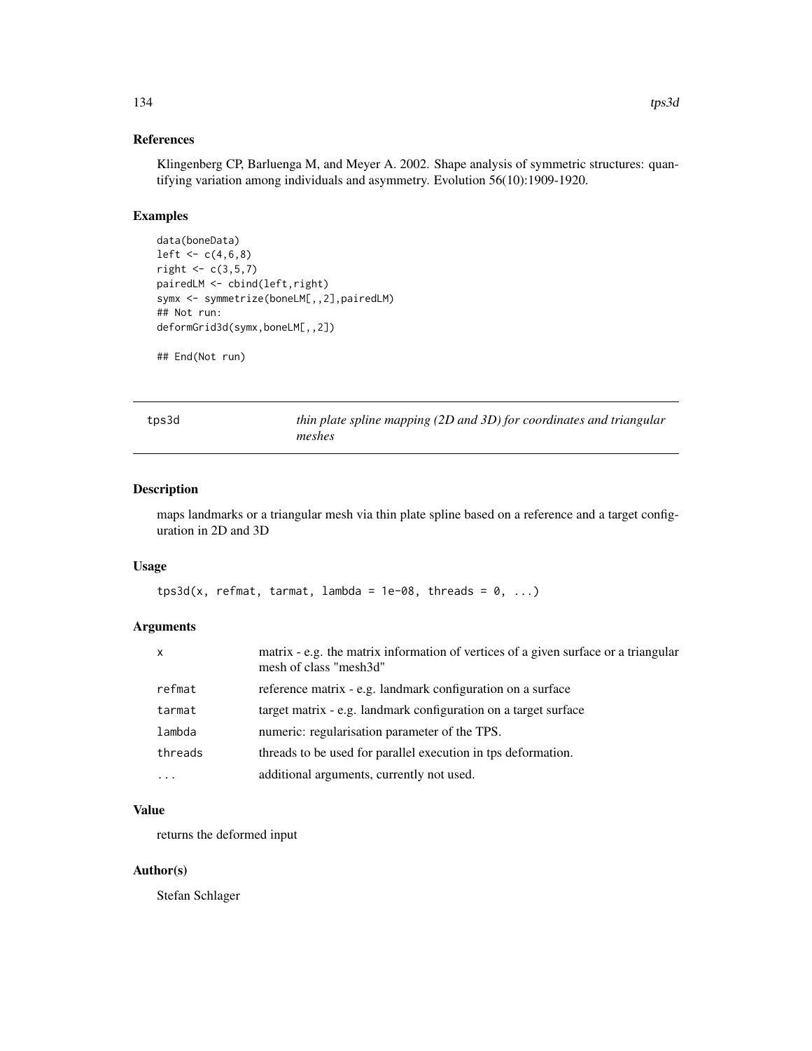## References

Klingenberg CP, Barluenga M, and Meyer A. 2002. Shape analysis of symmetric structures: quantifying variation among individuals and asymmetry. Evolution 56(10):1909-1920.

## Examples

```
data(boneData)
left <- c(4,6,8)
right <- c(3,5,7)
pairedLM <- cbind(left,right)
symx <- symmetrize(boneLM[,,2],pairedLM)
## Not run:
deformGrid3d(symx,boneLM[,,2])

## End(Not run)
```

---

# tps3d — *thin plate spline mapping (2D and 3D) for coordinates and triangular meshes*

## Description

maps landmarks or a triangular mesh via thin plate spline based on a reference and a target configuration in 2D and 3D

## Usage

```
tps3d(x, refmat, tarmat, lambda = 1e-08, threads = 0, ...)
```

## Arguments

| | |
|---|---|
| x | matrix - e.g. the matrix information of vertices of a given surface or a triangular mesh of class "mesh3d" |
| refmat | reference matrix - e.g. landmark configuration on a surface |
| tarmat | target matrix - e.g. landmark configuration on a target surface |
| lambda | numeric: regularisation parameter of the TPS. |
| threads | threads to be used for parallel execution in tps deformation. |
| ... | additional arguments, currently not used. |

## Value

returns the deformed input

## Author(s)

Stefan Schlager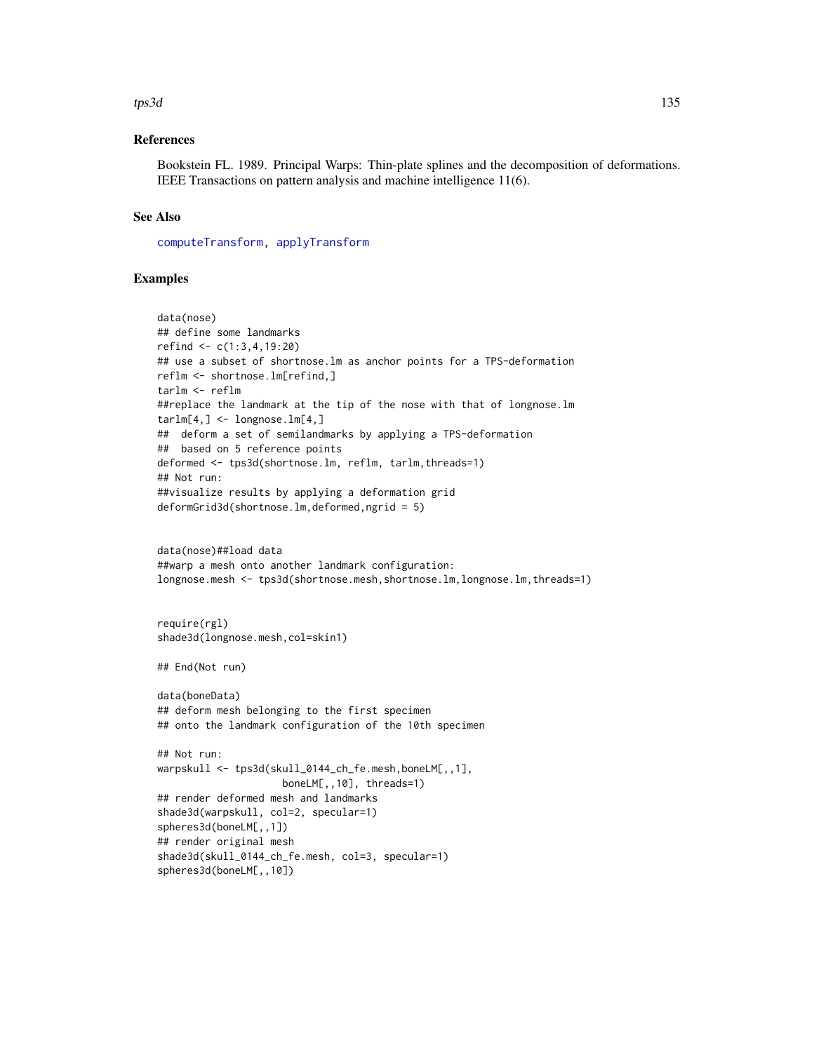## References

Bookstein FL. 1989. Principal Warps: Thin-plate splines and the decomposition of deformations. IEEE Transactions on pattern analysis and machine intelligence 11(6).

## See Also

computeTransform, applyTransform

## Examples

```
data(nose)
## define some landmarks
refind <- c(1:3,4,19:20)
## use a subset of shortnose.lm as anchor points for a TPS-deformation
reflm <- shortnose.lm[refind,]
tarlm <- reflm
##replace the landmark at the tip of the nose with that of longnose.lm
tarlm[4,] <- longnose.lm[4,]
##  deform a set of semilandmarks by applying a TPS-deformation
##  based on 5 reference points
deformed <- tps3d(shortnose.lm, reflm, tarlm,threads=1)
## Not run:
##visualize results by applying a deformation grid
deformGrid3d(shortnose.lm,deformed,ngrid = 5)


data(nose)##load data
##warp a mesh onto another landmark configuration:
longnose.mesh <- tps3d(shortnose.mesh,shortnose.lm,longnose.lm,threads=1)


require(rgl)
shade3d(longnose.mesh,col=skin1)

## End(Not run)

data(boneData)
## deform mesh belonging to the first specimen
## onto the landmark configuration of the 10th specimen

## Not run:
warpskull <- tps3d(skull_0144_ch_fe.mesh,boneLM[,,1],
                    boneLM[,,10], threads=1)
## render deformed mesh and landmarks
shade3d(warpskull, col=2, specular=1)
spheres3d(boneLM[,,1])
## render original mesh
shade3d(skull_0144_ch_fe.mesh, col=3, specular=1)
spheres3d(boneLM[,,10])
```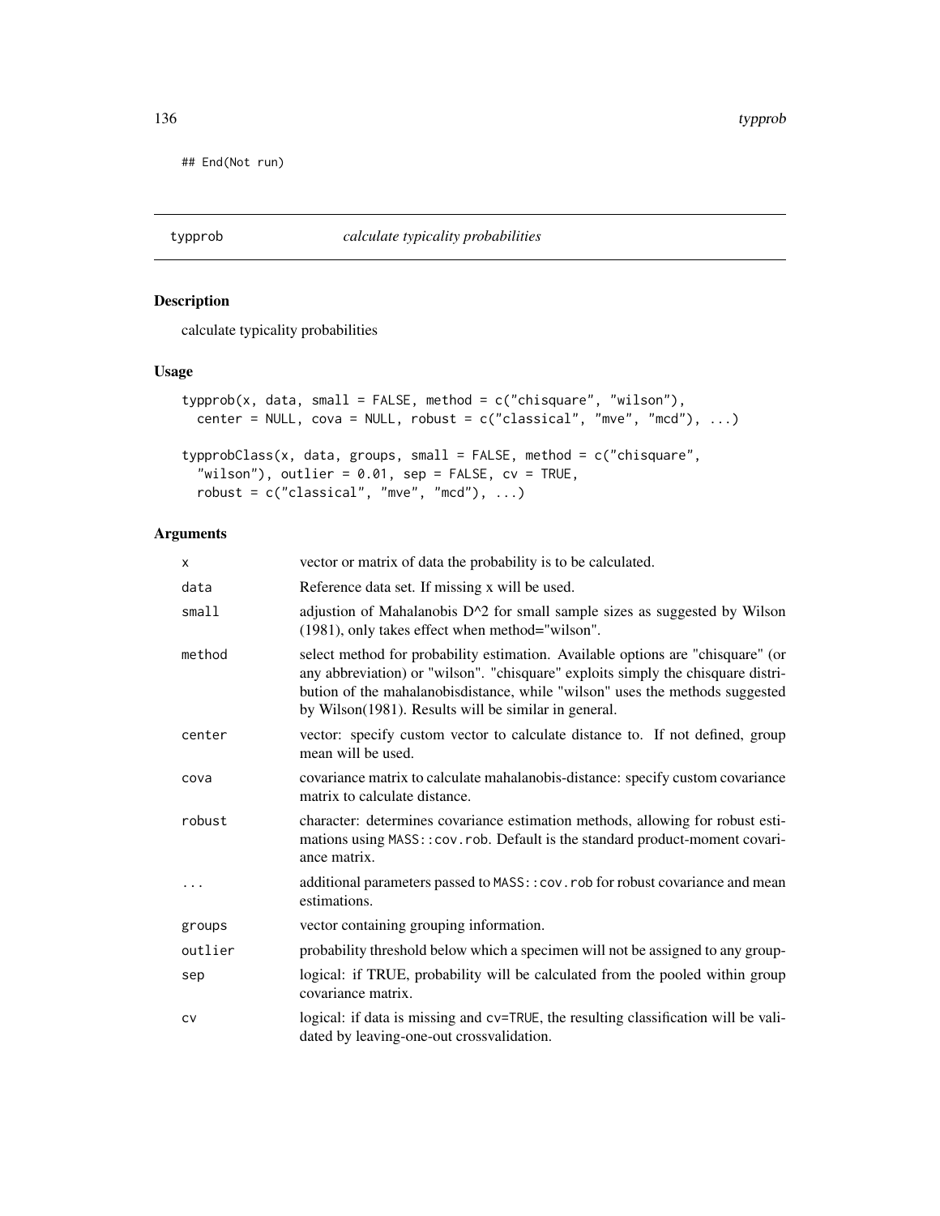```
## End(Not run)
```

---

typprob *calculate typicality probabilities*

---

## Description

calculate typicality probabilities

## Usage

```
typprob(x, data, small = FALSE, method = c("chisquare", "wilson"),
  center = NULL, cova = NULL, robust = c("classical", "mve", "mcd"), ...)

typprobClass(x, data, groups, small = FALSE, method = c("chisquare",
  "wilson"), outlier = 0.01, sep = FALSE, cv = TRUE,
  robust = c("classical", "mve", "mcd"), ...)
```

## Arguments

| | |
|---|---|
| x | vector or matrix of data the probability is to be calculated. |
| data | Reference data set. If missing x will be used. |
| small | adjustion of Mahalanobis D^2 for small sample sizes as suggested by Wilson (1981), only takes effect when method="wilson". |
| method | select method for probability estimation. Available options are "chisquare" (or any abbreviation) or "wilson". "chisquare" exploits simply the chisquare distribution of the mahalanobisdistance, while "wilson" uses the methods suggested by Wilson(1981). Results will be similar in general. |
| center | vector: specify custom vector to calculate distance to. If not defined, group mean will be used. |
| cova | covariance matrix to calculate mahalanobis-distance: specify custom covariance matrix to calculate distance. |
| robust | character: determines covariance estimation methods, allowing for robust estimations using `MASS::cov.rob`. Default is the standard product-moment covariance matrix. |
| ... | additional parameters passed to `MASS::cov.rob` for robust covariance and mean estimations. |
| groups | vector containing grouping information. |
| outlier | probability threshold below which a specimen will not be assigned to any group- |
| sep | logical: if TRUE, probability will be calculated from the pooled within group covariance matrix. |
| cv | logical: if data is missing and `cv=TRUE`, the resulting classification will be validated by leaving-one-out crossvalidation. |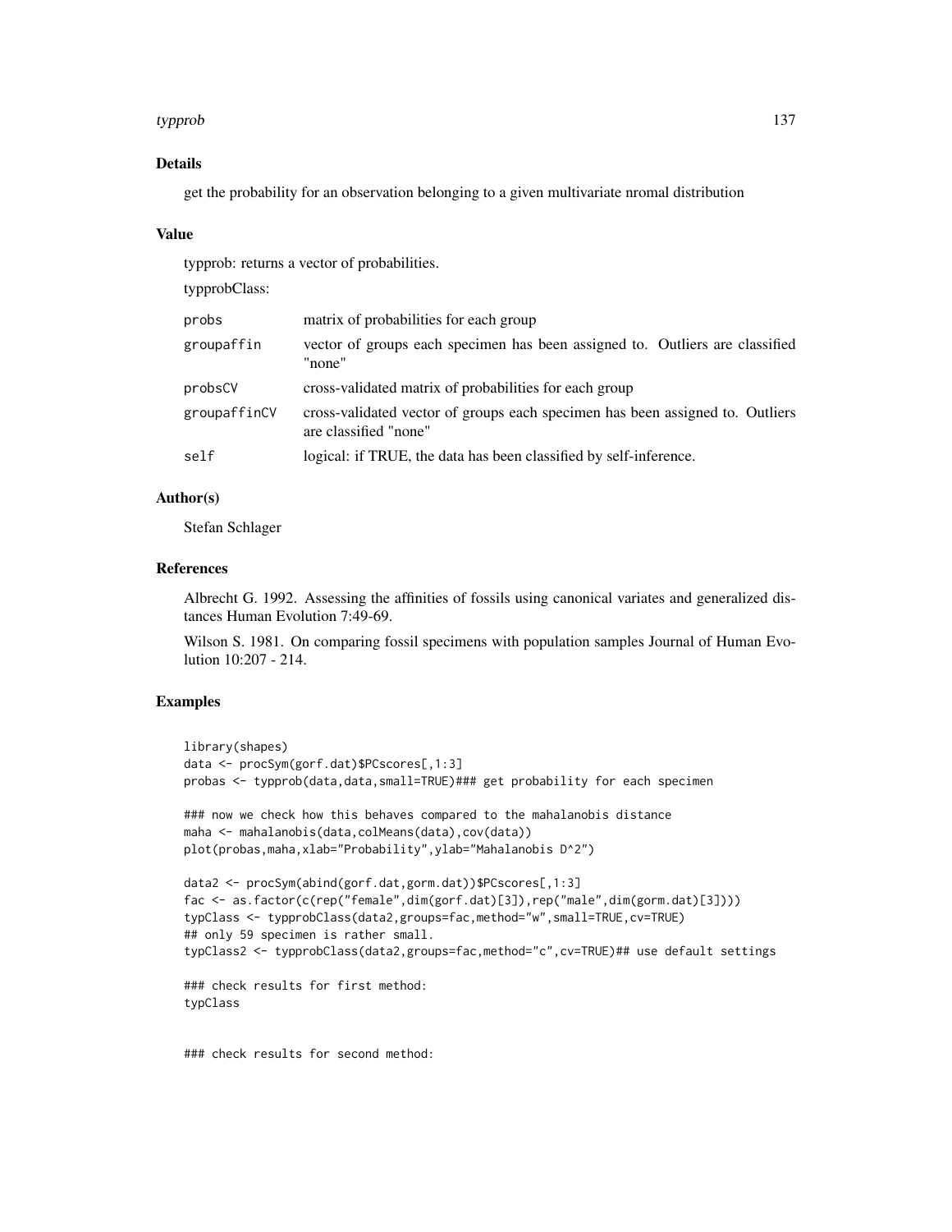## Details

get the probability for an observation belonging to a given multivariate nromal distribution

## Value

typprob: returns a vector of probabilities.

typprobClass:

| | |
|---|---|
| probs | matrix of probabilities for each group |
| groupaffin | vector of groups each specimen has been assigned to. Outliers are classified "none" |
| probsCV | cross-validated matrix of probabilities for each group |
| groupaffinCV | cross-validated vector of groups each specimen has been assigned to. Outliers are classified "none" |
| self | logical: if TRUE, the data has been classified by self-inference. |

## Author(s)

Stefan Schlager

## References

Albrecht G. 1992. Assessing the affinities of fossils using canonical variates and generalized distances Human Evolution 7:49-69.

Wilson S. 1981. On comparing fossil specimens with population samples Journal of Human Evolution 10:207 - 214.

## Examples

```
library(shapes)
data <- procSym(gorf.dat)$PCscores[,1:3]
probas <- typprob(data,data,small=TRUE)### get probability for each specimen

### now we check how this behaves compared to the mahalanobis distance
maha <- mahalanobis(data,colMeans(data),cov(data))
plot(probas,maha,xlab="Probability",ylab="Mahalanobis D^2")

data2 <- procSym(abind(gorf.dat,gorm.dat))$PCscores[,1:3]
fac <- as.factor(c(rep("female",dim(gorf.dat)[3]),rep("male",dim(gorm.dat)[3])))
typClass <- typprobClass(data2,groups=fac,method="w",small=TRUE,cv=TRUE)
## only 59 specimen is rather small.
typClass2 <- typprobClass(data2,groups=fac,method="c",cv=TRUE)## use default settings

### check results for first method:
typClass


### check results for second method:
```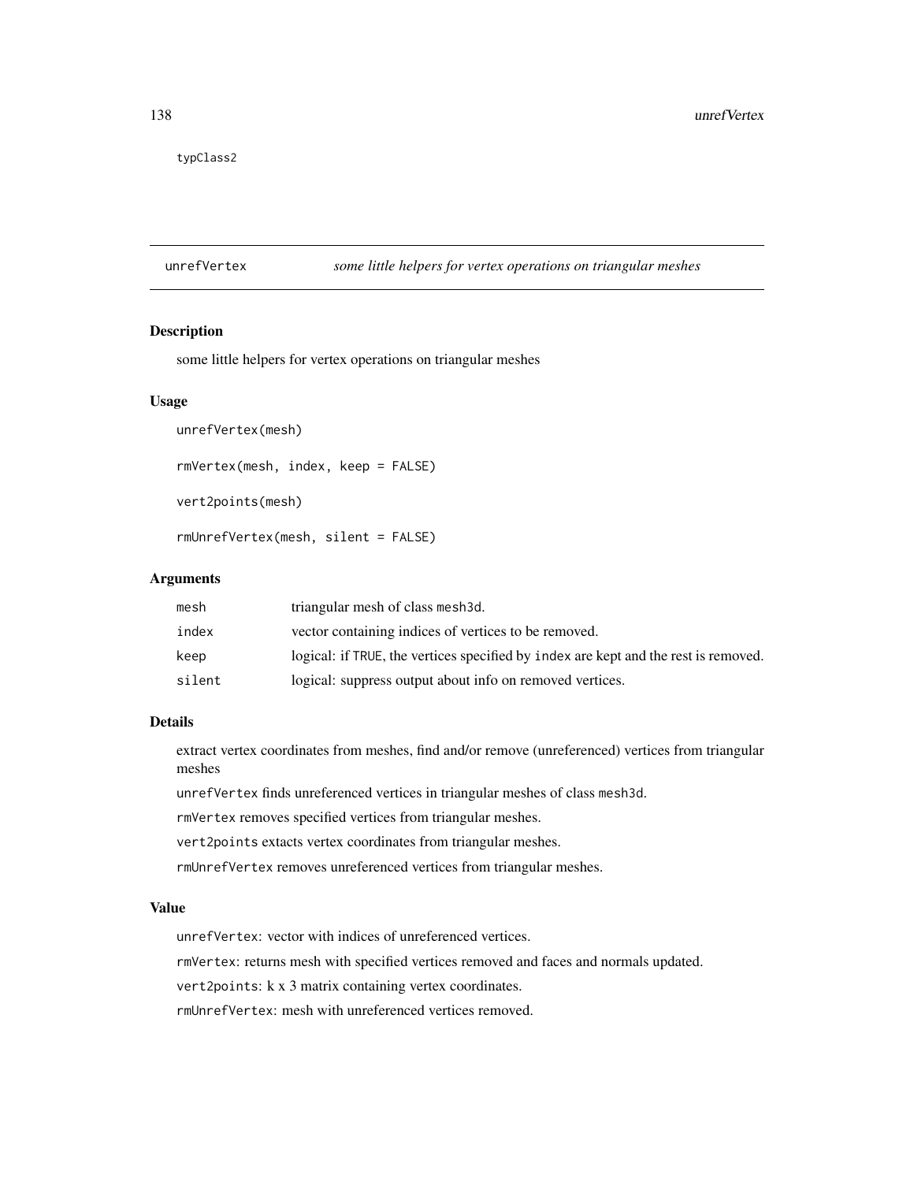typClass2

## unrefVertex *some little helpers for vertex operations on triangular meshes*

### Description

some little helpers for vertex operations on triangular meshes

### Usage

```
unrefVertex(mesh)

rmVertex(mesh, index, keep = FALSE)

vert2points(mesh)

rmUnrefVertex(mesh, silent = FALSE)
```

### Arguments

| | |
|---|---|
| mesh | triangular mesh of class mesh3d. |
| index | vector containing indices of vertices to be removed. |
| keep | logical: if TRUE, the vertices specified by index are kept and the rest is removed. |
| silent | logical: suppress output about info on removed vertices. |

### Details

extract vertex coordinates from meshes, find and/or remove (unreferenced) vertices from triangular meshes

unrefVertex finds unreferenced vertices in triangular meshes of class mesh3d.

rmVertex removes specified vertices from triangular meshes.

vert2points extacts vertex coordinates from triangular meshes.

rmUnrefVertex removes unreferenced vertices from triangular meshes.

### Value

unrefVertex: vector with indices of unreferenced vertices.

rmVertex: returns mesh with specified vertices removed and faces and normals updated.

vert2points: k x 3 matrix containing vertex coordinates.

rmUnrefVertex: mesh with unreferenced vertices removed.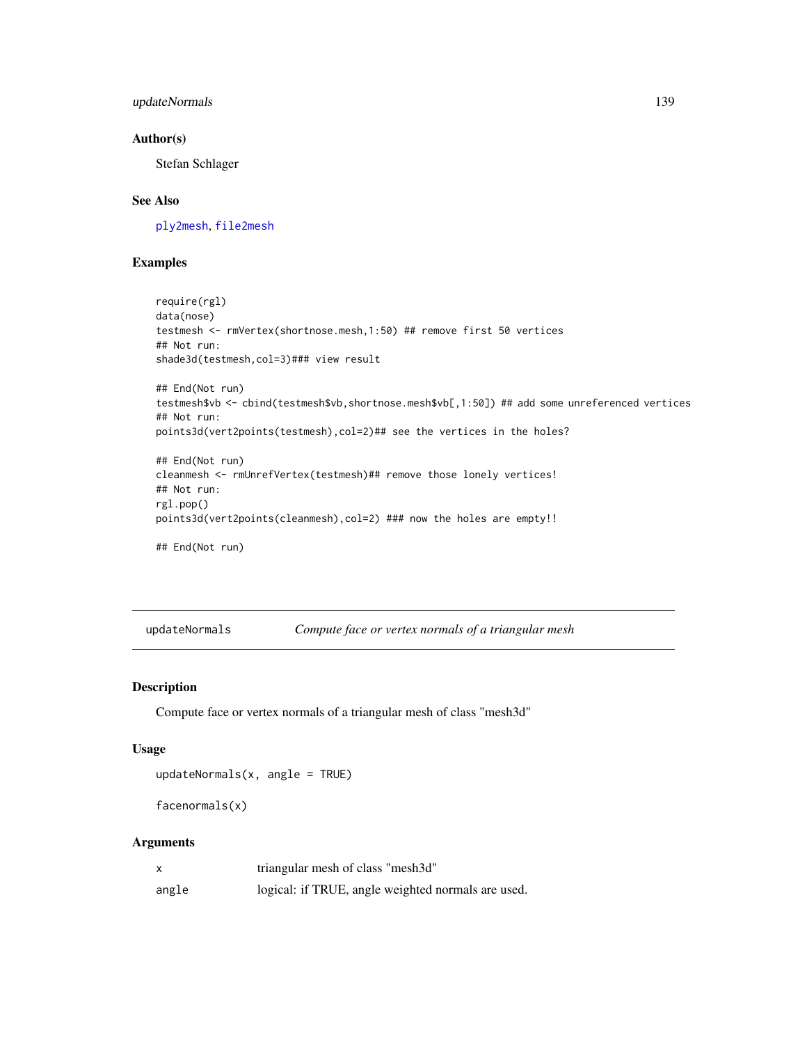### Author(s)

Stefan Schlager

### See Also

ply2mesh, file2mesh

### Examples

```
require(rgl)
data(nose)
testmesh <- rmVertex(shortnose.mesh,1:50) ## remove first 50 vertices
## Not run:
shade3d(testmesh,col=3)### view result

## End(Not run)
testmesh$vb <- cbind(testmesh$vb,shortnose.mesh$vb[,1:50]) ## add some unreferenced vertices
## Not run:
points3d(vert2points(testmesh),col=2)## see the vertices in the holes?

## End(Not run)
cleanmesh <- rmUnrefVertex(testmesh)## remove those lonely vertices!
## Not run:
rgl.pop()
points3d(vert2points(cleanmesh),col=2) ### now the holes are empty!!

## End(Not run)
```

---

## updateNormals — *Compute face or vertex normals of a triangular mesh*

### Description

Compute face or vertex normals of a triangular mesh of class "mesh3d"

### Usage

```
updateNormals(x, angle = TRUE)

facenormals(x)
```

### Arguments

| | |
|---|---|
| x | triangular mesh of class "mesh3d" |
| angle | logical: if TRUE, angle weighted normals are used. |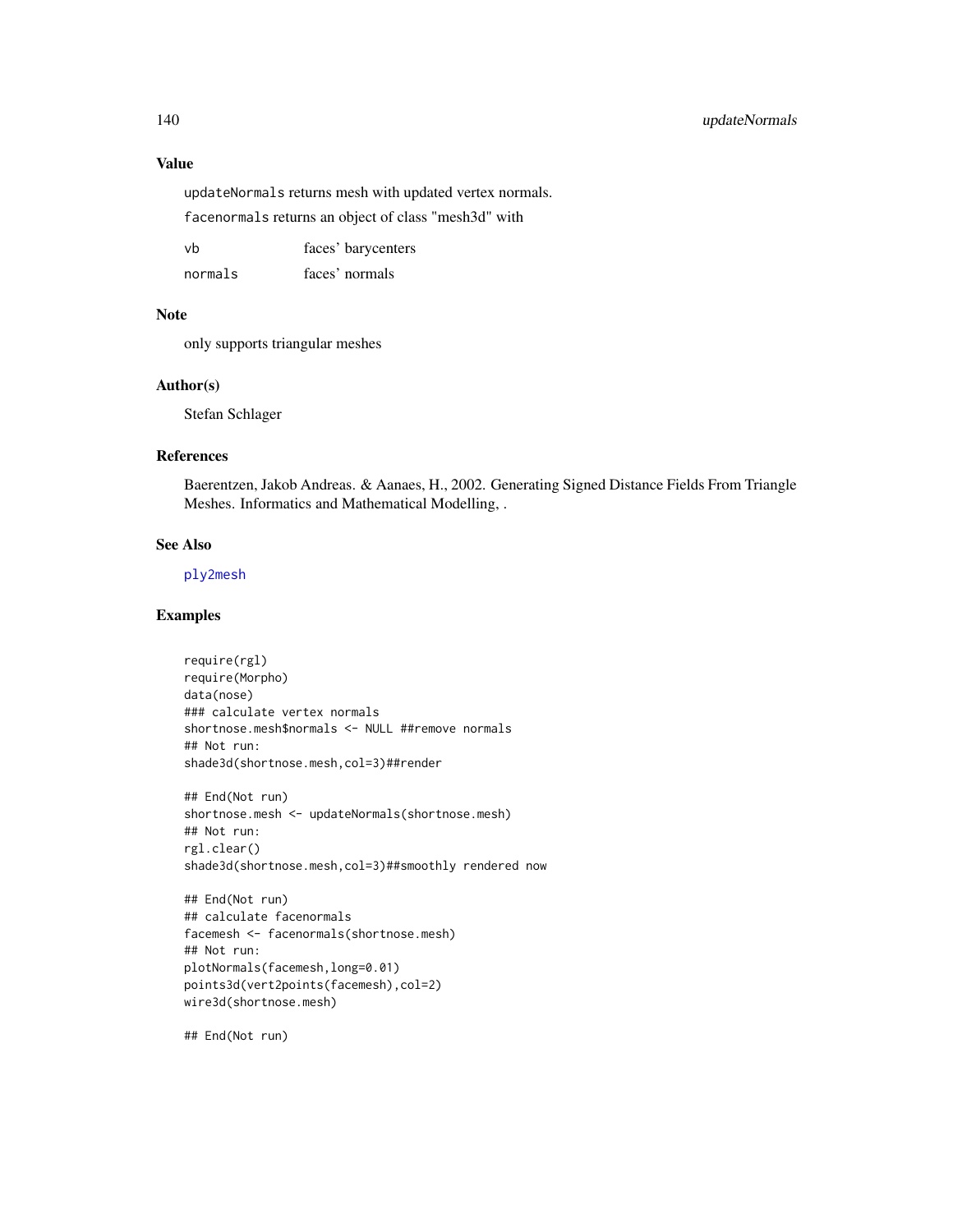### Value

`updateNormals` returns mesh with updated vertex normals.

`facenormals` returns an object of class "mesh3d" with

| | |
|---|---|
| vb | faces' barycenters |
| normals | faces' normals |

### Note

only supports triangular meshes

### Author(s)

Stefan Schlager

### References

Baerentzen, Jakob Andreas. & Aanaes, H., 2002. Generating Signed Distance Fields From Triangle Meshes. Informatics and Mathematical Modelling, .

### See Also

ply2mesh

### Examples

```
require(rgl)
require(Morpho)
data(nose)
### calculate vertex normals
shortnose.mesh$normals <- NULL ##remove normals
## Not run:
shade3d(shortnose.mesh,col=3)##render

## End(Not run)
shortnose.mesh <- updateNormals(shortnose.mesh)
## Not run:
rgl.clear()
shade3d(shortnose.mesh,col=3)##smoothly rendered now

## End(Not run)
## calculate facenormals
facemesh <- facenormals(shortnose.mesh)
## Not run:
plotNormals(facemesh,long=0.01)
points3d(vert2points(facemesh),col=2)
wire3d(shortnose.mesh)

## End(Not run)
```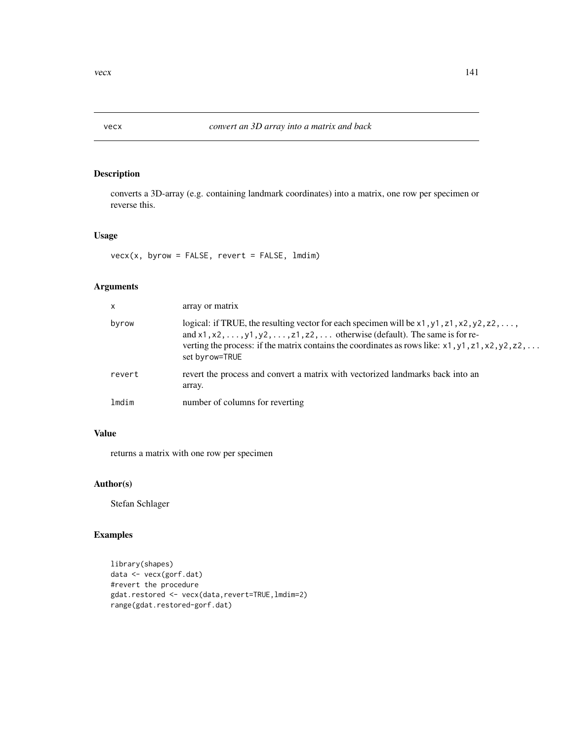## vecx — *convert an 3D array into a matrix and back*

### Description

converts a 3D-array (e.g. containing landmark coordinates) into a matrix, one row per specimen or reverse this.

### Usage

```
vecx(x, byrow = FALSE, revert = FALSE, lmdim)
```

### Arguments

| | |
|---|---|
| `x` | array or matrix |
| `byrow` | logical: if TRUE, the resulting vector for each specimen will be `x1,y1,z1,x2,y2,z2,...`, and `x1,x2,...,y1,y2,...,z1,z2,...` otherwise (default). The same is for reverting the process: if the matrix contains the coordinates as rows like: `x1,y1,z1,x2,y2,z2,...` set `byrow=TRUE` |
| `revert` | revert the process and convert a matrix with vectorized landmarks back into an array. |
| `lmdim` | number of columns for reverting |

### Value

returns a matrix with one row per specimen

### Author(s)

Stefan Schlager

### Examples

```
library(shapes)
data <- vecx(gorf.dat)
#revert the procedure
gdat.restored <- vecx(data,revert=TRUE,lmdim=2)
range(gdat.restored-gorf.dat)
```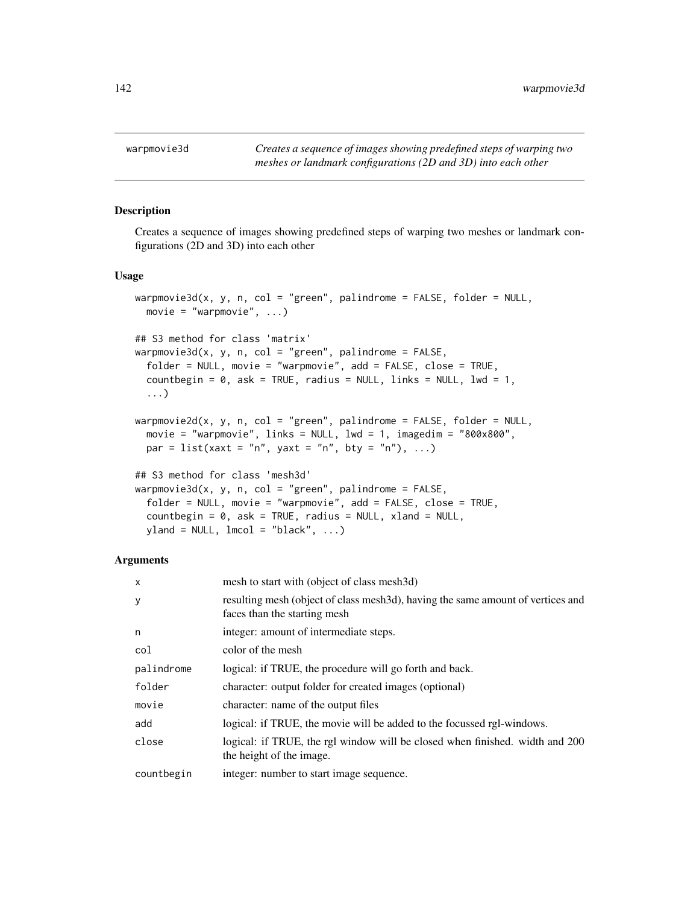## warpmovie3d — *Creates a sequence of images showing predefined steps of warping two meshes or landmark configurations (2D and 3D) into each other*

### Description

Creates a sequence of images showing predefined steps of warping two meshes or landmark configurations (2D and 3D) into each other

### Usage

```
warpmovie3d(x, y, n, col = "green", palindrome = FALSE, folder = NULL,
  movie = "warpmovie", ...)

## S3 method for class 'matrix'
warpmovie3d(x, y, n, col = "green", palindrome = FALSE,
  folder = NULL, movie = "warpmovie", add = FALSE, close = TRUE,
  countbegin = 0, ask = TRUE, radius = NULL, links = NULL, lwd = 1,
  ...)

warpmovie2d(x, y, n, col = "green", palindrome = FALSE, folder = NULL,
  movie = "warpmovie", links = NULL, lwd = 1, imagedim = "800x800",
  par = list(xaxt = "n", yaxt = "n", bty = "n"), ...)

## S3 method for class 'mesh3d'
warpmovie3d(x, y, n, col = "green", palindrome = FALSE,
  folder = NULL, movie = "warpmovie", add = FALSE, close = TRUE,
  countbegin = 0, ask = TRUE, radius = NULL, xland = NULL,
  yland = NULL, lmcol = "black", ...)
```

### Arguments

| | |
|---|---|
| `x` | mesh to start with (object of class mesh3d) |
| `y` | resulting mesh (object of class mesh3d), having the same amount of vertices and faces than the starting mesh |
| `n` | integer: amount of intermediate steps. |
| `col` | color of the mesh |
| `palindrome` | logical: if TRUE, the procedure will go forth and back. |
| `folder` | character: output folder for created images (optional) |
| `movie` | character: name of the output files |
| `add` | logical: if TRUE, the movie will be added to the focussed rgl-windows. |
| `close` | logical: if TRUE, the rgl window will be closed when finished. width and 200 the height of the image. |
| `countbegin` | integer: number to start image sequence. |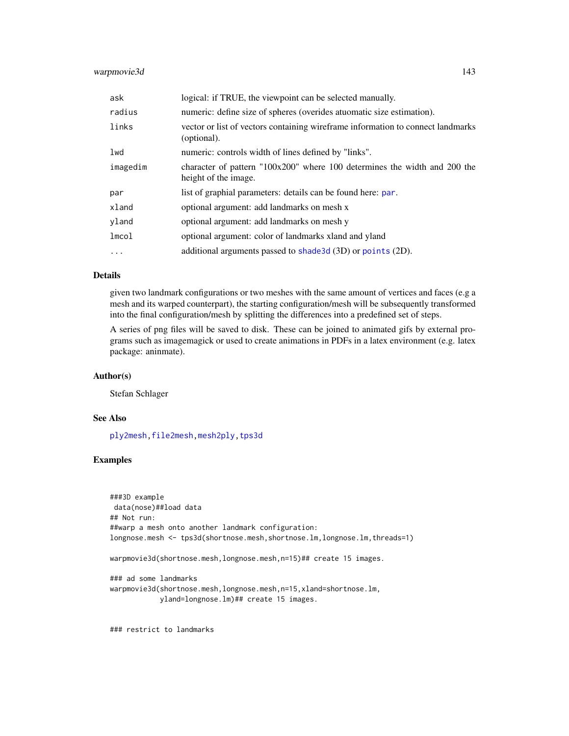| | |
|---|---|
| ask | logical: if TRUE, the viewpoint can be selected manually. |
| radius | numeric: define size of spheres (overides atuomatic size estimation). |
| links | vector or list of vectors containing wireframe information to connect landmarks (optional). |
| lwd | numeric: controls width of lines defined by "links". |
| imagedim | character of pattern "100x200" where 100 determines the width and 200 the height of the image. |
| par | list of graphial parameters: details can be found here: par. |
| xland | optional argument: add landmarks on mesh x |
| yland | optional argument: add landmarks on mesh y |
| lmcol | optional argument: color of landmarks xland and yland |
| ... | additional arguments passed to shade3d (3D) or points (2D). |

## Details

given two landmark configurations or two meshes with the same amount of vertices and faces (e.g a mesh and its warped counterpart), the starting configuration/mesh will be subsequently transformed into the final configuration/mesh by splitting the differences into a predefined set of steps.

A series of png files will be saved to disk. These can be joined to animated gifs by external programs such as imagemagick or used to create animations in PDFs in a latex environment (e.g. latex package: aninmate).

## Author(s)

Stefan Schlager

## See Also

ply2mesh, file2mesh, mesh2ply, tps3d

## Examples

```
###3D example
 data(nose)##load data
## Not run:
##warp a mesh onto another landmark configuration:
longnose.mesh <- tps3d(shortnose.mesh,shortnose.lm,longnose.lm,threads=1)

warpmovie3d(shortnose.mesh,longnose.mesh,n=15)## create 15 images.

### ad some landmarks
warpmovie3d(shortnose.mesh,longnose.mesh,n=15,xland=shortnose.lm,
            yland=longnose.lm)## create 15 images.


### restrict to landmarks
```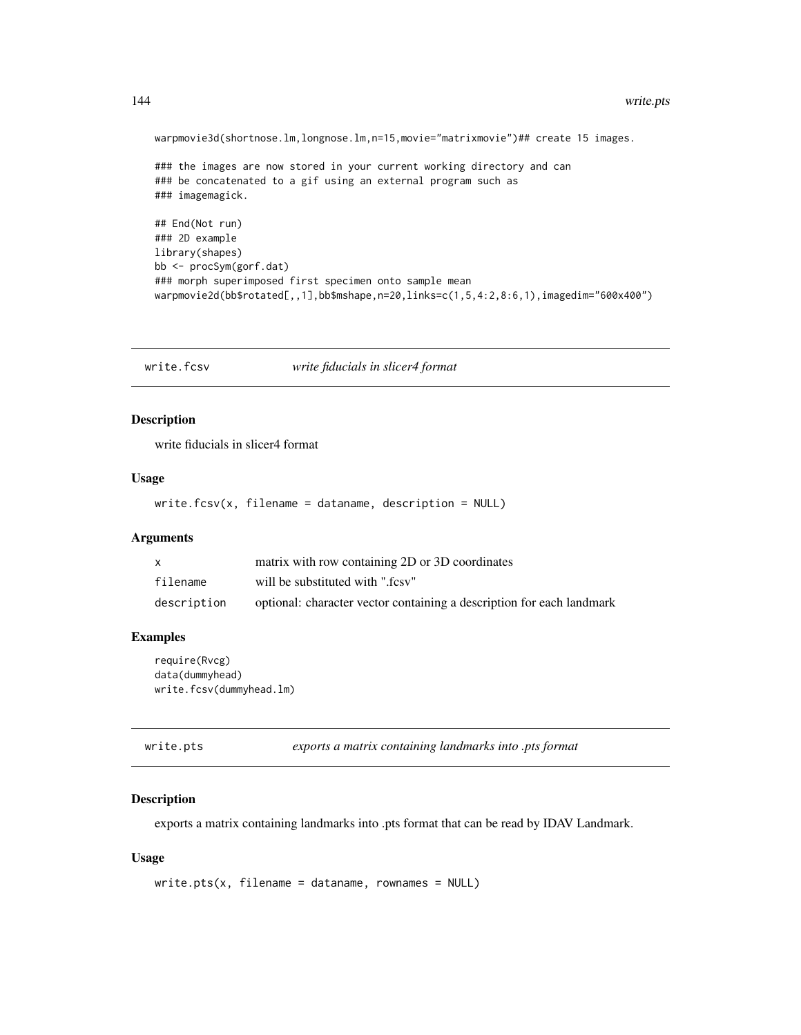```
warpmovie3d(shortnose.lm,longnose.lm,n=15,movie="matrixmovie")## create 15 images.

### the images are now stored in your current working directory and can
### be concatenated to a gif using an external program such as
### imagemagick.

## End(Not run)
### 2D example
library(shapes)
bb <- procSym(gorf.dat)
### morph superimposed first specimen onto sample mean
warpmovie2d(bb$rotated[,,1],bb$mshape,n=20,links=c(1,5,4:2,8:6,1),imagedim="600x400")
```

## write.fcsv — *write fiducials in slicer4 format*

### Description

write fiducials in slicer4 format

### Usage

```
write.fcsv(x, filename = dataname, description = NULL)
```

### Arguments

| | |
|---|---|
| x | matrix with row containing 2D or 3D coordinates |
| filename | will be substituted with ".fcsv" |
| description | optional: character vector containing a description for each landmark |

### Examples

```
require(Rvcg)
data(dummyhead)
write.fcsv(dummyhead.lm)
```

## write.pts — *exports a matrix containing landmarks into .pts format*

### Description

exports a matrix containing landmarks into .pts format that can be read by IDAV Landmark.

### Usage

```
write.pts(x, filename = dataname, rownames = NULL)
```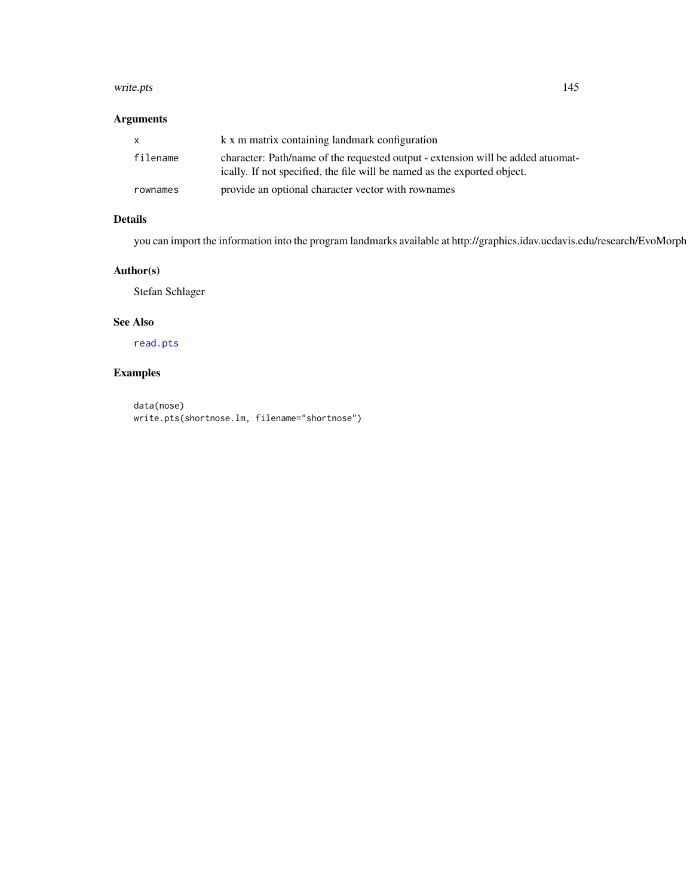## Arguments

| | |
|---|---|
| x | k x m matrix containing landmark configuration |
| filename | character: Path/name of the requested output - extension will be added atuomatically. If not specified, the file will be named as the exported object. |
| rownames | provide an optional character vector with rownames |

## Details

you can import the information into the program landmarks available at http://graphics.idav.ucdavis.edu/research/EvoMorph

## Author(s)

Stefan Schlager

## See Also

read.pts

## Examples

```
data(nose)
write.pts(shortnose.lm, filename="shortnose")
```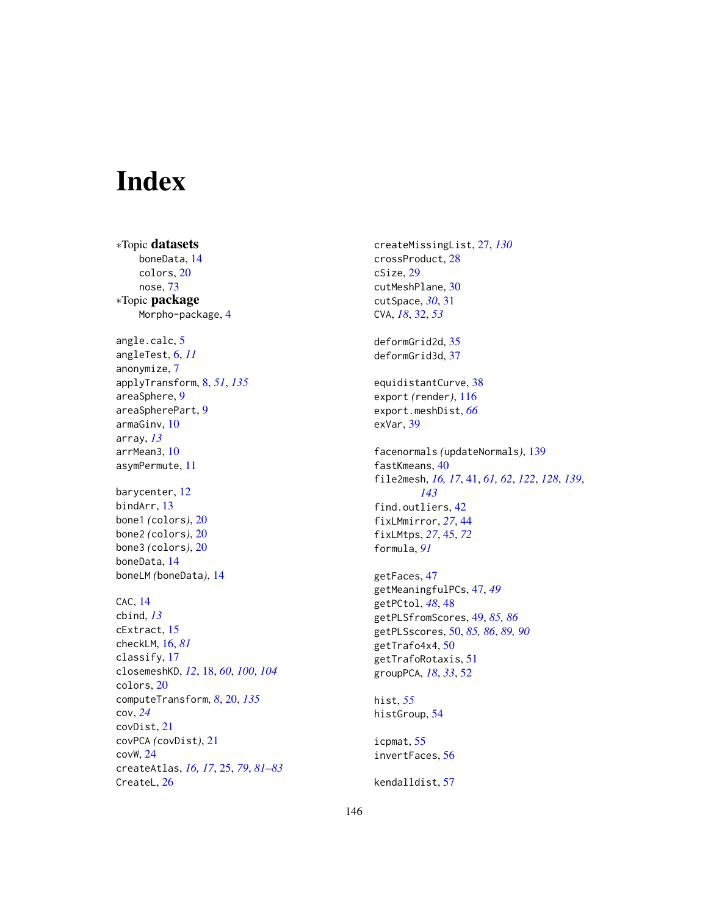# Index

∗Topic **datasets**
- boneData, 14
- colors, 20
- nose, 73

∗Topic **package**
- Morpho-package, 4

angle.calc, 5
angleTest, 6, *11*
anonymize, 7
applyTransform, 8, *51*, *135*
areaSphere, 9
areaSpherePart, 9
armaGinv, 10
array, *13*
arrMean3, 10
asymPermute, 11

barycenter, 12
bindArr, 13
bone1 *(colors)*, 20
bone2 *(colors)*, 20
bone3 *(colors)*, 20
boneData, 14
boneLM *(boneData)*, 14

CAC, 14
cbind, *13*
cExtract, 15
checkLM, 16, *81*
classify, 17
closemeshKD, *12*, 18, *60*, *100*, *104*
colors, 20
computeTransform, *8*, 20, *135*
cov, *24*
covDist, 21
covPCA *(covDist)*, 21
covW, 24
createAtlas, *16*, *17*, 25, *79*, *81–83*
CreateL, 26

createMissingList, 27, *130*
crossProduct, 28
cSize, 29
cutMeshPlane, 30
cutSpace, *30*, 31
CVA, *18*, 32, *53*

deformGrid2d, 35
deformGrid3d, 37

equidistantCurve, 38
export *(render)*, 116
export.meshDist, *66*
exVar, 39

facenormals *(updateNormals)*, 139
fastKmeans, 40
file2mesh, *16*, *17*, 41, *61*, *62*, *122*, *128*, *139*, *143*
find.outliers, 42
fixLMmirror, *27*, 44
fixLMtps, *27*, 45, *72*
formula, *91*

getFaces, 47
getMeaningfulPCs, 47, *49*
getPCtol, *48*, 48
getPLSfromScores, 49, *85*, *86*
getPLSscores, 50, *85*, *86*, *89*, *90*
getTrafo4x4, 50
getTrafoRotaxis, 51
groupPCA, *18*, *33*, 52

hist, *55*
histGroup, 54

icpmat, 55
invertFaces, 56

kendalldist, 57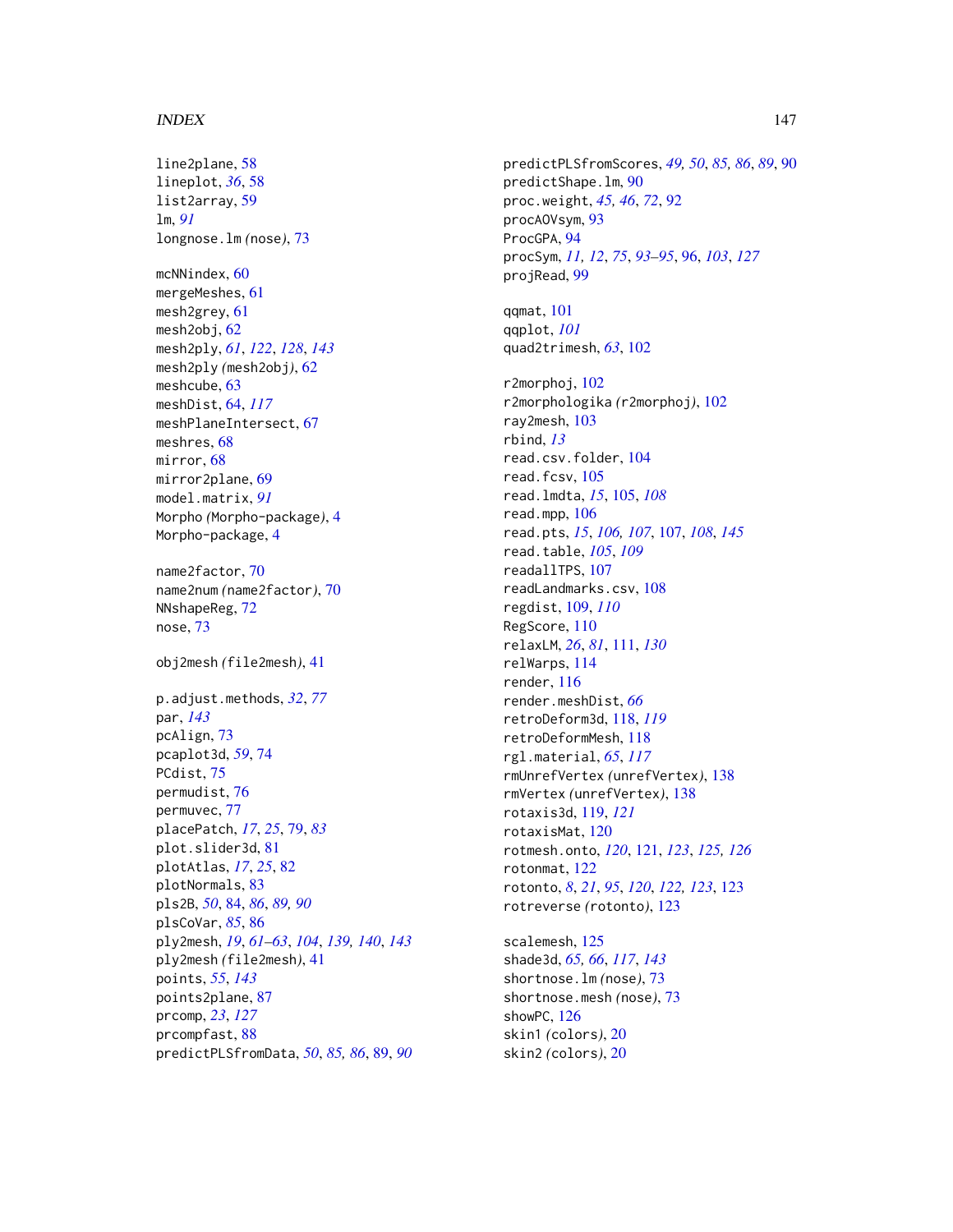line2plane, 58
lineplot, *36*, 58
list2array, 59
lm, *91*
longnose.lm *(nose)*, 73

mcNNindex, 60
mergeMeshes, 61
mesh2grey, 61
mesh2obj, 62
mesh2ply, *61*, *122*, *128*, *143*
mesh2ply *(mesh2obj)*, 62
meshcube, 63
meshDist, 64, *117*
meshPlaneIntersect, 67
meshres, 68
mirror, 68
mirror2plane, 69
model.matrix, *91*
Morpho *(Morpho-package)*, 4
Morpho-package, 4

name2factor, 70
name2num *(name2factor)*, 70
NNshapeReg, 72
nose, 73

obj2mesh *(file2mesh)*, 41

p.adjust.methods, *32*, *77*
par, *143*
pcAlign, 73
pcaplot3d, *59*, 74
PCdist, 75
permudist, 76
permuvec, 77
placePatch, *17*, *25*, 79, *83*
plot.slider3d, 81
plotAtlas, *17*, *25*, 82
plotNormals, 83
pls2B, *50*, 84, *86*, *89, 90*
plsCoVar, *85*, 86
ply2mesh, *19*, *61–63*, *104*, *139, 140*, *143*
ply2mesh *(file2mesh)*, 41
points, *55*, *143*
points2plane, 87
prcomp, *23*, *127*
prcompfast, 88
predictPLSfromData, *50*, *85, 86*, 89, *90*
predictPLSfromScores, *49, 50*, *85, 86*, *89*, 90
predictShape.lm, 90
proc.weight, *45, 46*, *72*, 92
procAOVsym, 93
ProcGPA, 94
procSym, *11, 12*, *75*, *93–95*, 96, *103*, *127*
projRead, 99

qqmat, 101
qqplot, *101*
quad2trimesh, *63*, 102

r2morphoj, 102
r2morphologika *(r2morphoj)*, 102
ray2mesh, 103
rbind, *13*
read.csv.folder, 104
read.fcsv, 105
read.lmdta, *15*, 105, *108*
read.mpp, 106
read.pts, *15*, *106, 107*, 107, *108*, *145*
read.table, *105*, *109*
readallTPS, 107
readLandmarks.csv, 108
regdist, 109, *110*
RegScore, 110
relaxLM, *26*, *81*, 111, *130*
relWarps, 114
render, 116
render.meshDist, *66*
retroDeform3d, 118, *119*
retroDeformMesh, 118
rgl.material, *65*, *117*
rmUnrefVertex *(unrefVertex)*, 138
rmVertex *(unrefVertex)*, 138
rotaxis3d, 119, *121*
rotaxisMat, 120
rotmesh.onto, *120*, 121, *123*, *125, 126*
rotonmat, 122
rotonto, *8*, *21*, *95*, *120*, *122, 123*, 123
rotreverse *(rotonto)*, 123

scalemesh, 125
shade3d, *65, 66*, *117*, *143*
shortnose.lm *(nose)*, 73
shortnose.mesh *(nose)*, 73
showPC, 126
skin1 *(colors)*, 20
skin2 *(colors)*, 20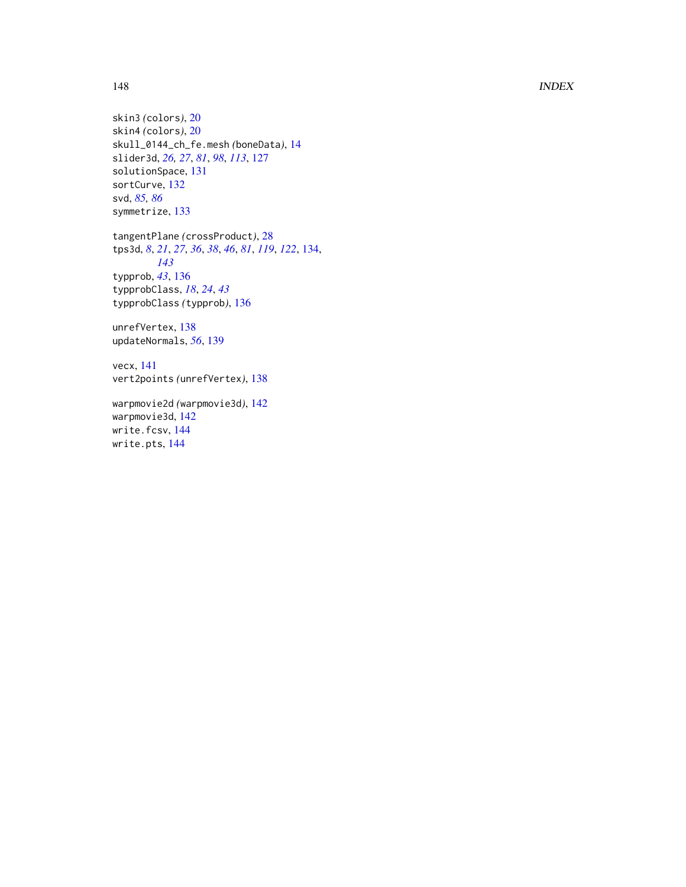skin3 *(*colors*)*, 20
skin4 *(*colors*)*, 20
skull_0144_ch_fe.mesh *(*boneData*)*, 14
slider3d, *26, 27*, *81*, *98*, *113*, 127
solutionSpace, 131
sortCurve, 132
svd, *85, 86*
symmetrize, 133

tangentPlane *(*crossProduct*)*, 28
tps3d, *8*, *21*, *27*, *36*, *38*, *46*, *81*, *119*, *122*, 134, *143*
typprob, *43*, 136
typprobClass, *18*, *24*, *43*
typprobClass *(*typprob*)*, 136

unrefVertex, 138
updateNormals, *56*, 139

vecx, 141
vert2points *(*unrefVertex*)*, 138

warpmovie2d *(*warpmovie3d*)*, 142
warpmovie3d, 142
write.fcsv, 144
write.pts, 144